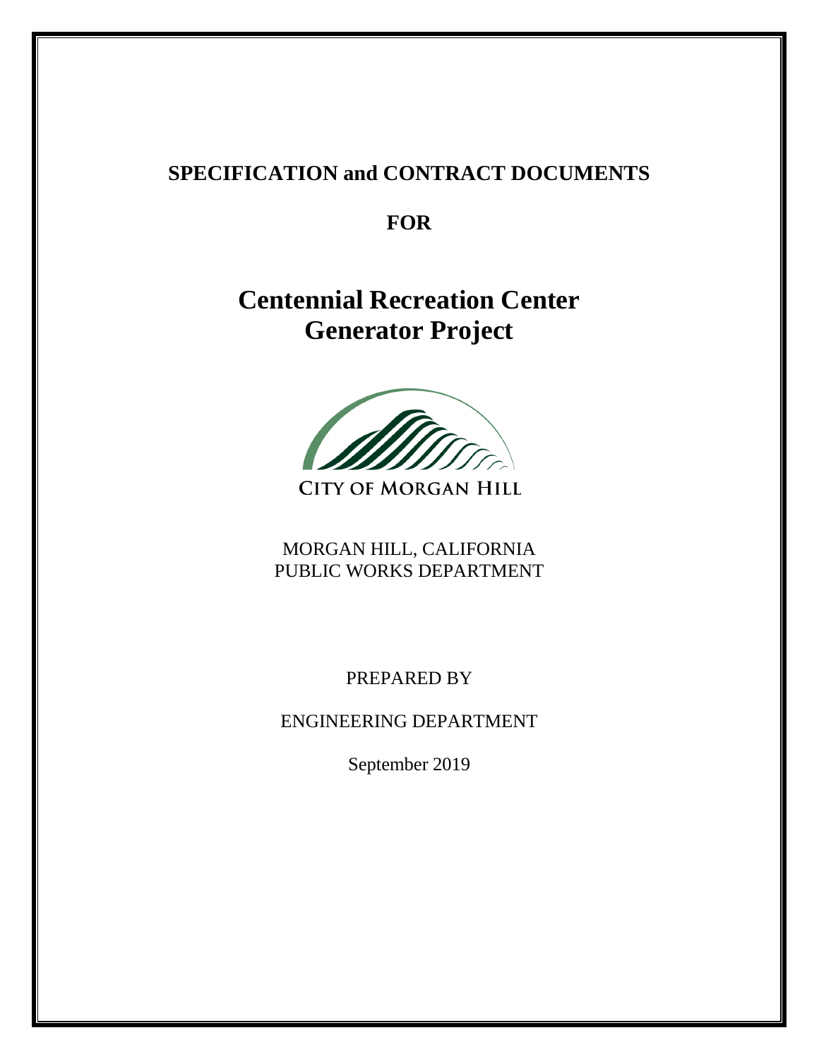# SPECIFICATION and CONTRACT DOCUMENTS

**FOR**

# Centennial Recreation Center Generator Project

CITY OF MORGAN HILL

MORGAN HILL, CALIFORNIA
PUBLIC WORKS DEPARTMENT

PREPARED BY

ENGINEERING DEPARTMENT

September 2019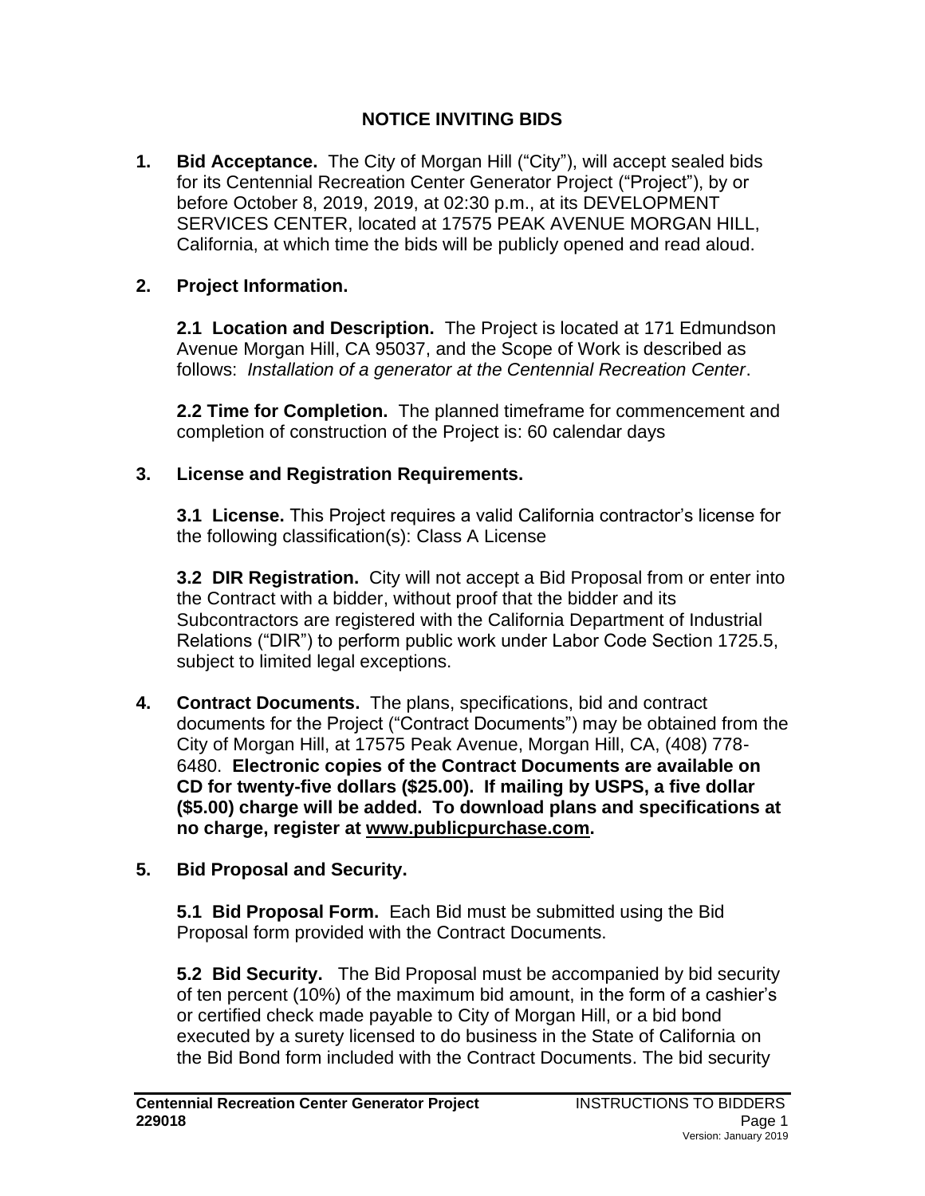# NOTICE INVITING BIDS

**1. Bid Acceptance.** The City of Morgan Hill ("City"), will accept sealed bids for its Centennial Recreation Center Generator Project ("Project"), by or before October 8, 2019, 2019, at 02:30 p.m., at its DEVELOPMENT SERVICES CENTER, located at 17575 PEAK AVENUE MORGAN HILL, California, at which time the bids will be publicly opened and read aloud.

**2. Project Information.**

**2.1 Location and Description.** The Project is located at 171 Edmundson Avenue Morgan Hill, CA 95037, and the Scope of Work is described as follows: *Installation of a generator at the Centennial Recreation Center*.

**2.2 Time for Completion.** The planned timeframe for commencement and completion of construction of the Project is: 60 calendar days

**3. License and Registration Requirements.**

**3.1 License.** This Project requires a valid California contractor's license for the following classification(s): Class A License

**3.2 DIR Registration.** City will not accept a Bid Proposal from or enter into the Contract with a bidder, without proof that the bidder and its Subcontractors are registered with the California Department of Industrial Relations ("DIR") to perform public work under Labor Code Section 1725.5, subject to limited legal exceptions.

**4. Contract Documents.** The plans, specifications, bid and contract documents for the Project ("Contract Documents") may be obtained from the City of Morgan Hill, at 17575 Peak Avenue, Morgan Hill, CA, (408) 778-6480. **Electronic copies of the Contract Documents are available on CD for twenty-five dollars ($25.00). If mailing by USPS, a five dollar ($5.00) charge will be added. To download plans and specifications at no charge, register at www.publicpurchase.com.**

**5. Bid Proposal and Security.**

**5.1 Bid Proposal Form.** Each Bid must be submitted using the Bid Proposal form provided with the Contract Documents.

**5.2 Bid Security.** The Bid Proposal must be accompanied by bid security of ten percent (10%) of the maximum bid amount, in the form of a cashier's or certified check made payable to City of Morgan Hill, or a bid bond executed by a surety licensed to do business in the State of California on the Bid Bond form included with the Contract Documents. The bid security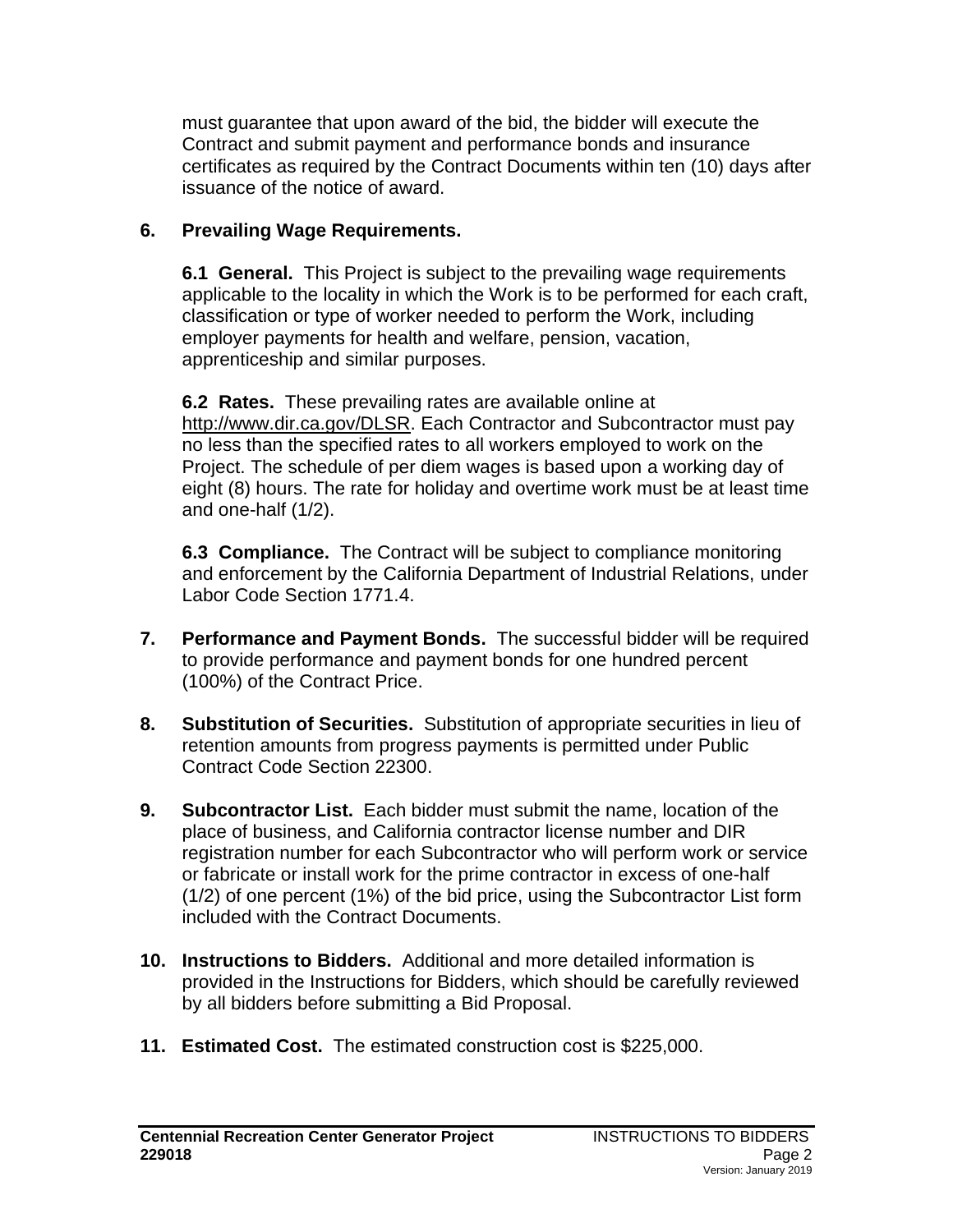must guarantee that upon award of the bid, the bidder will execute the Contract and submit payment and performance bonds and insurance certificates as required by the Contract Documents within ten (10) days after issuance of the notice of award.

**6. Prevailing Wage Requirements.**

**6.1 General.** This Project is subject to the prevailing wage requirements applicable to the locality in which the Work is to be performed for each craft, classification or type of worker needed to perform the Work, including employer payments for health and welfare, pension, vacation, apprenticeship and similar purposes.

**6.2 Rates.** These prevailing rates are available online at http://www.dir.ca.gov/DLSR. Each Contractor and Subcontractor must pay no less than the specified rates to all workers employed to work on the Project. The schedule of per diem wages is based upon a working day of eight (8) hours. The rate for holiday and overtime work must be at least time and one-half (1/2).

**6.3 Compliance.** The Contract will be subject to compliance monitoring and enforcement by the California Department of Industrial Relations, under Labor Code Section 1771.4.

**7. Performance and Payment Bonds.** The successful bidder will be required to provide performance and payment bonds for one hundred percent (100%) of the Contract Price.

**8. Substitution of Securities.** Substitution of appropriate securities in lieu of retention amounts from progress payments is permitted under Public Contract Code Section 22300.

**9. Subcontractor List.** Each bidder must submit the name, location of the place of business, and California contractor license number and DIR registration number for each Subcontractor who will perform work or service or fabricate or install work for the prime contractor in excess of one-half (1/2) of one percent (1%) of the bid price, using the Subcontractor List form included with the Contract Documents.

**10. Instructions to Bidders.** Additional and more detailed information is provided in the Instructions for Bidders, which should be carefully reviewed by all bidders before submitting a Bid Proposal.

**11. Estimated Cost.** The estimated construction cost is $225,000.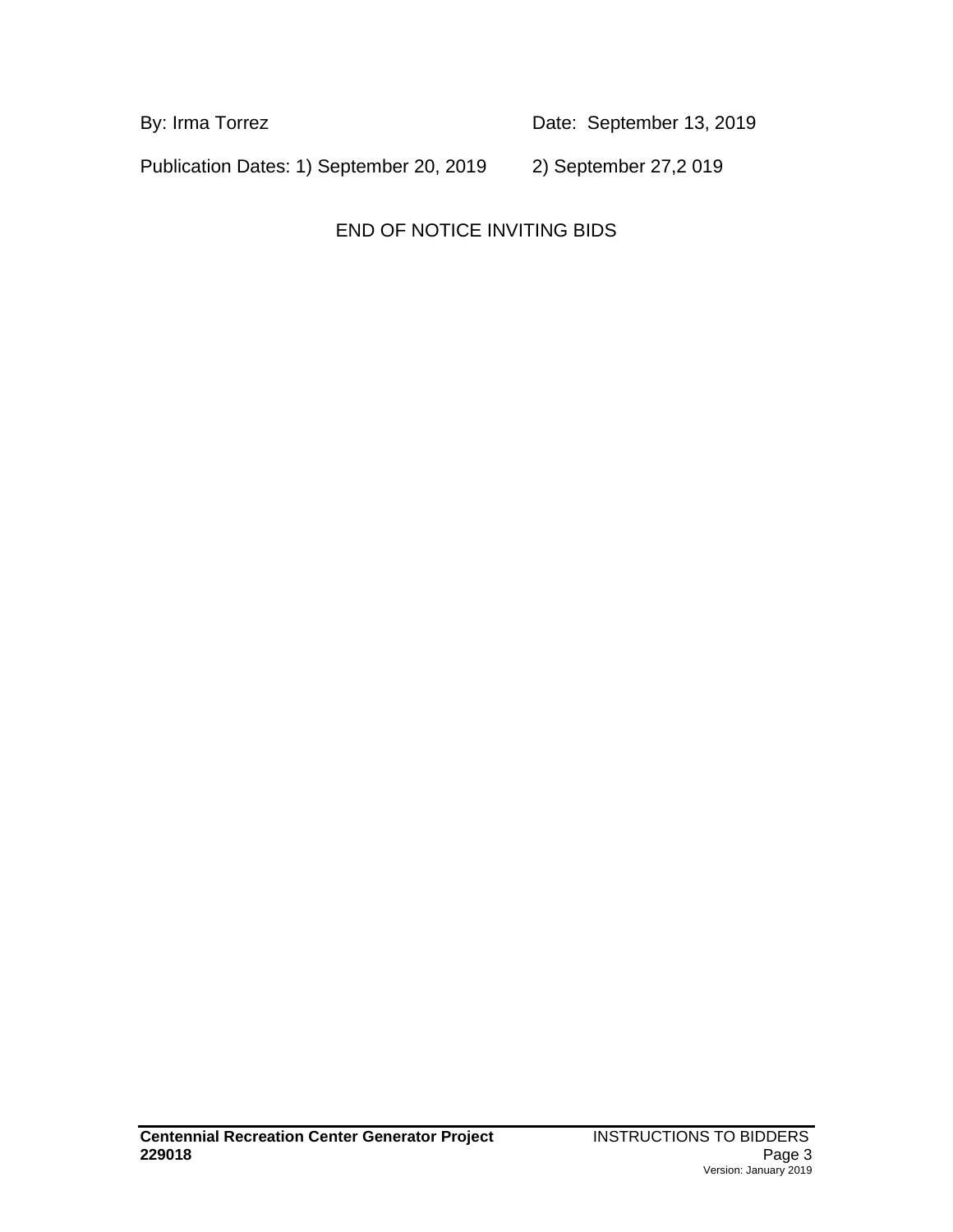By: Irma Torrez                                        Date: September 13, 2019

Publication Dates: 1) September 20, 2019        2) September 27,2 019

END OF NOTICE INVITING BIDS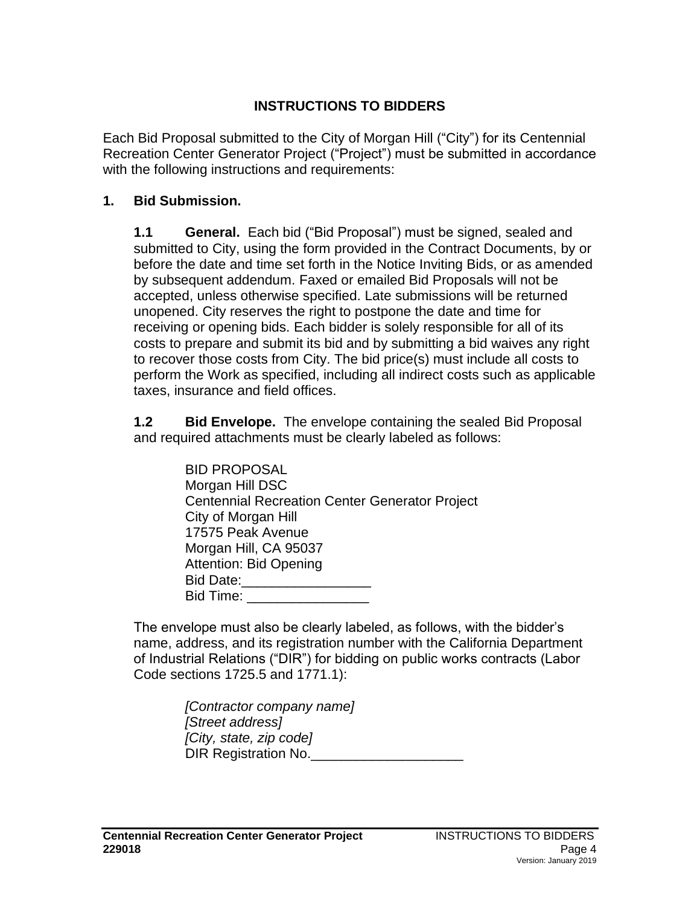# INSTRUCTIONS TO BIDDERS

Each Bid Proposal submitted to the City of Morgan Hill ("City") for its Centennial Recreation Center Generator Project ("Project") must be submitted in accordance with the following instructions and requirements:

## 1. Bid Submission.

**1.1 General.** Each bid ("Bid Proposal") must be signed, sealed and submitted to City, using the form provided in the Contract Documents, by or before the date and time set forth in the Notice Inviting Bids, or as amended by subsequent addendum. Faxed or emailed Bid Proposals will not be accepted, unless otherwise specified. Late submissions will be returned unopened. City reserves the right to postpone the date and time for receiving or opening bids. Each bidder is solely responsible for all of its costs to prepare and submit its bid and by submitting a bid waives any right to recover those costs from City. The bid price(s) must include all costs to perform the Work as specified, including all indirect costs such as applicable taxes, insurance and field offices.

**1.2 Bid Envelope.** The envelope containing the sealed Bid Proposal and required attachments must be clearly labeled as follows:

> BID PROPOSAL
> Morgan Hill DSC
> Centennial Recreation Center Generator Project
> City of Morgan Hill
> 17575 Peak Avenue
> Morgan Hill, CA 95037
> Attention: Bid Opening
> Bid Date:_________________
> Bid Time: ________________

The envelope must also be clearly labeled, as follows, with the bidder's name, address, and its registration number with the California Department of Industrial Relations ("DIR") for bidding on public works contracts (Labor Code sections 1725.5 and 1771.1):

> *[Contractor company name]*
> *[Street address]*
> *[City, state, zip code]*
> DIR Registration No.____________________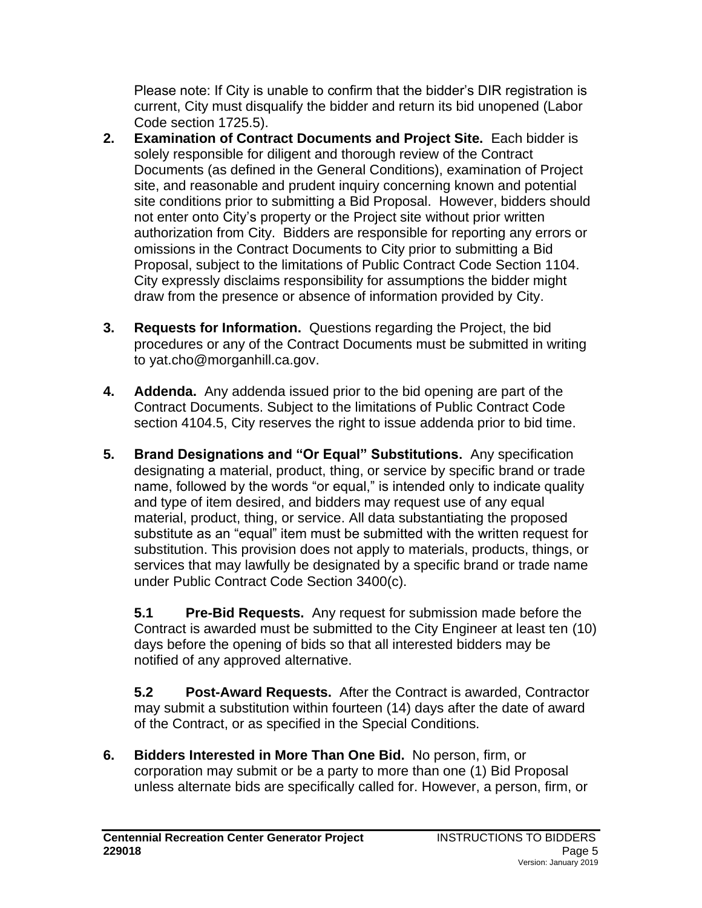Please note: If City is unable to confirm that the bidder's DIR registration is current, City must disqualify the bidder and return its bid unopened (Labor Code section 1725.5).

**2. Examination of Contract Documents and Project Site.** Each bidder is solely responsible for diligent and thorough review of the Contract Documents (as defined in the General Conditions), examination of Project site, and reasonable and prudent inquiry concerning known and potential site conditions prior to submitting a Bid Proposal. However, bidders should not enter onto City's property or the Project site without prior written authorization from City. Bidders are responsible for reporting any errors or omissions in the Contract Documents to City prior to submitting a Bid Proposal, subject to the limitations of Public Contract Code Section 1104. City expressly disclaims responsibility for assumptions the bidder might draw from the presence or absence of information provided by City.

**3. Requests for Information.** Questions regarding the Project, the bid procedures or any of the Contract Documents must be submitted in writing to yat.cho@morganhill.ca.gov.

**4. Addenda.** Any addenda issued prior to the bid opening are part of the Contract Documents. Subject to the limitations of Public Contract Code section 4104.5, City reserves the right to issue addenda prior to bid time.

**5. Brand Designations and "Or Equal" Substitutions.** Any specification designating a material, product, thing, or service by specific brand or trade name, followed by the words "or equal," is intended only to indicate quality and type of item desired, and bidders may request use of any equal material, product, thing, or service. All data substantiating the proposed substitute as an "equal" item must be submitted with the written request for substitution. This provision does not apply to materials, products, things, or services that may lawfully be designated by a specific brand or trade name under Public Contract Code Section 3400(c).

**5.1 Pre-Bid Requests.** Any request for submission made before the Contract is awarded must be submitted to the City Engineer at least ten (10) days before the opening of bids so that all interested bidders may be notified of any approved alternative.

**5.2 Post-Award Requests.** After the Contract is awarded, Contractor may submit a substitution within fourteen (14) days after the date of award of the Contract, or as specified in the Special Conditions.

**6. Bidders Interested in More Than One Bid.** No person, firm, or corporation may submit or be a party to more than one (1) Bid Proposal unless alternate bids are specifically called for. However, a person, firm, or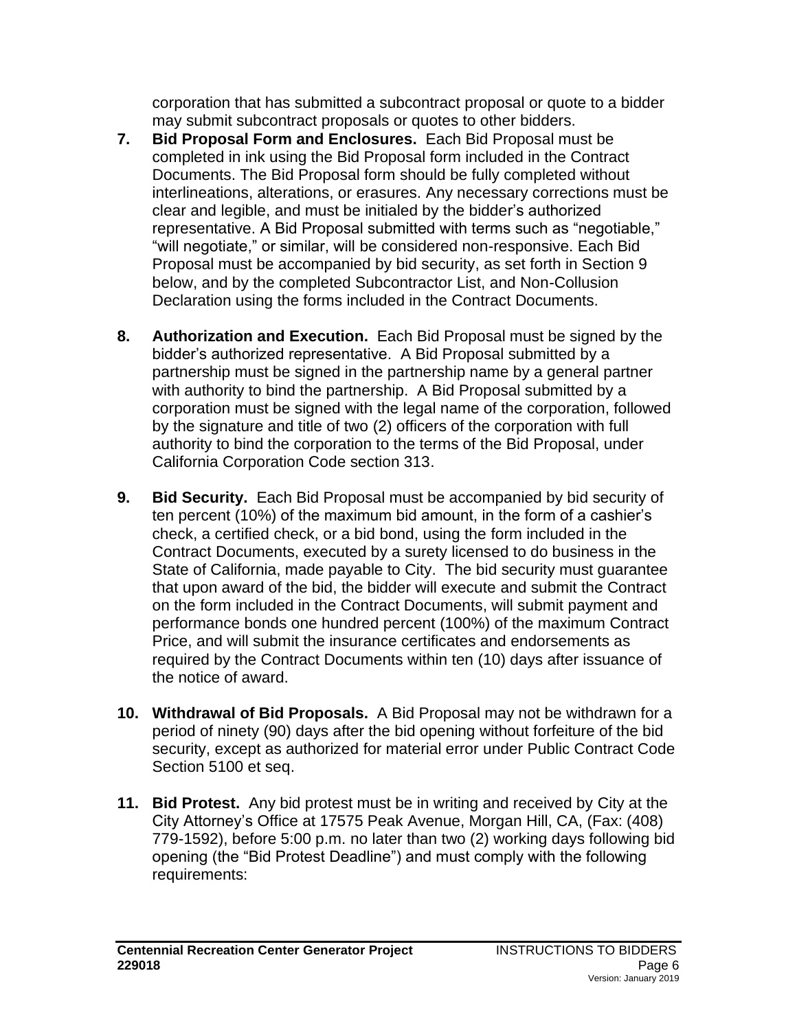corporation that has submitted a subcontract proposal or quote to a bidder may submit subcontract proposals or quotes to other bidders.

**7. Bid Proposal Form and Enclosures.** Each Bid Proposal must be completed in ink using the Bid Proposal form included in the Contract Documents. The Bid Proposal form should be fully completed without interlineations, alterations, or erasures. Any necessary corrections must be clear and legible, and must be initialed by the bidder's authorized representative. A Bid Proposal submitted with terms such as "negotiable," "will negotiate," or similar, will be considered non-responsive. Each Bid Proposal must be accompanied by bid security, as set forth in Section 9 below, and by the completed Subcontractor List, and Non-Collusion Declaration using the forms included in the Contract Documents.

**8. Authorization and Execution.** Each Bid Proposal must be signed by the bidder's authorized representative. A Bid Proposal submitted by a partnership must be signed in the partnership name by a general partner with authority to bind the partnership. A Bid Proposal submitted by a corporation must be signed with the legal name of the corporation, followed by the signature and title of two (2) officers of the corporation with full authority to bind the corporation to the terms of the Bid Proposal, under California Corporation Code section 313.

**9. Bid Security.** Each Bid Proposal must be accompanied by bid security of ten percent (10%) of the maximum bid amount, in the form of a cashier's check, a certified check, or a bid bond, using the form included in the Contract Documents, executed by a surety licensed to do business in the State of California, made payable to City. The bid security must guarantee that upon award of the bid, the bidder will execute and submit the Contract on the form included in the Contract Documents, will submit payment and performance bonds one hundred percent (100%) of the maximum Contract Price, and will submit the insurance certificates and endorsements as required by the Contract Documents within ten (10) days after issuance of the notice of award.

**10. Withdrawal of Bid Proposals.** A Bid Proposal may not be withdrawn for a period of ninety (90) days after the bid opening without forfeiture of the bid security, except as authorized for material error under Public Contract Code Section 5100 et seq.

**11. Bid Protest.** Any bid protest must be in writing and received by City at the City Attorney's Office at 17575 Peak Avenue, Morgan Hill, CA, (Fax: (408) 779-1592), before 5:00 p.m. no later than two (2) working days following bid opening (the "Bid Protest Deadline") and must comply with the following requirements: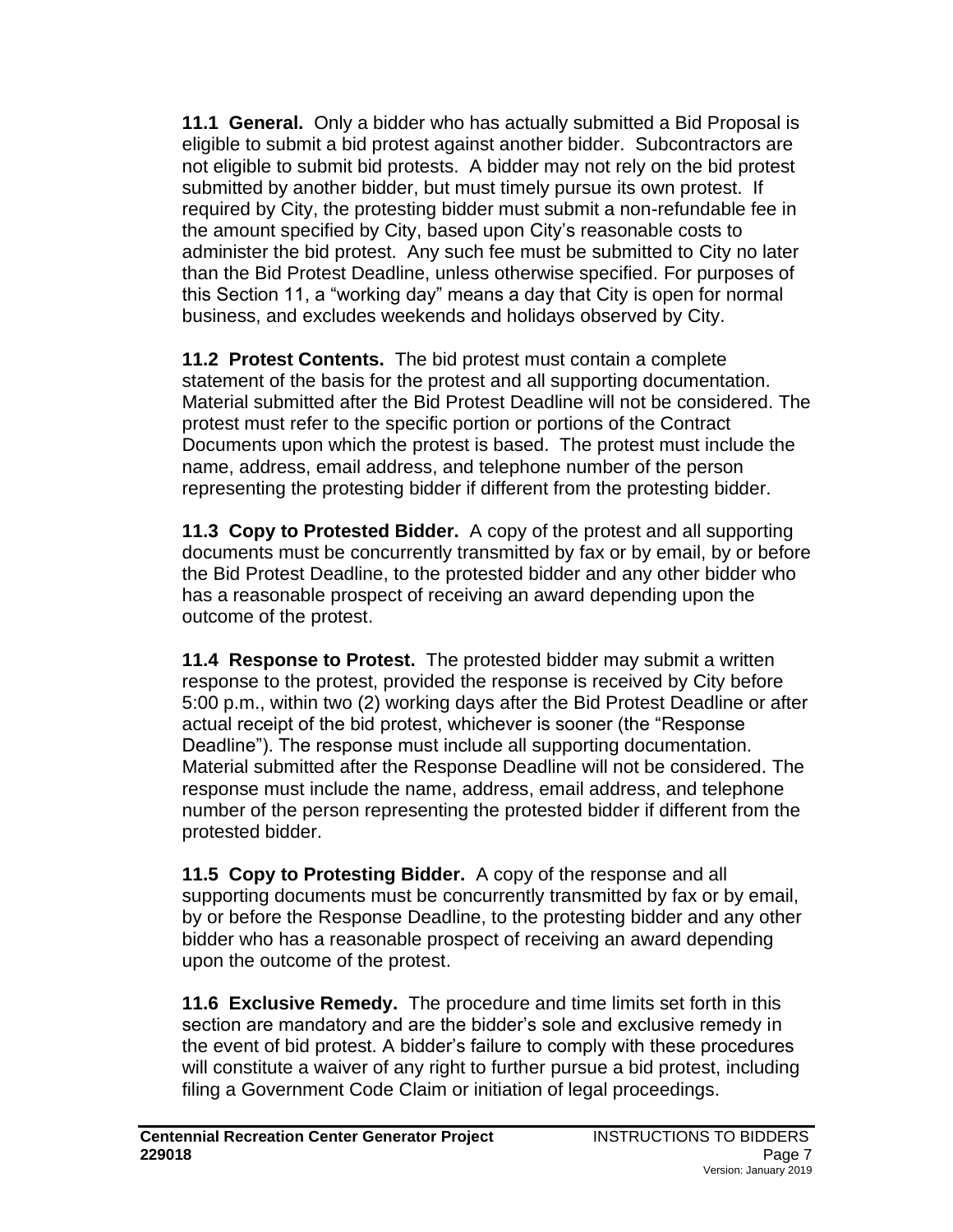**11.1 General.** Only a bidder who has actually submitted a Bid Proposal is eligible to submit a bid protest against another bidder. Subcontractors are not eligible to submit bid protests. A bidder may not rely on the bid protest submitted by another bidder, but must timely pursue its own protest. If required by City, the protesting bidder must submit a non-refundable fee in the amount specified by City, based upon City's reasonable costs to administer the bid protest. Any such fee must be submitted to City no later than the Bid Protest Deadline, unless otherwise specified. For purposes of this Section 11, a "working day" means a day that City is open for normal business, and excludes weekends and holidays observed by City.

**11.2 Protest Contents.** The bid protest must contain a complete statement of the basis for the protest and all supporting documentation. Material submitted after the Bid Protest Deadline will not be considered. The protest must refer to the specific portion or portions of the Contract Documents upon which the protest is based. The protest must include the name, address, email address, and telephone number of the person representing the protesting bidder if different from the protesting bidder.

**11.3 Copy to Protested Bidder.** A copy of the protest and all supporting documents must be concurrently transmitted by fax or by email, by or before the Bid Protest Deadline, to the protested bidder and any other bidder who has a reasonable prospect of receiving an award depending upon the outcome of the protest.

**11.4 Response to Protest.** The protested bidder may submit a written response to the protest, provided the response is received by City before 5:00 p.m., within two (2) working days after the Bid Protest Deadline or after actual receipt of the bid protest, whichever is sooner (the "Response Deadline"). The response must include all supporting documentation. Material submitted after the Response Deadline will not be considered. The response must include the name, address, email address, and telephone number of the person representing the protested bidder if different from the protested bidder.

**11.5 Copy to Protesting Bidder.** A copy of the response and all supporting documents must be concurrently transmitted by fax or by email, by or before the Response Deadline, to the protesting bidder and any other bidder who has a reasonable prospect of receiving an award depending upon the outcome of the protest.

**11.6 Exclusive Remedy.** The procedure and time limits set forth in this section are mandatory and are the bidder's sole and exclusive remedy in the event of bid protest. A bidder's failure to comply with these procedures will constitute a waiver of any right to further pursue a bid protest, including filing a Government Code Claim or initiation of legal proceedings.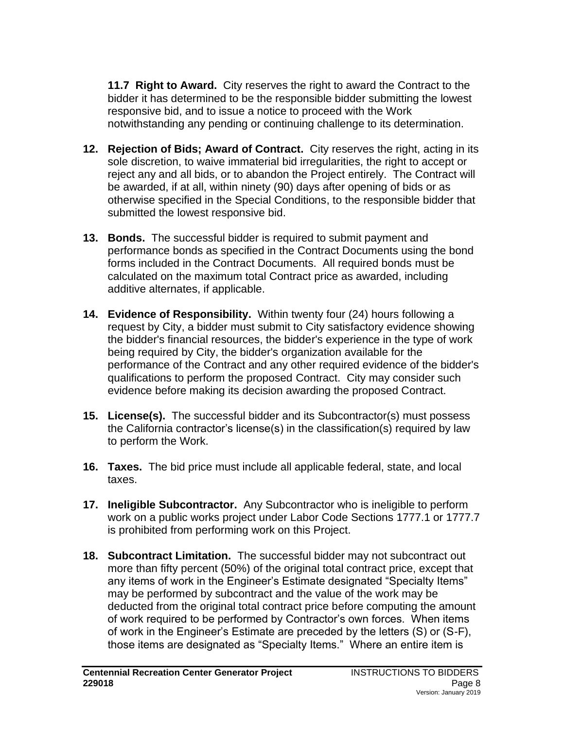**11.7 Right to Award.** City reserves the right to award the Contract to the bidder it has determined to be the responsible bidder submitting the lowest responsive bid, and to issue a notice to proceed with the Work notwithstanding any pending or continuing challenge to its determination.

**12. Rejection of Bids; Award of Contract.** City reserves the right, acting in its sole discretion, to waive immaterial bid irregularities, the right to accept or reject any and all bids, or to abandon the Project entirely. The Contract will be awarded, if at all, within ninety (90) days after opening of bids or as otherwise specified in the Special Conditions, to the responsible bidder that submitted the lowest responsive bid.

**13. Bonds.** The successful bidder is required to submit payment and performance bonds as specified in the Contract Documents using the bond forms included in the Contract Documents. All required bonds must be calculated on the maximum total Contract price as awarded, including additive alternates, if applicable.

**14. Evidence of Responsibility.** Within twenty four (24) hours following a request by City, a bidder must submit to City satisfactory evidence showing the bidder's financial resources, the bidder's experience in the type of work being required by City, the bidder's organization available for the performance of the Contract and any other required evidence of the bidder's qualifications to perform the proposed Contract. City may consider such evidence before making its decision awarding the proposed Contract.

**15. License(s).** The successful bidder and its Subcontractor(s) must possess the California contractor's license(s) in the classification(s) required by law to perform the Work.

**16. Taxes.** The bid price must include all applicable federal, state, and local taxes.

**17. Ineligible Subcontractor.** Any Subcontractor who is ineligible to perform work on a public works project under Labor Code Sections 1777.1 or 1777.7 is prohibited from performing work on this Project.

**18. Subcontract Limitation.** The successful bidder may not subcontract out more than fifty percent (50%) of the original total contract price, except that any items of work in the Engineer's Estimate designated "Specialty Items" may be performed by subcontract and the value of the work may be deducted from the original total contract price before computing the amount of work required to be performed by Contractor's own forces. When items of work in the Engineer's Estimate are preceded by the letters (S) or (S-F), those items are designated as "Specialty Items." Where an entire item is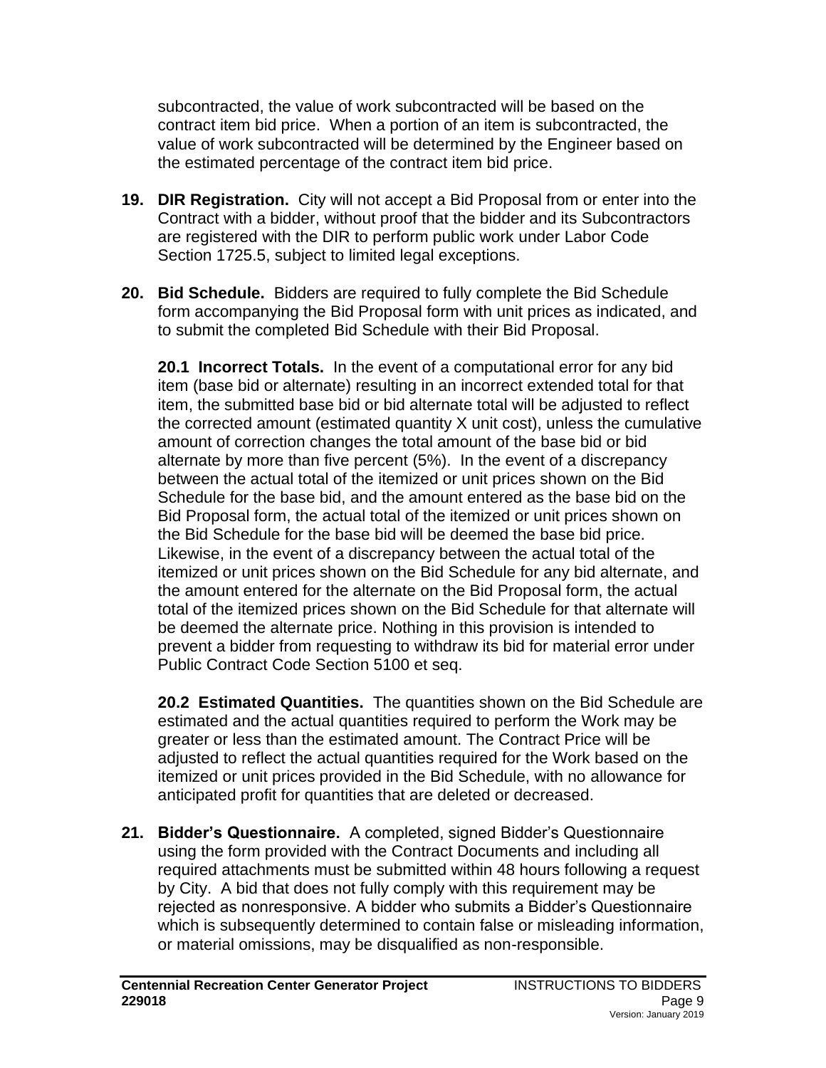subcontracted, the value of work subcontracted will be based on the contract item bid price. When a portion of an item is subcontracted, the value of work subcontracted will be determined by the Engineer based on the estimated percentage of the contract item bid price.

**19. DIR Registration.** City will not accept a Bid Proposal from or enter into the Contract with a bidder, without proof that the bidder and its Subcontractors are registered with the DIR to perform public work under Labor Code Section 1725.5, subject to limited legal exceptions.

**20. Bid Schedule.** Bidders are required to fully complete the Bid Schedule form accompanying the Bid Proposal form with unit prices as indicated, and to submit the completed Bid Schedule with their Bid Proposal.

**20.1 Incorrect Totals.** In the event of a computational error for any bid item (base bid or alternate) resulting in an incorrect extended total for that item, the submitted base bid or bid alternate total will be adjusted to reflect the corrected amount (estimated quantity X unit cost), unless the cumulative amount of correction changes the total amount of the base bid or bid alternate by more than five percent (5%). In the event of a discrepancy between the actual total of the itemized or unit prices shown on the Bid Schedule for the base bid, and the amount entered as the base bid on the Bid Proposal form, the actual total of the itemized or unit prices shown on the Bid Schedule for the base bid will be deemed the base bid price. Likewise, in the event of a discrepancy between the actual total of the itemized or unit prices shown on the Bid Schedule for any bid alternate, and the amount entered for the alternate on the Bid Proposal form, the actual total of the itemized prices shown on the Bid Schedule for that alternate will be deemed the alternate price. Nothing in this provision is intended to prevent a bidder from requesting to withdraw its bid for material error under Public Contract Code Section 5100 et seq.

**20.2 Estimated Quantities.** The quantities shown on the Bid Schedule are estimated and the actual quantities required to perform the Work may be greater or less than the estimated amount. The Contract Price will be adjusted to reflect the actual quantities required for the Work based on the itemized or unit prices provided in the Bid Schedule, with no allowance for anticipated profit for quantities that are deleted or decreased.

**21. Bidder's Questionnaire.** A completed, signed Bidder's Questionnaire using the form provided with the Contract Documents and including all required attachments must be submitted within 48 hours following a request by City. A bid that does not fully comply with this requirement may be rejected as nonresponsive. A bidder who submits a Bidder's Questionnaire which is subsequently determined to contain false or misleading information, or material omissions, may be disqualified as non-responsible.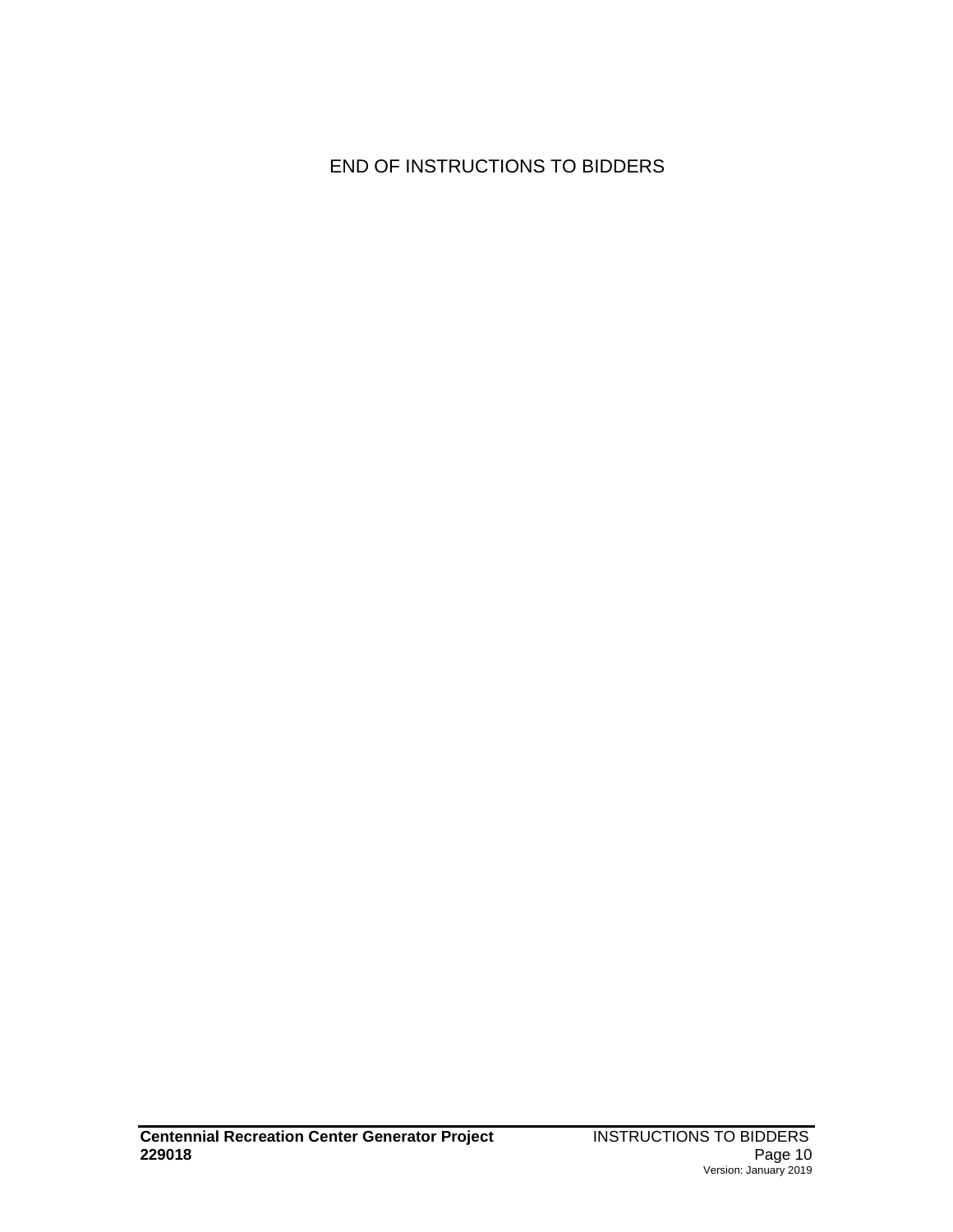END OF INSTRUCTIONS TO BIDDERS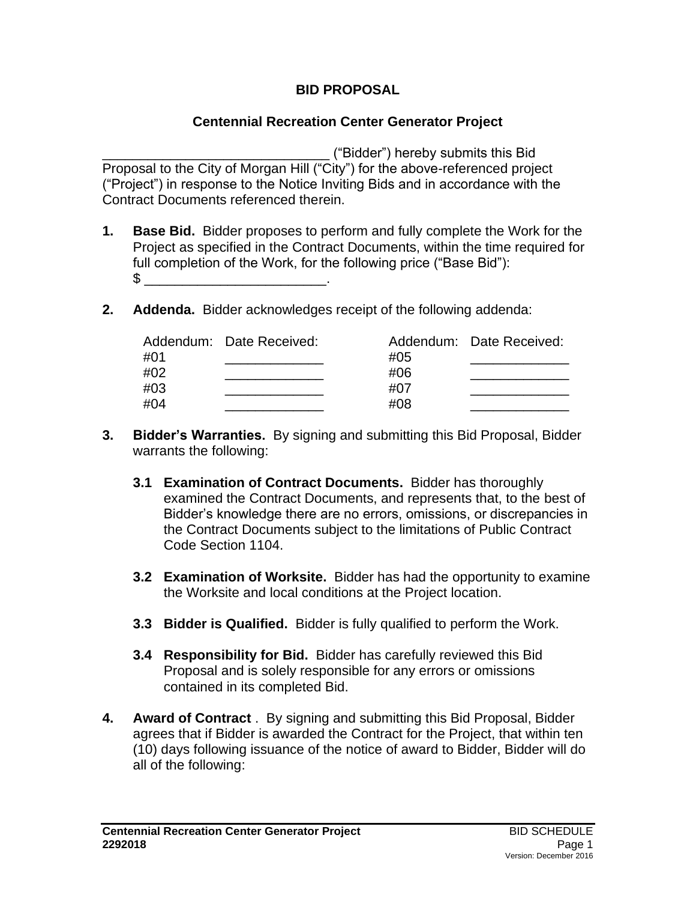## BID PROPOSAL

### Centennial Recreation Center Generator Project

______________________________ ("Bidder") hereby submits this Bid Proposal to the City of Morgan Hill ("City") for the above-referenced project ("Project") in response to the Notice Inviting Bids and in accordance with the Contract Documents referenced therein.

**1. Base Bid.** Bidder proposes to perform and fully complete the Work for the Project as specified in the Contract Documents, within the time required for full completion of the Work, for the following price ("Base Bid"): $ ________________________.

**2. Addenda.** Bidder acknowledges receipt of the following addenda:

| Addendum: | Date Received: | Addendum: | Date Received: |
|---|---|---|---|
| #01 | _____________ | #05 | _____________ |
| #02 | _____________ | #06 | _____________ |
| #03 | _____________ | #07 | _____________ |
| #04 | _____________ | #08 | _____________ |

**3. Bidder's Warranties.** By signing and submitting this Bid Proposal, Bidder warrants the following:

**3.1 Examination of Contract Documents.** Bidder has thoroughly examined the Contract Documents, and represents that, to the best of Bidder's knowledge there are no errors, omissions, or discrepancies in the Contract Documents subject to the limitations of Public Contract Code Section 1104.

**3.2 Examination of Worksite.** Bidder has had the opportunity to examine the Worksite and local conditions at the Project location.

**3.3 Bidder is Qualified.** Bidder is fully qualified to perform the Work.

**3.4 Responsibility for Bid.** Bidder has carefully reviewed this Bid Proposal and is solely responsible for any errors or omissions contained in its completed Bid.

**4. Award of Contract** . By signing and submitting this Bid Proposal, Bidder agrees that if Bidder is awarded the Contract for the Project, that within ten (10) days following issuance of the notice of award to Bidder, Bidder will do all of the following: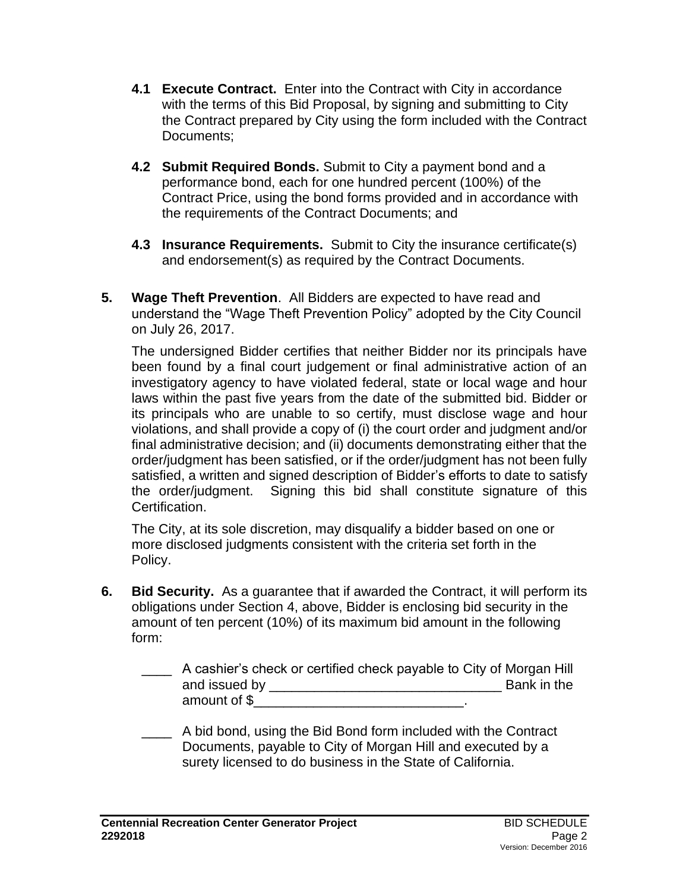**4.1 Execute Contract.** Enter into the Contract with City in accordance with the terms of this Bid Proposal, by signing and submitting to City the Contract prepared by City using the form included with the Contract Documents;

**4.2 Submit Required Bonds.** Submit to City a payment bond and a performance bond, each for one hundred percent (100%) of the Contract Price, using the bond forms provided and in accordance with the requirements of the Contract Documents; and

**4.3 Insurance Requirements.** Submit to City the insurance certificate(s) and endorsement(s) as required by the Contract Documents.

**5. Wage Theft Prevention**. All Bidders are expected to have read and understand the "Wage Theft Prevention Policy" adopted by the City Council on July 26, 2017.

The undersigned Bidder certifies that neither Bidder nor its principals have been found by a final court judgement or final administrative action of an investigatory agency to have violated federal, state or local wage and hour laws within the past five years from the date of the submitted bid. Bidder or its principals who are unable to so certify, must disclose wage and hour violations, and shall provide a copy of (i) the court order and judgment and/or final administrative decision; and (ii) documents demonstrating either that the order/judgment has been satisfied, or if the order/judgment has not been fully satisfied, a written and signed description of Bidder's efforts to date to satisfy the order/judgment. Signing this bid shall constitute signature of this Certification.

The City, at its sole discretion, may disqualify a bidder based on one or more disclosed judgments consistent with the criteria set forth in the Policy.

**6. Bid Security.** As a guarantee that if awarded the Contract, it will perform its obligations under Section 4, above, Bidder is enclosing bid security in the amount of ten percent (10%) of its maximum bid amount in the following form:

____ A cashier's check or certified check payable to City of Morgan Hill and issued by _______________________________ Bank in the amount of $____________________________.

____ A bid bond, using the Bid Bond form included with the Contract Documents, payable to City of Morgan Hill and executed by a surety licensed to do business in the State of California.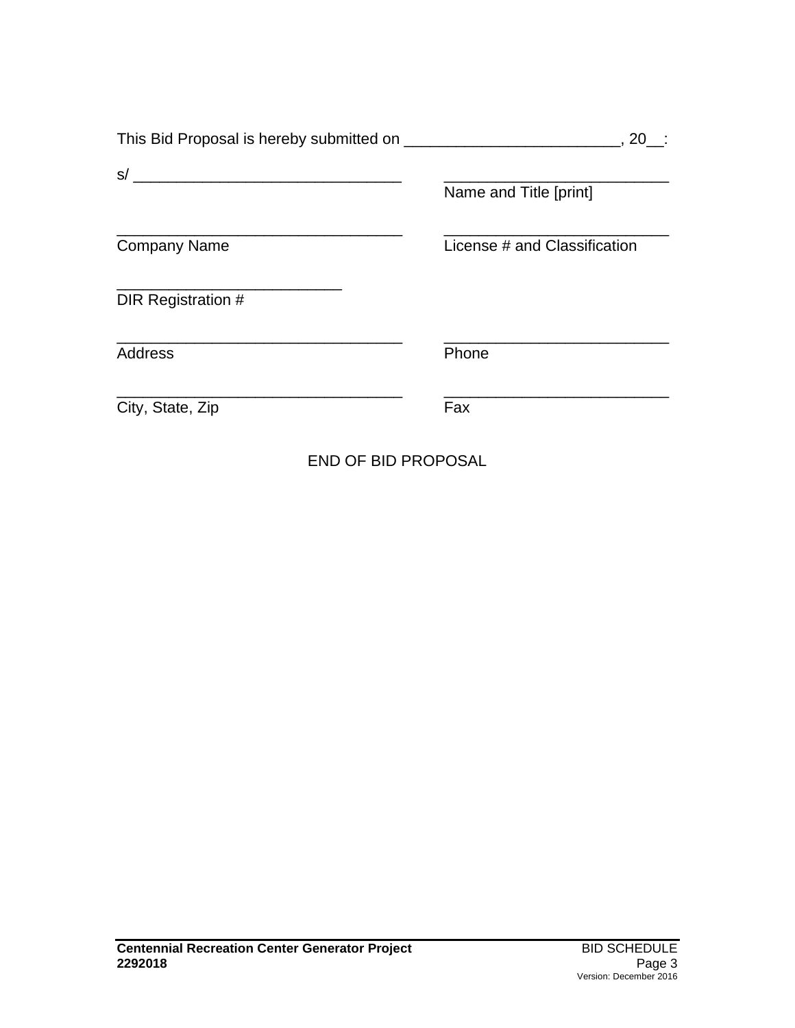This Bid Proposal is hereby submitted on ________________________, 20__:

| | |
|---|---|
| s/ ______________________________ | __________________________ |
| | Name and Title [print] |
| ________________________________ | __________________________ |
| Company Name | License # and Classification |
| _________________________ | |
| DIR Registration # | |
| ________________________________ | __________________________ |
| Address | Phone |
| ________________________________ | __________________________ |
| City, State, Zip | Fax |

END OF BID PROPOSAL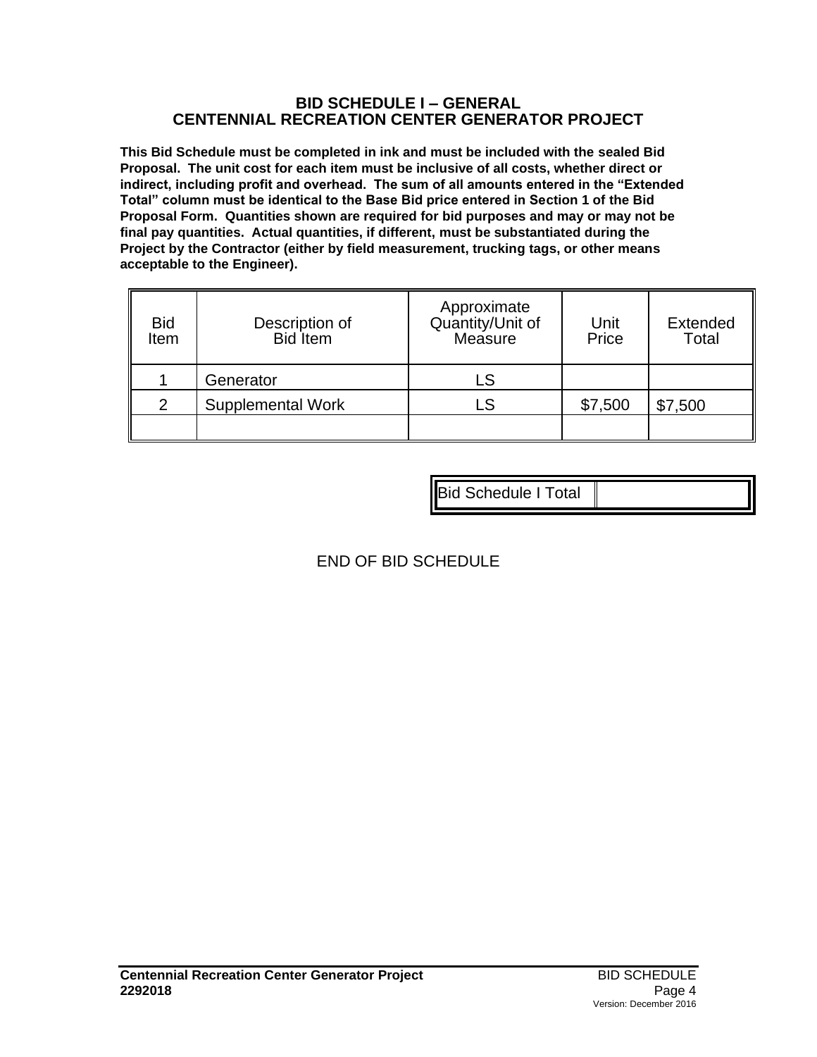## BID SCHEDULE I – GENERAL
## CENTENNIAL RECREATION CENTER GENERATOR PROJECT

**This Bid Schedule must be completed in ink and must be included with the sealed Bid Proposal. The unit cost for each item must be inclusive of all costs, whether direct or indirect, including profit and overhead. The sum of all amounts entered in the "Extended Total" column must be identical to the Base Bid price entered in Section 1 of the Bid Proposal Form. Quantities shown are required for bid purposes and may or may not be final pay quantities. Actual quantities, if different, must be substantiated during the Project by the Contractor (either by field measurement, trucking tags, or other means acceptable to the Engineer).**

| Bid Item | Description of Bid Item | Approximate Quantity/Unit of Measure | Unit Price | Extended Total |
|---|---|---|---|---|
| 1 | Generator | LS | | |
| 2 | Supplemental Work | LS | $7,500 | $7,500 |
| | | | | |

| Bid Schedule I Total | |
|---|---|

END OF BID SCHEDULE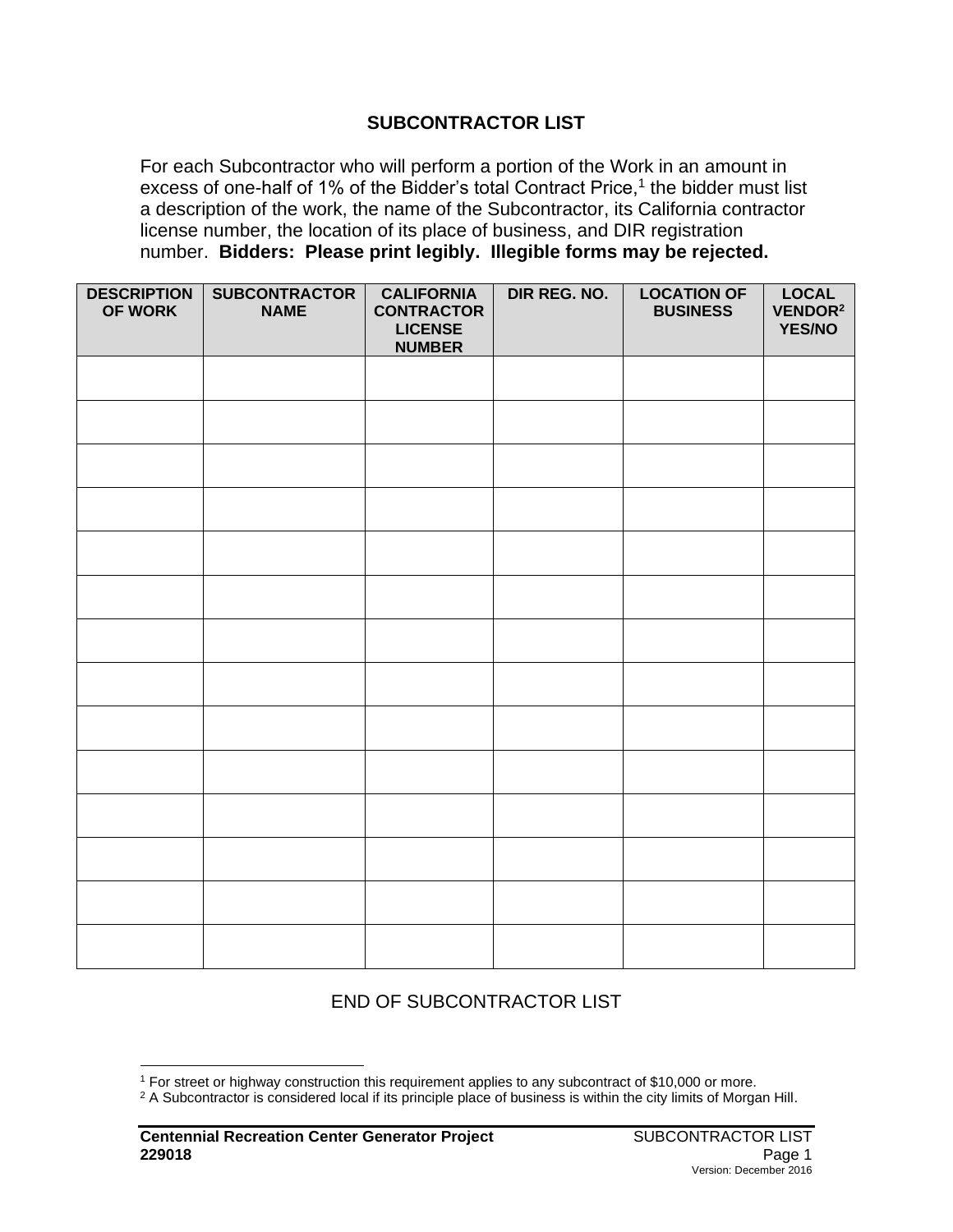## SUBCONTRACTOR LIST

For each Subcontractor who will perform a portion of the Work in an amount in excess of one-half of 1% of the Bidder's total Contract Price,[1] the bidder must list a description of the work, the name of the Subcontractor, its California contractor license number, the location of its place of business, and DIR registration number. **Bidders: Please print legibly. Illegible forms may be rejected.**

| DESCRIPTION OF WORK | SUBCONTRACTOR NAME | CALIFORNIA CONTRACTOR LICENSE NUMBER | DIR REG. NO. | LOCATION OF BUSINESS | LOCAL VENDOR[2] YES/NO |
|---|---|---|---|---|---|
| | | | | | |
| | | | | | |
| | | | | | |
| | | | | | |
| | | | | | |
| | | | | | |
| | | | | | |
| | | | | | |
| | | | | | |
| | | | | | |
| | | | | | |
| | | | | | |
| | | | | | |
| | | | | | |

END OF SUBCONTRACTOR LIST

[1] For street or highway construction this requirement applies to any subcontract of $10,000 or more.

[2] A Subcontractor is considered local if its principle place of business is within the city limits of Morgan Hill.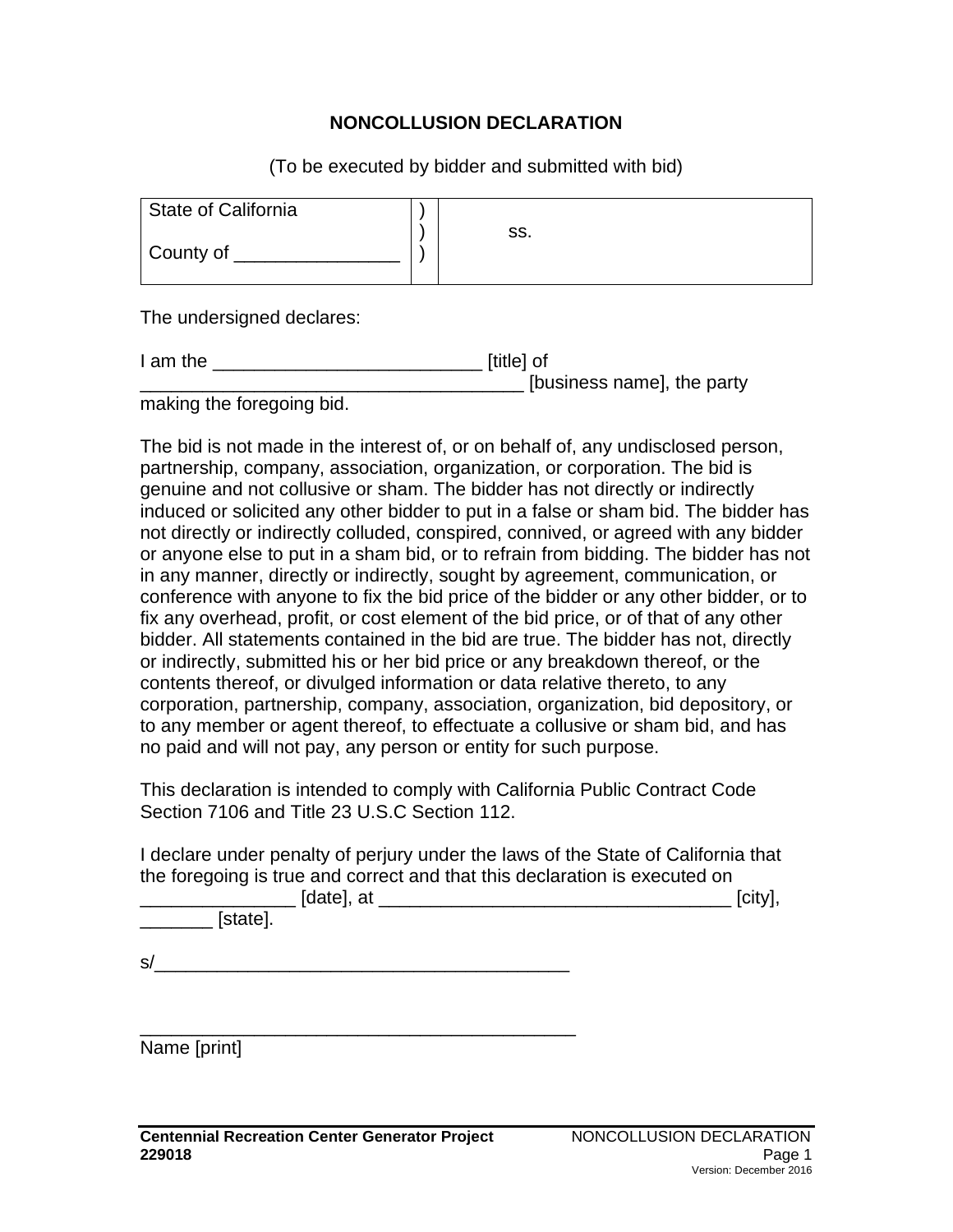# NONCOLLUSION DECLARATION

(To be executed by bidder and submitted with bid)

| State of California<br><br>County of ________________ | )<br>)<br>) | ss. |
|---|---|---|

The undersigned declares:

I am the __________________________ [title] of _____________________________________ [business name], the party making the foregoing bid.

The bid is not made in the interest of, or on behalf of, any undisclosed person, partnership, company, association, organization, or corporation. The bid is genuine and not collusive or sham. The bidder has not directly or indirectly induced or solicited any other bidder to put in a false or sham bid. The bidder has not directly or indirectly colluded, conspired, connived, or agreed with any bidder or anyone else to put in a sham bid, or to refrain from bidding. The bidder has not in any manner, directly or indirectly, sought by agreement, communication, or conference with anyone to fix the bid price of the bidder or any other bidder, or to fix any overhead, profit, or cost element of the bid price, or of that of any other bidder. All statements contained in the bid are true. The bidder has not, directly or indirectly, submitted his or her bid price or any breakdown thereof, or the contents thereof, or divulged information or data relative thereto, to any corporation, partnership, company, association, organization, bid depository, or to any member or agent thereof, to effectuate a collusive or sham bid, and has no paid and will not pay, any person or entity for such purpose.

This declaration is intended to comply with California Public Contract Code Section 7106 and Title 23 U.S.C Section 112.

I declare under penalty of perjury under the laws of the State of California that the foregoing is true and correct and that this declaration is executed on _______________ [date], at __________________________________ [city], _______ [state].

s/________________________________________

___________________________________________
Name [print]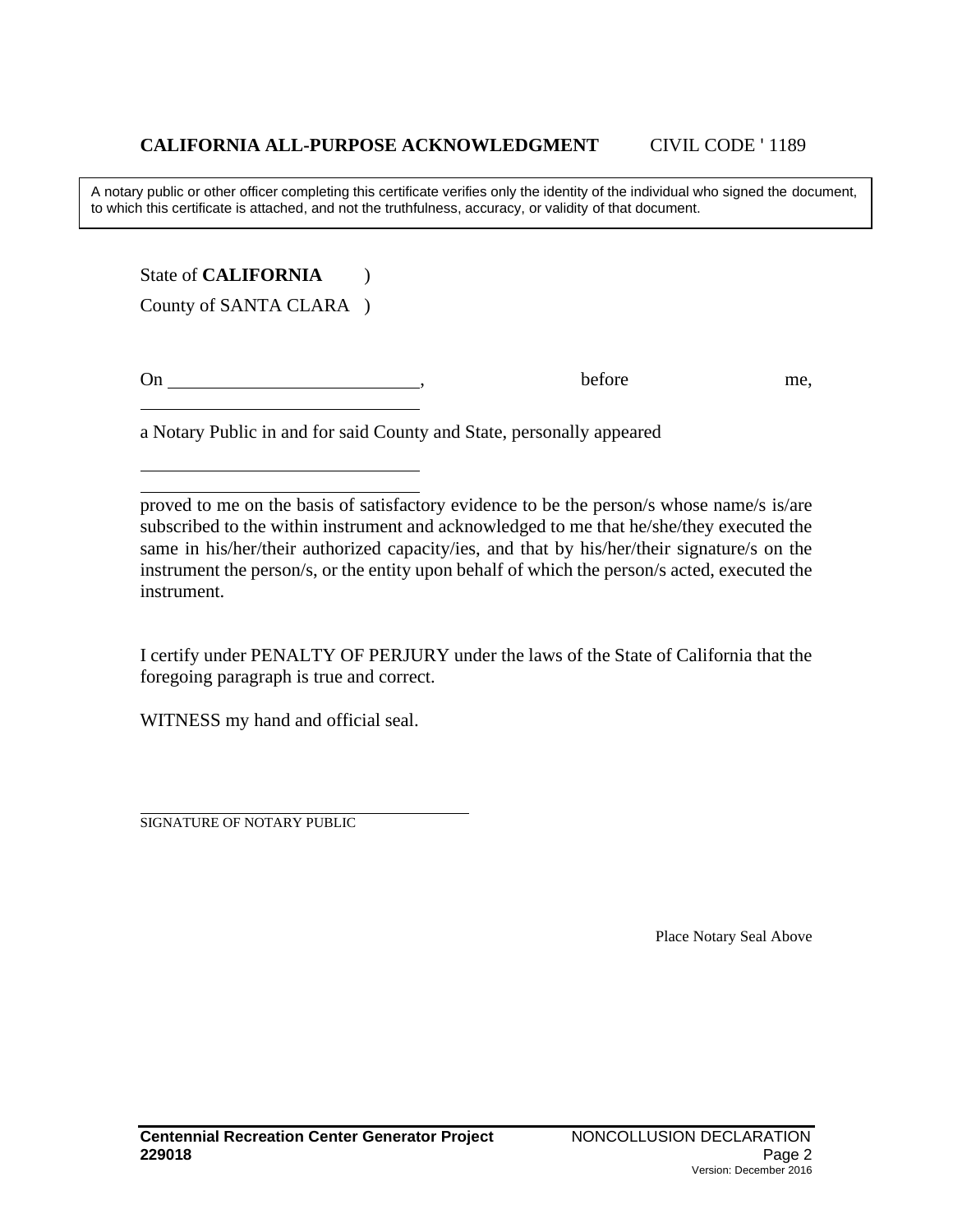**CALIFORNIA ALL-PURPOSE ACKNOWLEDGMENT** CIVIL CODE ' 1189

A notary public or other officer completing this certificate verifies only the identity of the individual who signed the document, to which this certificate is attached, and not the truthfulness, accuracy, or validity of that document.

State of **CALIFORNIA** )

County of SANTA CLARA )

On ___________________________, before me,

_______________________________

a Notary Public in and for said County and State, personally appeared

_______________________________

_______________________________

proved to me on the basis of satisfactory evidence to be the person/s whose name/s is/are subscribed to the within instrument and acknowledged to me that he/she/they executed the same in his/her/their authorized capacity/ies, and that by his/her/their signature/s on the instrument the person/s, or the entity upon behalf of which the person/s acted, executed the instrument.

I certify under PENALTY OF PERJURY under the laws of the State of California that the foregoing paragraph is true and correct.

WITNESS my hand and official seal.

____________________________________

SIGNATURE OF NOTARY PUBLIC

Place Notary Seal Above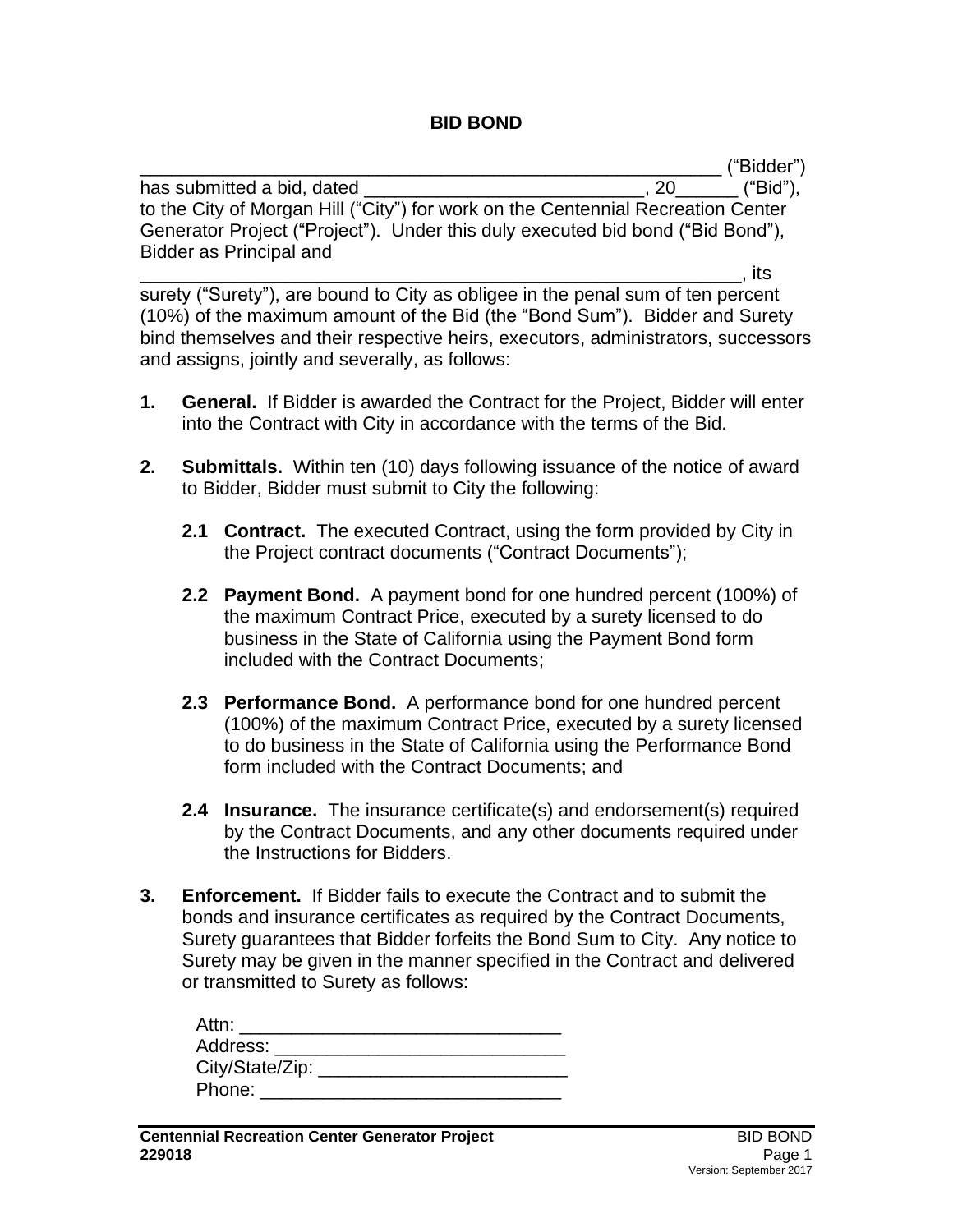# BID BOND

_______________________________________________________ ("Bidder") has submitted a bid, dated ___________________________, 20______ ("Bid"), to the City of Morgan Hill ("City") for work on the Centennial Recreation Center Generator Project ("Project"). Under this duly executed bid bond ("Bid Bond"), Bidder as Principal and _______________________________________________________, its surety ("Surety"), are bound to City as obligee in the penal sum of ten percent (10%) of the maximum amount of the Bid (the "Bond Sum"). Bidder and Surety bind themselves and their respective heirs, executors, administrators, successors and assigns, jointly and severally, as follows:

1. **General.** If Bidder is awarded the Contract for the Project, Bidder will enter into the Contract with City in accordance with the terms of the Bid.

2. **Submittals.** Within ten (10) days following issuance of the notice of award to Bidder, Bidder must submit to City the following:

   **2.1 Contract.** The executed Contract, using the form provided by City in the Project contract documents ("Contract Documents");

   **2.2 Payment Bond.** A payment bond for one hundred percent (100%) of the maximum Contract Price, executed by a surety licensed to do business in the State of California using the Payment Bond form included with the Contract Documents;

   **2.3 Performance Bond.** A performance bond for one hundred percent (100%) of the maximum Contract Price, executed by a surety licensed to do business in the State of California using the Performance Bond form included with the Contract Documents; and

   **2.4 Insurance.** The insurance certificate(s) and endorsement(s) required by the Contract Documents, and any other documents required under the Instructions for Bidders.

3. **Enforcement.** If Bidder fails to execute the Contract and to submit the bonds and insurance certificates as required by the Contract Documents, Surety guarantees that Bidder forfeits the Bond Sum to City. Any notice to Surety may be given in the manner specified in the Contract and delivered or transmitted to Surety as follows:

   Attn: ______________________________
   Address: ____________________________
   City/State/Zip: ________________________
   Phone: _____________________________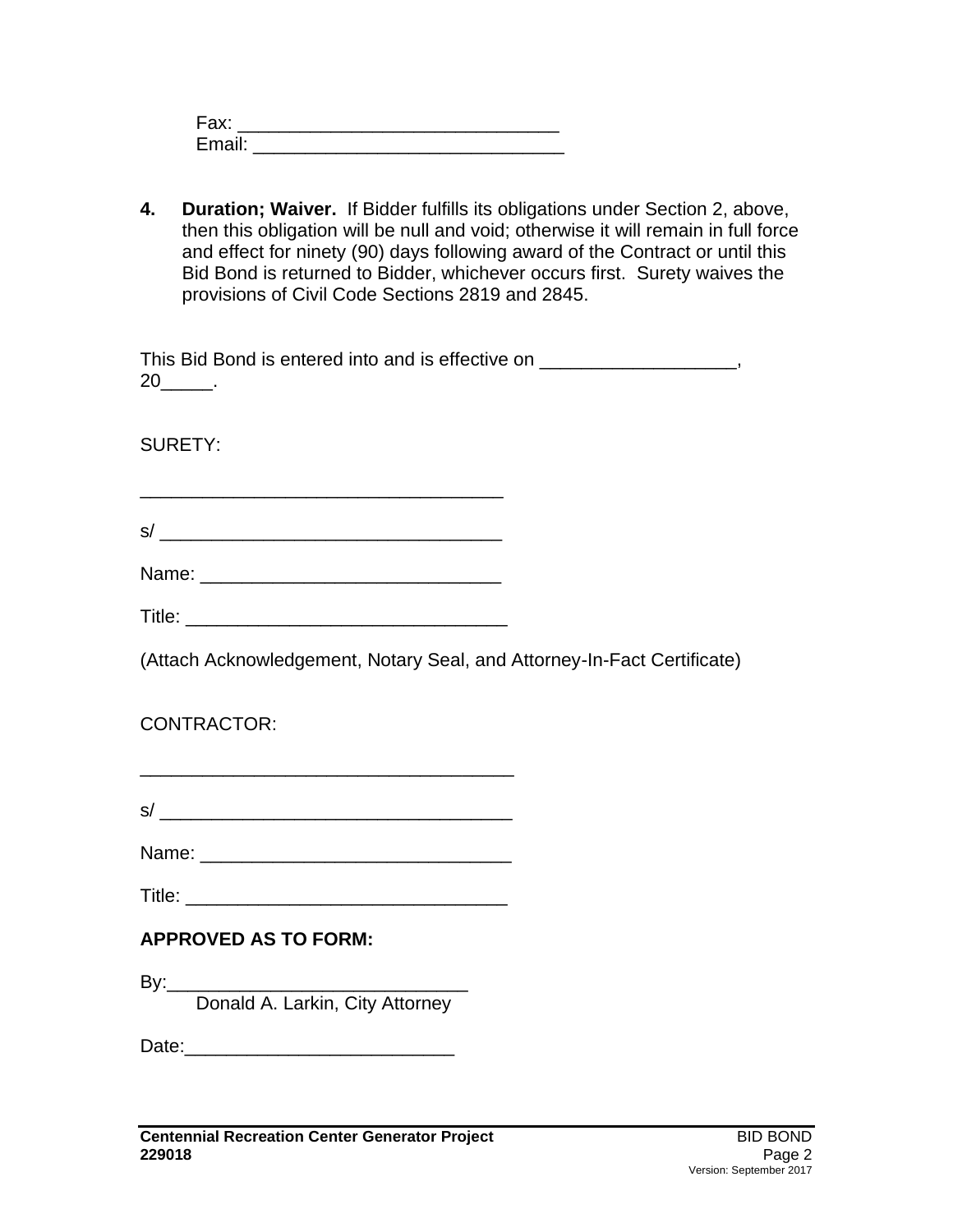Fax: ______________________________
Email: ______________________________

4. **Duration; Waiver.** If Bidder fulfills its obligations under Section 2, above, then this obligation will be null and void; otherwise it will remain in full force and effect for ninety (90) days following award of the Contract or until this Bid Bond is returned to Bidder, whichever occurs first. Surety waives the provisions of Civil Code Sections 2819 and 2845.

This Bid Bond is entered into and is effective on ___________________, 20_____.

SURETY:

__________________________________

s/ ________________________________

Name: ____________________________

Title: ______________________________

(Attach Acknowledgement, Notary Seal, and Attorney-In-Fact Certificate)

CONTRACTOR:

___________________________________

s/ _________________________________

Name: _____________________________

Title: ______________________________

**APPROVED AS TO FORM:**

By:____________________________
Donald A. Larkin, City Attorney

Date:_________________________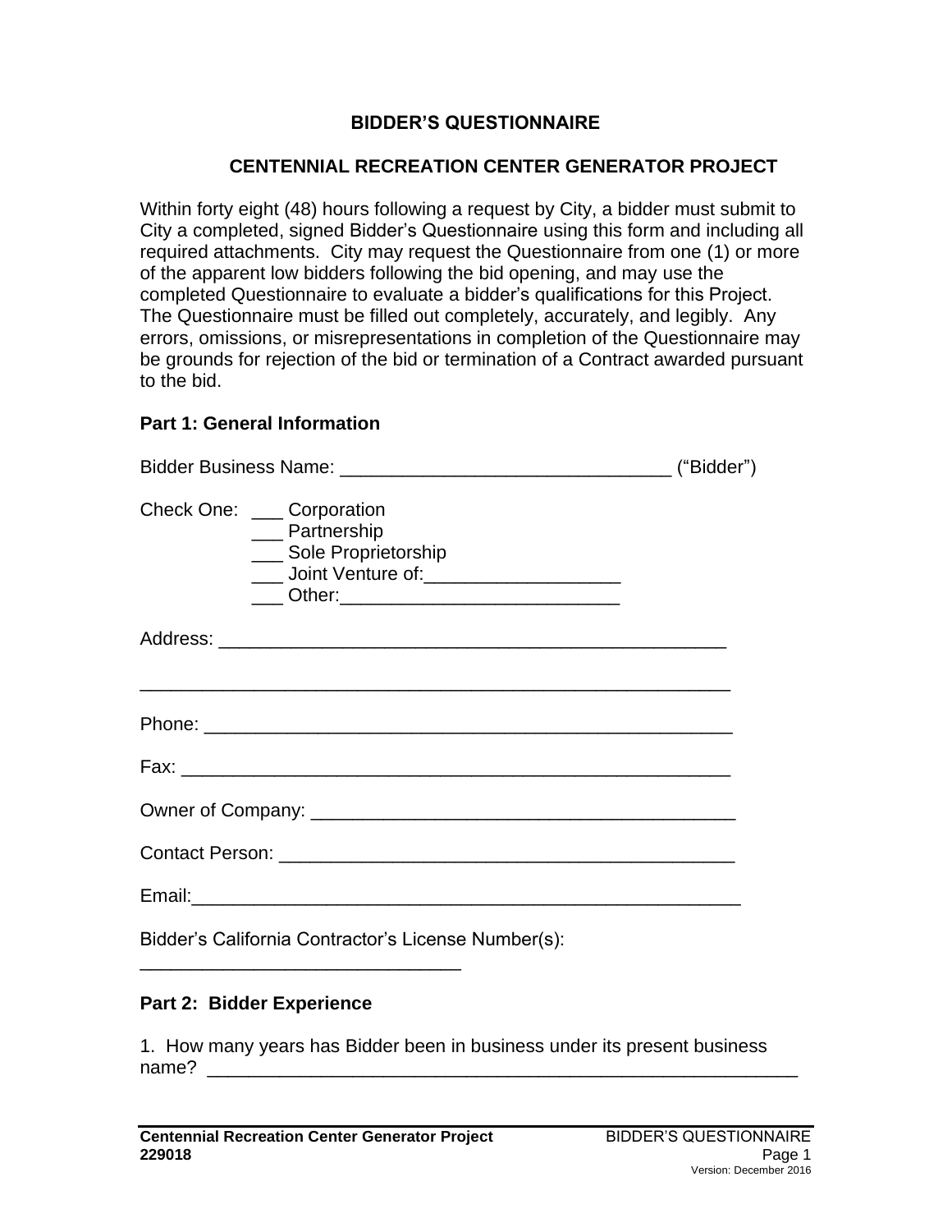# BIDDER'S QUESTIONNAIRE

## CENTENNIAL RECREATION CENTER GENERATOR PROJECT

Within forty eight (48) hours following a request by City, a bidder must submit to City a completed, signed Bidder's Questionnaire using this form and including all required attachments. City may request the Questionnaire from one (1) or more of the apparent low bidders following the bid opening, and may use the completed Questionnaire to evaluate a bidder's qualifications for this Project. The Questionnaire must be filled out completely, accurately, and legibly. Any errors, omissions, or misrepresentations in completion of the Questionnaire may be grounds for rejection of the bid or termination of a Contract awarded pursuant to the bid.

### Part 1: General Information

Bidder Business Name: ________________________________ ("Bidder")

Check One: ___ Corporation
___ Partnership
___ Sole Proprietorship
___ Joint Venture of:___________________
___ Other:___________________________

Address: __________________________________________________

__________________________________________________________

Phone: ____________________________________________________

Fax: ______________________________________________________

Owner of Company: __________________________________________

Contact Person: _____________________________________________

Email:______________________________________________________

Bidder's California Contractor's License Number(s):
________________________________

### Part 2: Bidder Experience

1. How many years has Bidder been in business under its present business name? __________________________________________________________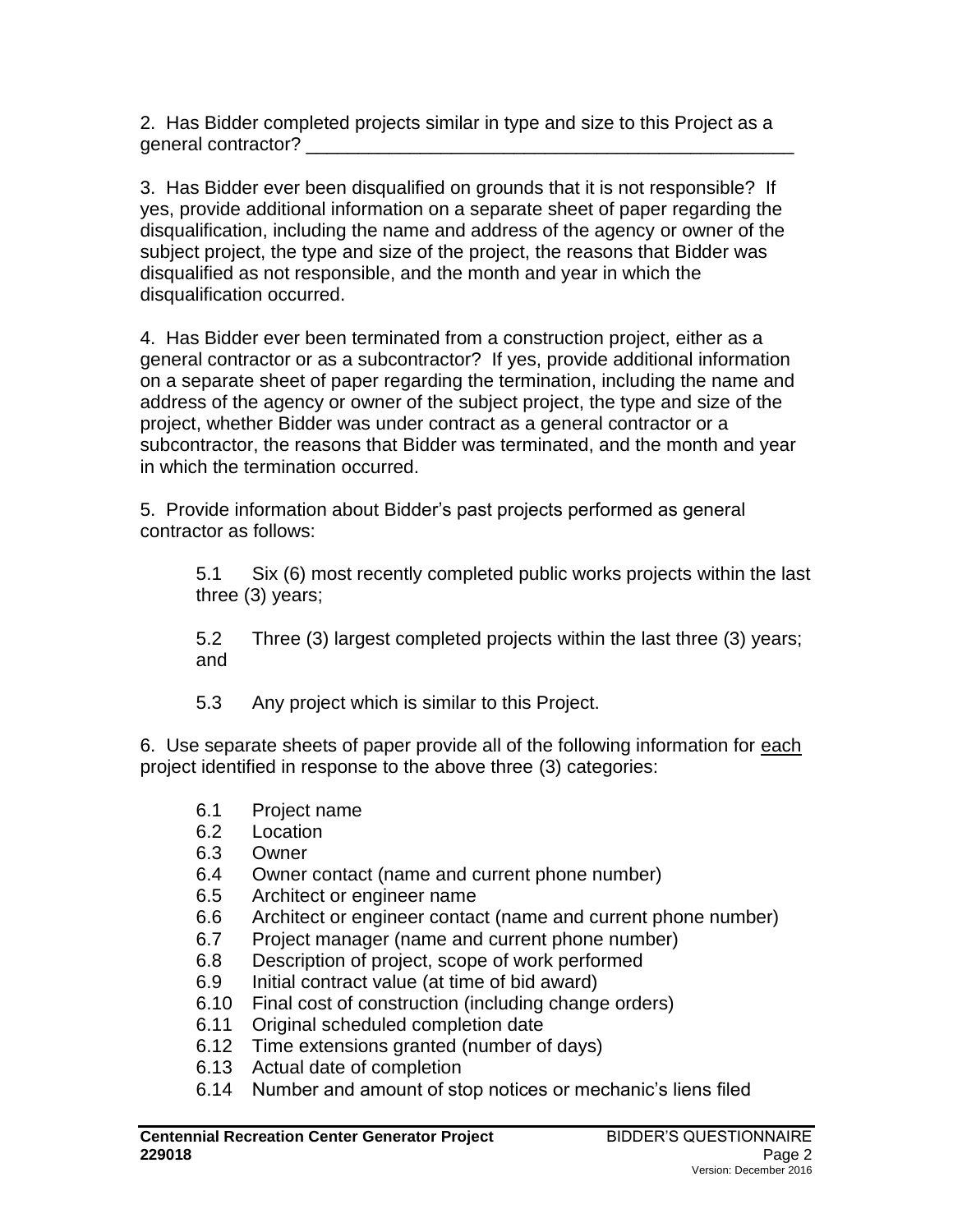2. Has Bidder completed projects similar in type and size to this Project as a general contractor? ___________________________________________________

3. Has Bidder ever been disqualified on grounds that it is not responsible? If yes, provide additional information on a separate sheet of paper regarding the disqualification, including the name and address of the agency or owner of the subject project, the type and size of the project, the reasons that Bidder was disqualified as not responsible, and the month and year in which the disqualification occurred.

4. Has Bidder ever been terminated from a construction project, either as a general contractor or as a subcontractor? If yes, provide additional information on a separate sheet of paper regarding the termination, including the name and address of the agency or owner of the subject project, the type and size of the project, whether Bidder was under contract as a general contractor or a subcontractor, the reasons that Bidder was terminated, and the month and year in which the termination occurred.

5. Provide information about Bidder's past projects performed as general contractor as follows:

> 5.1 Six (6) most recently completed public works projects within the last three (3) years;
>
> 5.2 Three (3) largest completed projects within the last three (3) years; and
>
> 5.3 Any project which is similar to this Project.

6. Use separate sheets of paper provide all of the following information for <u>each</u> project identified in response to the above three (3) categories:

- 6.1 Project name
- 6.2 Location
- 6.3 Owner
- 6.4 Owner contact (name and current phone number)
- 6.5 Architect or engineer name
- 6.6 Architect or engineer contact (name and current phone number)
- 6.7 Project manager (name and current phone number)
- 6.8 Description of project, scope of work performed
- 6.9 Initial contract value (at time of bid award)
- 6.10 Final cost of construction (including change orders)
- 6.11 Original scheduled completion date
- 6.12 Time extensions granted (number of days)
- 6.13 Actual date of completion
- 6.14 Number and amount of stop notices or mechanic's liens filed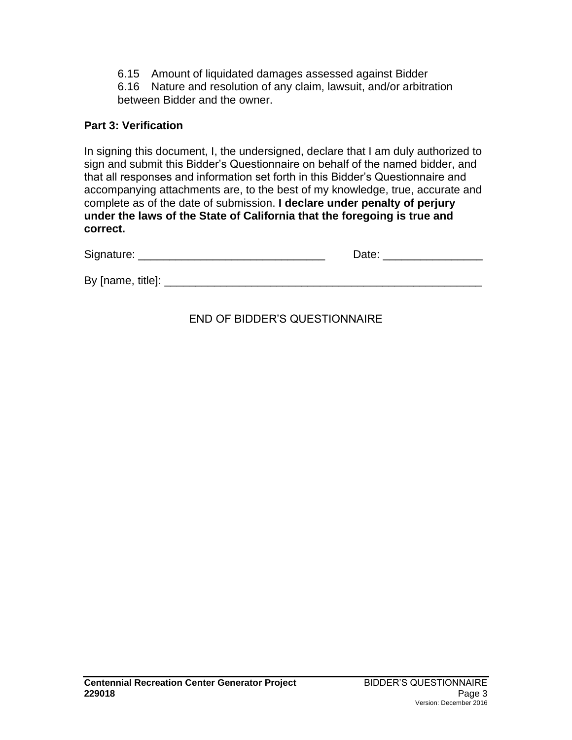6.15 Amount of liquidated damages assessed against Bidder

6.16 Nature and resolution of any claim, lawsuit, and/or arbitration between Bidder and the owner.

**Part 3: Verification**

In signing this document, I, the undersigned, declare that I am duly authorized to sign and submit this Bidder's Questionnaire on behalf of the named bidder, and that all responses and information set forth in this Bidder's Questionnaire and accompanying attachments are, to the best of my knowledge, true, accurate and complete as of the date of submission. **I declare under penalty of perjury under the laws of the State of California that the foregoing is true and correct.**

Signature: ______________________________ Date: ________________

By [name, title]: ____________________________________________________

END OF BIDDER'S QUESTIONNAIRE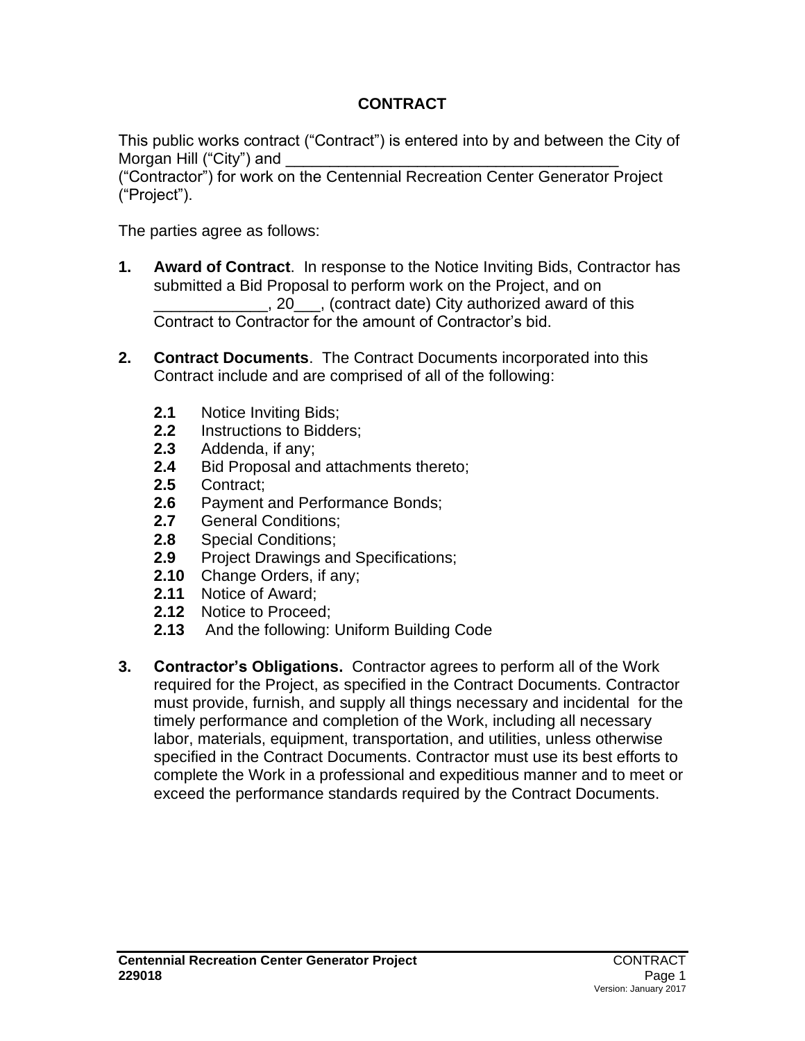# CONTRACT

This public works contract ("Contract") is entered into by and between the City of Morgan Hill ("City") and ______________________________________ ("Contractor") for work on the Centennial Recreation Center Generator Project ("Project").

The parties agree as follows:

**1. Award of Contract**. In response to the Notice Inviting Bids, Contractor has submitted a Bid Proposal to perform work on the Project, and on _____________, 20___, (contract date) City authorized award of this Contract to Contractor for the amount of Contractor's bid.

**2. Contract Documents**. The Contract Documents incorporated into this Contract include and are comprised of all of the following:

- **2.1** Notice Inviting Bids;
- **2.2** Instructions to Bidders;
- **2.3** Addenda, if any;
- **2.4** Bid Proposal and attachments thereto;
- **2.5** Contract;
- **2.6** Payment and Performance Bonds;
- **2.7** General Conditions;
- **2.8** Special Conditions;
- **2.9** Project Drawings and Specifications;
- **2.10** Change Orders, if any;
- **2.11** Notice of Award;
- **2.12** Notice to Proceed;
- **2.13** And the following: Uniform Building Code

**3. Contractor's Obligations.** Contractor agrees to perform all of the Work required for the Project, as specified in the Contract Documents. Contractor must provide, furnish, and supply all things necessary and incidental for the timely performance and completion of the Work, including all necessary labor, materials, equipment, transportation, and utilities, unless otherwise specified in the Contract Documents. Contractor must use its best efforts to complete the Work in a professional and expeditious manner and to meet or exceed the performance standards required by the Contract Documents.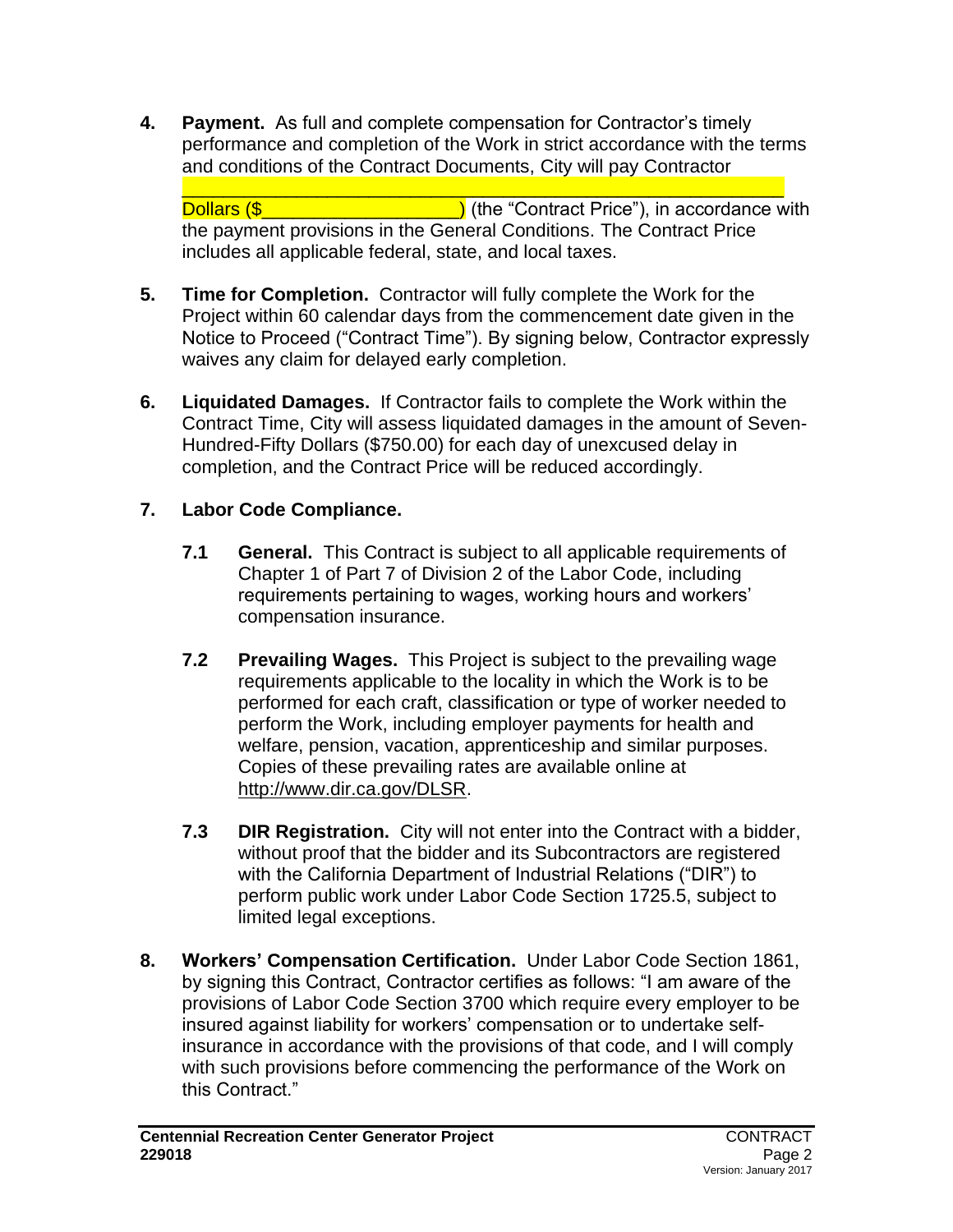**4. Payment.** As full and complete compensation for Contractor's timely performance and completion of the Work in strict accordance with the terms and conditions of the Contract Documents, City will pay Contractor ________________________________________________ Dollars ($____________________) (the "Contract Price"), in accordance with the payment provisions in the General Conditions. The Contract Price includes all applicable federal, state, and local taxes.

**5. Time for Completion.** Contractor will fully complete the Work for the Project within 60 calendar days from the commencement date given in the Notice to Proceed ("Contract Time"). By signing below, Contractor expressly waives any claim for delayed early completion.

**6. Liquidated Damages.** If Contractor fails to complete the Work within the Contract Time, City will assess liquidated damages in the amount of Seven-Hundred-Fifty Dollars ($750.00) for each day of unexcused delay in completion, and the Contract Price will be reduced accordingly.

**7. Labor Code Compliance.**

**7.1 General.** This Contract is subject to all applicable requirements of Chapter 1 of Part 7 of Division 2 of the Labor Code, including requirements pertaining to wages, working hours and workers' compensation insurance.

**7.2 Prevailing Wages.** This Project is subject to the prevailing wage requirements applicable to the locality in which the Work is to be performed for each craft, classification or type of worker needed to perform the Work, including employer payments for health and welfare, pension, vacation, apprenticeship and similar purposes. Copies of these prevailing rates are available online at http://www.dir.ca.gov/DLSR.

**7.3 DIR Registration.** City will not enter into the Contract with a bidder, without proof that the bidder and its Subcontractors are registered with the California Department of Industrial Relations ("DIR") to perform public work under Labor Code Section 1725.5, subject to limited legal exceptions.

**8. Workers' Compensation Certification.** Under Labor Code Section 1861, by signing this Contract, Contractor certifies as follows: "I am aware of the provisions of Labor Code Section 3700 which require every employer to be insured against liability for workers' compensation or to undertake self-insurance in accordance with the provisions of that code, and I will comply with such provisions before commencing the performance of the Work on this Contract."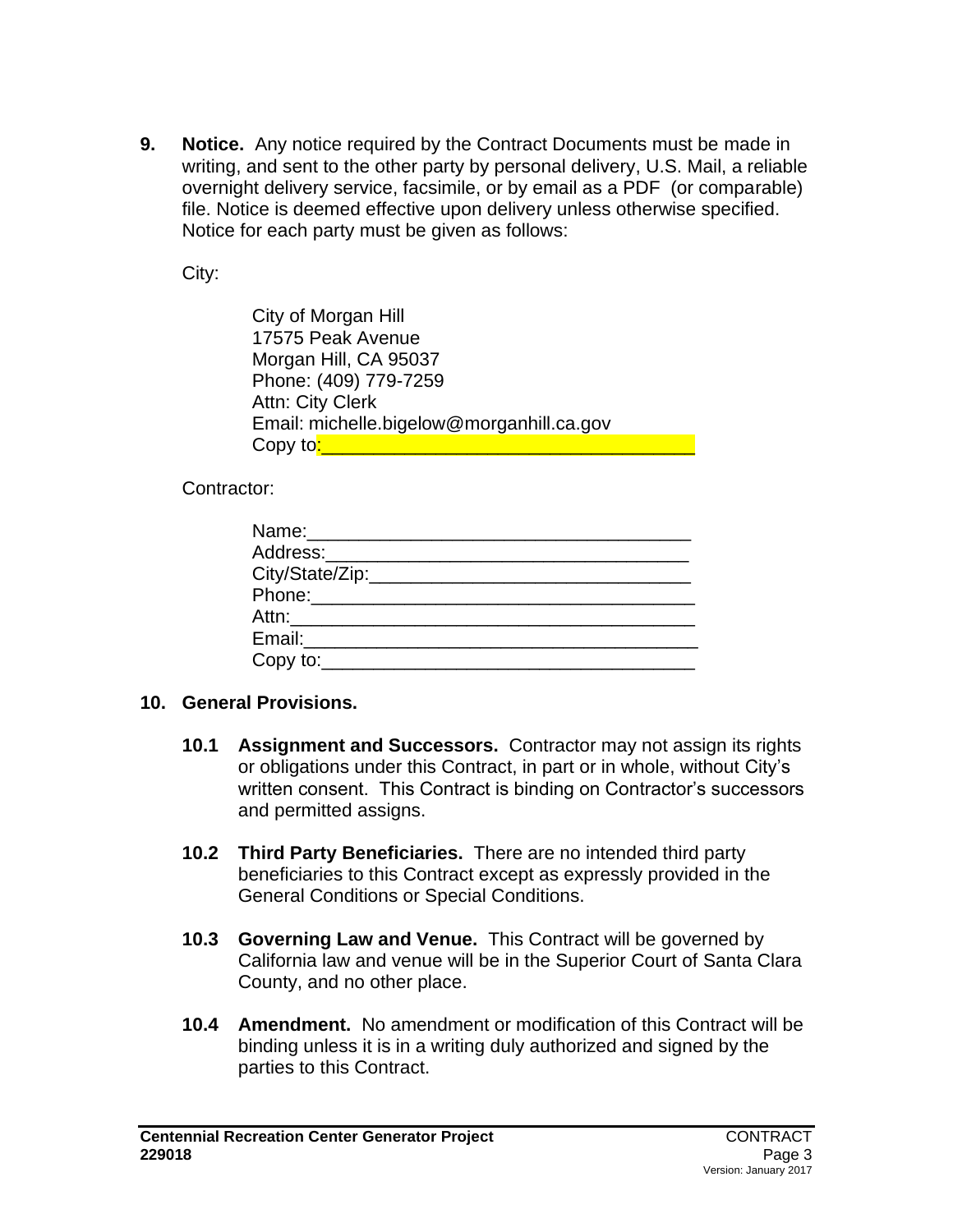**9. Notice.** Any notice required by the Contract Documents must be made in writing, and sent to the other party by personal delivery, U.S. Mail, a reliable overnight delivery service, facsimile, or by email as a PDF (or comparable) file. Notice is deemed effective upon delivery unless otherwise specified. Notice for each party must be given as follows:

City:

City of Morgan Hill
17575 Peak Avenue
Morgan Hill, CA 95037
Phone: (409) 779-7259
Attn: City Clerk
Email: michelle.bigelow@morganhill.ca.gov
Copy to:___________________________________

Contractor:

Name:_____________________________________
Address:___________________________________
City/State/Zip:_______________________________
Phone:_____________________________________
Attn:_______________________________________
Email:______________________________________
Copy to:____________________________________

**10. General Provisions.**

**10.1 Assignment and Successors.** Contractor may not assign its rights or obligations under this Contract, in part or in whole, without City's written consent. This Contract is binding on Contractor's successors and permitted assigns.

**10.2 Third Party Beneficiaries.** There are no intended third party beneficiaries to this Contract except as expressly provided in the General Conditions or Special Conditions.

**10.3 Governing Law and Venue.** This Contract will be governed by California law and venue will be in the Superior Court of Santa Clara County, and no other place.

**10.4 Amendment.** No amendment or modification of this Contract will be binding unless it is in a writing duly authorized and signed by the parties to this Contract.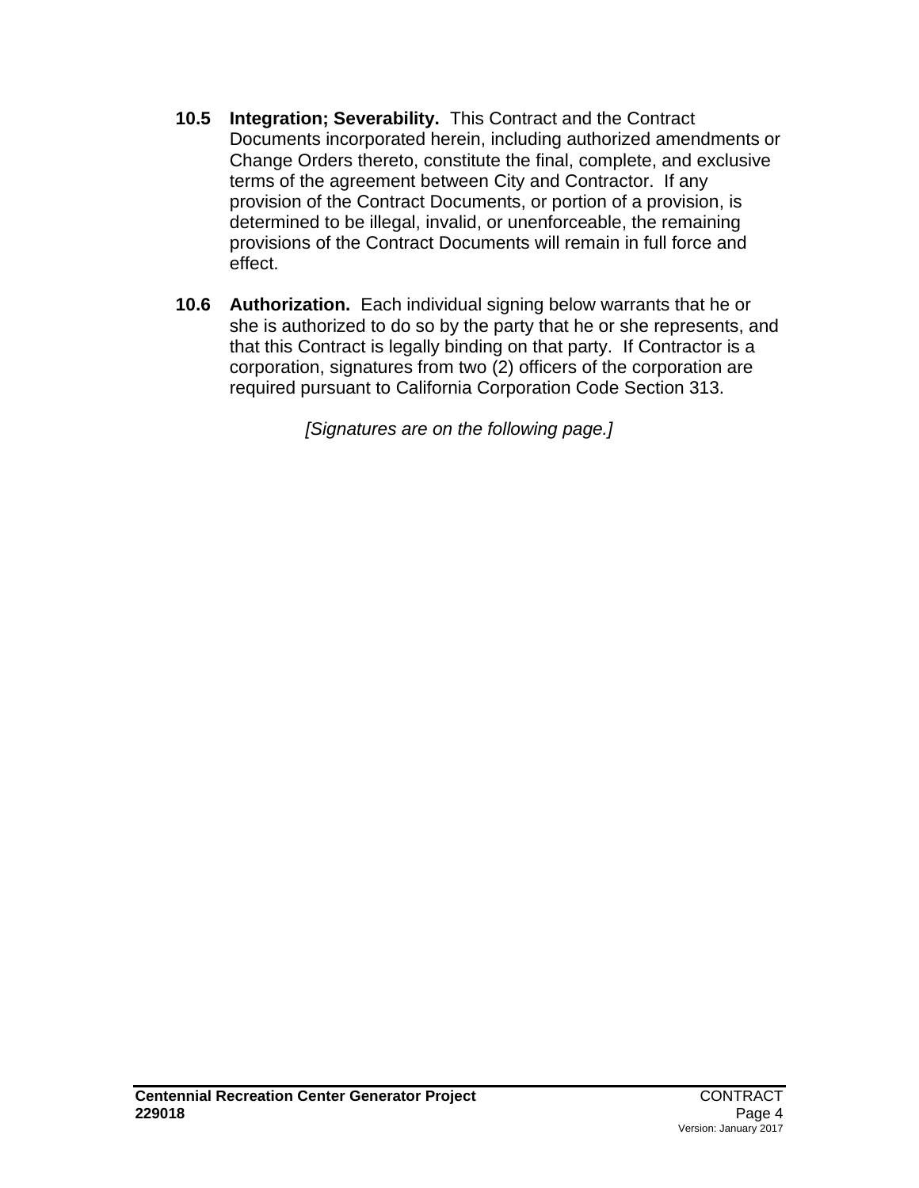**10.5 Integration; Severability.** This Contract and the Contract Documents incorporated herein, including authorized amendments or Change Orders thereto, constitute the final, complete, and exclusive terms of the agreement between City and Contractor. If any provision of the Contract Documents, or portion of a provision, is determined to be illegal, invalid, or unenforceable, the remaining provisions of the Contract Documents will remain in full force and effect.

**10.6 Authorization.** Each individual signing below warrants that he or she is authorized to do so by the party that he or she represents, and that this Contract is legally binding on that party. If Contractor is a corporation, signatures from two (2) officers of the corporation are required pursuant to California Corporation Code Section 313.

*[Signatures are on the following page.]*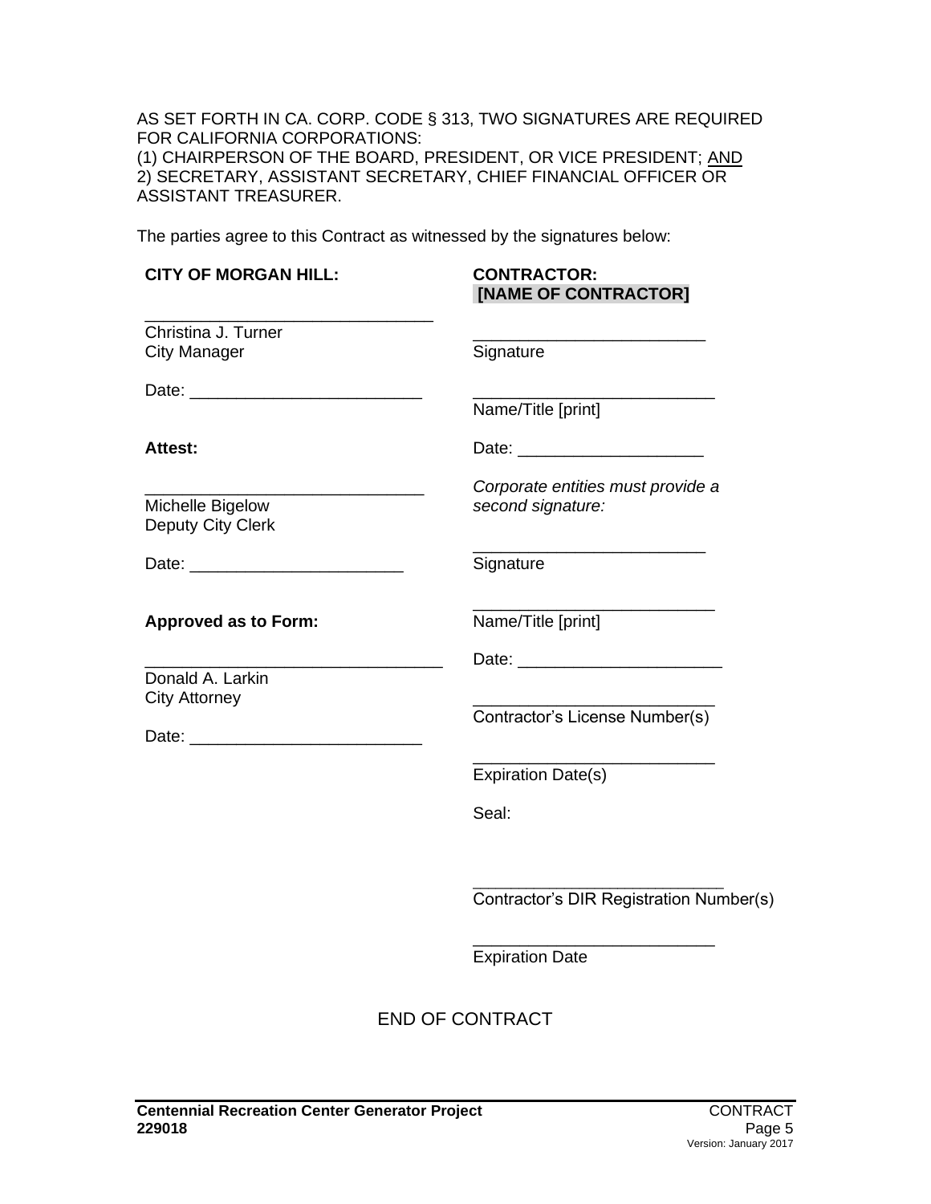AS SET FORTH IN CA. CORP. CODE § 313, TWO SIGNATURES ARE REQUIRED FOR CALIFORNIA CORPORATIONS:
(1) CHAIRPERSON OF THE BOARD, PRESIDENT, OR VICE PRESIDENT; AND
2) SECRETARY, ASSISTANT SECRETARY, CHIEF FINANCIAL OFFICER OR ASSISTANT TREASURER.

The parties agree to this Contract as witnessed by the signatures below:

**CITY OF MORGAN HILL:**

_______________________________
Christina J. Turner
City Manager

Date: _________________________

**Attest:**

______________________________
Michelle Bigelow
Deputy City Clerk

Date: _______________________

**Approved as to Form:**

________________________________
Donald A. Larkin
City Attorney

Date: _________________________

**CONTRACTOR:**
**[NAME OF CONTRACTOR]**

_________________________
Signature

__________________________
Name/Title [print]

Date: ____________________

*Corporate entities must provide a second signature:*

_________________________
Signature

__________________________
Name/Title [print]

Date: ______________________

__________________________
Contractor's License Number(s)

__________________________
Expiration Date(s)

Seal:

___________________________
Contractor's DIR Registration Number(s)

__________________________
Expiration Date

END OF CONTRACT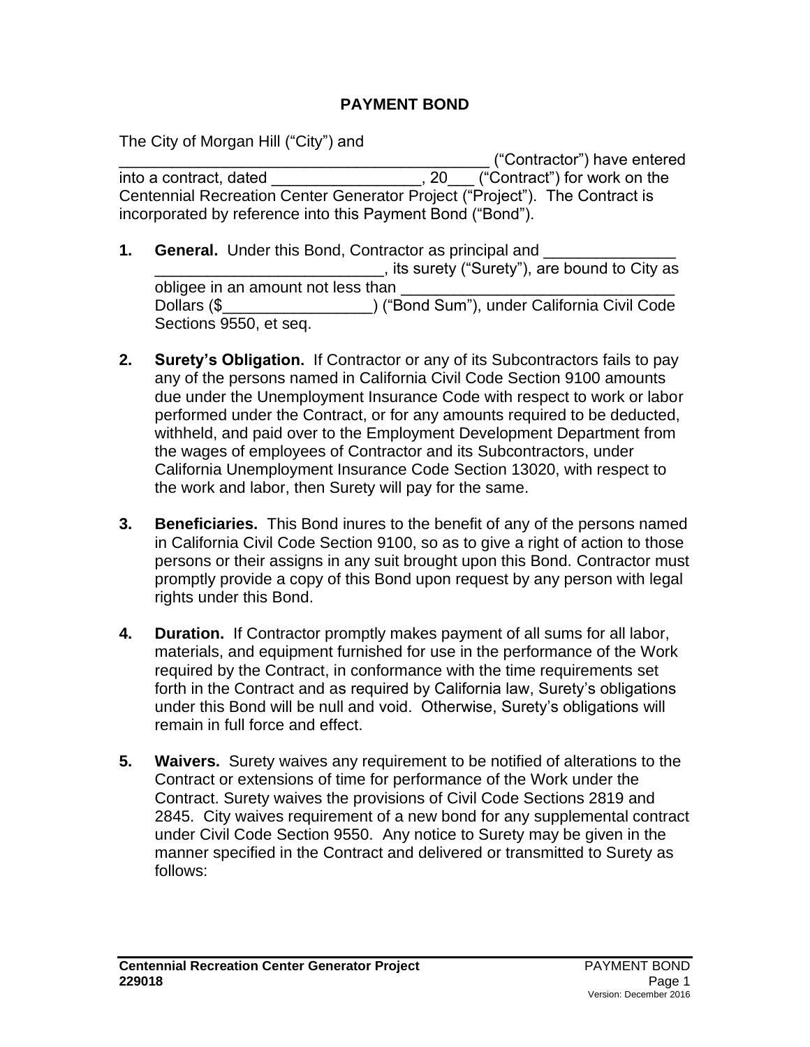# PAYMENT BOND

The City of Morgan Hill ("City") and \_\_\_\_\_\_\_\_\_\_\_\_\_\_\_\_\_\_\_\_\_\_\_\_\_\_\_\_\_\_\_\_\_\_\_\_\_\_\_\_\_\_\_\_ ("Contractor") have entered into a contract, dated \_\_\_\_\_\_\_\_\_\_\_\_\_\_\_\_\_\_, 20\_\_\_ ("Contract") for work on the Centennial Recreation Center Generator Project ("Project"). The Contract is incorporated by reference into this Payment Bond ("Bond").

1. **General.** Under this Bond, Contractor as principal and \_\_\_\_\_\_\_\_\_\_\_\_\_\_\_ \_\_\_\_\_\_\_\_\_\_\_\_\_\_\_\_\_\_\_\_\_\_\_\_\_\_\_, its surety ("Surety"), are bound to City as obligee in an amount not less than \_\_\_\_\_\_\_\_\_\_\_\_\_\_\_\_\_\_\_\_\_\_\_\_\_\_\_\_\_\_\_\_\_ Dollars ($\_\_\_\_\_\_\_\_\_\_\_\_\_\_\_\_\_\_) ("Bond Sum"), under California Civil Code Sections 9550, et seq.

2. **Surety's Obligation.** If Contractor or any of its Subcontractors fails to pay any of the persons named in California Civil Code Section 9100 amounts due under the Unemployment Insurance Code with respect to work or labor performed under the Contract, or for any amounts required to be deducted, withheld, and paid over to the Employment Development Department from the wages of employees of Contractor and its Subcontractors, under California Unemployment Insurance Code Section 13020, with respect to the work and labor, then Surety will pay for the same.

3. **Beneficiaries.** This Bond inures to the benefit of any of the persons named in California Civil Code Section 9100, so as to give a right of action to those persons or their assigns in any suit brought upon this Bond. Contractor must promptly provide a copy of this Bond upon request by any person with legal rights under this Bond.

4. **Duration.** If Contractor promptly makes payment of all sums for all labor, materials, and equipment furnished for use in the performance of the Work required by the Contract, in conformance with the time requirements set forth in the Contract and as required by California law, Surety's obligations under this Bond will be null and void. Otherwise, Surety's obligations will remain in full force and effect.

5. **Waivers.** Surety waives any requirement to be notified of alterations to the Contract or extensions of time for performance of the Work under the Contract. Surety waives the provisions of Civil Code Sections 2819 and 2845. City waives requirement of a new bond for any supplemental contract under Civil Code Section 9550. Any notice to Surety may be given in the manner specified in the Contract and delivered or transmitted to Surety as follows: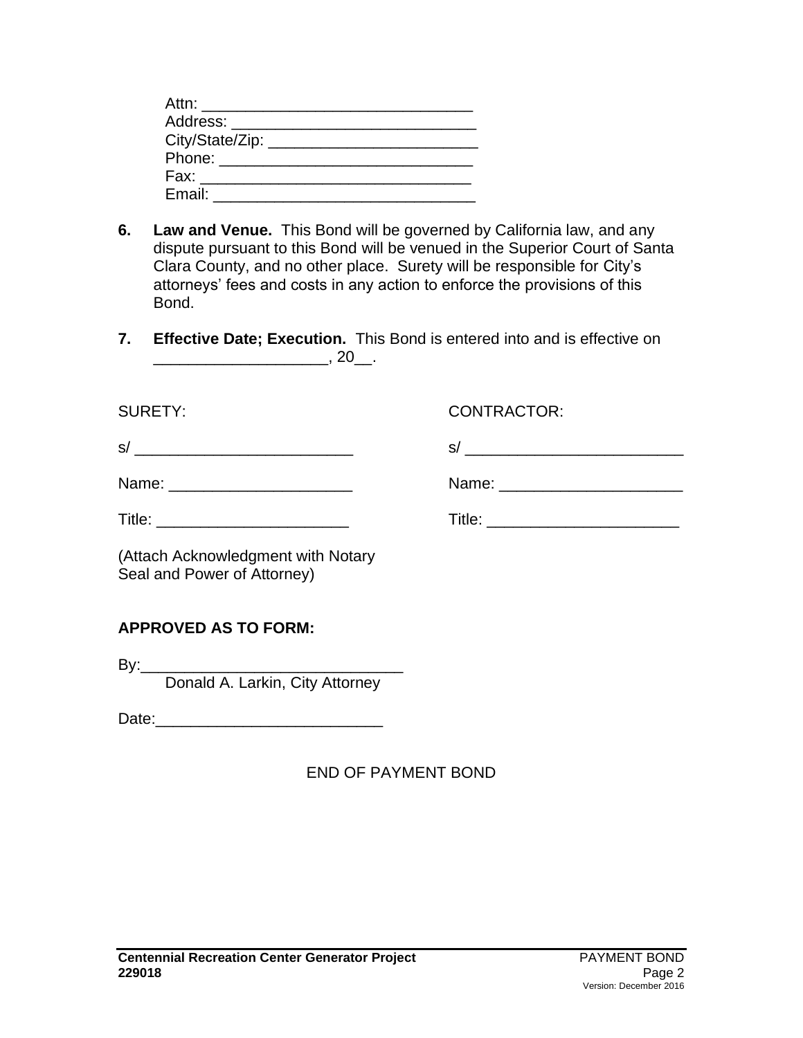Attn: ______________________________
Address: ____________________________
City/State/Zip: ________________________
Phone: _____________________________
Fax: _______________________________
Email: _____________________________

6. **Law and Venue.** This Bond will be governed by California law, and any dispute pursuant to this Bond will be venued in the Superior Court of Santa Clara County, and no other place. Surety will be responsible for City's attorneys' fees and costs in any action to enforce the provisions of this Bond.

7. **Effective Date; Execution.** This Bond is entered into and is effective on ____________________, 20__.

| SURETY: | CONTRACTOR: |
|---|---|
| s/ _________________________ | s/ _________________________ |
| Name: _____________________ | Name: _____________________ |
| Title: ______________________ | Title: ______________________ |
| (Attach Acknowledgment with Notary Seal and Power of Attorney) | |

**APPROVED AS TO FORM:**

By:______________________________
Donald A. Larkin, City Attorney

Date:__________________________

END OF PAYMENT BOND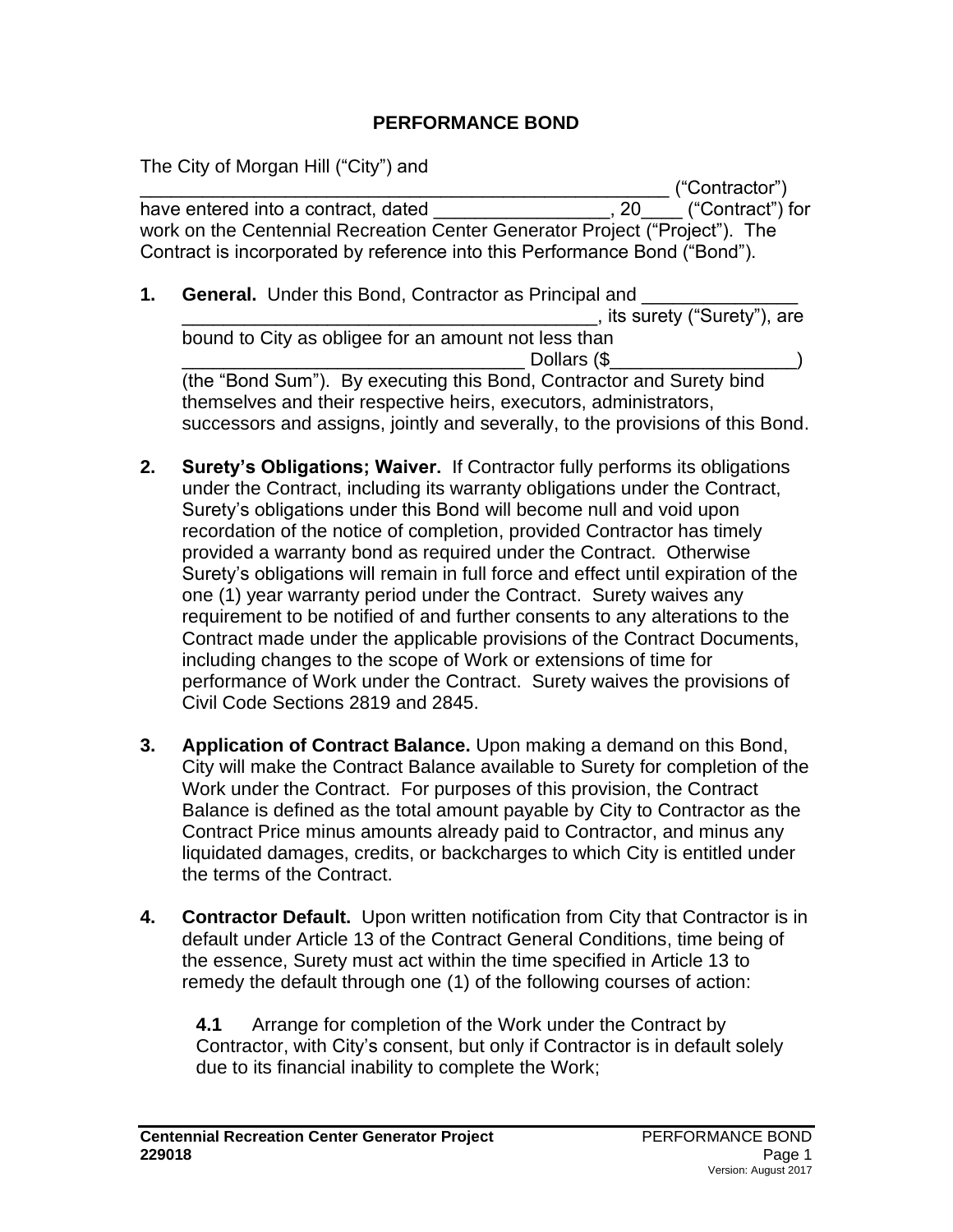# PERFORMANCE BOND

The City of Morgan Hill ("City") and ______________________________________________________ ("Contractor") have entered into a contract, dated _________________, 20____ ("Contract") for work on the Centennial Recreation Center Generator Project ("Project"). The Contract is incorporated by reference into this Performance Bond ("Bond").

1. **General.** Under this Bond, Contractor as Principal and _______________ ________________________________________, its surety ("Surety"), are bound to City as obligee for an amount not less than _________________________________ Dollars ($_________________) (the "Bond Sum"). By executing this Bond, Contractor and Surety bind themselves and their respective heirs, executors, administrators, successors and assigns, jointly and severally, to the provisions of this Bond.

2. **Surety's Obligations; Waiver.** If Contractor fully performs its obligations under the Contract, including its warranty obligations under the Contract, Surety's obligations under this Bond will become null and void upon recordation of the notice of completion, provided Contractor has timely provided a warranty bond as required under the Contract. Otherwise Surety's obligations will remain in full force and effect until expiration of the one (1) year warranty period under the Contract. Surety waives any requirement to be notified of and further consents to any alterations to the Contract made under the applicable provisions of the Contract Documents, including changes to the scope of Work or extensions of time for performance of Work under the Contract. Surety waives the provisions of Civil Code Sections 2819 and 2845.

3. **Application of Contract Balance.** Upon making a demand on this Bond, City will make the Contract Balance available to Surety for completion of the Work under the Contract. For purposes of this provision, the Contract Balance is defined as the total amount payable by City to Contractor as the Contract Price minus amounts already paid to Contractor, and minus any liquidated damages, credits, or backcharges to which City is entitled under the terms of the Contract.

4. **Contractor Default.** Upon written notification from City that Contractor is in default under Article 13 of the Contract General Conditions, time being of the essence, Surety must act within the time specified in Article 13 to remedy the default through one (1) of the following courses of action:

   **4.1** Arrange for completion of the Work under the Contract by Contractor, with City's consent, but only if Contractor is in default solely due to its financial inability to complete the Work;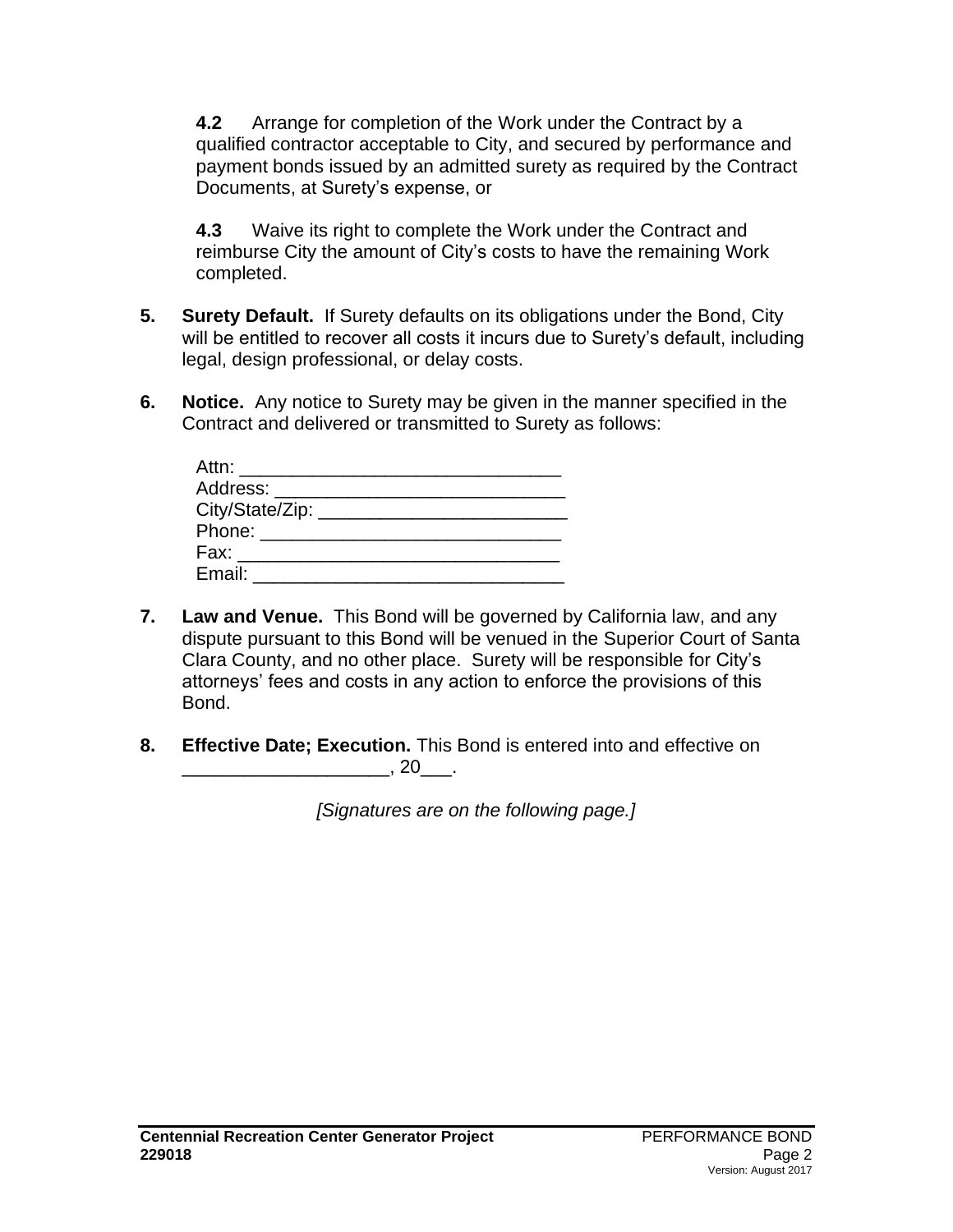**4.2** Arrange for completion of the Work under the Contract by a qualified contractor acceptable to City, and secured by performance and payment bonds issued by an admitted surety as required by the Contract Documents, at Surety's expense, or

**4.3** Waive its right to complete the Work under the Contract and reimburse City the amount of City's costs to have the remaining Work completed.

**5. Surety Default.** If Surety defaults on its obligations under the Bond, City will be entitled to recover all costs it incurs due to Surety's default, including legal, design professional, or delay costs.

**6. Notice.** Any notice to Surety may be given in the manner specified in the Contract and delivered or transmitted to Surety as follows:

Attn: ______________________________
Address: ____________________________
City/State/Zip: ________________________
Phone: _____________________________
Fax: ______________________________
Email: ______________________________

**7. Law and Venue.** This Bond will be governed by California law, and any dispute pursuant to this Bond will be venued in the Superior Court of Santa Clara County, and no other place. Surety will be responsible for City's attorneys' fees and costs in any action to enforce the provisions of this Bond.

**8. Effective Date; Execution.** This Bond is entered into and effective on ____________________, 20___.

*[Signatures are on the following page.]*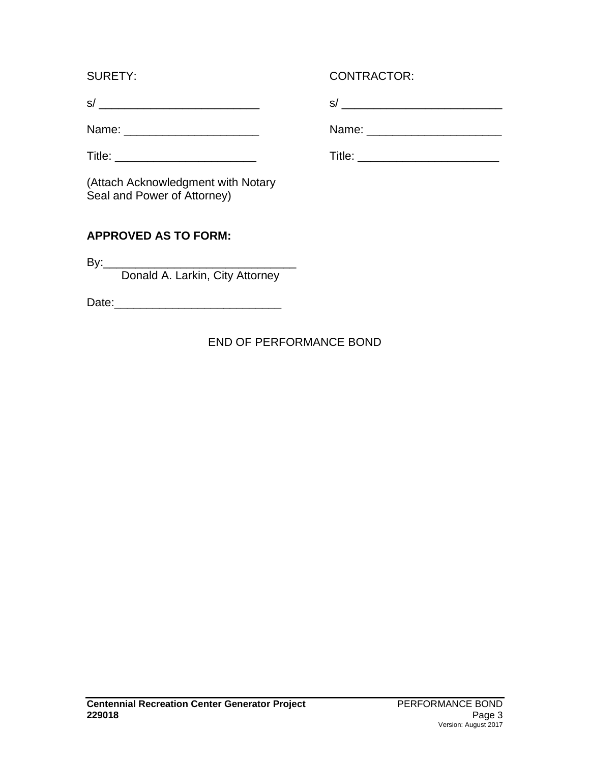| SURETY: | CONTRACTOR: |
|---|---|
| s/ ________________________ | s/ ________________________ |
| Name: ____________________ | Name: ____________________ |
| Title: _____________________ | Title: _____________________ |
| (Attach Acknowledgment with Notary Seal and Power of Attorney) | |

**APPROVED AS TO FORM:**

By:______________________________
Donald A. Larkin, City Attorney

Date:_________________________

END OF PERFORMANCE BOND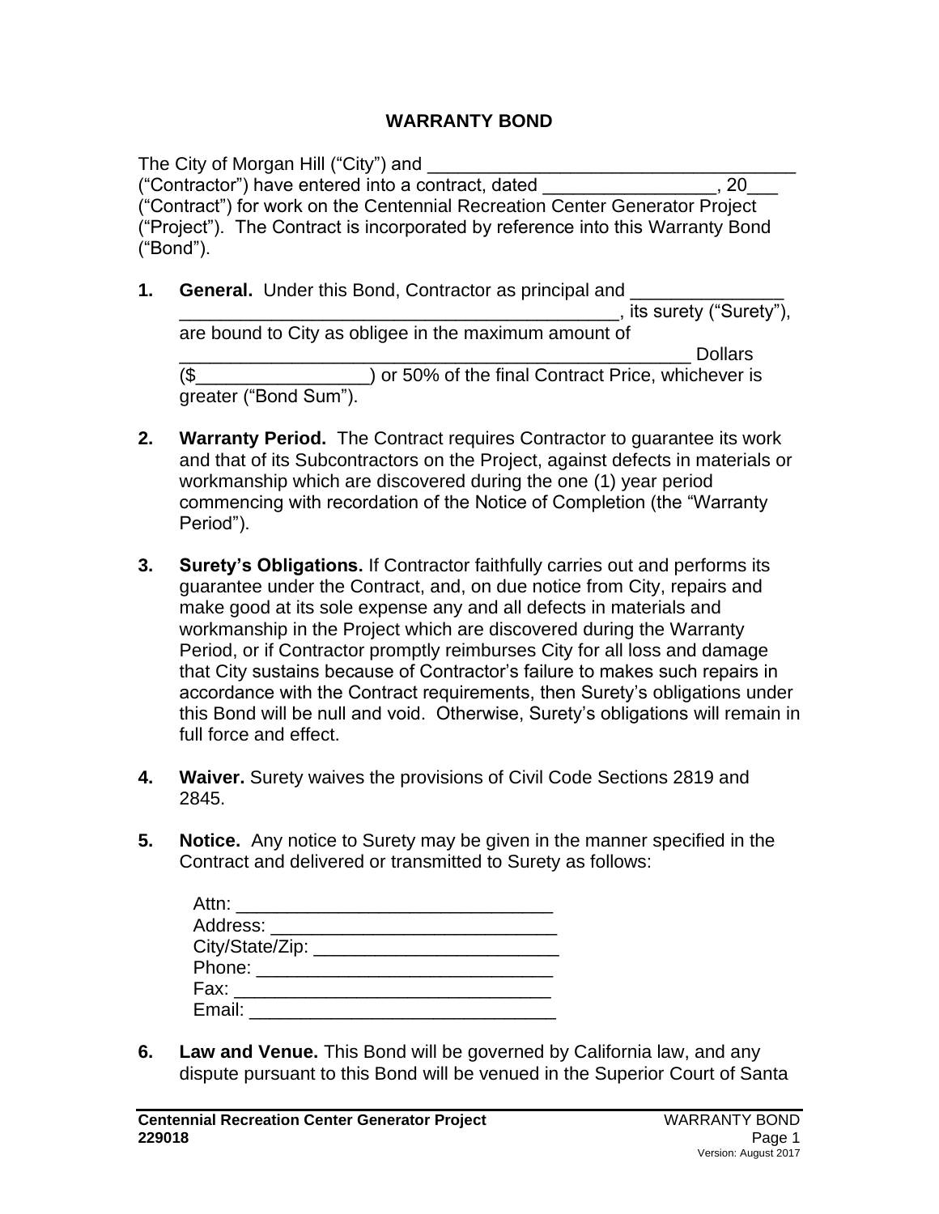# WARRANTY BOND

The City of Morgan Hill ("City") and ____________________________________ ("Contractor") have entered into a contract, dated _________________, 20___ ("Contract") for work on the Centennial Recreation Center Generator Project ("Project"). The Contract is incorporated by reference into this Warranty Bond ("Bond").

1. **General.** Under this Bond, Contractor as principal and _______________ ____________________________________________, its surety ("Surety"), are bound to City as obligee in the maximum amount of ____________________________________________________ Dollars ($_________________) or 50% of the final Contract Price, whichever is greater ("Bond Sum").

2. **Warranty Period.** The Contract requires Contractor to guarantee its work and that of its Subcontractors on the Project, against defects in materials or workmanship which are discovered during the one (1) year period commencing with recordation of the Notice of Completion (the "Warranty Period").

3. **Surety's Obligations.** If Contractor faithfully carries out and performs its guarantee under the Contract, and, on due notice from City, repairs and make good at its sole expense any and all defects in materials and workmanship in the Project which are discovered during the Warranty Period, or if Contractor promptly reimburses City for all loss and damage that City sustains because of Contractor's failure to makes such repairs in accordance with the Contract requirements, then Surety's obligations under this Bond will be null and void. Otherwise, Surety's obligations will remain in full force and effect.

4. **Waiver.** Surety waives the provisions of Civil Code Sections 2819 and 2845.

5. **Notice.** Any notice to Surety may be given in the manner specified in the Contract and delivered or transmitted to Surety as follows:

   Attn: _______________________________
   Address: ____________________________
   City/State/Zip: ________________________
   Phone: ______________________________
   Fax: ________________________________
   Email: ______________________________

6. **Law and Venue.** This Bond will be governed by California law, and any dispute pursuant to this Bond will be venued in the Superior Court of Santa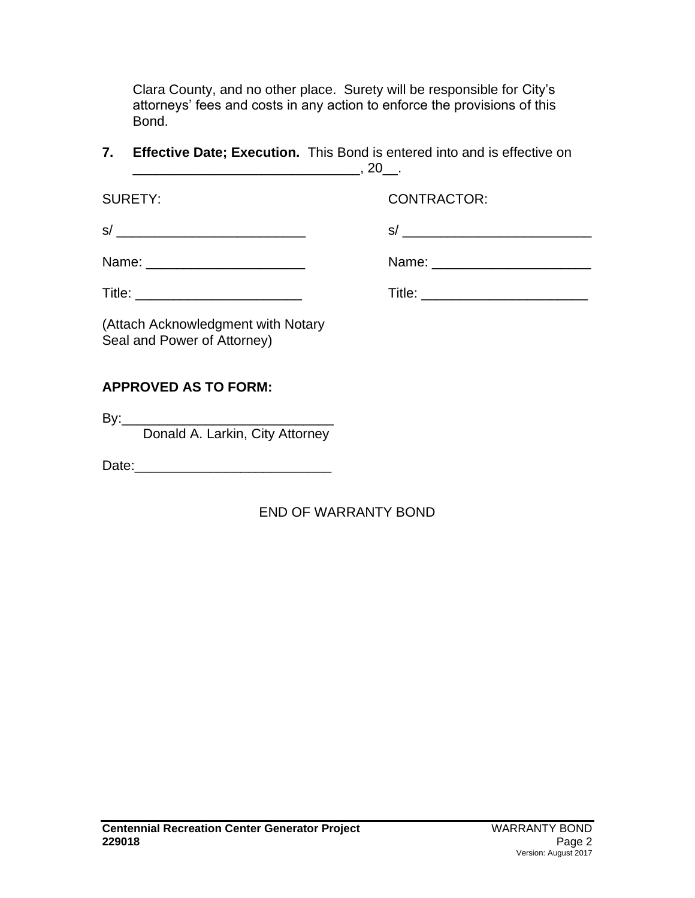Clara County, and no other place. Surety will be responsible for City's attorneys' fees and costs in any action to enforce the provisions of this Bond.

**7. Effective Date; Execution.** This Bond is entered into and is effective on ______________________________, 20__.

| SURETY: | CONTRACTOR: |
|---|---|
| s/ _________________________ | s/ _________________________ |
| Name: _____________________ | Name: _____________________ |
| Title: ______________________ | Title: ______________________ |

(Attach Acknowledgment with Notary Seal and Power of Attorney)

**APPROVED AS TO FORM:**

By:____________________________
Donald A. Larkin, City Attorney

Date:__________________________

END OF WARRANTY BOND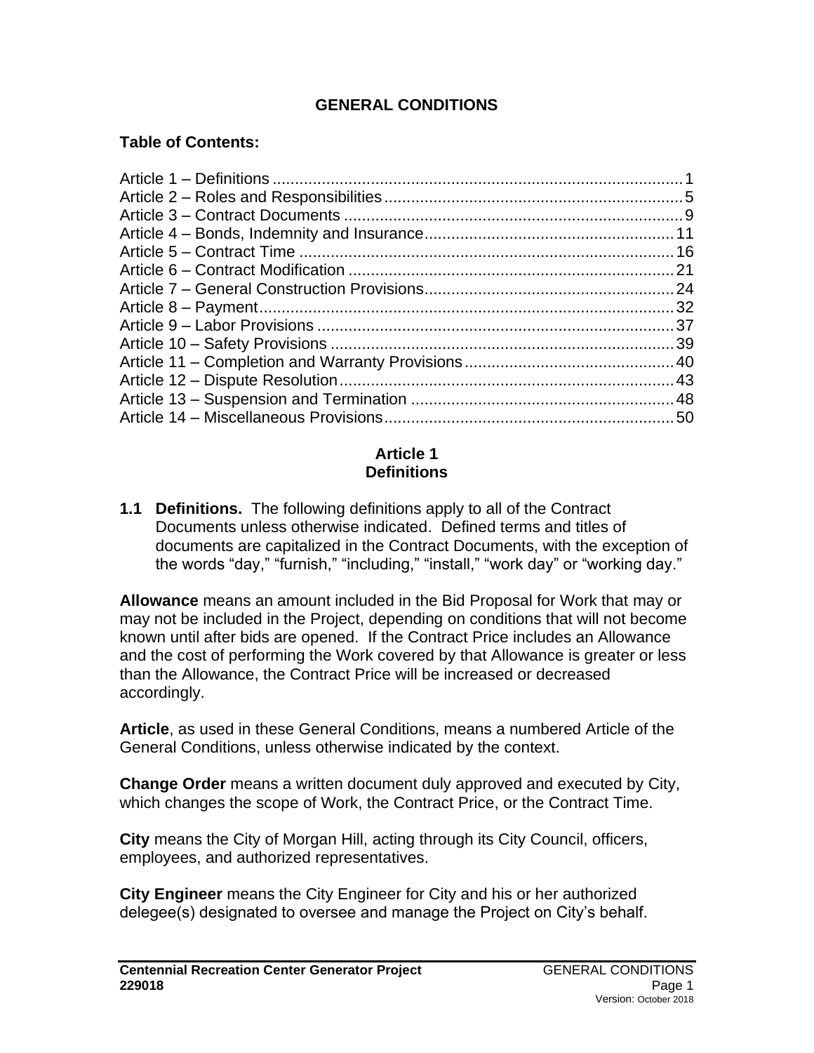# GENERAL CONDITIONS

## Table of Contents:

Article 1 – Definitions ........................................................................................... 1
Article 2 – Roles and Responsibilities .................................................................. 5
Article 3 – Contract Documents ........................................................................... 9
Article 4 – Bonds, Indemnity and Insurance ........................................................ 11
Article 5 – Contract Time .................................................................................... 16
Article 6 – Contract Modification ......................................................................... 21
Article 7 – General Construction Provisions ........................................................ 24
Article 8 – Payment ............................................................................................. 32
Article 9 – Labor Provisions ................................................................................ 37
Article 10 – Safety Provisions ............................................................................. 39
Article 11 – Completion and Warranty Provisions ............................................... 40
Article 12 – Dispute Resolution ........................................................................... 43
Article 13 – Suspension and Termination ........................................................... 48
Article 14 – Miscellaneous Provisions ................................................................. 50

## Article 1
## Definitions

**1.1 Definitions.** The following definitions apply to all of the Contract Documents unless otherwise indicated. Defined terms and titles of documents are capitalized in the Contract Documents, with the exception of the words “day,” “furnish,” “including,” “install,” “work day” or “working day.”

**Allowance** means an amount included in the Bid Proposal for Work that may or may not be included in the Project, depending on conditions that will not become known until after bids are opened. If the Contract Price includes an Allowance and the cost of performing the Work covered by that Allowance is greater or less than the Allowance, the Contract Price will be increased or decreased accordingly.

**Article**, as used in these General Conditions, means a numbered Article of the General Conditions, unless otherwise indicated by the context.

**Change Order** means a written document duly approved and executed by City, which changes the scope of Work, the Contract Price, or the Contract Time.

**City** means the City of Morgan Hill, acting through its City Council, officers, employees, and authorized representatives.

**City Engineer** means the City Engineer for City and his or her authorized delegee(s) designated to oversee and manage the Project on City’s behalf.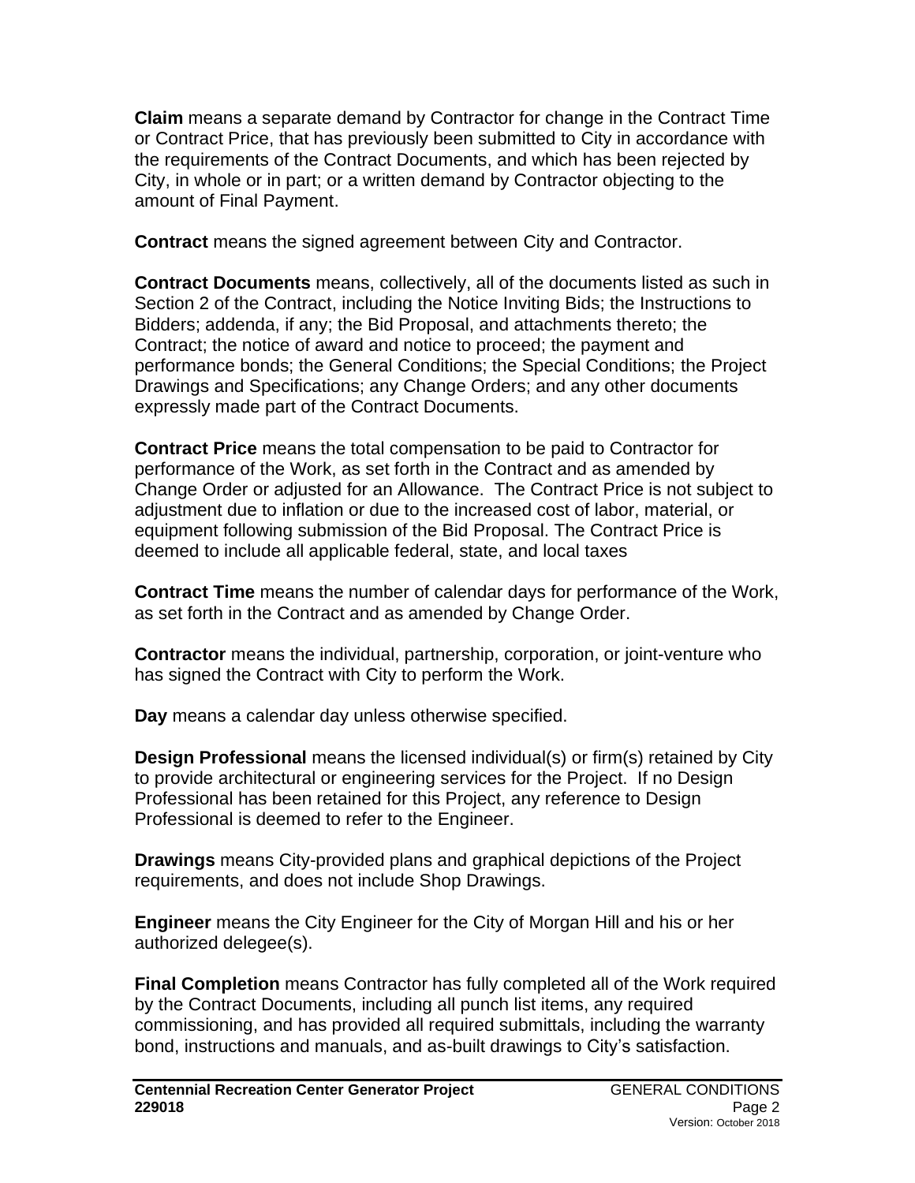**Claim** means a separate demand by Contractor for change in the Contract Time or Contract Price, that has previously been submitted to City in accordance with the requirements of the Contract Documents, and which has been rejected by City, in whole or in part; or a written demand by Contractor objecting to the amount of Final Payment.

**Contract** means the signed agreement between City and Contractor.

**Contract Documents** means, collectively, all of the documents listed as such in Section 2 of the Contract, including the Notice Inviting Bids; the Instructions to Bidders; addenda, if any; the Bid Proposal, and attachments thereto; the Contract; the notice of award and notice to proceed; the payment and performance bonds; the General Conditions; the Special Conditions; the Project Drawings and Specifications; any Change Orders; and any other documents expressly made part of the Contract Documents.

**Contract Price** means the total compensation to be paid to Contractor for performance of the Work, as set forth in the Contract and as amended by Change Order or adjusted for an Allowance. The Contract Price is not subject to adjustment due to inflation or due to the increased cost of labor, material, or equipment following submission of the Bid Proposal. The Contract Price is deemed to include all applicable federal, state, and local taxes

**Contract Time** means the number of calendar days for performance of the Work, as set forth in the Contract and as amended by Change Order.

**Contractor** means the individual, partnership, corporation, or joint-venture who has signed the Contract with City to perform the Work.

**Day** means a calendar day unless otherwise specified.

**Design Professional** means the licensed individual(s) or firm(s) retained by City to provide architectural or engineering services for the Project. If no Design Professional has been retained for this Project, any reference to Design Professional is deemed to refer to the Engineer.

**Drawings** means City-provided plans and graphical depictions of the Project requirements, and does not include Shop Drawings.

**Engineer** means the City Engineer for the City of Morgan Hill and his or her authorized delegee(s).

**Final Completion** means Contractor has fully completed all of the Work required by the Contract Documents, including all punch list items, any required commissioning, and has provided all required submittals, including the warranty bond, instructions and manuals, and as-built drawings to City's satisfaction.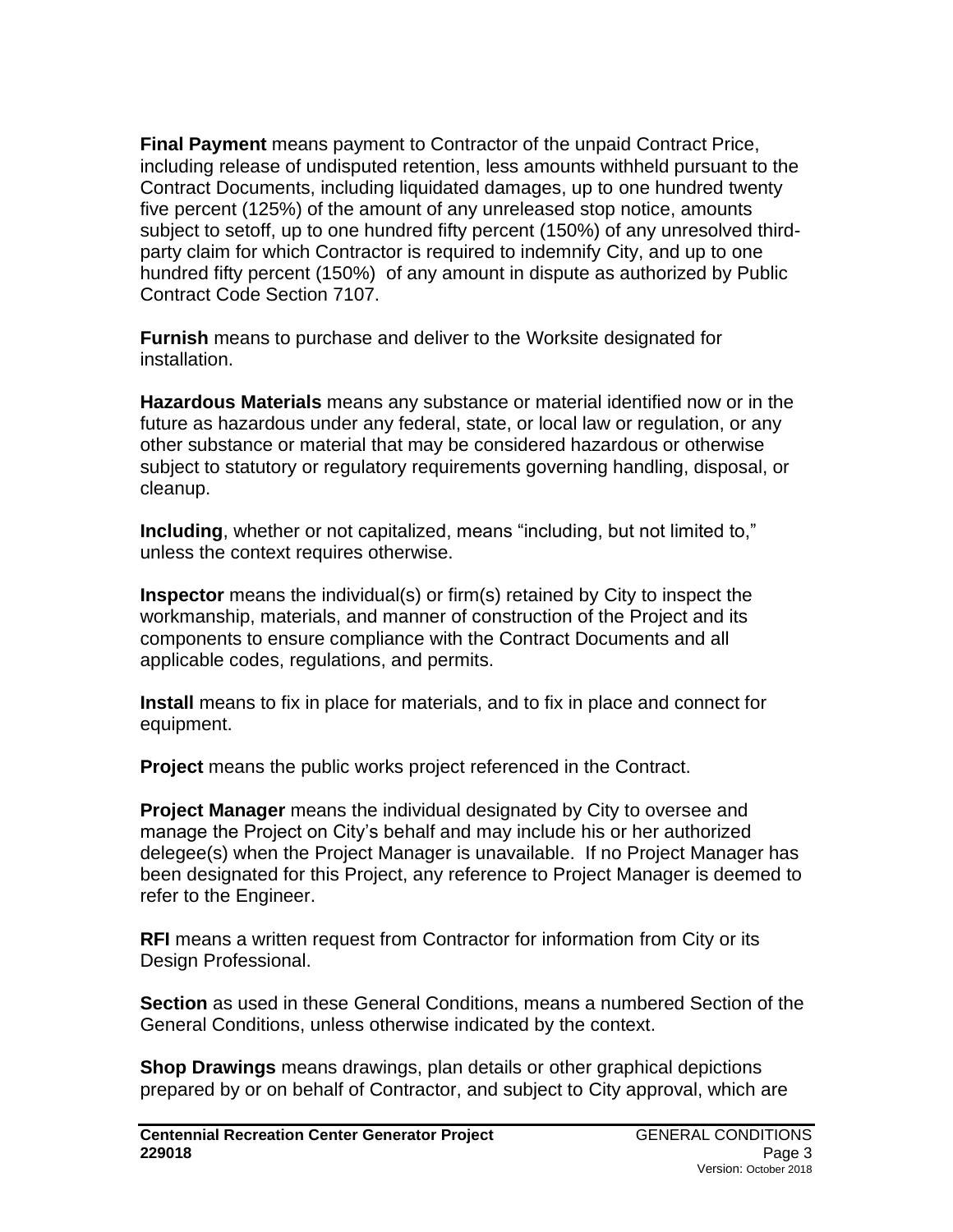**Final Payment** means payment to Contractor of the unpaid Contract Price, including release of undisputed retention, less amounts withheld pursuant to the Contract Documents, including liquidated damages, up to one hundred twenty five percent (125%) of the amount of any unreleased stop notice, amounts subject to setoff, up to one hundred fifty percent (150%) of any unresolved third-party claim for which Contractor is required to indemnify City, and up to one hundred fifty percent (150%) of any amount in dispute as authorized by Public Contract Code Section 7107.

**Furnish** means to purchase and deliver to the Worksite designated for installation.

**Hazardous Materials** means any substance or material identified now or in the future as hazardous under any federal, state, or local law or regulation, or any other substance or material that may be considered hazardous or otherwise subject to statutory or regulatory requirements governing handling, disposal, or cleanup.

**Including**, whether or not capitalized, means "including, but not limited to," unless the context requires otherwise.

**Inspector** means the individual(s) or firm(s) retained by City to inspect the workmanship, materials, and manner of construction of the Project and its components to ensure compliance with the Contract Documents and all applicable codes, regulations, and permits.

**Install** means to fix in place for materials, and to fix in place and connect for equipment.

**Project** means the public works project referenced in the Contract.

**Project Manager** means the individual designated by City to oversee and manage the Project on City's behalf and may include his or her authorized delegee(s) when the Project Manager is unavailable. If no Project Manager has been designated for this Project, any reference to Project Manager is deemed to refer to the Engineer.

**RFI** means a written request from Contractor for information from City or its Design Professional.

**Section** as used in these General Conditions, means a numbered Section of the General Conditions, unless otherwise indicated by the context.

**Shop Drawings** means drawings, plan details or other graphical depictions prepared by or on behalf of Contractor, and subject to City approval, which are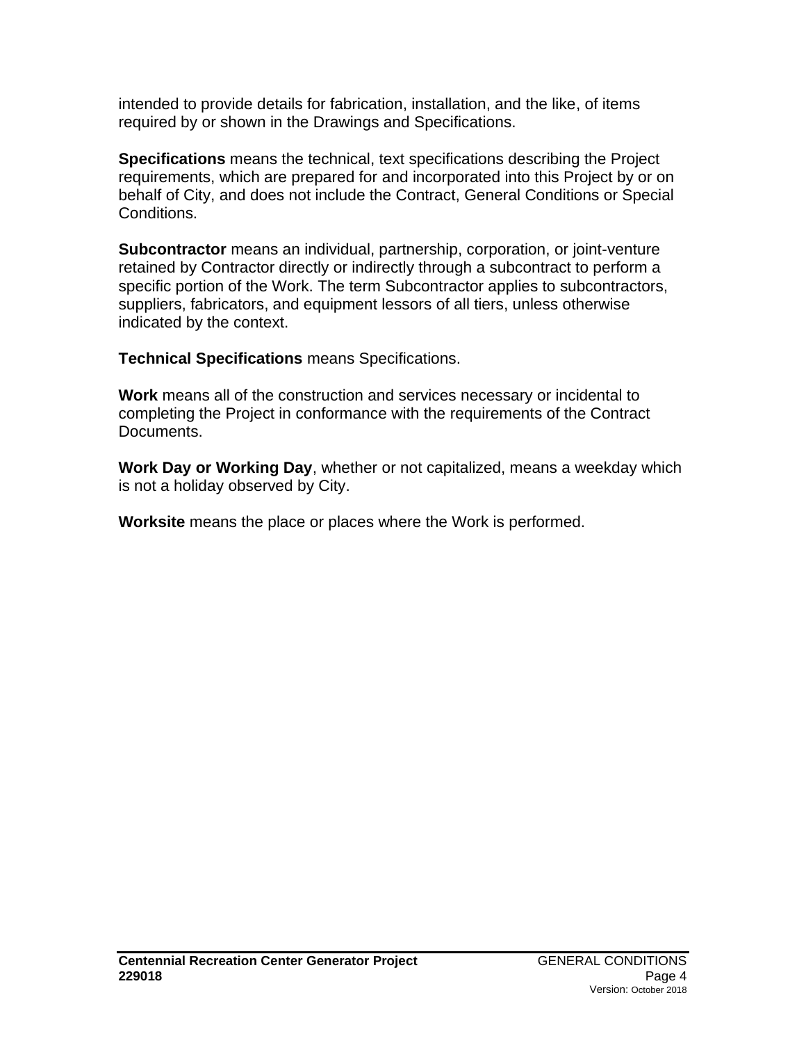intended to provide details for fabrication, installation, and the like, of items required by or shown in the Drawings and Specifications.

**Specifications** means the technical, text specifications describing the Project requirements, which are prepared for and incorporated into this Project by or on behalf of City, and does not include the Contract, General Conditions or Special Conditions.

**Subcontractor** means an individual, partnership, corporation, or joint-venture retained by Contractor directly or indirectly through a subcontract to perform a specific portion of the Work. The term Subcontractor applies to subcontractors, suppliers, fabricators, and equipment lessors of all tiers, unless otherwise indicated by the context.

**Technical Specifications** means Specifications.

**Work** means all of the construction and services necessary or incidental to completing the Project in conformance with the requirements of the Contract Documents.

**Work Day or Working Day**, whether or not capitalized, means a weekday which is not a holiday observed by City.

**Worksite** means the place or places where the Work is performed.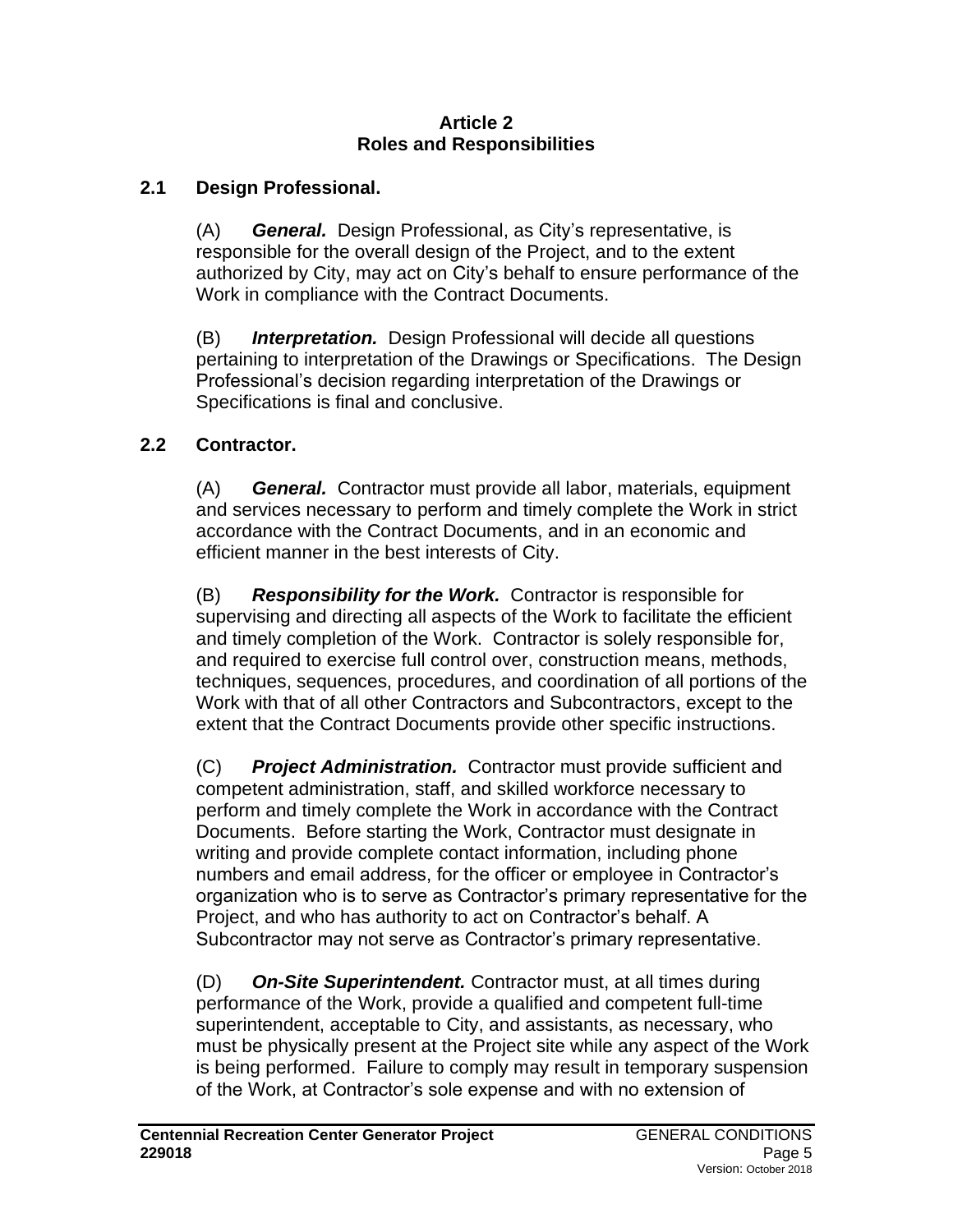## Article 2
## Roles and Responsibilities

### 2.1 Design Professional.

(A) ***General.*** Design Professional, as City's representative, is responsible for the overall design of the Project, and to the extent authorized by City, may act on City's behalf to ensure performance of the Work in compliance with the Contract Documents.

(B) ***Interpretation.*** Design Professional will decide all questions pertaining to interpretation of the Drawings or Specifications. The Design Professional's decision regarding interpretation of the Drawings or Specifications is final and conclusive.

### 2.2 Contractor.

(A) ***General.*** Contractor must provide all labor, materials, equipment and services necessary to perform and timely complete the Work in strict accordance with the Contract Documents, and in an economic and efficient manner in the best interests of City.

(B) ***Responsibility for the Work.*** Contractor is responsible for supervising and directing all aspects of the Work to facilitate the efficient and timely completion of the Work. Contractor is solely responsible for, and required to exercise full control over, construction means, methods, techniques, sequences, procedures, and coordination of all portions of the Work with that of all other Contractors and Subcontractors, except to the extent that the Contract Documents provide other specific instructions.

(C) ***Project Administration.*** Contractor must provide sufficient and competent administration, staff, and skilled workforce necessary to perform and timely complete the Work in accordance with the Contract Documents. Before starting the Work, Contractor must designate in writing and provide complete contact information, including phone numbers and email address, for the officer or employee in Contractor's organization who is to serve as Contractor's primary representative for the Project, and who has authority to act on Contractor's behalf. A Subcontractor may not serve as Contractor's primary representative.

(D) ***On-Site Superintendent.*** Contractor must, at all times during performance of the Work, provide a qualified and competent full-time superintendent, acceptable to City, and assistants, as necessary, who must be physically present at the Project site while any aspect of the Work is being performed. Failure to comply may result in temporary suspension of the Work, at Contractor's sole expense and with no extension of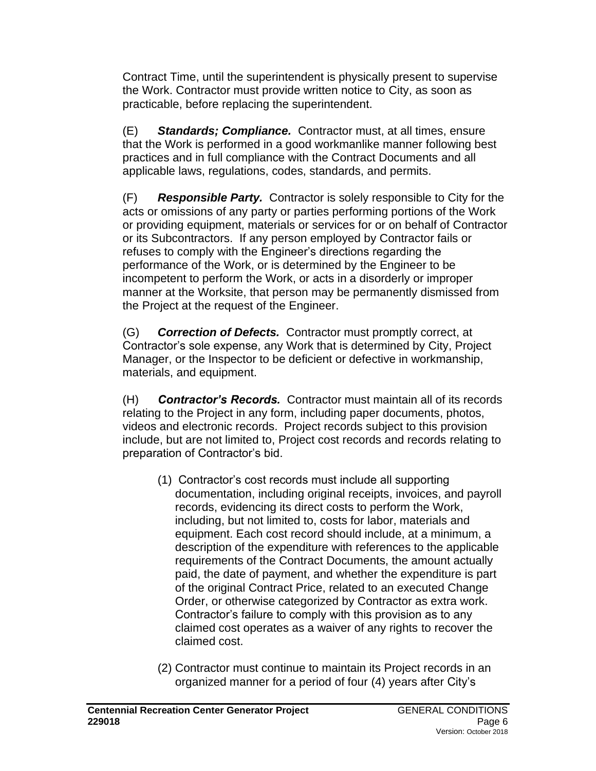Contract Time, until the superintendent is physically present to supervise the Work. Contractor must provide written notice to City, as soon as practicable, before replacing the superintendent.

(E) ***Standards; Compliance.*** Contractor must, at all times, ensure that the Work is performed in a good workmanlike manner following best practices and in full compliance with the Contract Documents and all applicable laws, regulations, codes, standards, and permits.

(F) ***Responsible Party.*** Contractor is solely responsible to City for the acts or omissions of any party or parties performing portions of the Work or providing equipment, materials or services for or on behalf of Contractor or its Subcontractors. If any person employed by Contractor fails or refuses to comply with the Engineer's directions regarding the performance of the Work, or is determined by the Engineer to be incompetent to perform the Work, or acts in a disorderly or improper manner at the Worksite, that person may be permanently dismissed from the Project at the request of the Engineer.

(G) ***Correction of Defects.*** Contractor must promptly correct, at Contractor's sole expense, any Work that is determined by City, Project Manager, or the Inspector to be deficient or defective in workmanship, materials, and equipment.

(H) ***Contractor's Records.*** Contractor must maintain all of its records relating to the Project in any form, including paper documents, photos, videos and electronic records. Project records subject to this provision include, but are not limited to, Project cost records and records relating to preparation of Contractor's bid.

(1) Contractor's cost records must include all supporting documentation, including original receipts, invoices, and payroll records, evidencing its direct costs to perform the Work, including, but not limited to, costs for labor, materials and equipment. Each cost record should include, at a minimum, a description of the expenditure with references to the applicable requirements of the Contract Documents, the amount actually paid, the date of payment, and whether the expenditure is part of the original Contract Price, related to an executed Change Order, or otherwise categorized by Contractor as extra work. Contractor's failure to comply with this provision as to any claimed cost operates as a waiver of any rights to recover the claimed cost.

(2) Contractor must continue to maintain its Project records in an organized manner for a period of four (4) years after City's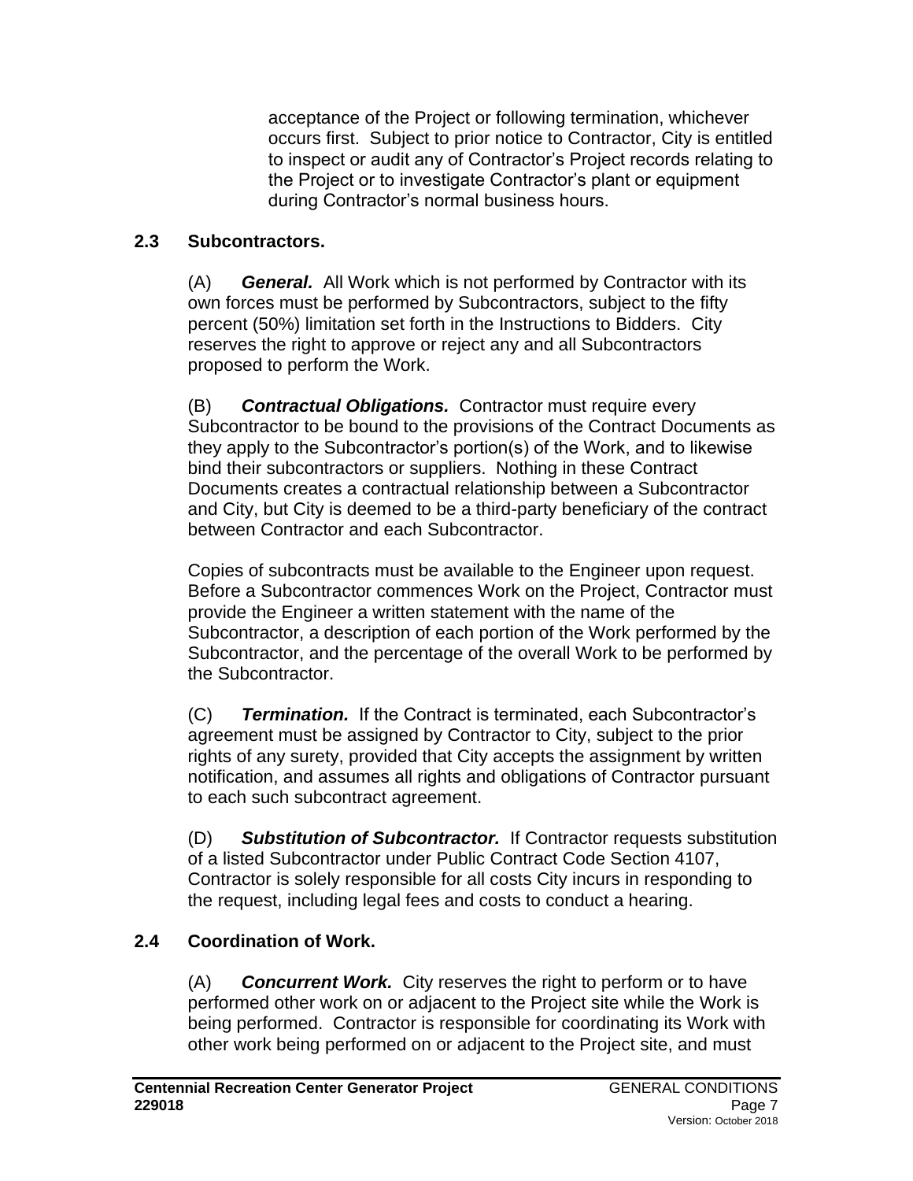acceptance of the Project or following termination, whichever occurs first. Subject to prior notice to Contractor, City is entitled to inspect or audit any of Contractor's Project records relating to the Project or to investigate Contractor's plant or equipment during Contractor's normal business hours.

## 2.3 Subcontractors.

(A) ***General.*** All Work which is not performed by Contractor with its own forces must be performed by Subcontractors, subject to the fifty percent (50%) limitation set forth in the Instructions to Bidders. City reserves the right to approve or reject any and all Subcontractors proposed to perform the Work.

(B) ***Contractual Obligations.*** Contractor must require every Subcontractor to be bound to the provisions of the Contract Documents as they apply to the Subcontractor's portion(s) of the Work, and to likewise bind their subcontractors or suppliers. Nothing in these Contract Documents creates a contractual relationship between a Subcontractor and City, but City is deemed to be a third-party beneficiary of the contract between Contractor and each Subcontractor.

Copies of subcontracts must be available to the Engineer upon request. Before a Subcontractor commences Work on the Project, Contractor must provide the Engineer a written statement with the name of the Subcontractor, a description of each portion of the Work performed by the Subcontractor, and the percentage of the overall Work to be performed by the Subcontractor.

(C) ***Termination.*** If the Contract is terminated, each Subcontractor's agreement must be assigned by Contractor to City, subject to the prior rights of any surety, provided that City accepts the assignment by written notification, and assumes all rights and obligations of Contractor pursuant to each such subcontract agreement.

(D) ***Substitution of Subcontractor.*** If Contractor requests substitution of a listed Subcontractor under Public Contract Code Section 4107, Contractor is solely responsible for all costs City incurs in responding to the request, including legal fees and costs to conduct a hearing.

## 2.4 Coordination of Work.

(A) ***Concurrent Work.*** City reserves the right to perform or to have performed other work on or adjacent to the Project site while the Work is being performed. Contractor is responsible for coordinating its Work with other work being performed on or adjacent to the Project site, and must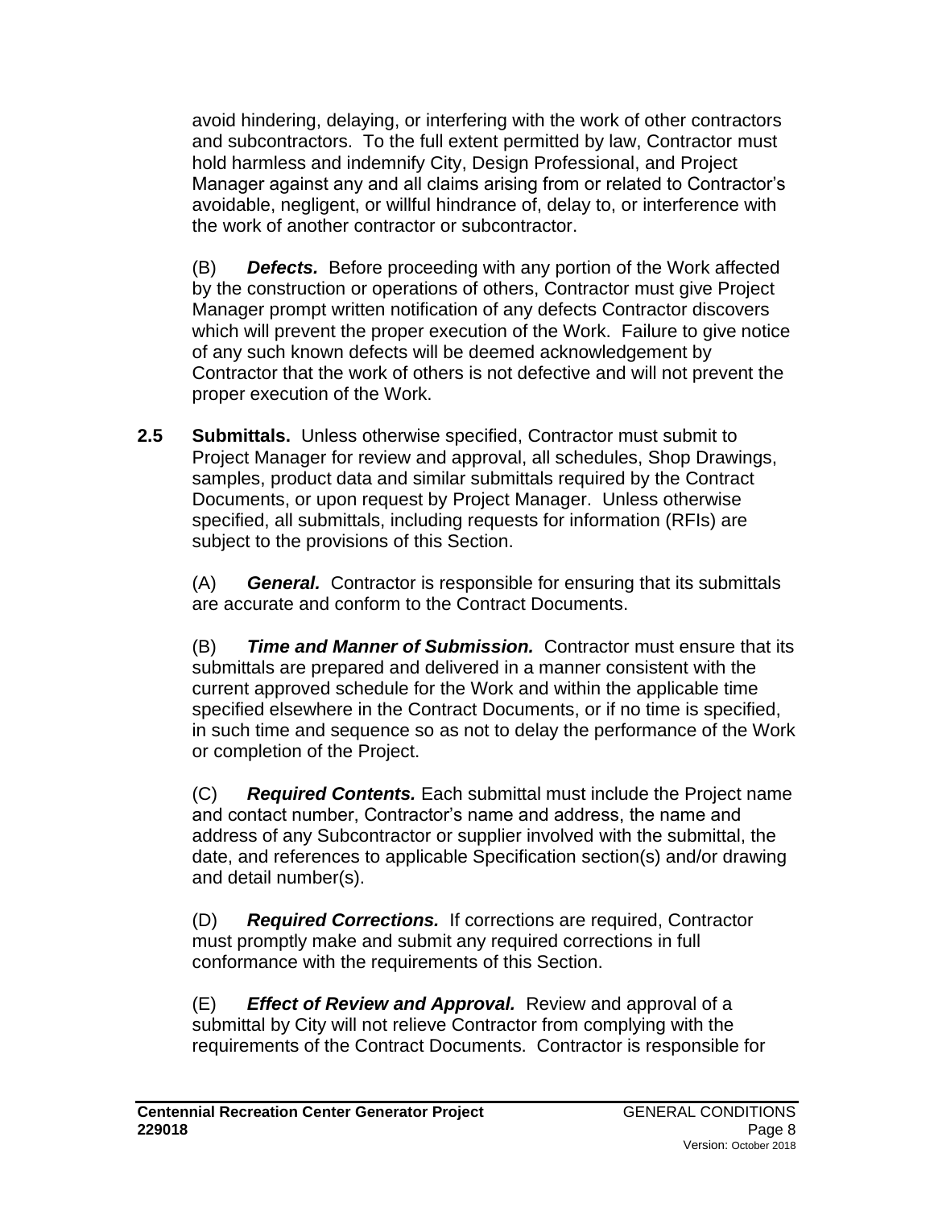avoid hindering, delaying, or interfering with the work of other contractors and subcontractors. To the full extent permitted by law, Contractor must hold harmless and indemnify City, Design Professional, and Project Manager against any and all claims arising from or related to Contractor's avoidable, negligent, or willful hindrance of, delay to, or interference with the work of another contractor or subcontractor.

(B) ***Defects.*** Before proceeding with any portion of the Work affected by the construction or operations of others, Contractor must give Project Manager prompt written notification of any defects Contractor discovers which will prevent the proper execution of the Work. Failure to give notice of any such known defects will be deemed acknowledgement by Contractor that the work of others is not defective and will not prevent the proper execution of the Work.

**2.5 Submittals.** Unless otherwise specified, Contractor must submit to Project Manager for review and approval, all schedules, Shop Drawings, samples, product data and similar submittals required by the Contract Documents, or upon request by Project Manager. Unless otherwise specified, all submittals, including requests for information (RFIs) are subject to the provisions of this Section.

(A) ***General.*** Contractor is responsible for ensuring that its submittals are accurate and conform to the Contract Documents.

(B) ***Time and Manner of Submission.*** Contractor must ensure that its submittals are prepared and delivered in a manner consistent with the current approved schedule for the Work and within the applicable time specified elsewhere in the Contract Documents, or if no time is specified, in such time and sequence so as not to delay the performance of the Work or completion of the Project.

(C) ***Required Contents.*** Each submittal must include the Project name and contact number, Contractor's name and address, the name and address of any Subcontractor or supplier involved with the submittal, the date, and references to applicable Specification section(s) and/or drawing and detail number(s).

(D) ***Required Corrections.*** If corrections are required, Contractor must promptly make and submit any required corrections in full conformance with the requirements of this Section.

(E) ***Effect of Review and Approval.*** Review and approval of a submittal by City will not relieve Contractor from complying with the requirements of the Contract Documents. Contractor is responsible for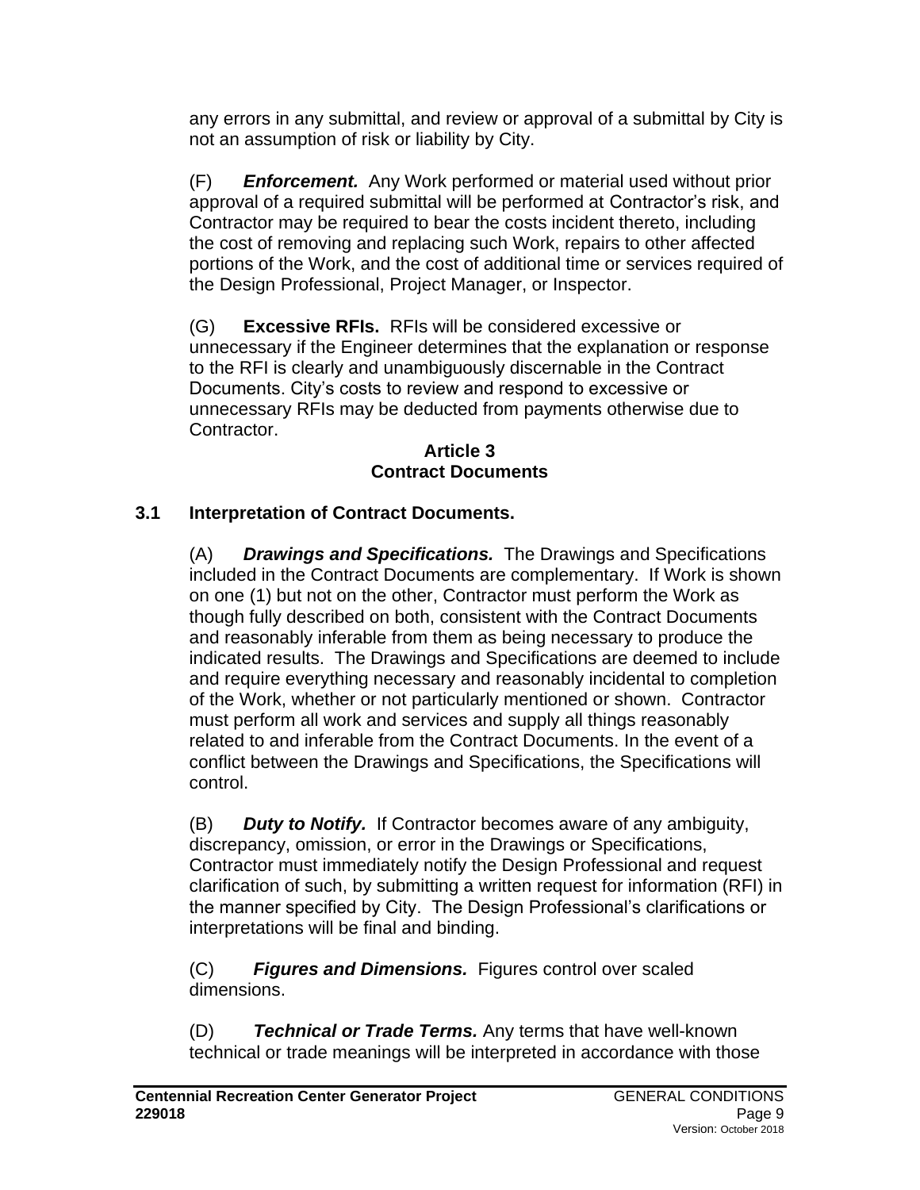any errors in any submittal, and review or approval of a submittal by City is not an assumption of risk or liability by City.

(F) ***Enforcement.*** Any Work performed or material used without prior approval of a required submittal will be performed at Contractor's risk, and Contractor may be required to bear the costs incident thereto, including the cost of removing and replacing such Work, repairs to other affected portions of the Work, and the cost of additional time or services required of the Design Professional, Project Manager, or Inspector.

(G) **Excessive RFIs.** RFIs will be considered excessive or unnecessary if the Engineer determines that the explanation or response to the RFI is clearly and unambiguously discernable in the Contract Documents. City's costs to review and respond to excessive or unnecessary RFIs may be deducted from payments otherwise due to Contractor.

## Article 3
## Contract Documents

### 3.1 Interpretation of Contract Documents.

(A) ***Drawings and Specifications.*** The Drawings and Specifications included in the Contract Documents are complementary. If Work is shown on one (1) but not on the other, Contractor must perform the Work as though fully described on both, consistent with the Contract Documents and reasonably inferable from them as being necessary to produce the indicated results. The Drawings and Specifications are deemed to include and require everything necessary and reasonably incidental to completion of the Work, whether or not particularly mentioned or shown. Contractor must perform all work and services and supply all things reasonably related to and inferable from the Contract Documents. In the event of a conflict between the Drawings and Specifications, the Specifications will control.

(B) ***Duty to Notify.*** If Contractor becomes aware of any ambiguity, discrepancy, omission, or error in the Drawings or Specifications, Contractor must immediately notify the Design Professional and request clarification of such, by submitting a written request for information (RFI) in the manner specified by City. The Design Professional's clarifications or interpretations will be final and binding.

(C) ***Figures and Dimensions.*** Figures control over scaled dimensions.

(D) ***Technical or Trade Terms.*** Any terms that have well-known technical or trade meanings will be interpreted in accordance with those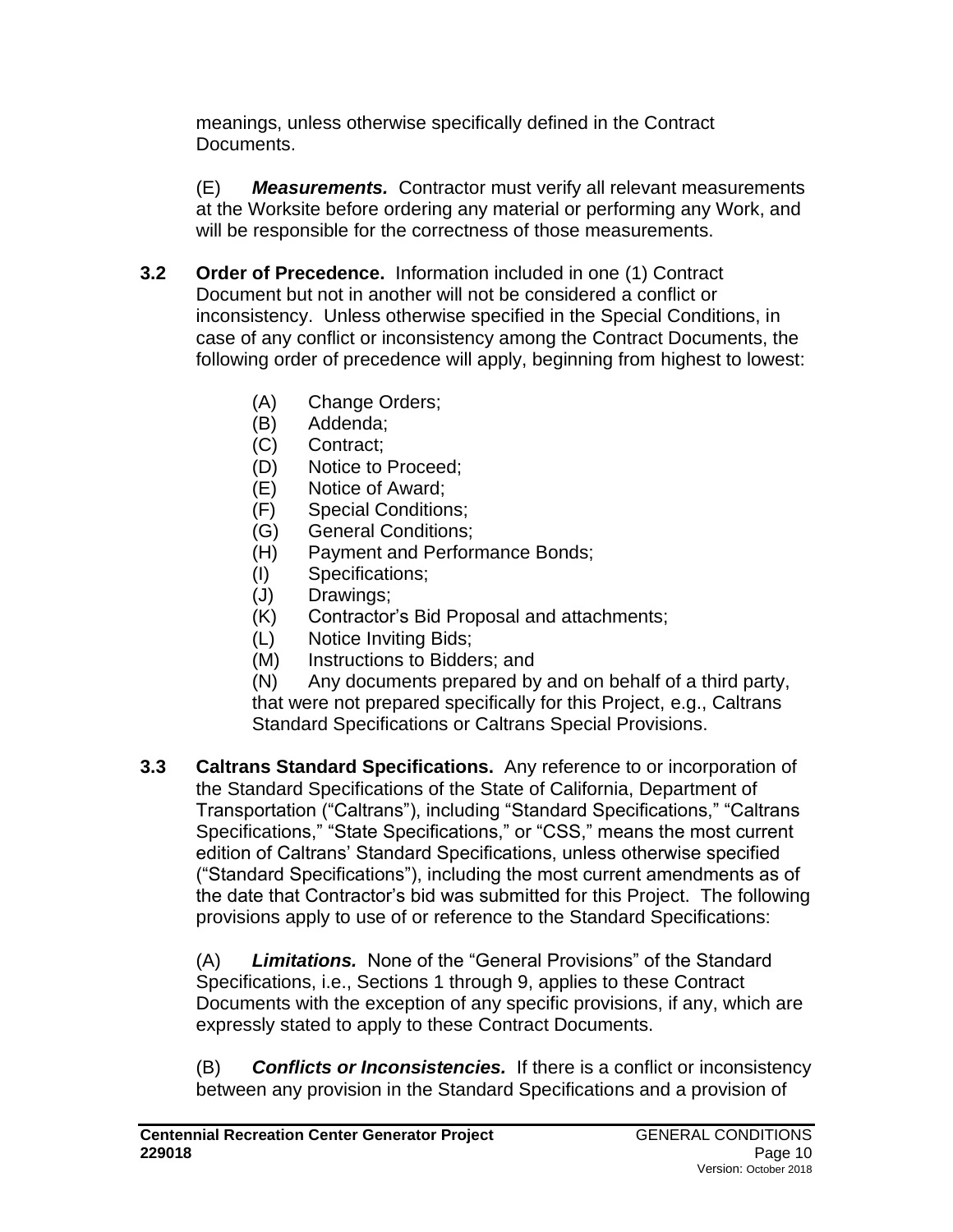meanings, unless otherwise specifically defined in the Contract Documents.

(E) ***Measurements.*** Contractor must verify all relevant measurements at the Worksite before ordering any material or performing any Work, and will be responsible for the correctness of those measurements.

**3.2 Order of Precedence.** Information included in one (1) Contract Document but not in another will not be considered a conflict or inconsistency. Unless otherwise specified in the Special Conditions, in case of any conflict or inconsistency among the Contract Documents, the following order of precedence will apply, beginning from highest to lowest:

(A) Change Orders;
(B) Addenda;
(C) Contract;
(D) Notice to Proceed;
(E) Notice of Award;
(F) Special Conditions;
(G) General Conditions;
(H) Payment and Performance Bonds;
(I) Specifications;
(J) Drawings;
(K) Contractor's Bid Proposal and attachments;
(L) Notice Inviting Bids;
(M) Instructions to Bidders; and
(N) Any documents prepared by and on behalf of a third party, that were not prepared specifically for this Project, e.g., Caltrans Standard Specifications or Caltrans Special Provisions.

**3.3 Caltrans Standard Specifications.** Any reference to or incorporation of the Standard Specifications of the State of California, Department of Transportation ("Caltrans"), including "Standard Specifications," "Caltrans Specifications," "State Specifications," or "CSS," means the most current edition of Caltrans' Standard Specifications, unless otherwise specified ("Standard Specifications"), including the most current amendments as of the date that Contractor's bid was submitted for this Project. The following provisions apply to use of or reference to the Standard Specifications:

(A) ***Limitations.*** None of the "General Provisions" of the Standard Specifications, i.e., Sections 1 through 9, applies to these Contract Documents with the exception of any specific provisions, if any, which are expressly stated to apply to these Contract Documents.

(B) ***Conflicts or Inconsistencies.*** If there is a conflict or inconsistency between any provision in the Standard Specifications and a provision of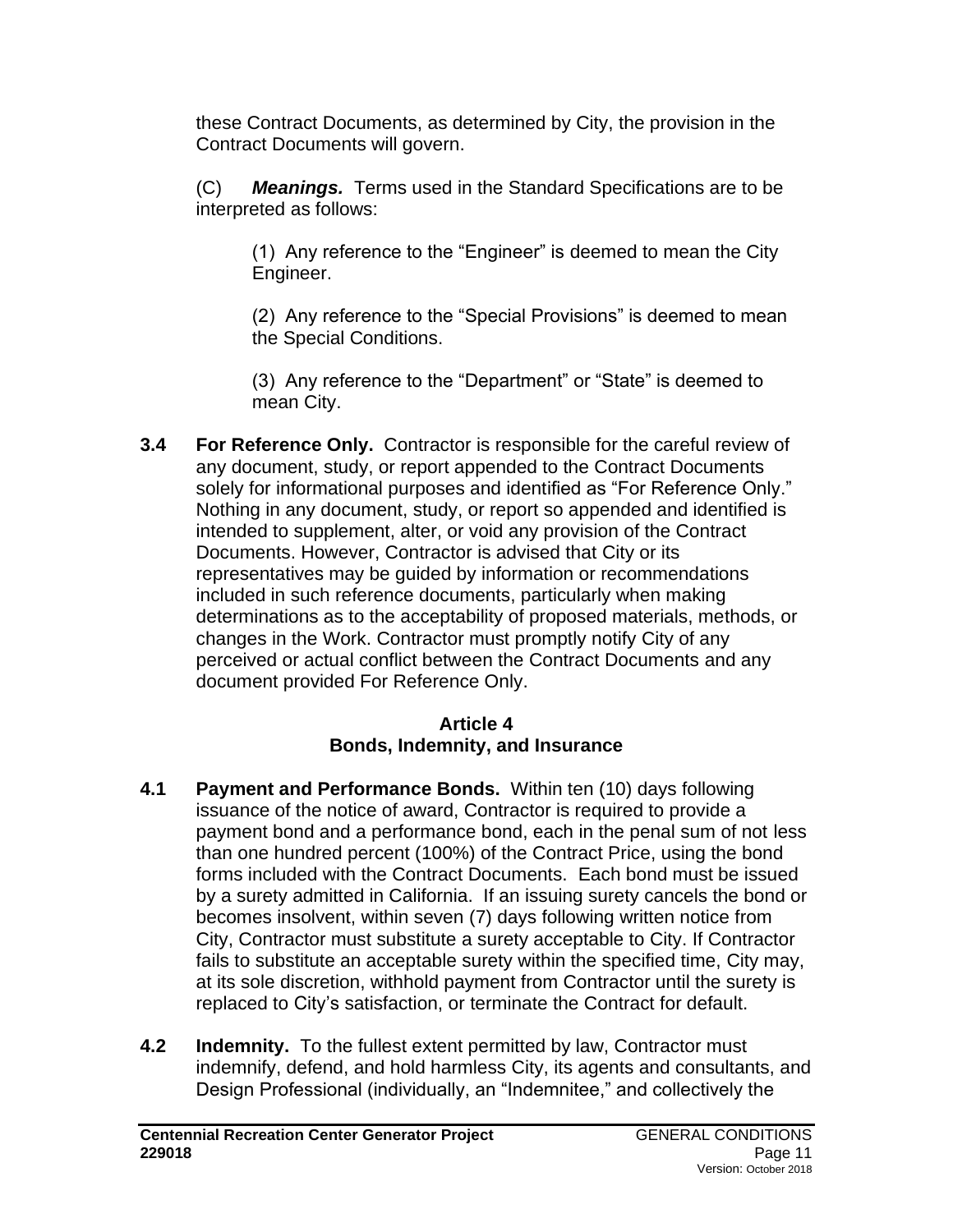these Contract Documents, as determined by City, the provision in the Contract Documents will govern.

(C) ***Meanings.*** Terms used in the Standard Specifications are to be interpreted as follows:

(1) Any reference to the "Engineer" is deemed to mean the City Engineer.

(2) Any reference to the "Special Provisions" is deemed to mean the Special Conditions.

(3) Any reference to the "Department" or "State" is deemed to mean City.

**3.4 For Reference Only.** Contractor is responsible for the careful review of any document, study, or report appended to the Contract Documents solely for informational purposes and identified as "For Reference Only." Nothing in any document, study, or report so appended and identified is intended to supplement, alter, or void any provision of the Contract Documents. However, Contractor is advised that City or its representatives may be guided by information or recommendations included in such reference documents, particularly when making determinations as to the acceptability of proposed materials, methods, or changes in the Work. Contractor must promptly notify City of any perceived or actual conflict between the Contract Documents and any document provided For Reference Only.

## Article 4
## Bonds, Indemnity, and Insurance

**4.1 Payment and Performance Bonds.** Within ten (10) days following issuance of the notice of award, Contractor is required to provide a payment bond and a performance bond, each in the penal sum of not less than one hundred percent (100%) of the Contract Price, using the bond forms included with the Contract Documents. Each bond must be issued by a surety admitted in California. If an issuing surety cancels the bond or becomes insolvent, within seven (7) days following written notice from City, Contractor must substitute a surety acceptable to City. If Contractor fails to substitute an acceptable surety within the specified time, City may, at its sole discretion, withhold payment from Contractor until the surety is replaced to City's satisfaction, or terminate the Contract for default.

**4.2 Indemnity.** To the fullest extent permitted by law, Contractor must indemnify, defend, and hold harmless City, its agents and consultants, and Design Professional (individually, an "Indemnitee," and collectively the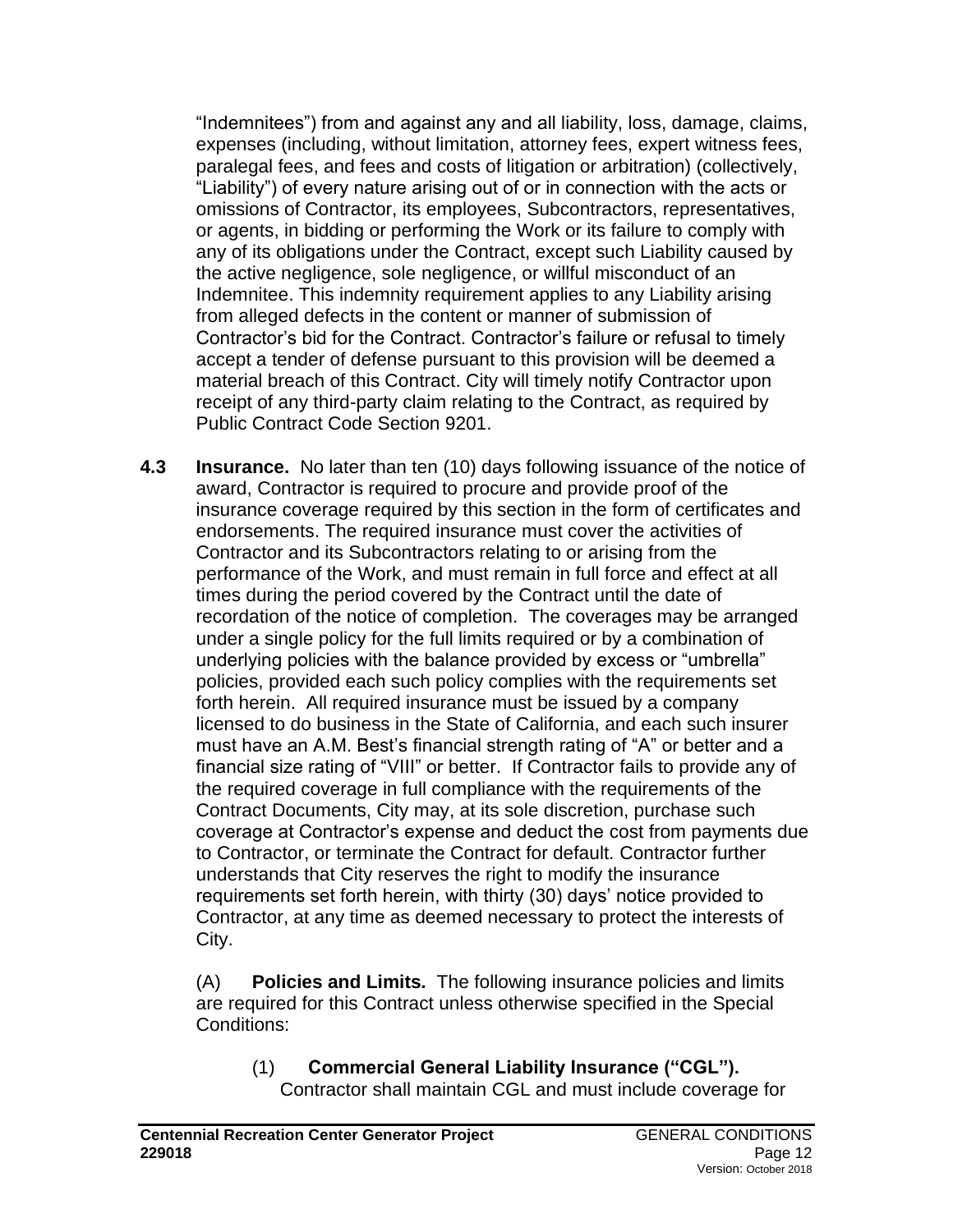"Indemnitees") from and against any and all liability, loss, damage, claims, expenses (including, without limitation, attorney fees, expert witness fees, paralegal fees, and fees and costs of litigation or arbitration) (collectively, "Liability") of every nature arising out of or in connection with the acts or omissions of Contractor, its employees, Subcontractors, representatives, or agents, in bidding or performing the Work or its failure to comply with any of its obligations under the Contract, except such Liability caused by the active negligence, sole negligence, or willful misconduct of an Indemnitee. This indemnity requirement applies to any Liability arising from alleged defects in the content or manner of submission of Contractor's bid for the Contract. Contractor's failure or refusal to timely accept a tender of defense pursuant to this provision will be deemed a material breach of this Contract. City will timely notify Contractor upon receipt of any third-party claim relating to the Contract, as required by Public Contract Code Section 9201.

**4.3 Insurance.** No later than ten (10) days following issuance of the notice of award, Contractor is required to procure and provide proof of the insurance coverage required by this section in the form of certificates and endorsements. The required insurance must cover the activities of Contractor and its Subcontractors relating to or arising from the performance of the Work, and must remain in full force and effect at all times during the period covered by the Contract until the date of recordation of the notice of completion. The coverages may be arranged under a single policy for the full limits required or by a combination of underlying policies with the balance provided by excess or "umbrella" policies, provided each such policy complies with the requirements set forth herein. All required insurance must be issued by a company licensed to do business in the State of California, and each such insurer must have an A.M. Best's financial strength rating of "A" or better and a financial size rating of "VIII" or better. If Contractor fails to provide any of the required coverage in full compliance with the requirements of the Contract Documents, City may, at its sole discretion, purchase such coverage at Contractor's expense and deduct the cost from payments due to Contractor, or terminate the Contract for default. Contractor further understands that City reserves the right to modify the insurance requirements set forth herein, with thirty (30) days' notice provided to Contractor, at any time as deemed necessary to protect the interests of City.

(A) **Policies and Limits.** The following insurance policies and limits are required for this Contract unless otherwise specified in the Special Conditions:

(1) **Commercial General Liability Insurance ("CGL").** Contractor shall maintain CGL and must include coverage for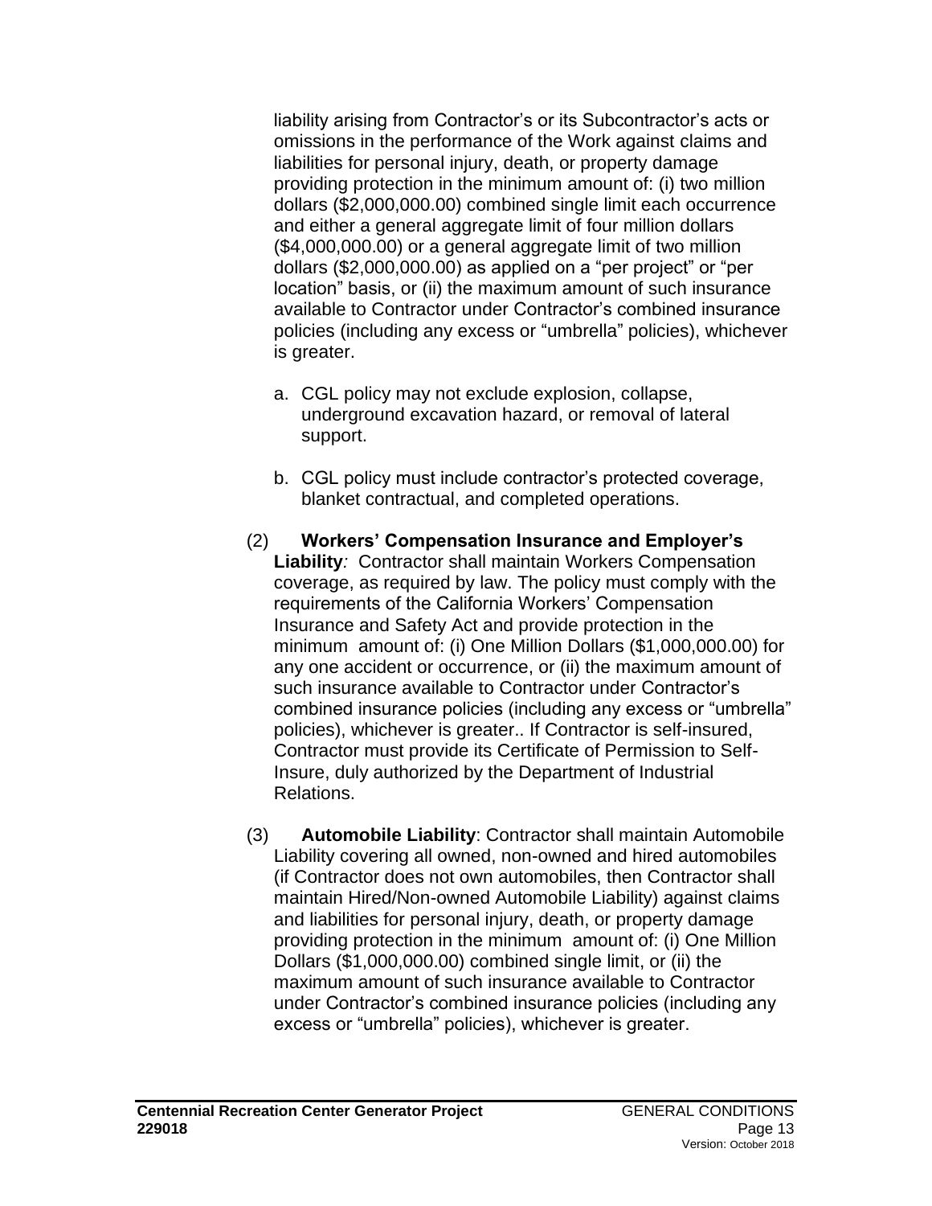liability arising from Contractor's or its Subcontractor's acts or omissions in the performance of the Work against claims and liabilities for personal injury, death, or property damage providing protection in the minimum amount of: (i) two million dollars ($2,000,000.00) combined single limit each occurrence and either a general aggregate limit of four million dollars ($4,000,000.00) or a general aggregate limit of two million dollars ($2,000,000.00) as applied on a "per project" or "per location" basis, or (ii) the maximum amount of such insurance available to Contractor under Contractor's combined insurance policies (including any excess or "umbrella" policies), whichever is greater.

a. CGL policy may not exclude explosion, collapse, underground excavation hazard, or removal of lateral support.

b. CGL policy must include contractor's protected coverage, blanket contractual, and completed operations.

(2) **Workers' Compensation Insurance and Employer's Liability***:* Contractor shall maintain Workers Compensation coverage, as required by law. The policy must comply with the requirements of the California Workers' Compensation Insurance and Safety Act and provide protection in the minimum amount of: (i) One Million Dollars ($1,000,000.00) for any one accident or occurrence, or (ii) the maximum amount of such insurance available to Contractor under Contractor's combined insurance policies (including any excess or "umbrella" policies), whichever is greater.. If Contractor is self-insured, Contractor must provide its Certificate of Permission to Self-Insure, duly authorized by the Department of Industrial Relations.

(3) **Automobile Liability**: Contractor shall maintain Automobile Liability covering all owned, non-owned and hired automobiles (if Contractor does not own automobiles, then Contractor shall maintain Hired/Non-owned Automobile Liability) against claims and liabilities for personal injury, death, or property damage providing protection in the minimum amount of: (i) One Million Dollars ($1,000,000.00) combined single limit, or (ii) the maximum amount of such insurance available to Contractor under Contractor's combined insurance policies (including any excess or "umbrella" policies), whichever is greater.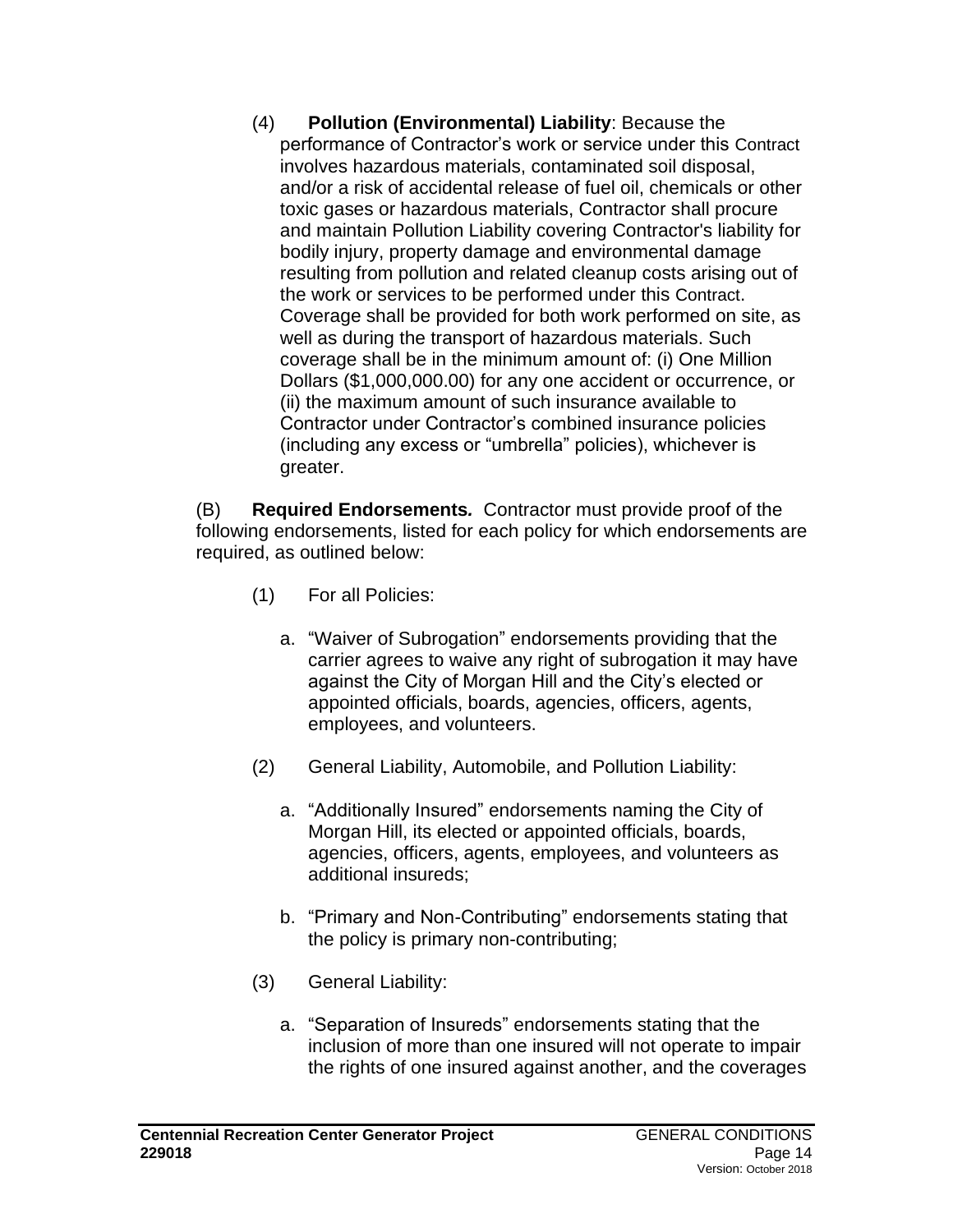(4) **Pollution (Environmental) Liability**: Because the performance of Contractor's work or service under this Contract involves hazardous materials, contaminated soil disposal, and/or a risk of accidental release of fuel oil, chemicals or other toxic gases or hazardous materials, Contractor shall procure and maintain Pollution Liability covering Contractor's liability for bodily injury, property damage and environmental damage resulting from pollution and related cleanup costs arising out of the work or services to be performed under this Contract. Coverage shall be provided for both work performed on site, as well as during the transport of hazardous materials. Such coverage shall be in the minimum amount of: (i) One Million Dollars ($1,000,000.00) for any one accident or occurrence, or (ii) the maximum amount of such insurance available to Contractor under Contractor's combined insurance policies (including any excess or "umbrella" policies), whichever is greater.

(B) **Required Endorsements.** Contractor must provide proof of the following endorsements, listed for each policy for which endorsements are required, as outlined below:

(1) For all Policies:

a. "Waiver of Subrogation" endorsements providing that the carrier agrees to waive any right of subrogation it may have against the City of Morgan Hill and the City's elected or appointed officials, boards, agencies, officers, agents, employees, and volunteers.

(2) General Liability, Automobile, and Pollution Liability:

a. "Additionally Insured" endorsements naming the City of Morgan Hill, its elected or appointed officials, boards, agencies, officers, agents, employees, and volunteers as additional insureds;

b. "Primary and Non-Contributing" endorsements stating that the policy is primary non-contributing;

(3) General Liability:

a. "Separation of Insureds" endorsements stating that the inclusion of more than one insured will not operate to impair the rights of one insured against another, and the coverages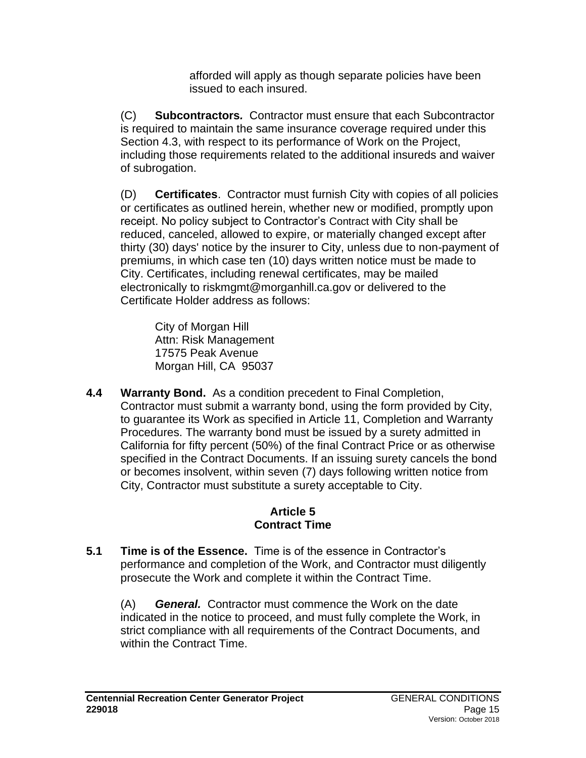afforded will apply as though separate policies have been issued to each insured.

(C) **Subcontractors.** Contractor must ensure that each Subcontractor is required to maintain the same insurance coverage required under this Section 4.3, with respect to its performance of Work on the Project, including those requirements related to the additional insureds and waiver of subrogation.

(D) **Certificates**. Contractor must furnish City with copies of all policies or certificates as outlined herein, whether new or modified, promptly upon receipt. No policy subject to Contractor's Contract with City shall be reduced, canceled, allowed to expire, or materially changed except after thirty (30) days' notice by the insurer to City, unless due to non-payment of premiums, in which case ten (10) days written notice must be made to City. Certificates, including renewal certificates, may be mailed electronically to riskmgmt@morganhill.ca.gov or delivered to the Certificate Holder address as follows:

City of Morgan Hill
Attn: Risk Management
17575 Peak Avenue
Morgan Hill, CA 95037

**4.4 Warranty Bond.** As a condition precedent to Final Completion, Contractor must submit a warranty bond, using the form provided by City, to guarantee its Work as specified in Article 11, Completion and Warranty Procedures. The warranty bond must be issued by a surety admitted in California for fifty percent (50%) of the final Contract Price or as otherwise specified in the Contract Documents. If an issuing surety cancels the bond or becomes insolvent, within seven (7) days following written notice from City, Contractor must substitute a surety acceptable to City.

## Article 5
## Contract Time

**5.1 Time is of the Essence.** Time is of the essence in Contractor's performance and completion of the Work, and Contractor must diligently prosecute the Work and complete it within the Contract Time.

(A) ***General.*** Contractor must commence the Work on the date indicated in the notice to proceed, and must fully complete the Work, in strict compliance with all requirements of the Contract Documents, and within the Contract Time.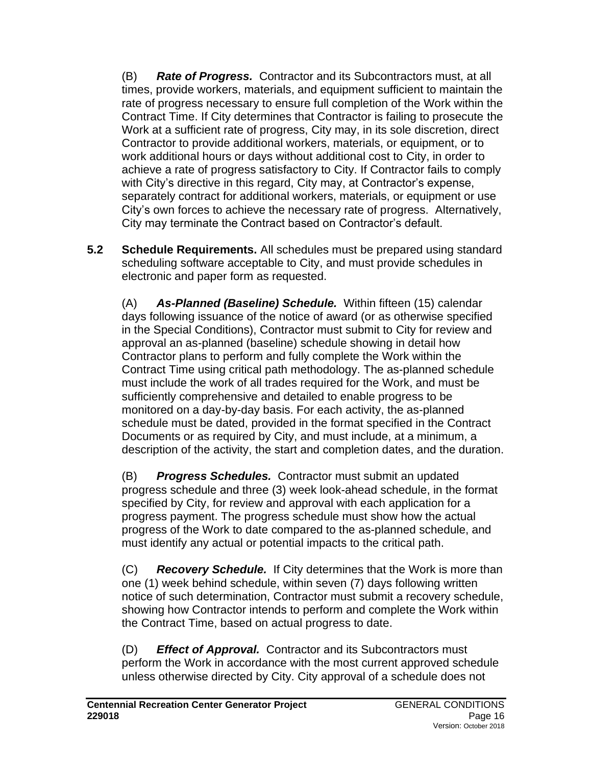(B) ***Rate of Progress.*** Contractor and its Subcontractors must, at all times, provide workers, materials, and equipment sufficient to maintain the rate of progress necessary to ensure full completion of the Work within the Contract Time. If City determines that Contractor is failing to prosecute the Work at a sufficient rate of progress, City may, in its sole discretion, direct Contractor to provide additional workers, materials, or equipment, or to work additional hours or days without additional cost to City, in order to achieve a rate of progress satisfactory to City. If Contractor fails to comply with City's directive in this regard, City may, at Contractor's expense, separately contract for additional workers, materials, or equipment or use City's own forces to achieve the necessary rate of progress. Alternatively, City may terminate the Contract based on Contractor's default.

**5.2 Schedule Requirements.** All schedules must be prepared using standard scheduling software acceptable to City, and must provide schedules in electronic and paper form as requested.

(A) ***As-Planned (Baseline) Schedule.*** Within fifteen (15) calendar days following issuance of the notice of award (or as otherwise specified in the Special Conditions), Contractor must submit to City for review and approval an as-planned (baseline) schedule showing in detail how Contractor plans to perform and fully complete the Work within the Contract Time using critical path methodology. The as-planned schedule must include the work of all trades required for the Work, and must be sufficiently comprehensive and detailed to enable progress to be monitored on a day-by-day basis. For each activity, the as-planned schedule must be dated, provided in the format specified in the Contract Documents or as required by City, and must include, at a minimum, a description of the activity, the start and completion dates, and the duration.

(B) ***Progress Schedules.*** Contractor must submit an updated progress schedule and three (3) week look-ahead schedule, in the format specified by City, for review and approval with each application for a progress payment. The progress schedule must show how the actual progress of the Work to date compared to the as-planned schedule, and must identify any actual or potential impacts to the critical path.

(C) ***Recovery Schedule.*** If City determines that the Work is more than one (1) week behind schedule, within seven (7) days following written notice of such determination, Contractor must submit a recovery schedule, showing how Contractor intends to perform and complete the Work within the Contract Time, based on actual progress to date.

(D) ***Effect of Approval.*** Contractor and its Subcontractors must perform the Work in accordance with the most current approved schedule unless otherwise directed by City. City approval of a schedule does not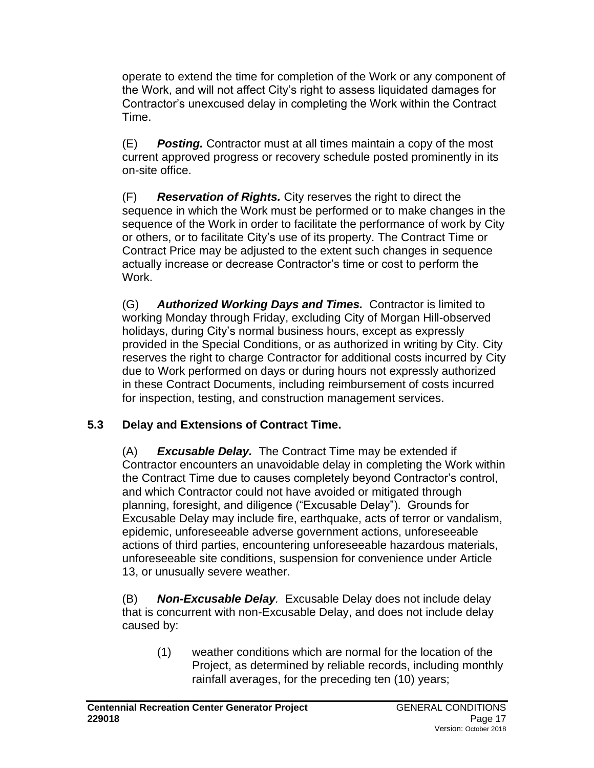operate to extend the time for completion of the Work or any component of the Work, and will not affect City's right to assess liquidated damages for Contractor's unexcused delay in completing the Work within the Contract Time.

(E) ***Posting.*** Contractor must at all times maintain a copy of the most current approved progress or recovery schedule posted prominently in its on-site office.

(F) ***Reservation of Rights.*** City reserves the right to direct the sequence in which the Work must be performed or to make changes in the sequence of the Work in order to facilitate the performance of work by City or others, or to facilitate City's use of its property. The Contract Time or Contract Price may be adjusted to the extent such changes in sequence actually increase or decrease Contractor's time or cost to perform the Work.

(G) ***Authorized Working Days and Times.*** Contractor is limited to working Monday through Friday, excluding City of Morgan Hill-observed holidays, during City's normal business hours, except as expressly provided in the Special Conditions, or as authorized in writing by City. City reserves the right to charge Contractor for additional costs incurred by City due to Work performed on days or during hours not expressly authorized in these Contract Documents, including reimbursement of costs incurred for inspection, testing, and construction management services.

### 5.3 Delay and Extensions of Contract Time.

(A) ***Excusable Delay.*** The Contract Time may be extended if Contractor encounters an unavoidable delay in completing the Work within the Contract Time due to causes completely beyond Contractor's control, and which Contractor could not have avoided or mitigated through planning, foresight, and diligence ("Excusable Delay"). Grounds for Excusable Delay may include fire, earthquake, acts of terror or vandalism, epidemic, unforeseeable adverse government actions, unforeseeable actions of third parties, encountering unforeseeable hazardous materials, unforeseeable site conditions, suspension for convenience under Article 13, or unusually severe weather.

(B) ***Non-Excusable Delay***. Excusable Delay does not include delay that is concurrent with non-Excusable Delay, and does not include delay caused by:

(1) weather conditions which are normal for the location of the Project, as determined by reliable records, including monthly rainfall averages, for the preceding ten (10) years;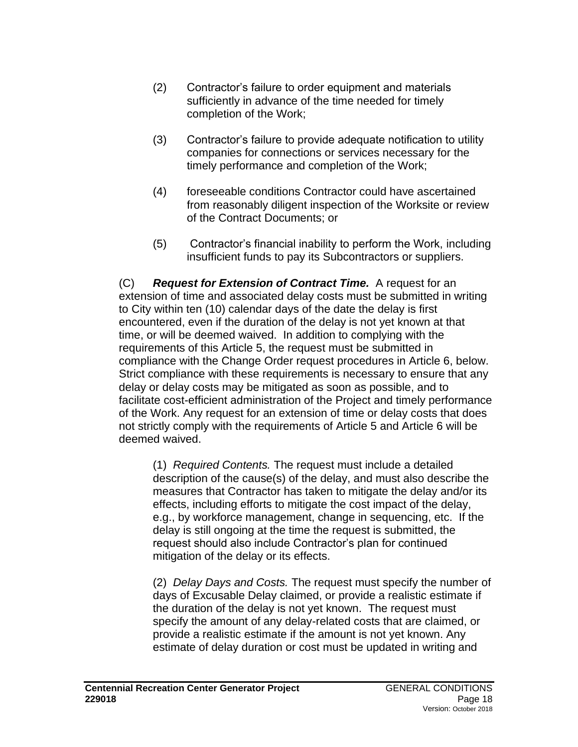(2) Contractor's failure to order equipment and materials sufficiently in advance of the time needed for timely completion of the Work;

(3) Contractor's failure to provide adequate notification to utility companies for connections or services necessary for the timely performance and completion of the Work;

(4) foreseeable conditions Contractor could have ascertained from reasonably diligent inspection of the Worksite or review of the Contract Documents; or

(5) Contractor's financial inability to perform the Work, including insufficient funds to pay its Subcontractors or suppliers.

(C) ***Request for Extension of Contract Time.*** A request for an extension of time and associated delay costs must be submitted in writing to City within ten (10) calendar days of the date the delay is first encountered, even if the duration of the delay is not yet known at that time, or will be deemed waived. In addition to complying with the requirements of this Article 5, the request must be submitted in compliance with the Change Order request procedures in Article 6, below. Strict compliance with these requirements is necessary to ensure that any delay or delay costs may be mitigated as soon as possible, and to facilitate cost-efficient administration of the Project and timely performance of the Work. Any request for an extension of time or delay costs that does not strictly comply with the requirements of Article 5 and Article 6 will be deemed waived.

(1) *Required Contents.* The request must include a detailed description of the cause(s) of the delay, and must also describe the measures that Contractor has taken to mitigate the delay and/or its effects, including efforts to mitigate the cost impact of the delay, e.g., by workforce management, change in sequencing, etc. If the delay is still ongoing at the time the request is submitted, the request should also include Contractor's plan for continued mitigation of the delay or its effects.

(2) *Delay Days and Costs.* The request must specify the number of days of Excusable Delay claimed, or provide a realistic estimate if the duration of the delay is not yet known. The request must specify the amount of any delay-related costs that are claimed, or provide a realistic estimate if the amount is not yet known. Any estimate of delay duration or cost must be updated in writing and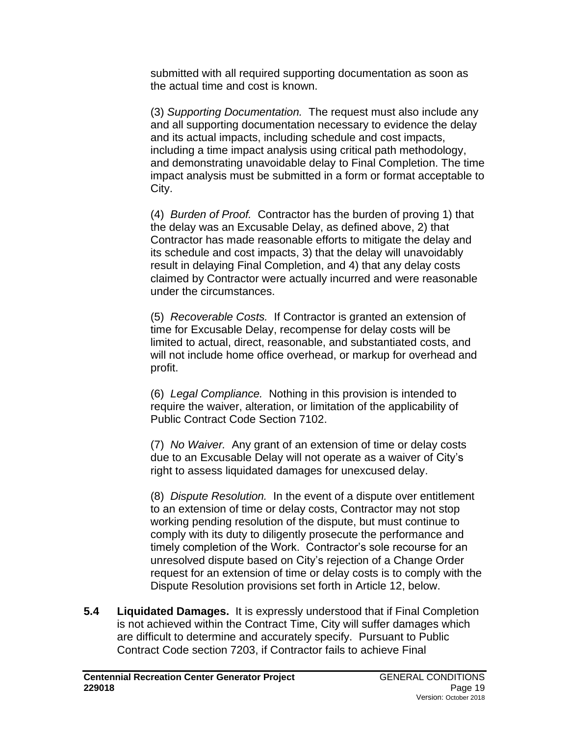submitted with all required supporting documentation as soon as the actual time and cost is known.

(3) *Supporting Documentation.* The request must also include any and all supporting documentation necessary to evidence the delay and its actual impacts, including schedule and cost impacts, including a time impact analysis using critical path methodology, and demonstrating unavoidable delay to Final Completion. The time impact analysis must be submitted in a form or format acceptable to City.

(4) *Burden of Proof.* Contractor has the burden of proving 1) that the delay was an Excusable Delay, as defined above, 2) that Contractor has made reasonable efforts to mitigate the delay and its schedule and cost impacts, 3) that the delay will unavoidably result in delaying Final Completion, and 4) that any delay costs claimed by Contractor were actually incurred and were reasonable under the circumstances.

(5) *Recoverable Costs.* If Contractor is granted an extension of time for Excusable Delay, recompense for delay costs will be limited to actual, direct, reasonable, and substantiated costs, and will not include home office overhead, or markup for overhead and profit.

(6) *Legal Compliance.* Nothing in this provision is intended to require the waiver, alteration, or limitation of the applicability of Public Contract Code Section 7102.

(7) *No Waiver.* Any grant of an extension of time or delay costs due to an Excusable Delay will not operate as a waiver of City's right to assess liquidated damages for unexcused delay.

(8) *Dispute Resolution.* In the event of a dispute over entitlement to an extension of time or delay costs, Contractor may not stop working pending resolution of the dispute, but must continue to comply with its duty to diligently prosecute the performance and timely completion of the Work. Contractor's sole recourse for an unresolved dispute based on City's rejection of a Change Order request for an extension of time or delay costs is to comply with the Dispute Resolution provisions set forth in Article 12, below.

**5.4 Liquidated Damages.** It is expressly understood that if Final Completion is not achieved within the Contract Time, City will suffer damages which are difficult to determine and accurately specify. Pursuant to Public Contract Code section 7203, if Contractor fails to achieve Final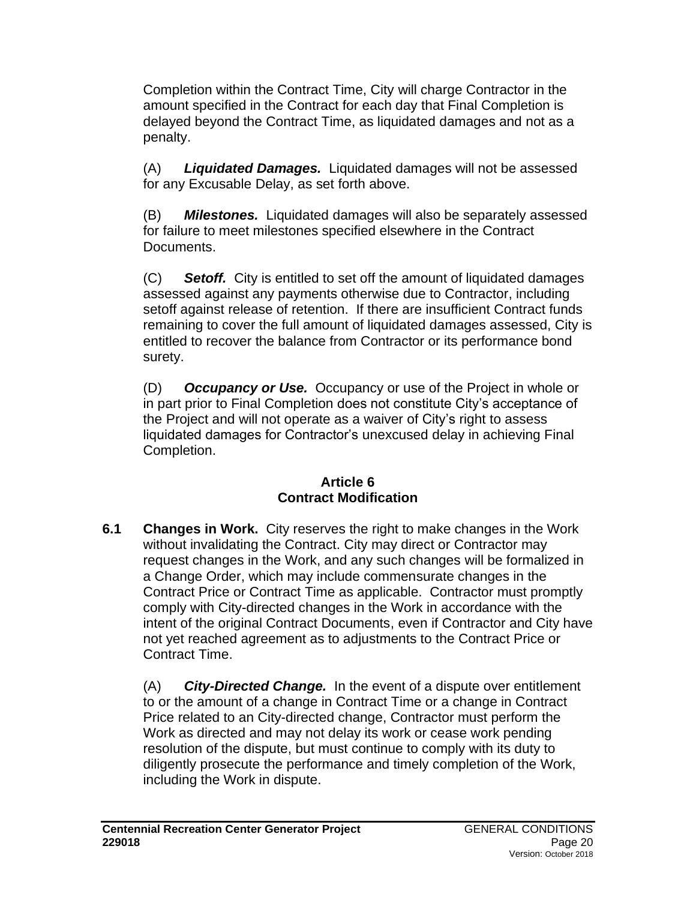Completion within the Contract Time, City will charge Contractor in the amount specified in the Contract for each day that Final Completion is delayed beyond the Contract Time, as liquidated damages and not as a penalty.

(A) ***Liquidated Damages.*** Liquidated damages will not be assessed for any Excusable Delay, as set forth above.

(B) ***Milestones.*** Liquidated damages will also be separately assessed for failure to meet milestones specified elsewhere in the Contract Documents.

(C) ***Setoff.*** City is entitled to set off the amount of liquidated damages assessed against any payments otherwise due to Contractor, including setoff against release of retention. If there are insufficient Contract funds remaining to cover the full amount of liquidated damages assessed, City is entitled to recover the balance from Contractor or its performance bond surety.

(D) ***Occupancy or Use.*** Occupancy or use of the Project in whole or in part prior to Final Completion does not constitute City's acceptance of the Project and will not operate as a waiver of City's right to assess liquidated damages for Contractor's unexcused delay in achieving Final Completion.

## Article 6
## Contract Modification

**6.1 Changes in Work.** City reserves the right to make changes in the Work without invalidating the Contract. City may direct or Contractor may request changes in the Work, and any such changes will be formalized in a Change Order, which may include commensurate changes in the Contract Price or Contract Time as applicable. Contractor must promptly comply with City-directed changes in the Work in accordance with the intent of the original Contract Documents, even if Contractor and City have not yet reached agreement as to adjustments to the Contract Price or Contract Time.

(A) ***City-Directed Change.*** In the event of a dispute over entitlement to or the amount of a change in Contract Time or a change in Contract Price related to an City-directed change, Contractor must perform the Work as directed and may not delay its work or cease work pending resolution of the dispute, but must continue to comply with its duty to diligently prosecute the performance and timely completion of the Work, including the Work in dispute.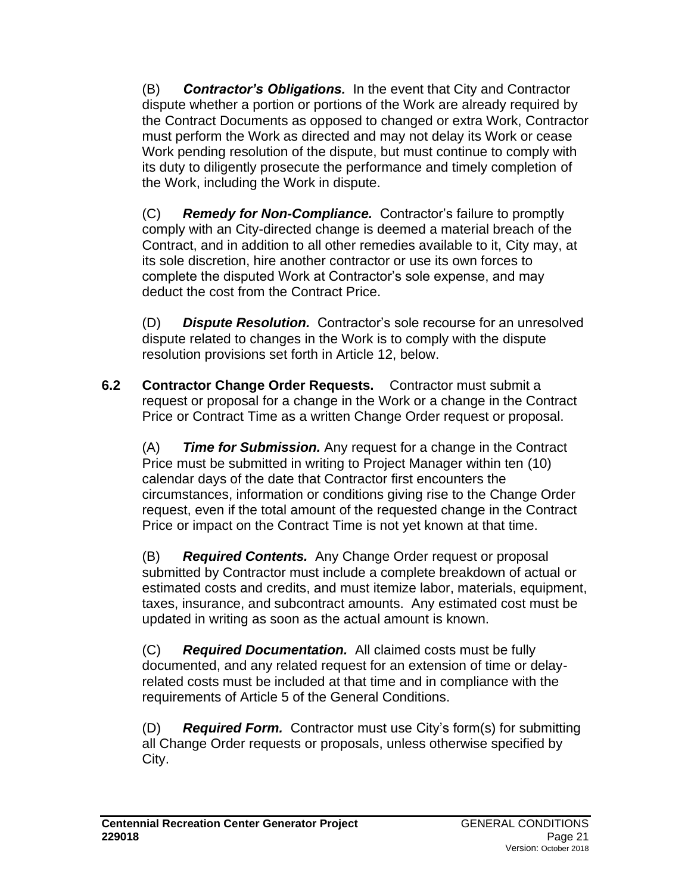(B) ***Contractor's Obligations.*** In the event that City and Contractor dispute whether a portion or portions of the Work are already required by the Contract Documents as opposed to changed or extra Work, Contractor must perform the Work as directed and may not delay its Work or cease Work pending resolution of the dispute, but must continue to comply with its duty to diligently prosecute the performance and timely completion of the Work, including the Work in dispute.

(C) ***Remedy for Non-Compliance.*** Contractor's failure to promptly comply with an City-directed change is deemed a material breach of the Contract, and in addition to all other remedies available to it, City may, at its sole discretion, hire another contractor or use its own forces to complete the disputed Work at Contractor's sole expense, and may deduct the cost from the Contract Price.

(D) ***Dispute Resolution.*** Contractor's sole recourse for an unresolved dispute related to changes in the Work is to comply with the dispute resolution provisions set forth in Article 12, below.

**6.2 Contractor Change Order Requests.** Contractor must submit a request or proposal for a change in the Work or a change in the Contract Price or Contract Time as a written Change Order request or proposal.

(A) ***Time for Submission.*** Any request for a change in the Contract Price must be submitted in writing to Project Manager within ten (10) calendar days of the date that Contractor first encounters the circumstances, information or conditions giving rise to the Change Order request, even if the total amount of the requested change in the Contract Price or impact on the Contract Time is not yet known at that time.

(B) ***Required Contents.*** Any Change Order request or proposal submitted by Contractor must include a complete breakdown of actual or estimated costs and credits, and must itemize labor, materials, equipment, taxes, insurance, and subcontract amounts. Any estimated cost must be updated in writing as soon as the actual amount is known.

(C) ***Required Documentation.*** All claimed costs must be fully documented, and any related request for an extension of time or delay-related costs must be included at that time and in compliance with the requirements of Article 5 of the General Conditions.

(D) ***Required Form.*** Contractor must use City's form(s) for submitting all Change Order requests or proposals, unless otherwise specified by City.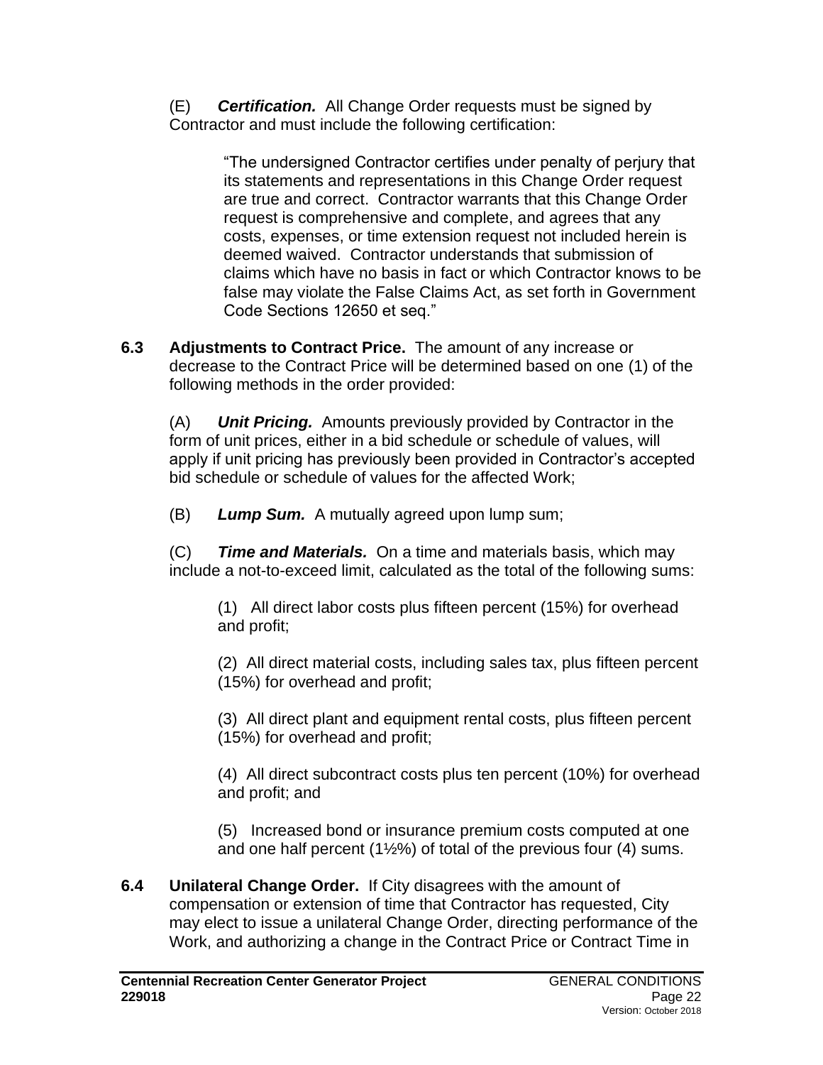(E) ***Certification.*** All Change Order requests must be signed by Contractor and must include the following certification:

> "The undersigned Contractor certifies under penalty of perjury that its statements and representations in this Change Order request are true and correct. Contractor warrants that this Change Order request is comprehensive and complete, and agrees that any costs, expenses, or time extension request not included herein is deemed waived. Contractor understands that submission of claims which have no basis in fact or which Contractor knows to be false may violate the False Claims Act, as set forth in Government Code Sections 12650 et seq."

**6.3 Adjustments to Contract Price.** The amount of any increase or decrease to the Contract Price will be determined based on one (1) of the following methods in the order provided:

(A) ***Unit Pricing.*** Amounts previously provided by Contractor in the form of unit prices, either in a bid schedule or schedule of values, will apply if unit pricing has previously been provided in Contractor's accepted bid schedule or schedule of values for the affected Work;

(B) ***Lump Sum.*** A mutually agreed upon lump sum;

(C) ***Time and Materials.*** On a time and materials basis, which may include a not-to-exceed limit, calculated as the total of the following sums:

(1) All direct labor costs plus fifteen percent (15%) for overhead and profit;

(2) All direct material costs, including sales tax, plus fifteen percent (15%) for overhead and profit;

(3) All direct plant and equipment rental costs, plus fifteen percent (15%) for overhead and profit;

(4) All direct subcontract costs plus ten percent (10%) for overhead and profit; and

(5) Increased bond or insurance premium costs computed at one and one half percent (1½%) of total of the previous four (4) sums.

**6.4 Unilateral Change Order.** If City disagrees with the amount of compensation or extension of time that Contractor has requested, City may elect to issue a unilateral Change Order, directing performance of the Work, and authorizing a change in the Contract Price or Contract Time in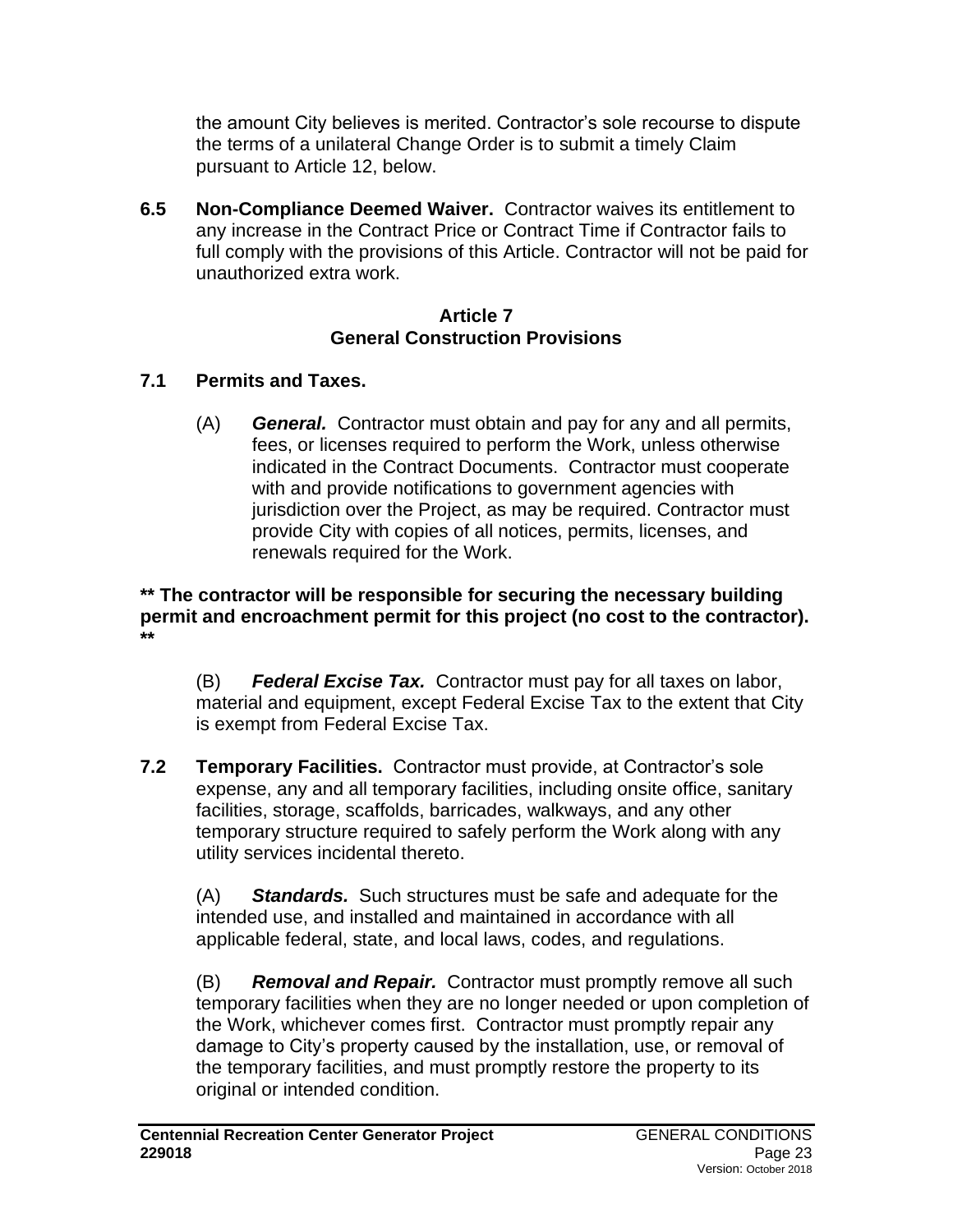the amount City believes is merited. Contractor's sole recourse to dispute the terms of a unilateral Change Order is to submit a timely Claim pursuant to Article 12, below.

**6.5 Non-Compliance Deemed Waiver.** Contractor waives its entitlement to any increase in the Contract Price or Contract Time if Contractor fails to full comply with the provisions of this Article. Contractor will not be paid for unauthorized extra work.

## Article 7
## General Construction Provisions

**7.1 Permits and Taxes.**

(A) ***General.*** Contractor must obtain and pay for any and all permits, fees, or licenses required to perform the Work, unless otherwise indicated in the Contract Documents. Contractor must cooperate with and provide notifications to government agencies with jurisdiction over the Project, as may be required. Contractor must provide City with copies of all notices, permits, licenses, and renewals required for the Work.

**** The contractor will be responsible for securing the necessary building permit and encroachment permit for this project (no cost to the contractor). ****

(B) ***Federal Excise Tax.*** Contractor must pay for all taxes on labor, material and equipment, except Federal Excise Tax to the extent that City is exempt from Federal Excise Tax.

**7.2 Temporary Facilities.** Contractor must provide, at Contractor's sole expense, any and all temporary facilities, including onsite office, sanitary facilities, storage, scaffolds, barricades, walkways, and any other temporary structure required to safely perform the Work along with any utility services incidental thereto.

(A) ***Standards.*** Such structures must be safe and adequate for the intended use, and installed and maintained in accordance with all applicable federal, state, and local laws, codes, and regulations.

(B) ***Removal and Repair.*** Contractor must promptly remove all such temporary facilities when they are no longer needed or upon completion of the Work, whichever comes first. Contractor must promptly repair any damage to City's property caused by the installation, use, or removal of the temporary facilities, and must promptly restore the property to its original or intended condition.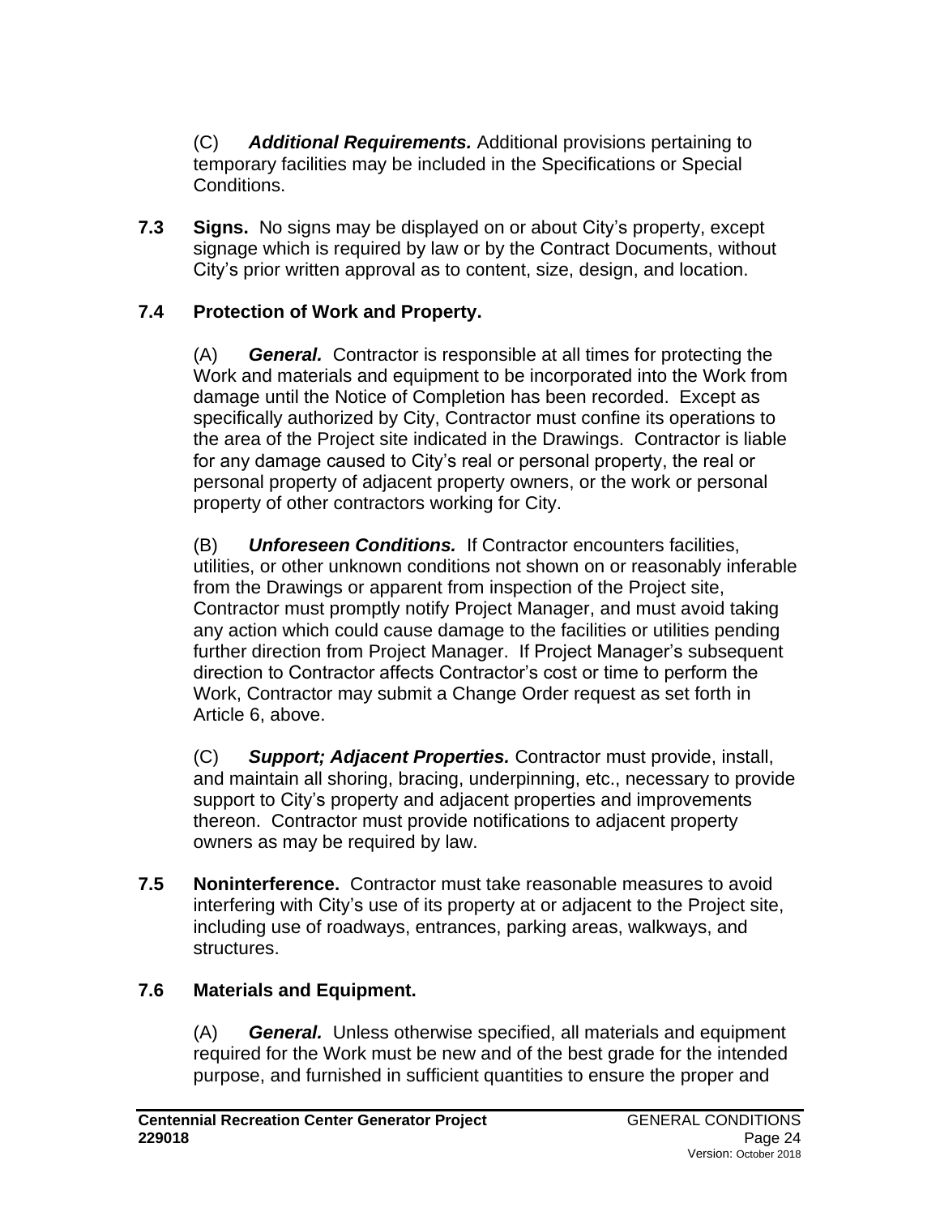(C) ***Additional Requirements.*** Additional provisions pertaining to temporary facilities may be included in the Specifications or Special Conditions.

**7.3 Signs.** No signs may be displayed on or about City's property, except signage which is required by law or by the Contract Documents, without City's prior written approval as to content, size, design, and location.

### 7.4 Protection of Work and Property.

(A) ***General.*** Contractor is responsible at all times for protecting the Work and materials and equipment to be incorporated into the Work from damage until the Notice of Completion has been recorded. Except as specifically authorized by City, Contractor must confine its operations to the area of the Project site indicated in the Drawings. Contractor is liable for any damage caused to City's real or personal property, the real or personal property of adjacent property owners, or the work or personal property of other contractors working for City.

(B) ***Unforeseen Conditions.*** If Contractor encounters facilities, utilities, or other unknown conditions not shown on or reasonably inferable from the Drawings or apparent from inspection of the Project site, Contractor must promptly notify Project Manager, and must avoid taking any action which could cause damage to the facilities or utilities pending further direction from Project Manager. If Project Manager's subsequent direction to Contractor affects Contractor's cost or time to perform the Work, Contractor may submit a Change Order request as set forth in Article 6, above.

(C) ***Support; Adjacent Properties.*** Contractor must provide, install, and maintain all shoring, bracing, underpinning, etc., necessary to provide support to City's property and adjacent properties and improvements thereon. Contractor must provide notifications to adjacent property owners as may be required by law.

**7.5 Noninterference.** Contractor must take reasonable measures to avoid interfering with City's use of its property at or adjacent to the Project site, including use of roadways, entrances, parking areas, walkways, and structures.

### 7.6 Materials and Equipment.

(A) ***General.*** Unless otherwise specified, all materials and equipment required for the Work must be new and of the best grade for the intended purpose, and furnished in sufficient quantities to ensure the proper and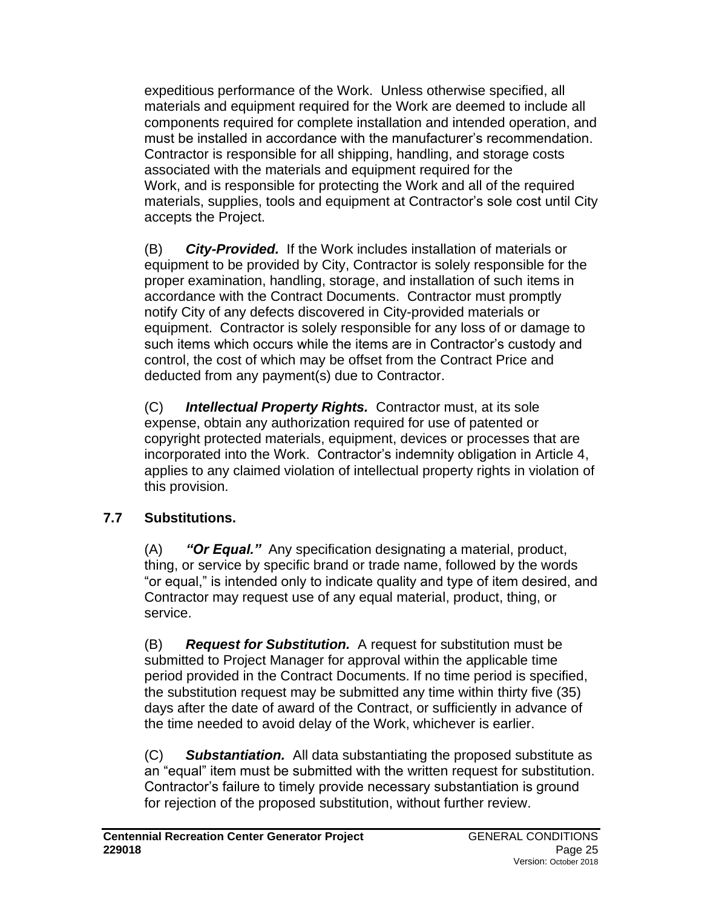expeditious performance of the Work. Unless otherwise specified, all materials and equipment required for the Work are deemed to include all components required for complete installation and intended operation, and must be installed in accordance with the manufacturer's recommendation. Contractor is responsible for all shipping, handling, and storage costs associated with the materials and equipment required for the Work, and is responsible for protecting the Work and all of the required materials, supplies, tools and equipment at Contractor's sole cost until City accepts the Project.

(B) ***City-Provided.*** If the Work includes installation of materials or equipment to be provided by City, Contractor is solely responsible for the proper examination, handling, storage, and installation of such items in accordance with the Contract Documents. Contractor must promptly notify City of any defects discovered in City-provided materials or equipment. Contractor is solely responsible for any loss of or damage to such items which occurs while the items are in Contractor's custody and control, the cost of which may be offset from the Contract Price and deducted from any payment(s) due to Contractor.

(C) ***Intellectual Property Rights.*** Contractor must, at its sole expense, obtain any authorization required for use of patented or copyright protected materials, equipment, devices or processes that are incorporated into the Work. Contractor's indemnity obligation in Article 4, applies to any claimed violation of intellectual property rights in violation of this provision.

### 7.7 Substitutions.

(A) ***"Or Equal."*** Any specification designating a material, product, thing, or service by specific brand or trade name, followed by the words "or equal," is intended only to indicate quality and type of item desired, and Contractor may request use of any equal material, product, thing, or service.

(B) ***Request for Substitution.*** A request for substitution must be submitted to Project Manager for approval within the applicable time period provided in the Contract Documents. If no time period is specified, the substitution request may be submitted any time within thirty five (35) days after the date of award of the Contract, or sufficiently in advance of the time needed to avoid delay of the Work, whichever is earlier.

(C) ***Substantiation.*** All data substantiating the proposed substitute as an "equal" item must be submitted with the written request for substitution. Contractor's failure to timely provide necessary substantiation is ground for rejection of the proposed substitution, without further review.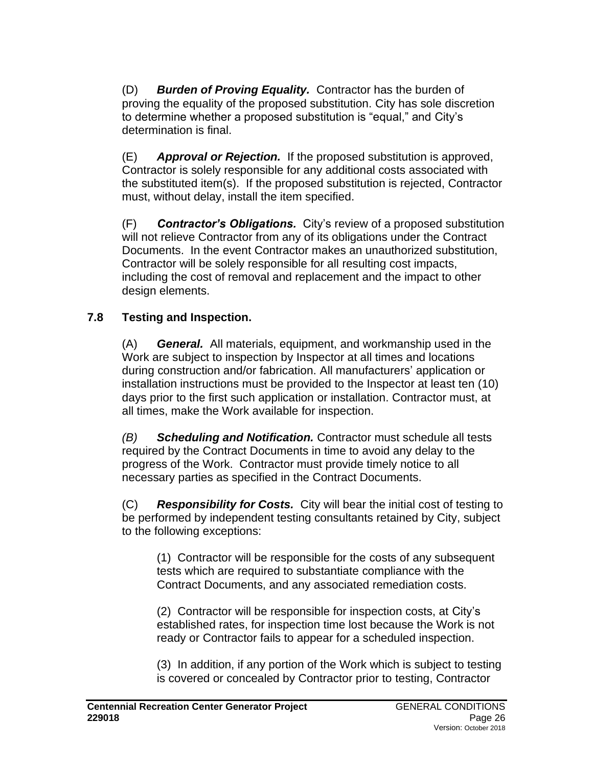(D) ***Burden of Proving Equality.*** Contractor has the burden of proving the equality of the proposed substitution. City has sole discretion to determine whether a proposed substitution is "equal," and City's determination is final.

(E) ***Approval or Rejection.*** If the proposed substitution is approved, Contractor is solely responsible for any additional costs associated with the substituted item(s). If the proposed substitution is rejected, Contractor must, without delay, install the item specified.

(F) ***Contractor's Obligations.*** City's review of a proposed substitution will not relieve Contractor from any of its obligations under the Contract Documents. In the event Contractor makes an unauthorized substitution, Contractor will be solely responsible for all resulting cost impacts, including the cost of removal and replacement and the impact to other design elements.

## 7.8 Testing and Inspection.

(A) ***General.*** All materials, equipment, and workmanship used in the Work are subject to inspection by Inspector at all times and locations during construction and/or fabrication. All manufacturers' application or installation instructions must be provided to the Inspector at least ten (10) days prior to the first such application or installation. Contractor must, at all times, make the Work available for inspection.

*(B)* ***Scheduling and Notification.*** Contractor must schedule all tests required by the Contract Documents in time to avoid any delay to the progress of the Work. Contractor must provide timely notice to all necessary parties as specified in the Contract Documents.

(C) ***Responsibility for Costs.*** City will bear the initial cost of testing to be performed by independent testing consultants retained by City, subject to the following exceptions:

(1) Contractor will be responsible for the costs of any subsequent tests which are required to substantiate compliance with the Contract Documents, and any associated remediation costs.

(2) Contractor will be responsible for inspection costs, at City's established rates, for inspection time lost because the Work is not ready or Contractor fails to appear for a scheduled inspection.

(3) In addition, if any portion of the Work which is subject to testing is covered or concealed by Contractor prior to testing, Contractor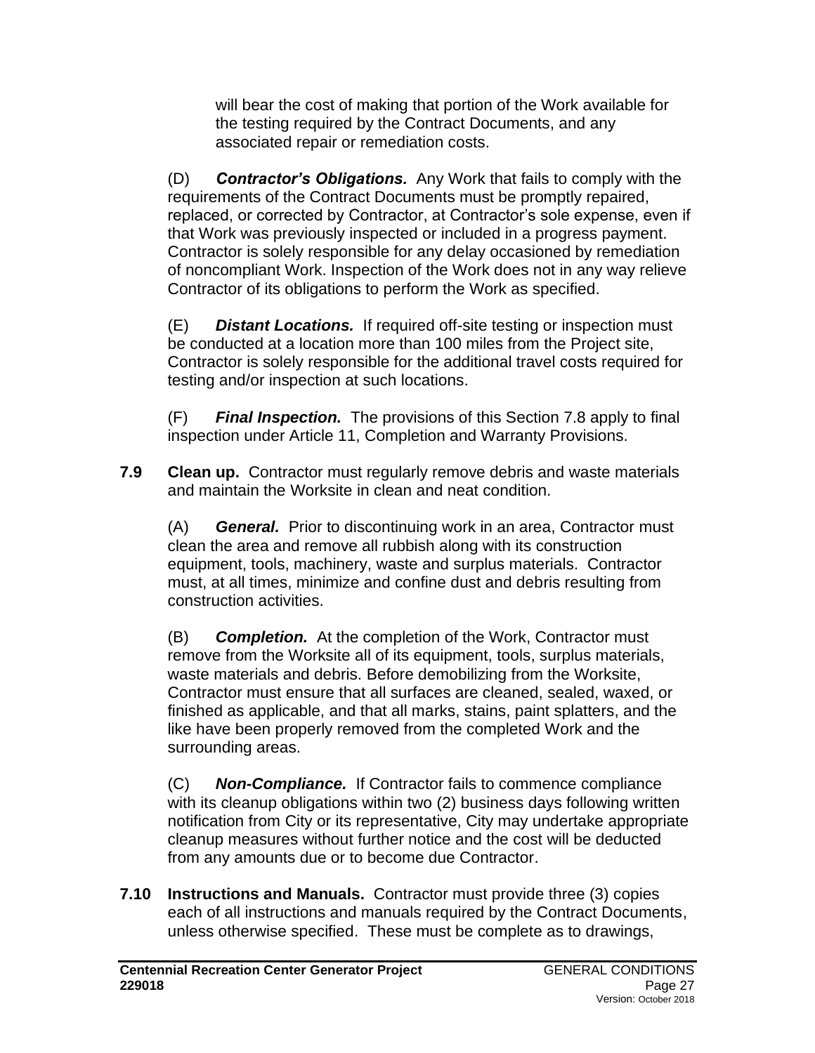will bear the cost of making that portion of the Work available for the testing required by the Contract Documents, and any associated repair or remediation costs.

(D) ***Contractor's Obligations.*** Any Work that fails to comply with the requirements of the Contract Documents must be promptly repaired, replaced, or corrected by Contractor, at Contractor's sole expense, even if that Work was previously inspected or included in a progress payment. Contractor is solely responsible for any delay occasioned by remediation of noncompliant Work. Inspection of the Work does not in any way relieve Contractor of its obligations to perform the Work as specified.

(E) ***Distant Locations.*** If required off-site testing or inspection must be conducted at a location more than 100 miles from the Project site, Contractor is solely responsible for the additional travel costs required for testing and/or inspection at such locations.

(F) ***Final Inspection.*** The provisions of this Section 7.8 apply to final inspection under Article 11, Completion and Warranty Provisions.

**7.9 Clean up.** Contractor must regularly remove debris and waste materials and maintain the Worksite in clean and neat condition.

(A) ***General.*** Prior to discontinuing work in an area, Contractor must clean the area and remove all rubbish along with its construction equipment, tools, machinery, waste and surplus materials. Contractor must, at all times, minimize and confine dust and debris resulting from construction activities.

(B) ***Completion.*** At the completion of the Work, Contractor must remove from the Worksite all of its equipment, tools, surplus materials, waste materials and debris. Before demobilizing from the Worksite, Contractor must ensure that all surfaces are cleaned, sealed, waxed, or finished as applicable, and that all marks, stains, paint splatters, and the like have been properly removed from the completed Work and the surrounding areas.

(C) ***Non-Compliance.*** If Contractor fails to commence compliance with its cleanup obligations within two (2) business days following written notification from City or its representative, City may undertake appropriate cleanup measures without further notice and the cost will be deducted from any amounts due or to become due Contractor.

**7.10 Instructions and Manuals.** Contractor must provide three (3) copies each of all instructions and manuals required by the Contract Documents, unless otherwise specified. These must be complete as to drawings,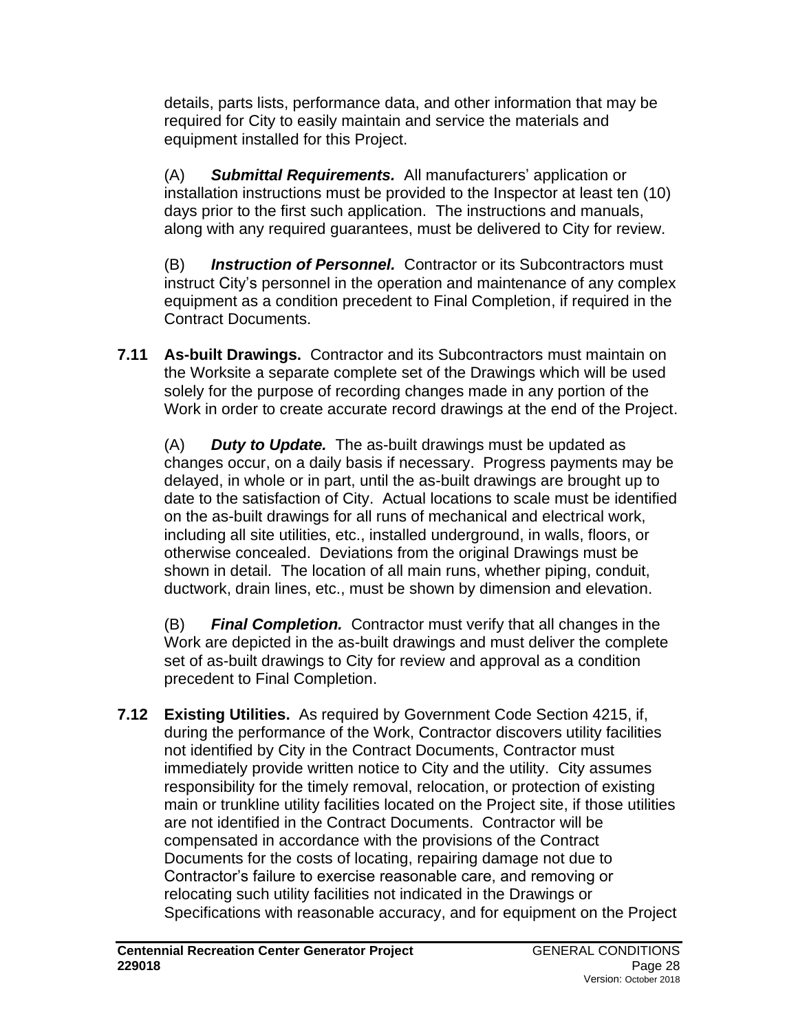details, parts lists, performance data, and other information that may be required for City to easily maintain and service the materials and equipment installed for this Project.

(A) ***Submittal Requirements.*** All manufacturers' application or installation instructions must be provided to the Inspector at least ten (10) days prior to the first such application. The instructions and manuals, along with any required guarantees, must be delivered to City for review.

(B) ***Instruction of Personnel.*** Contractor or its Subcontractors must instruct City's personnel in the operation and maintenance of any complex equipment as a condition precedent to Final Completion, if required in the Contract Documents.

**7.11 As-built Drawings.** Contractor and its Subcontractors must maintain on the Worksite a separate complete set of the Drawings which will be used solely for the purpose of recording changes made in any portion of the Work in order to create accurate record drawings at the end of the Project.

(A) ***Duty to Update.*** The as-built drawings must be updated as changes occur, on a daily basis if necessary. Progress payments may be delayed, in whole or in part, until the as-built drawings are brought up to date to the satisfaction of City. Actual locations to scale must be identified on the as-built drawings for all runs of mechanical and electrical work, including all site utilities, etc., installed underground, in walls, floors, or otherwise concealed. Deviations from the original Drawings must be shown in detail. The location of all main runs, whether piping, conduit, ductwork, drain lines, etc., must be shown by dimension and elevation.

(B) ***Final Completion.*** Contractor must verify that all changes in the Work are depicted in the as-built drawings and must deliver the complete set of as-built drawings to City for review and approval as a condition precedent to Final Completion.

**7.12 Existing Utilities.** As required by Government Code Section 4215, if, during the performance of the Work, Contractor discovers utility facilities not identified by City in the Contract Documents, Contractor must immediately provide written notice to City and the utility. City assumes responsibility for the timely removal, relocation, or protection of existing main or trunkline utility facilities located on the Project site, if those utilities are not identified in the Contract Documents. Contractor will be compensated in accordance with the provisions of the Contract Documents for the costs of locating, repairing damage not due to Contractor's failure to exercise reasonable care, and removing or relocating such utility facilities not indicated in the Drawings or Specifications with reasonable accuracy, and for equipment on the Project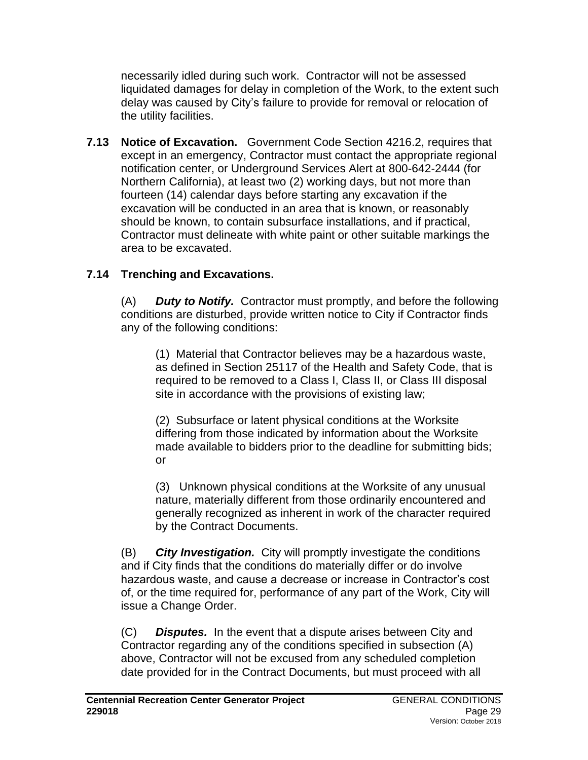necessarily idled during such work. Contractor will not be assessed liquidated damages for delay in completion of the Work, to the extent such delay was caused by City's failure to provide for removal or relocation of the utility facilities.

**7.13 Notice of Excavation.** Government Code Section 4216.2, requires that except in an emergency, Contractor must contact the appropriate regional notification center, or Underground Services Alert at 800-642-2444 (for Northern California), at least two (2) working days, but not more than fourteen (14) calendar days before starting any excavation if the excavation will be conducted in an area that is known, or reasonably should be known, to contain subsurface installations, and if practical, Contractor must delineate with white paint or other suitable markings the area to be excavated.

**7.14 Trenching and Excavations.**

(A) ***Duty to Notify.*** Contractor must promptly, and before the following conditions are disturbed, provide written notice to City if Contractor finds any of the following conditions:

(1) Material that Contractor believes may be a hazardous waste, as defined in Section 25117 of the Health and Safety Code, that is required to be removed to a Class I, Class II, or Class III disposal site in accordance with the provisions of existing law;

(2) Subsurface or latent physical conditions at the Worksite differing from those indicated by information about the Worksite made available to bidders prior to the deadline for submitting bids; or

(3) Unknown physical conditions at the Worksite of any unusual nature, materially different from those ordinarily encountered and generally recognized as inherent in work of the character required by the Contract Documents.

(B) ***City Investigation.*** City will promptly investigate the conditions and if City finds that the conditions do materially differ or do involve hazardous waste, and cause a decrease or increase in Contractor's cost of, or the time required for, performance of any part of the Work, City will issue a Change Order.

(C) ***Disputes.*** In the event that a dispute arises between City and Contractor regarding any of the conditions specified in subsection (A) above, Contractor will not be excused from any scheduled completion date provided for in the Contract Documents, but must proceed with all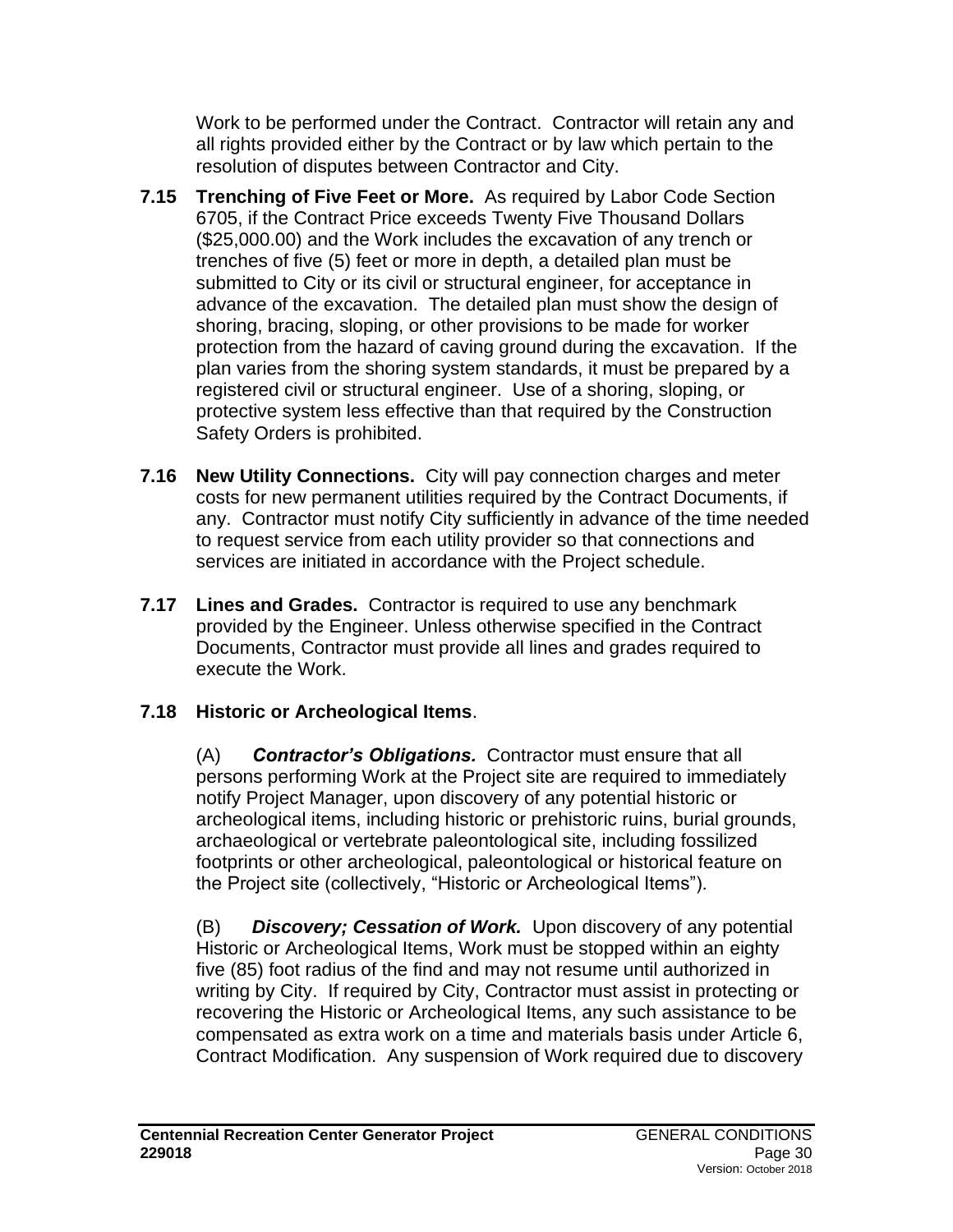Work to be performed under the Contract. Contractor will retain any and all rights provided either by the Contract or by law which pertain to the resolution of disputes between Contractor and City.

**7.15 Trenching of Five Feet or More.** As required by Labor Code Section 6705, if the Contract Price exceeds Twenty Five Thousand Dollars ($25,000.00) and the Work includes the excavation of any trench or trenches of five (5) feet or more in depth, a detailed plan must be submitted to City or its civil or structural engineer, for acceptance in advance of the excavation. The detailed plan must show the design of shoring, bracing, sloping, or other provisions to be made for worker protection from the hazard of caving ground during the excavation. If the plan varies from the shoring system standards, it must be prepared by a registered civil or structural engineer. Use of a shoring, sloping, or protective system less effective than that required by the Construction Safety Orders is prohibited.

**7.16 New Utility Connections.** City will pay connection charges and meter costs for new permanent utilities required by the Contract Documents, if any. Contractor must notify City sufficiently in advance of the time needed to request service from each utility provider so that connections and services are initiated in accordance with the Project schedule.

**7.17 Lines and Grades.** Contractor is required to use any benchmark provided by the Engineer. Unless otherwise specified in the Contract Documents, Contractor must provide all lines and grades required to execute the Work.

**7.18 Historic or Archeological Items**.

(A) ***Contractor's Obligations.*** Contractor must ensure that all persons performing Work at the Project site are required to immediately notify Project Manager, upon discovery of any potential historic or archeological items, including historic or prehistoric ruins, burial grounds, archaeological or vertebrate paleontological site, including fossilized footprints or other archeological, paleontological or historical feature on the Project site (collectively, "Historic or Archeological Items").

(B) ***Discovery; Cessation of Work.*** Upon discovery of any potential Historic or Archeological Items, Work must be stopped within an eighty five (85) foot radius of the find and may not resume until authorized in writing by City. If required by City, Contractor must assist in protecting or recovering the Historic or Archeological Items, any such assistance to be compensated as extra work on a time and materials basis under Article 6, Contract Modification. Any suspension of Work required due to discovery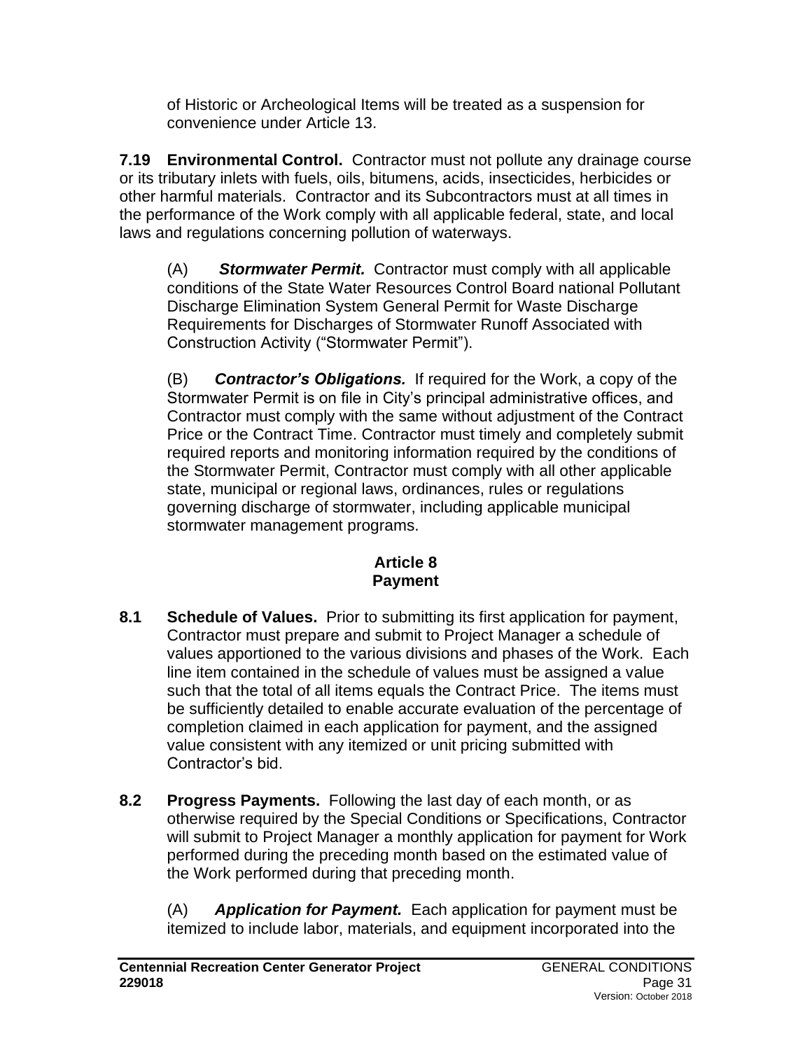of Historic or Archeological Items will be treated as a suspension for convenience under Article 13.

**7.19 Environmental Control.** Contractor must not pollute any drainage course or its tributary inlets with fuels, oils, bitumens, acids, insecticides, herbicides or other harmful materials. Contractor and its Subcontractors must at all times in the performance of the Work comply with all applicable federal, state, and local laws and regulations concerning pollution of waterways.

(A) ***Stormwater Permit.*** Contractor must comply with all applicable conditions of the State Water Resources Control Board national Pollutant Discharge Elimination System General Permit for Waste Discharge Requirements for Discharges of Stormwater Runoff Associated with Construction Activity ("Stormwater Permit").

(B) ***Contractor's Obligations.*** If required for the Work, a copy of the Stormwater Permit is on file in City's principal administrative offices, and Contractor must comply with the same without adjustment of the Contract Price or the Contract Time. Contractor must timely and completely submit required reports and monitoring information required by the conditions of the Stormwater Permit, Contractor must comply with all other applicable state, municipal or regional laws, ordinances, rules or regulations governing discharge of stormwater, including applicable municipal stormwater management programs.

## Article 8
## Payment

**8.1 Schedule of Values.** Prior to submitting its first application for payment, Contractor must prepare and submit to Project Manager a schedule of values apportioned to the various divisions and phases of the Work. Each line item contained in the schedule of values must be assigned a value such that the total of all items equals the Contract Price. The items must be sufficiently detailed to enable accurate evaluation of the percentage of completion claimed in each application for payment, and the assigned value consistent with any itemized or unit pricing submitted with Contractor's bid.

**8.2 Progress Payments.** Following the last day of each month, or as otherwise required by the Special Conditions or Specifications, Contractor will submit to Project Manager a monthly application for payment for Work performed during the preceding month based on the estimated value of the Work performed during that preceding month.

(A) ***Application for Payment.*** Each application for payment must be itemized to include labor, materials, and equipment incorporated into the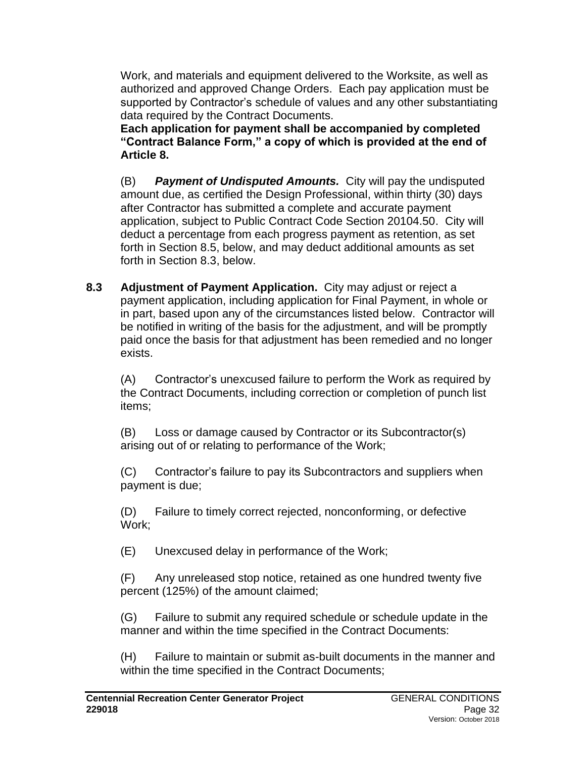Work, and materials and equipment delivered to the Worksite, as well as authorized and approved Change Orders. Each pay application must be supported by Contractor's schedule of values and any other substantiating data required by the Contract Documents.
**Each application for payment shall be accompanied by completed "Contract Balance Form," a copy of which is provided at the end of Article 8.**

(B) ***Payment of Undisputed Amounts.*** City will pay the undisputed amount due, as certified the Design Professional, within thirty (30) days after Contractor has submitted a complete and accurate payment application, subject to Public Contract Code Section 20104.50. City will deduct a percentage from each progress payment as retention, as set forth in Section 8.5, below, and may deduct additional amounts as set forth in Section 8.3, below.

**8.3 Adjustment of Payment Application.** City may adjust or reject a payment application, including application for Final Payment, in whole or in part, based upon any of the circumstances listed below. Contractor will be notified in writing of the basis for the adjustment, and will be promptly paid once the basis for that adjustment has been remedied and no longer exists.

(A) Contractor's unexcused failure to perform the Work as required by the Contract Documents, including correction or completion of punch list items;

(B) Loss or damage caused by Contractor or its Subcontractor(s) arising out of or relating to performance of the Work;

(C) Contractor's failure to pay its Subcontractors and suppliers when payment is due;

(D) Failure to timely correct rejected, nonconforming, or defective Work;

(E) Unexcused delay in performance of the Work;

(F) Any unreleased stop notice, retained as one hundred twenty five percent (125%) of the amount claimed;

(G) Failure to submit any required schedule or schedule update in the manner and within the time specified in the Contract Documents:

(H) Failure to maintain or submit as-built documents in the manner and within the time specified in the Contract Documents;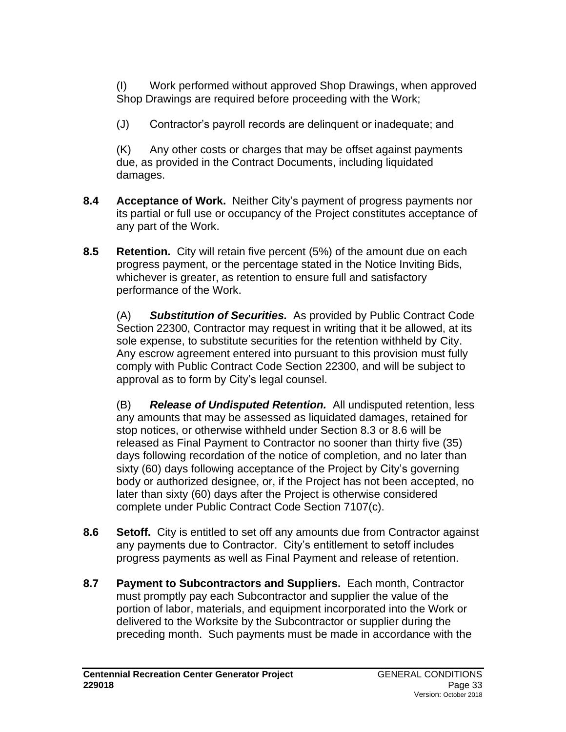(I) Work performed without approved Shop Drawings, when approved Shop Drawings are required before proceeding with the Work;

(J) Contractor's payroll records are delinquent or inadequate; and

(K) Any other costs or charges that may be offset against payments due, as provided in the Contract Documents, including liquidated damages.

**8.4 Acceptance of Work.** Neither City's payment of progress payments nor its partial or full use or occupancy of the Project constitutes acceptance of any part of the Work.

**8.5 Retention.** City will retain five percent (5%) of the amount due on each progress payment, or the percentage stated in the Notice Inviting Bids, whichever is greater, as retention to ensure full and satisfactory performance of the Work.

(A) ***Substitution of Securities.*** As provided by Public Contract Code Section 22300, Contractor may request in writing that it be allowed, at its sole expense, to substitute securities for the retention withheld by City. Any escrow agreement entered into pursuant to this provision must fully comply with Public Contract Code Section 22300, and will be subject to approval as to form by City's legal counsel.

(B) ***Release of Undisputed Retention.*** All undisputed retention, less any amounts that may be assessed as liquidated damages, retained for stop notices, or otherwise withheld under Section 8.3 or 8.6 will be released as Final Payment to Contractor no sooner than thirty five (35) days following recordation of the notice of completion, and no later than sixty (60) days following acceptance of the Project by City's governing body or authorized designee, or, if the Project has not been accepted, no later than sixty (60) days after the Project is otherwise considered complete under Public Contract Code Section 7107(c).

**8.6 Setoff.** City is entitled to set off any amounts due from Contractor against any payments due to Contractor. City's entitlement to setoff includes progress payments as well as Final Payment and release of retention.

**8.7 Payment to Subcontractors and Suppliers.** Each month, Contractor must promptly pay each Subcontractor and supplier the value of the portion of labor, materials, and equipment incorporated into the Work or delivered to the Worksite by the Subcontractor or supplier during the preceding month. Such payments must be made in accordance with the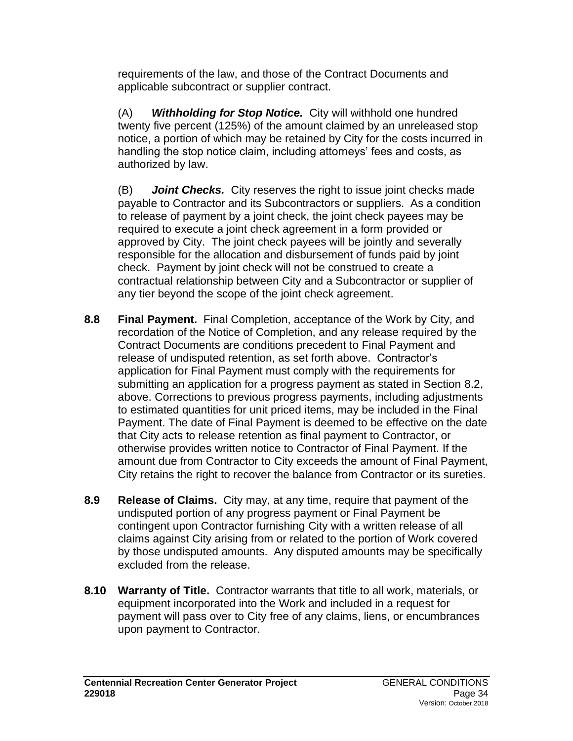requirements of the law, and those of the Contract Documents and applicable subcontract or supplier contract.

(A) ***Withholding for Stop Notice.*** City will withhold one hundred twenty five percent (125%) of the amount claimed by an unreleased stop notice, a portion of which may be retained by City for the costs incurred in handling the stop notice claim, including attorneys' fees and costs, as authorized by law.

(B) ***Joint Checks.*** City reserves the right to issue joint checks made payable to Contractor and its Subcontractors or suppliers. As a condition to release of payment by a joint check, the joint check payees may be required to execute a joint check agreement in a form provided or approved by City. The joint check payees will be jointly and severally responsible for the allocation and disbursement of funds paid by joint check. Payment by joint check will not be construed to create a contractual relationship between City and a Subcontractor or supplier of any tier beyond the scope of the joint check agreement.

**8.8 Final Payment.** Final Completion, acceptance of the Work by City, and recordation of the Notice of Completion, and any release required by the Contract Documents are conditions precedent to Final Payment and release of undisputed retention, as set forth above. Contractor's application for Final Payment must comply with the requirements for submitting an application for a progress payment as stated in Section 8.2, above. Corrections to previous progress payments, including adjustments to estimated quantities for unit priced items, may be included in the Final Payment. The date of Final Payment is deemed to be effective on the date that City acts to release retention as final payment to Contractor, or otherwise provides written notice to Contractor of Final Payment. If the amount due from Contractor to City exceeds the amount of Final Payment, City retains the right to recover the balance from Contractor or its sureties.

**8.9 Release of Claims.** City may, at any time, require that payment of the undisputed portion of any progress payment or Final Payment be contingent upon Contractor furnishing City with a written release of all claims against City arising from or related to the portion of Work covered by those undisputed amounts. Any disputed amounts may be specifically excluded from the release.

**8.10 Warranty of Title.** Contractor warrants that title to all work, materials, or equipment incorporated into the Work and included in a request for payment will pass over to City free of any claims, liens, or encumbrances upon payment to Contractor.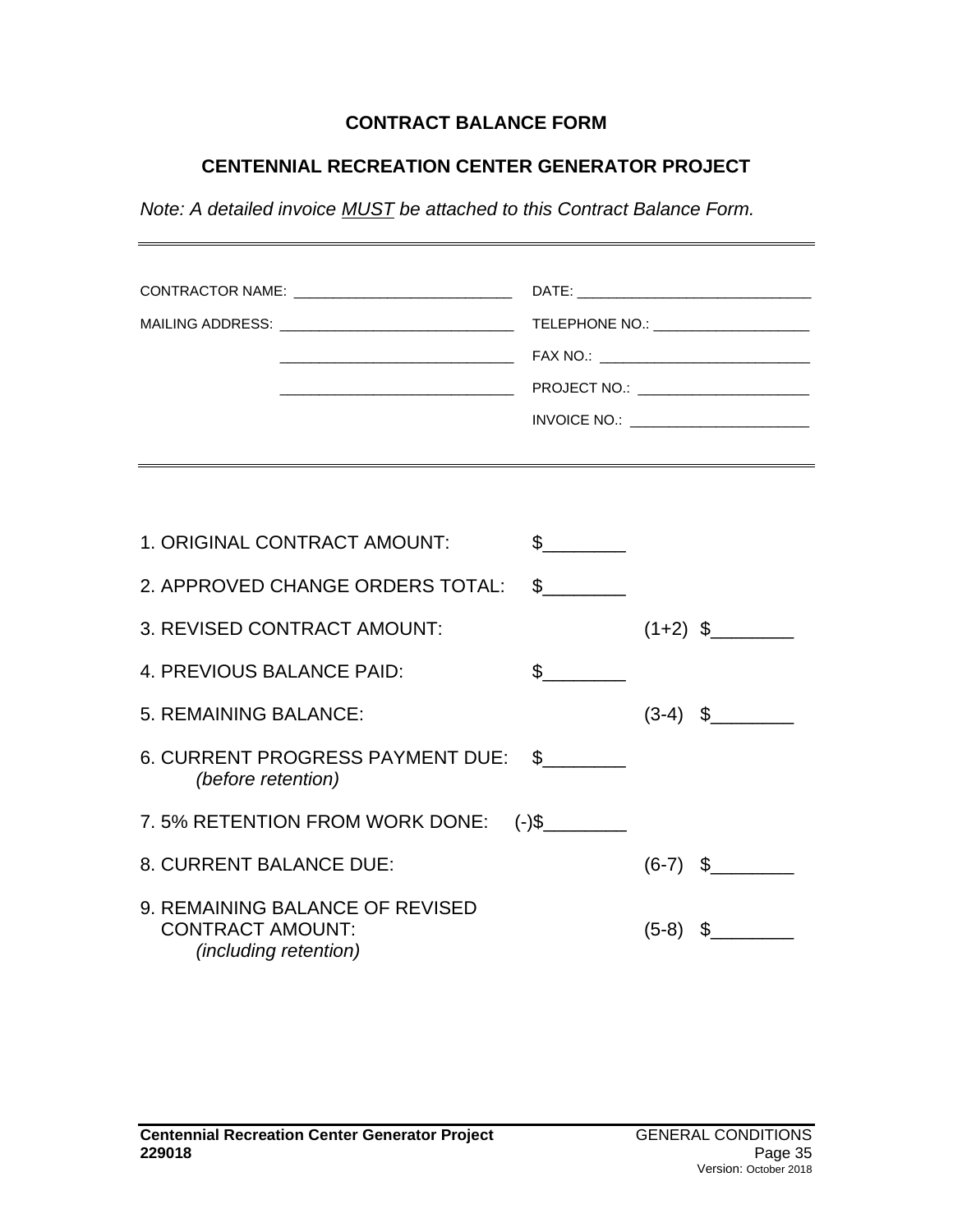# CONTRACT BALANCE FORM

## CENTENNIAL RECREATION CENTER GENERATOR PROJECT

*Note: A detailed invoice MUST be attached to this Contract Balance Form.*

---

CONTRACTOR NAME: ___________________________

MAILING ADDRESS: _____________________________

_____________________________

_____________________________

DATE: _____________________________

TELEPHONE NO.: ____________________

FAX NO.: __________________________

PROJECT NO.: ______________________

INVOICE NO.: _______________________

---

| | | | |
|---|---|---|---|
| 1. ORIGINAL CONTRACT AMOUNT: | $________ | | |
| 2. APPROVED CHANGE ORDERS TOTAL: | $________ | | |
| 3. REVISED CONTRACT AMOUNT: | | (1+2) | $________ |
| 4. PREVIOUS BALANCE PAID: | $________ | | |
| 5. REMAINING BALANCE: | | (3-4) | $________ |
| 6. CURRENT PROGRESS PAYMENT DUE: *(before retention)* | $________ | | |
| 7. 5% RETENTION FROM WORK DONE: | (-)$________ | | |
| 8. CURRENT BALANCE DUE: | | (6-7) | $________ |
| 9. REMAINING BALANCE OF REVISED CONTRACT AMOUNT: *(including retention)* | | (5-8) | $________ |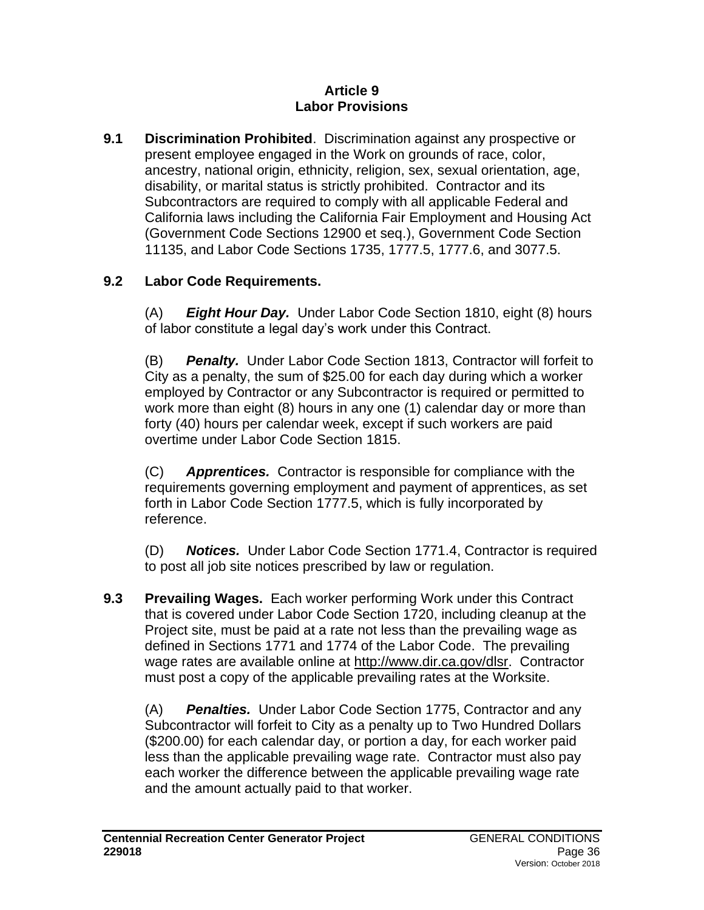## Article 9
## Labor Provisions

**9.1 Discrimination Prohibited**. Discrimination against any prospective or present employee engaged in the Work on grounds of race, color, ancestry, national origin, ethnicity, religion, sex, sexual orientation, age, disability, or marital status is strictly prohibited. Contractor and its Subcontractors are required to comply with all applicable Federal and California laws including the California Fair Employment and Housing Act (Government Code Sections 12900 et seq.), Government Code Section 11135, and Labor Code Sections 1735, 1777.5, 1777.6, and 3077.5.

**9.2 Labor Code Requirements.**

(A) ***Eight Hour Day.*** Under Labor Code Section 1810, eight (8) hours of labor constitute a legal day's work under this Contract.

(B) ***Penalty.*** Under Labor Code Section 1813, Contractor will forfeit to City as a penalty, the sum of $25.00 for each day during which a worker employed by Contractor or any Subcontractor is required or permitted to work more than eight (8) hours in any one (1) calendar day or more than forty (40) hours per calendar week, except if such workers are paid overtime under Labor Code Section 1815.

(C) ***Apprentices.*** Contractor is responsible for compliance with the requirements governing employment and payment of apprentices, as set forth in Labor Code Section 1777.5, which is fully incorporated by reference.

(D) ***Notices.*** Under Labor Code Section 1771.4, Contractor is required to post all job site notices prescribed by law or regulation.

**9.3 Prevailing Wages.** Each worker performing Work under this Contract that is covered under Labor Code Section 1720, including cleanup at the Project site, must be paid at a rate not less than the prevailing wage as defined in Sections 1771 and 1774 of the Labor Code. The prevailing wage rates are available online at http://www.dir.ca.gov/dlsr. Contractor must post a copy of the applicable prevailing rates at the Worksite.

(A) ***Penalties.*** Under Labor Code Section 1775, Contractor and any Subcontractor will forfeit to City as a penalty up to Two Hundred Dollars ($200.00) for each calendar day, or portion a day, for each worker paid less than the applicable prevailing wage rate. Contractor must also pay each worker the difference between the applicable prevailing wage rate and the amount actually paid to that worker.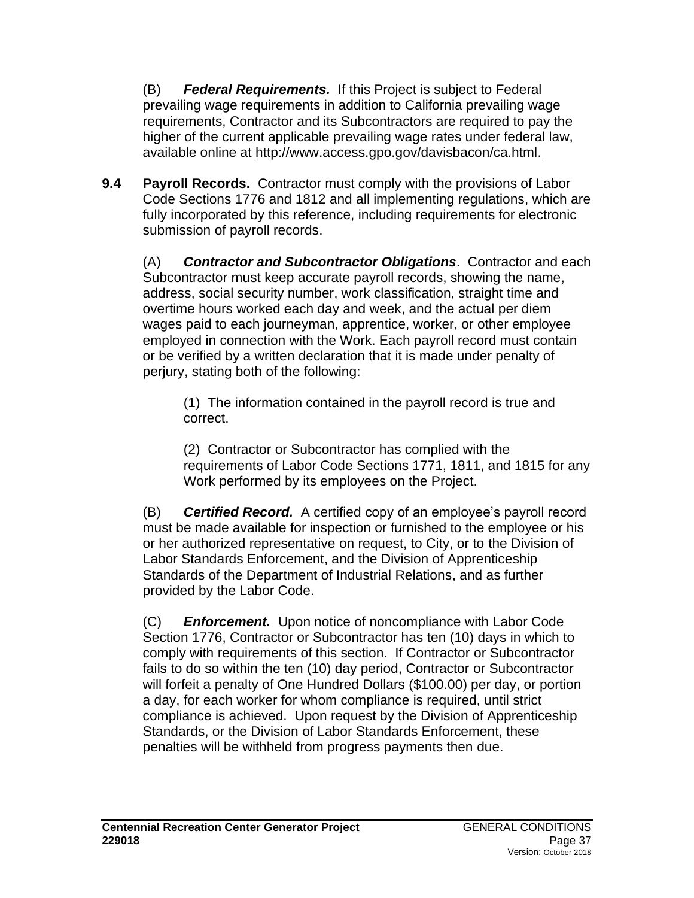(B) ***Federal Requirements.*** If this Project is subject to Federal prevailing wage requirements in addition to California prevailing wage requirements, Contractor and its Subcontractors are required to pay the higher of the current applicable prevailing wage rates under federal law, available online at http://www.access.gpo.gov/davisbacon/ca.html.

**9.4 Payroll Records.** Contractor must comply with the provisions of Labor Code Sections 1776 and 1812 and all implementing regulations, which are fully incorporated by this reference, including requirements for electronic submission of payroll records.

(A) ***Contractor and Subcontractor Obligations***. Contractor and each Subcontractor must keep accurate payroll records, showing the name, address, social security number, work classification, straight time and overtime hours worked each day and week, and the actual per diem wages paid to each journeyman, apprentice, worker, or other employee employed in connection with the Work. Each payroll record must contain or be verified by a written declaration that it is made under penalty of perjury, stating both of the following:

(1) The information contained in the payroll record is true and correct.

(2) Contractor or Subcontractor has complied with the requirements of Labor Code Sections 1771, 1811, and 1815 for any Work performed by its employees on the Project.

(B) ***Certified Record.*** A certified copy of an employee's payroll record must be made available for inspection or furnished to the employee or his or her authorized representative on request, to City, or to the Division of Labor Standards Enforcement, and the Division of Apprenticeship Standards of the Department of Industrial Relations, and as further provided by the Labor Code.

(C) ***Enforcement.*** Upon notice of noncompliance with Labor Code Section 1776, Contractor or Subcontractor has ten (10) days in which to comply with requirements of this section. If Contractor or Subcontractor fails to do so within the ten (10) day period, Contractor or Subcontractor will forfeit a penalty of One Hundred Dollars ($100.00) per day, or portion a day, for each worker for whom compliance is required, until strict compliance is achieved. Upon request by the Division of Apprenticeship Standards, or the Division of Labor Standards Enforcement, these penalties will be withheld from progress payments then due.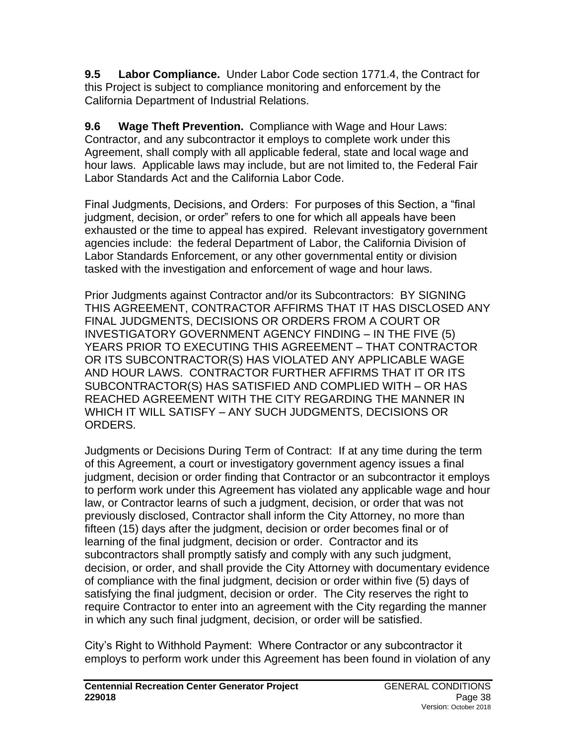**9.5 Labor Compliance.** Under Labor Code section 1771.4, the Contract for this Project is subject to compliance monitoring and enforcement by the California Department of Industrial Relations.

**9.6 Wage Theft Prevention.** Compliance with Wage and Hour Laws: Contractor, and any subcontractor it employs to complete work under this Agreement, shall comply with all applicable federal, state and local wage and hour laws. Applicable laws may include, but are not limited to, the Federal Fair Labor Standards Act and the California Labor Code.

Final Judgments, Decisions, and Orders: For purposes of this Section, a "final judgment, decision, or order" refers to one for which all appeals have been exhausted or the time to appeal has expired. Relevant investigatory government agencies include: the federal Department of Labor, the California Division of Labor Standards Enforcement, or any other governmental entity or division tasked with the investigation and enforcement of wage and hour laws.

Prior Judgments against Contractor and/or its Subcontractors: BY SIGNING THIS AGREEMENT, CONTRACTOR AFFIRMS THAT IT HAS DISCLOSED ANY FINAL JUDGMENTS, DECISIONS OR ORDERS FROM A COURT OR INVESTIGATORY GOVERNMENT AGENCY FINDING – IN THE FIVE (5) YEARS PRIOR TO EXECUTING THIS AGREEMENT – THAT CONTRACTOR OR ITS SUBCONTRACTOR(S) HAS VIOLATED ANY APPLICABLE WAGE AND HOUR LAWS. CONTRACTOR FURTHER AFFIRMS THAT IT OR ITS SUBCONTRACTOR(S) HAS SATISFIED AND COMPLIED WITH – OR HAS REACHED AGREEMENT WITH THE CITY REGARDING THE MANNER IN WHICH IT WILL SATISFY – ANY SUCH JUDGMENTS, DECISIONS OR ORDERS.

Judgments or Decisions During Term of Contract: If at any time during the term of this Agreement, a court or investigatory government agency issues a final judgment, decision or order finding that Contractor or an subcontractor it employs to perform work under this Agreement has violated any applicable wage and hour law, or Contractor learns of such a judgment, decision, or order that was not previously disclosed, Contractor shall inform the City Attorney, no more than fifteen (15) days after the judgment, decision or order becomes final or of learning of the final judgment, decision or order. Contractor and its subcontractors shall promptly satisfy and comply with any such judgment, decision, or order, and shall provide the City Attorney with documentary evidence of compliance with the final judgment, decision or order within five (5) days of satisfying the final judgment, decision or order. The City reserves the right to require Contractor to enter into an agreement with the City regarding the manner in which any such final judgment, decision, or order will be satisfied.

City's Right to Withhold Payment: Where Contractor or any subcontractor it employs to perform work under this Agreement has been found in violation of any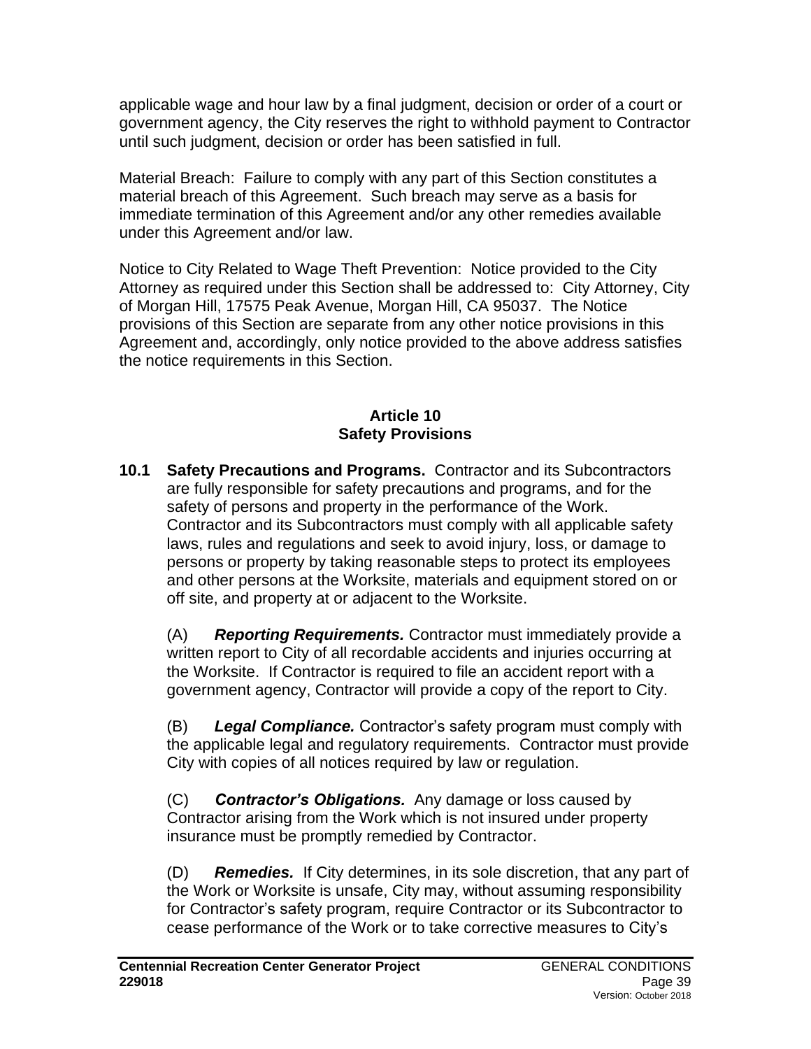applicable wage and hour law by a final judgment, decision or order of a court or government agency, the City reserves the right to withhold payment to Contractor until such judgment, decision or order has been satisfied in full.

Material Breach: Failure to comply with any part of this Section constitutes a material breach of this Agreement. Such breach may serve as a basis for immediate termination of this Agreement and/or any other remedies available under this Agreement and/or law.

Notice to City Related to Wage Theft Prevention: Notice provided to the City Attorney as required under this Section shall be addressed to: City Attorney, City of Morgan Hill, 17575 Peak Avenue, Morgan Hill, CA 95037. The Notice provisions of this Section are separate from any other notice provisions in this Agreement and, accordingly, only notice provided to the above address satisfies the notice requirements in this Section.

## Article 10
## Safety Provisions

**10.1 Safety Precautions and Programs.** Contractor and its Subcontractors are fully responsible for safety precautions and programs, and for the safety of persons and property in the performance of the Work. Contractor and its Subcontractors must comply with all applicable safety laws, rules and regulations and seek to avoid injury, loss, or damage to persons or property by taking reasonable steps to protect its employees and other persons at the Worksite, materials and equipment stored on or off site, and property at or adjacent to the Worksite.

(A) ***Reporting Requirements.*** Contractor must immediately provide a written report to City of all recordable accidents and injuries occurring at the Worksite. If Contractor is required to file an accident report with a government agency, Contractor will provide a copy of the report to City.

(B) ***Legal Compliance.*** Contractor's safety program must comply with the applicable legal and regulatory requirements. Contractor must provide City with copies of all notices required by law or regulation.

(C) ***Contractor's Obligations.*** Any damage or loss caused by Contractor arising from the Work which is not insured under property insurance must be promptly remedied by Contractor.

(D) ***Remedies.*** If City determines, in its sole discretion, that any part of the Work or Worksite is unsafe, City may, without assuming responsibility for Contractor's safety program, require Contractor or its Subcontractor to cease performance of the Work or to take corrective measures to City's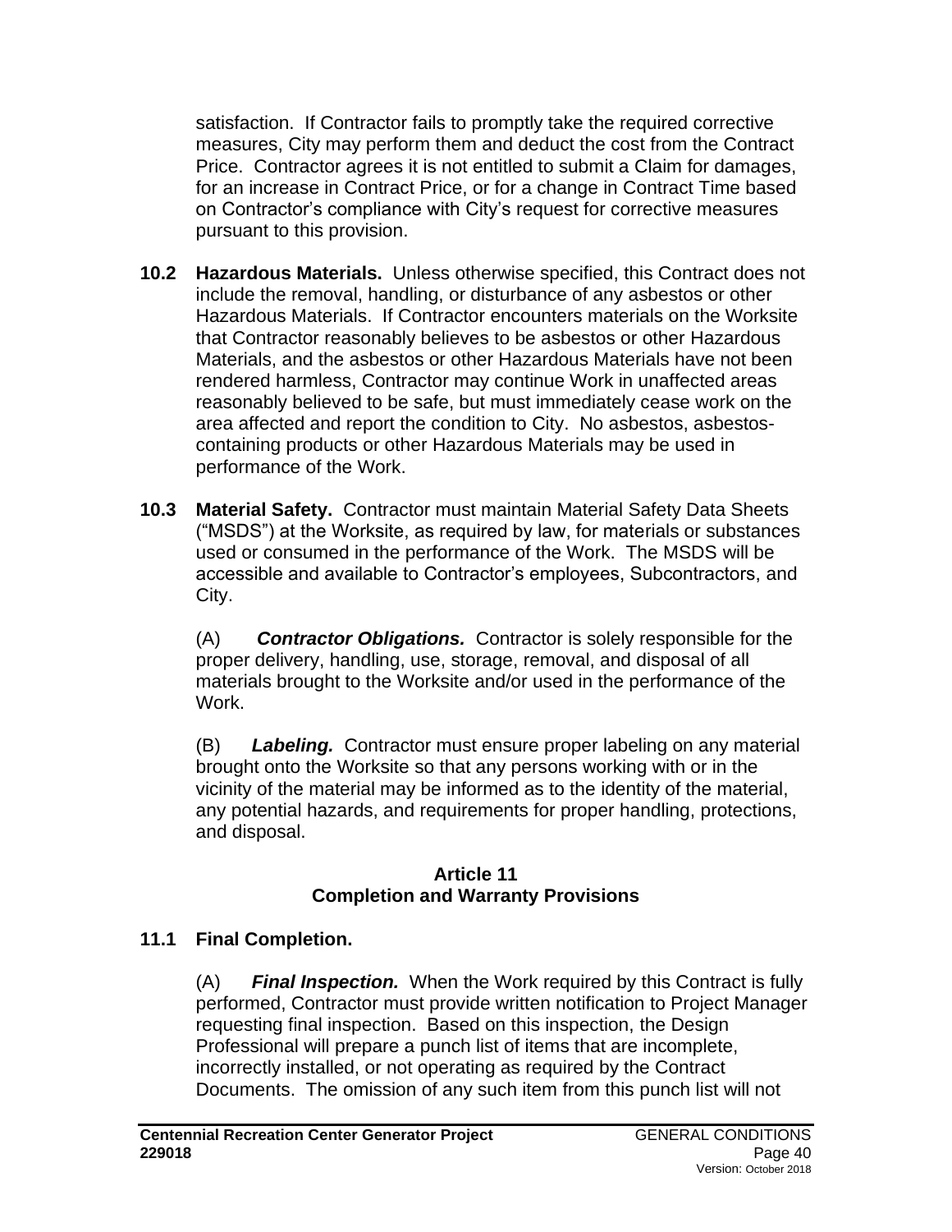satisfaction. If Contractor fails to promptly take the required corrective measures, City may perform them and deduct the cost from the Contract Price. Contractor agrees it is not entitled to submit a Claim for damages, for an increase in Contract Price, or for a change in Contract Time based on Contractor's compliance with City's request for corrective measures pursuant to this provision.

**10.2 Hazardous Materials.** Unless otherwise specified, this Contract does not include the removal, handling, or disturbance of any asbestos or other Hazardous Materials. If Contractor encounters materials on the Worksite that Contractor reasonably believes to be asbestos or other Hazardous Materials, and the asbestos or other Hazardous Materials have not been rendered harmless, Contractor may continue Work in unaffected areas reasonably believed to be safe, but must immediately cease work on the area affected and report the condition to City. No asbestos, asbestos-containing products or other Hazardous Materials may be used in performance of the Work.

**10.3 Material Safety.** Contractor must maintain Material Safety Data Sheets ("MSDS") at the Worksite, as required by law, for materials or substances used or consumed in the performance of the Work. The MSDS will be accessible and available to Contractor's employees, Subcontractors, and City.

(A) ***Contractor Obligations.*** Contractor is solely responsible for the proper delivery, handling, use, storage, removal, and disposal of all materials brought to the Worksite and/or used in the performance of the Work.

(B) ***Labeling.*** Contractor must ensure proper labeling on any material brought onto the Worksite so that any persons working with or in the vicinity of the material may be informed as to the identity of the material, any potential hazards, and requirements for proper handling, protections, and disposal.

## Article 11
## Completion and Warranty Provisions

**11.1 Final Completion.**

(A) ***Final Inspection.*** When the Work required by this Contract is fully performed, Contractor must provide written notification to Project Manager requesting final inspection. Based on this inspection, the Design Professional will prepare a punch list of items that are incomplete, incorrectly installed, or not operating as required by the Contract Documents. The omission of any such item from this punch list will not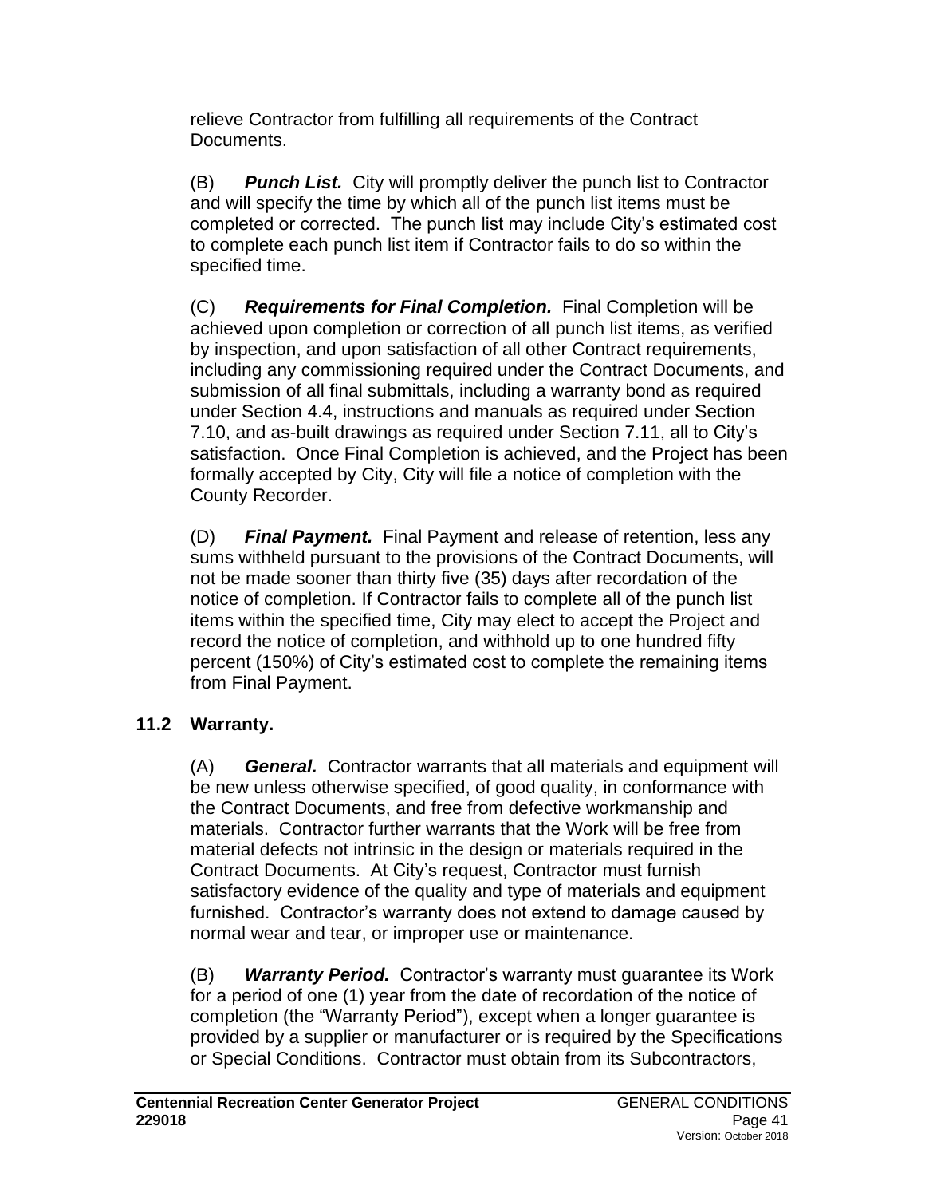relieve Contractor from fulfilling all requirements of the Contract Documents.

(B) ***Punch List.*** City will promptly deliver the punch list to Contractor and will specify the time by which all of the punch list items must be completed or corrected. The punch list may include City's estimated cost to complete each punch list item if Contractor fails to do so within the specified time.

(C) ***Requirements for Final Completion.*** Final Completion will be achieved upon completion or correction of all punch list items, as verified by inspection, and upon satisfaction of all other Contract requirements, including any commissioning required under the Contract Documents, and submission of all final submittals, including a warranty bond as required under Section 4.4, instructions and manuals as required under Section 7.10, and as-built drawings as required under Section 7.11, all to City's satisfaction. Once Final Completion is achieved, and the Project has been formally accepted by City, City will file a notice of completion with the County Recorder.

(D) ***Final Payment.*** Final Payment and release of retention, less any sums withheld pursuant to the provisions of the Contract Documents, will not be made sooner than thirty five (35) days after recordation of the notice of completion. If Contractor fails to complete all of the punch list items within the specified time, City may elect to accept the Project and record the notice of completion, and withhold up to one hundred fifty percent (150%) of City's estimated cost to complete the remaining items from Final Payment.

## 11.2 Warranty.

(A) ***General.*** Contractor warrants that all materials and equipment will be new unless otherwise specified, of good quality, in conformance with the Contract Documents, and free from defective workmanship and materials. Contractor further warrants that the Work will be free from material defects not intrinsic in the design or materials required in the Contract Documents. At City's request, Contractor must furnish satisfactory evidence of the quality and type of materials and equipment furnished. Contractor's warranty does not extend to damage caused by normal wear and tear, or improper use or maintenance.

(B) ***Warranty Period.*** Contractor's warranty must guarantee its Work for a period of one (1) year from the date of recordation of the notice of completion (the "Warranty Period"), except when a longer guarantee is provided by a supplier or manufacturer or is required by the Specifications or Special Conditions. Contractor must obtain from its Subcontractors,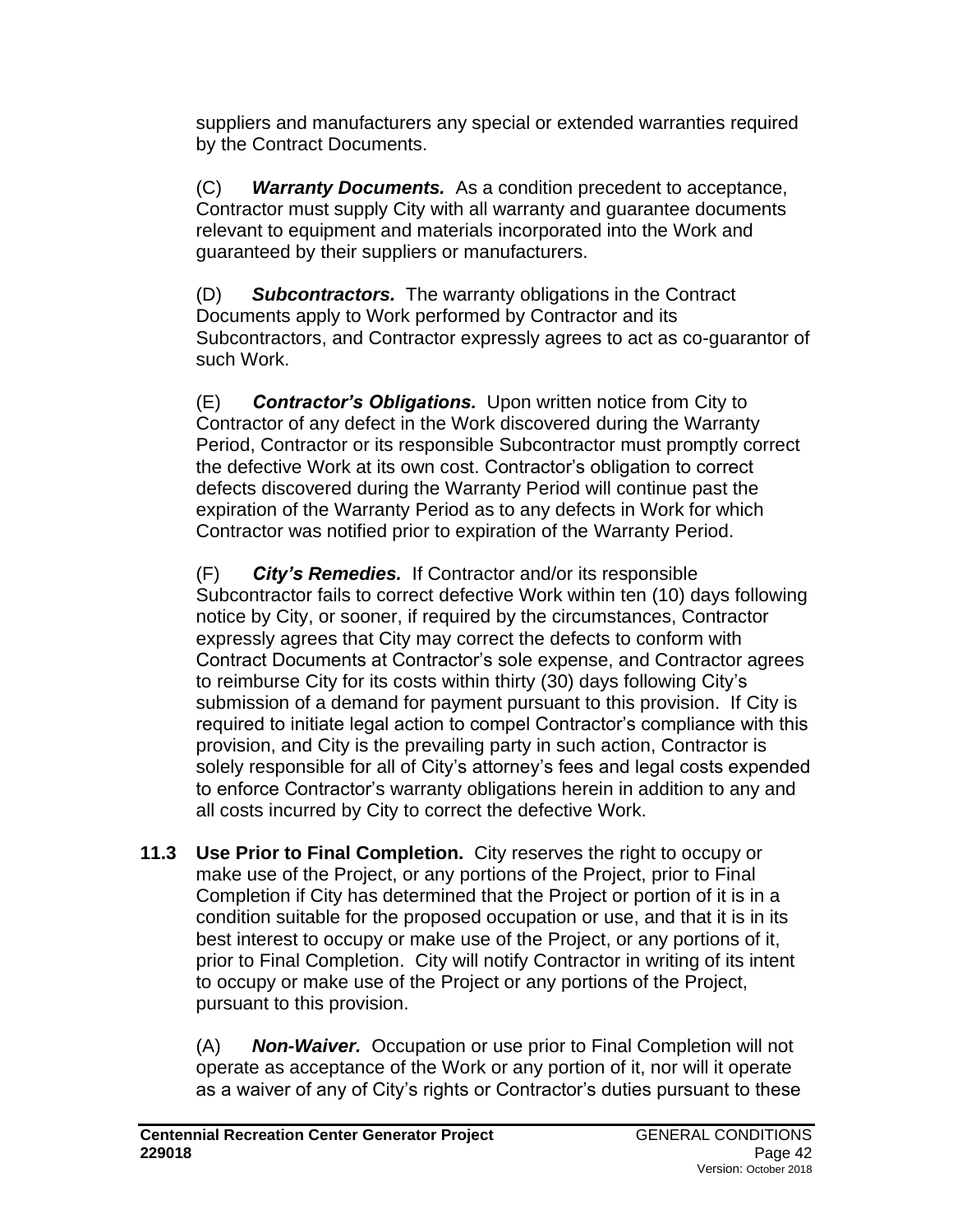suppliers and manufacturers any special or extended warranties required by the Contract Documents.

(C) ***Warranty Documents.*** As a condition precedent to acceptance, Contractor must supply City with all warranty and guarantee documents relevant to equipment and materials incorporated into the Work and guaranteed by their suppliers or manufacturers.

(D) ***Subcontractors.*** The warranty obligations in the Contract Documents apply to Work performed by Contractor and its Subcontractors, and Contractor expressly agrees to act as co-guarantor of such Work.

(E) ***Contractor's Obligations.*** Upon written notice from City to Contractor of any defect in the Work discovered during the Warranty Period, Contractor or its responsible Subcontractor must promptly correct the defective Work at its own cost. Contractor's obligation to correct defects discovered during the Warranty Period will continue past the expiration of the Warranty Period as to any defects in Work for which Contractor was notified prior to expiration of the Warranty Period.

(F) ***City's Remedies.*** If Contractor and/or its responsible Subcontractor fails to correct defective Work within ten (10) days following notice by City, or sooner, if required by the circumstances, Contractor expressly agrees that City may correct the defects to conform with Contract Documents at Contractor's sole expense, and Contractor agrees to reimburse City for its costs within thirty (30) days following City's submission of a demand for payment pursuant to this provision. If City is required to initiate legal action to compel Contractor's compliance with this provision, and City is the prevailing party in such action, Contractor is solely responsible for all of City's attorney's fees and legal costs expended to enforce Contractor's warranty obligations herein in addition to any and all costs incurred by City to correct the defective Work.

**11.3 Use Prior to Final Completion.** City reserves the right to occupy or make use of the Project, or any portions of the Project, prior to Final Completion if City has determined that the Project or portion of it is in a condition suitable for the proposed occupation or use, and that it is in its best interest to occupy or make use of the Project, or any portions of it, prior to Final Completion. City will notify Contractor in writing of its intent to occupy or make use of the Project or any portions of the Project, pursuant to this provision.

(A) ***Non-Waiver.*** Occupation or use prior to Final Completion will not operate as acceptance of the Work or any portion of it, nor will it operate as a waiver of any of City's rights or Contractor's duties pursuant to these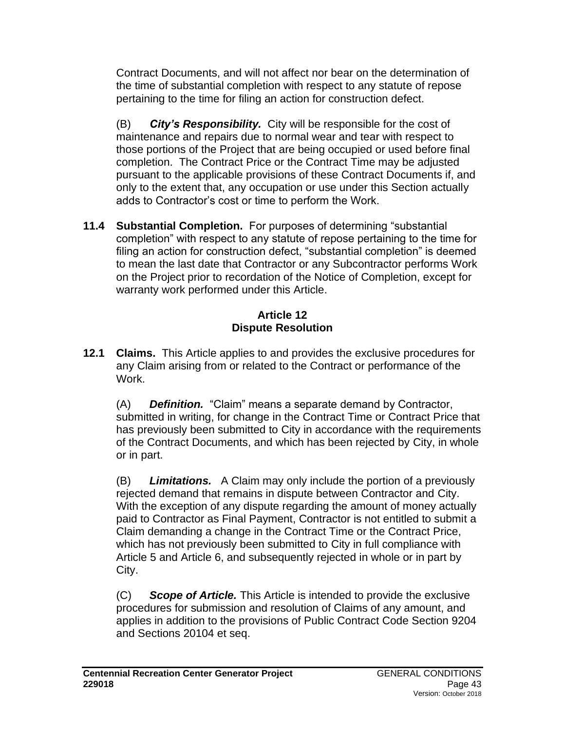Contract Documents, and will not affect nor bear on the determination of the time of substantial completion with respect to any statute of repose pertaining to the time for filing an action for construction defect.

(B) ***City's Responsibility.*** City will be responsible for the cost of maintenance and repairs due to normal wear and tear with respect to those portions of the Project that are being occupied or used before final completion. The Contract Price or the Contract Time may be adjusted pursuant to the applicable provisions of these Contract Documents if, and only to the extent that, any occupation or use under this Section actually adds to Contractor's cost or time to perform the Work.

**11.4 Substantial Completion.** For purposes of determining "substantial completion" with respect to any statute of repose pertaining to the time for filing an action for construction defect, "substantial completion" is deemed to mean the last date that Contractor or any Subcontractor performs Work on the Project prior to recordation of the Notice of Completion, except for warranty work performed under this Article.

## Article 12
## Dispute Resolution

**12.1 Claims.** This Article applies to and provides the exclusive procedures for any Claim arising from or related to the Contract or performance of the Work.

(A) ***Definition.*** "Claim" means a separate demand by Contractor, submitted in writing, for change in the Contract Time or Contract Price that has previously been submitted to City in accordance with the requirements of the Contract Documents, and which has been rejected by City, in whole or in part.

(B) ***Limitations.*** A Claim may only include the portion of a previously rejected demand that remains in dispute between Contractor and City. With the exception of any dispute regarding the amount of money actually paid to Contractor as Final Payment, Contractor is not entitled to submit a Claim demanding a change in the Contract Time or the Contract Price, which has not previously been submitted to City in full compliance with Article 5 and Article 6, and subsequently rejected in whole or in part by City.

(C) ***Scope of Article.*** This Article is intended to provide the exclusive procedures for submission and resolution of Claims of any amount, and applies in addition to the provisions of Public Contract Code Section 9204 and Sections 20104 et seq.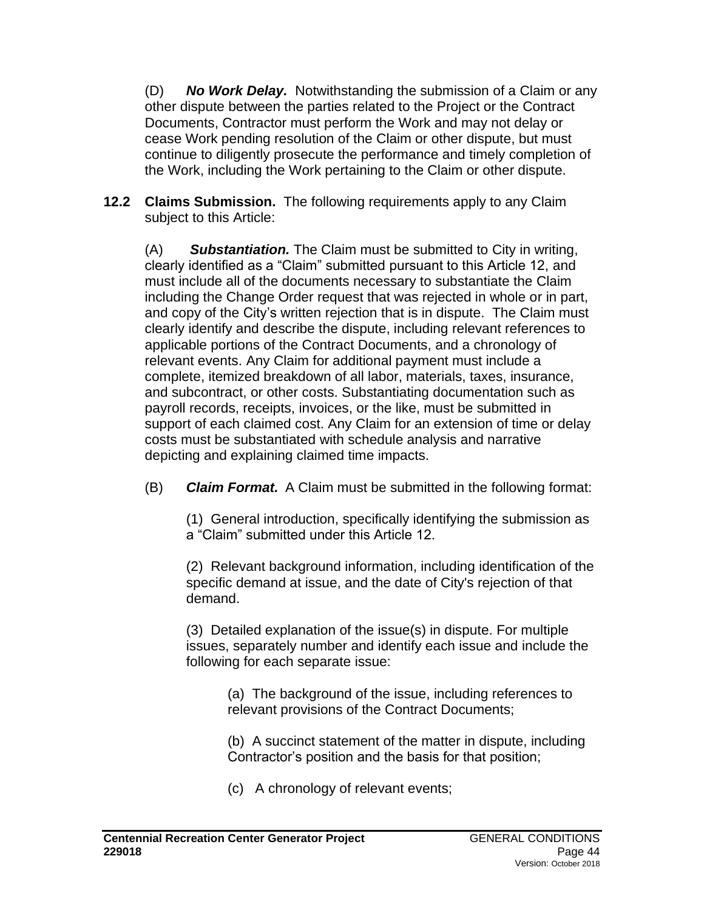(D) ***No Work Delay.*** Notwithstanding the submission of a Claim or any other dispute between the parties related to the Project or the Contract Documents, Contractor must perform the Work and may not delay or cease Work pending resolution of the Claim or other dispute, but must continue to diligently prosecute the performance and timely completion of the Work, including the Work pertaining to the Claim or other dispute.

**12.2 Claims Submission.** The following requirements apply to any Claim subject to this Article:

(A) ***Substantiation.*** The Claim must be submitted to City in writing, clearly identified as a "Claim" submitted pursuant to this Article 12, and must include all of the documents necessary to substantiate the Claim including the Change Order request that was rejected in whole or in part, and copy of the City's written rejection that is in dispute. The Claim must clearly identify and describe the dispute, including relevant references to applicable portions of the Contract Documents, and a chronology of relevant events. Any Claim for additional payment must include a complete, itemized breakdown of all labor, materials, taxes, insurance, and subcontract, or other costs. Substantiating documentation such as payroll records, receipts, invoices, or the like, must be submitted in support of each claimed cost. Any Claim for an extension of time or delay costs must be substantiated with schedule analysis and narrative depicting and explaining claimed time impacts.

(B) ***Claim Format.*** A Claim must be submitted in the following format:

(1) General introduction, specifically identifying the submission as a "Claim" submitted under this Article 12.

(2) Relevant background information, including identification of the specific demand at issue, and the date of City's rejection of that demand.

(3) Detailed explanation of the issue(s) in dispute. For multiple issues, separately number and identify each issue and include the following for each separate issue:

(a) The background of the issue, including references to relevant provisions of the Contract Documents;

(b) A succinct statement of the matter in dispute, including Contractor's position and the basis for that position;

(c) A chronology of relevant events;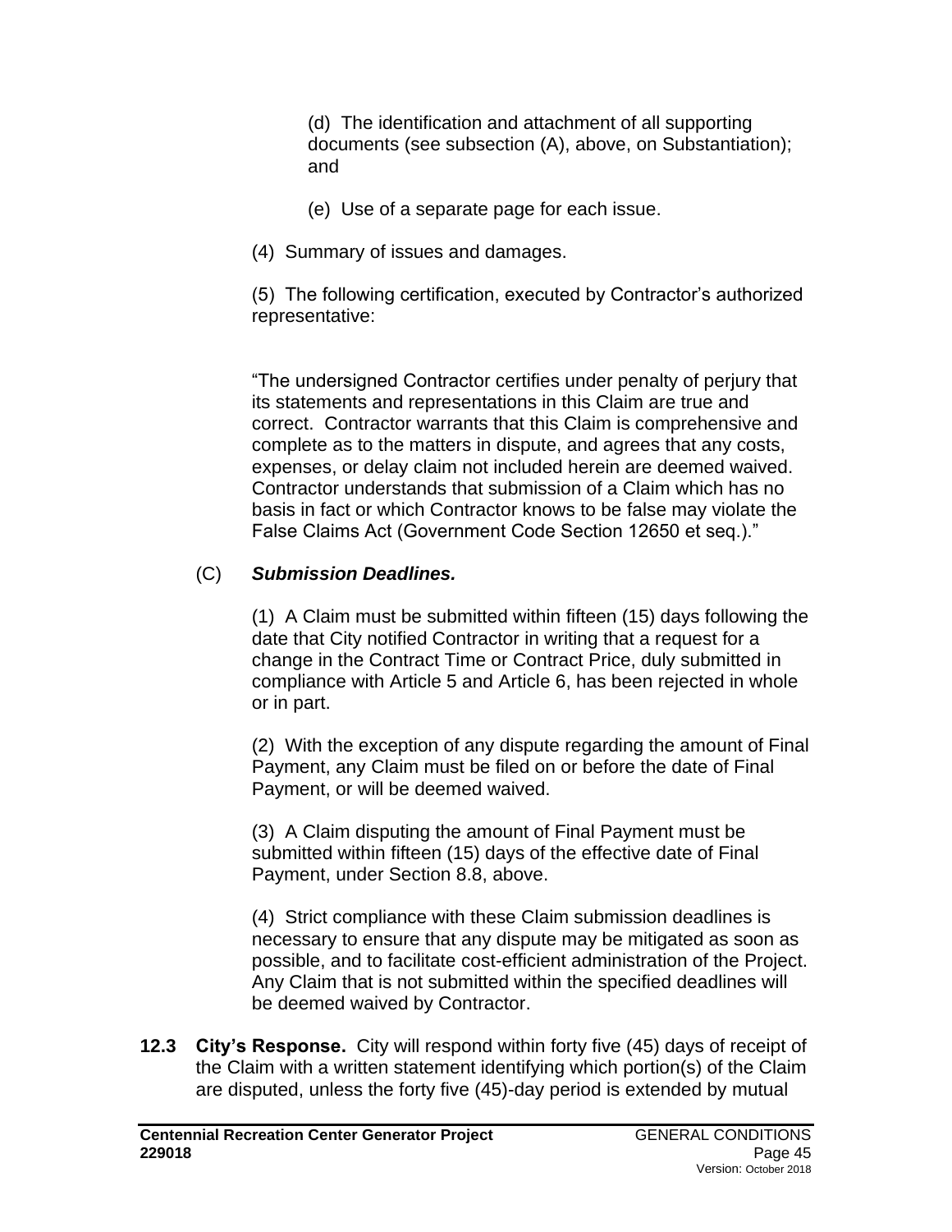(d) The identification and attachment of all supporting documents (see subsection (A), above, on Substantiation); and

(e) Use of a separate page for each issue.

(4) Summary of issues and damages.

(5) The following certification, executed by Contractor's authorized representative:

"The undersigned Contractor certifies under penalty of perjury that its statements and representations in this Claim are true and correct. Contractor warrants that this Claim is comprehensive and complete as to the matters in dispute, and agrees that any costs, expenses, or delay claim not included herein are deemed waived. Contractor understands that submission of a Claim which has no basis in fact or which Contractor knows to be false may violate the False Claims Act (Government Code Section 12650 et seq.)."

(C) ***Submission Deadlines.***

(1) A Claim must be submitted within fifteen (15) days following the date that City notified Contractor in writing that a request for a change in the Contract Time or Contract Price, duly submitted in compliance with Article 5 and Article 6, has been rejected in whole or in part.

(2) With the exception of any dispute regarding the amount of Final Payment, any Claim must be filed on or before the date of Final Payment, or will be deemed waived.

(3) A Claim disputing the amount of Final Payment must be submitted within fifteen (15) days of the effective date of Final Payment, under Section 8.8, above.

(4) Strict compliance with these Claim submission deadlines is necessary to ensure that any dispute may be mitigated as soon as possible, and to facilitate cost-efficient administration of the Project. Any Claim that is not submitted within the specified deadlines will be deemed waived by Contractor.

**12.3 City's Response.** City will respond within forty five (45) days of receipt of the Claim with a written statement identifying which portion(s) of the Claim are disputed, unless the forty five (45)-day period is extended by mutual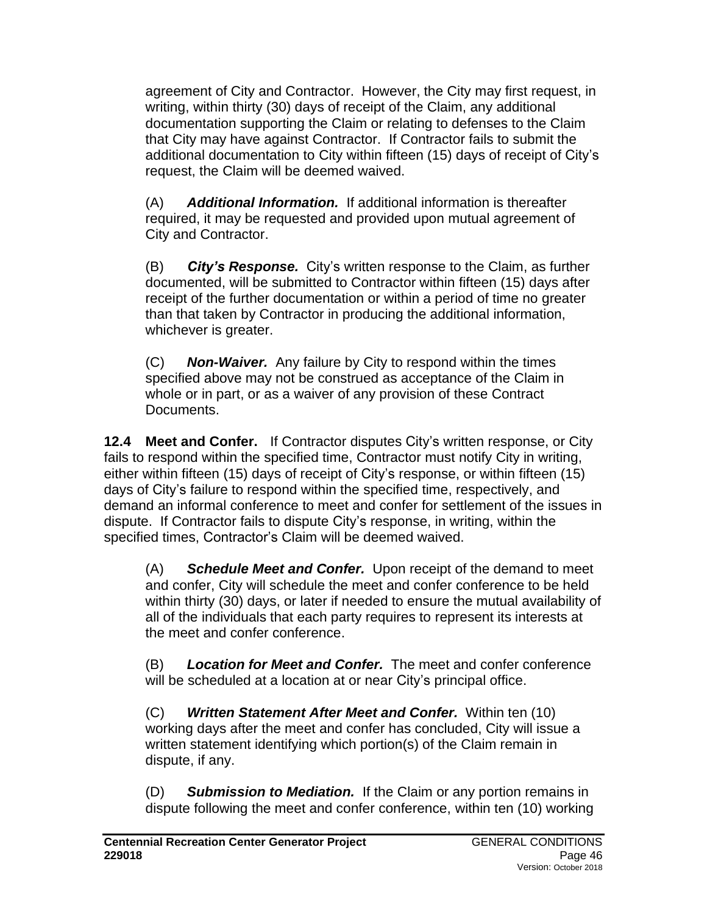agreement of City and Contractor. However, the City may first request, in writing, within thirty (30) days of receipt of the Claim, any additional documentation supporting the Claim or relating to defenses to the Claim that City may have against Contractor. If Contractor fails to submit the additional documentation to City within fifteen (15) days of receipt of City's request, the Claim will be deemed waived.

(A) ***Additional Information.*** If additional information is thereafter required, it may be requested and provided upon mutual agreement of City and Contractor.

(B) ***City's Response.*** City's written response to the Claim, as further documented, will be submitted to Contractor within fifteen (15) days after receipt of the further documentation or within a period of time no greater than that taken by Contractor in producing the additional information, whichever is greater.

(C) ***Non-Waiver.*** Any failure by City to respond within the times specified above may not be construed as acceptance of the Claim in whole or in part, or as a waiver of any provision of these Contract Documents.

**12.4 Meet and Confer.** If Contractor disputes City's written response, or City fails to respond within the specified time, Contractor must notify City in writing, either within fifteen (15) days of receipt of City's response, or within fifteen (15) days of City's failure to respond within the specified time, respectively, and demand an informal conference to meet and confer for settlement of the issues in dispute. If Contractor fails to dispute City's response, in writing, within the specified times, Contractor's Claim will be deemed waived.

(A) ***Schedule Meet and Confer.*** Upon receipt of the demand to meet and confer, City will schedule the meet and confer conference to be held within thirty (30) days, or later if needed to ensure the mutual availability of all of the individuals that each party requires to represent its interests at the meet and confer conference.

(B) ***Location for Meet and Confer.*** The meet and confer conference will be scheduled at a location at or near City's principal office.

(C) ***Written Statement After Meet and Confer.*** Within ten (10) working days after the meet and confer has concluded, City will issue a written statement identifying which portion(s) of the Claim remain in dispute, if any.

(D) ***Submission to Mediation.*** If the Claim or any portion remains in dispute following the meet and confer conference, within ten (10) working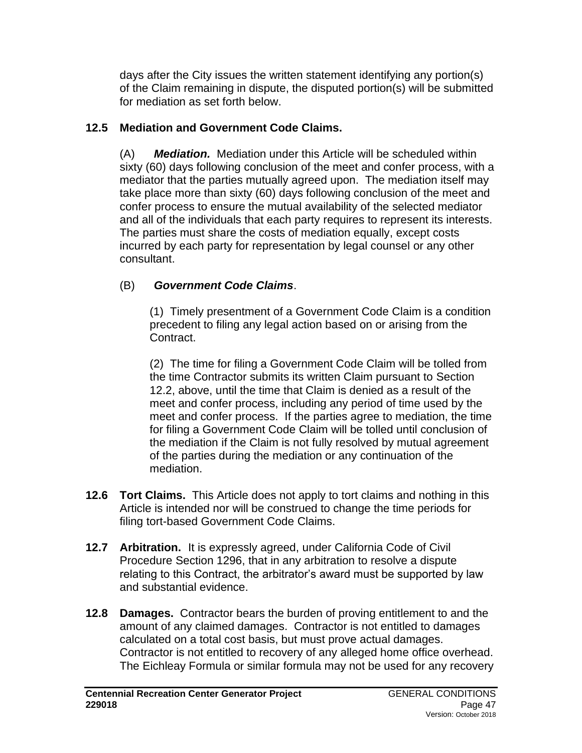days after the City issues the written statement identifying any portion(s) of the Claim remaining in dispute, the disputed portion(s) will be submitted for mediation as set forth below.

**12.5 Mediation and Government Code Claims.**

(A) ***Mediation.*** Mediation under this Article will be scheduled within sixty (60) days following conclusion of the meet and confer process, with a mediator that the parties mutually agreed upon. The mediation itself may take place more than sixty (60) days following conclusion of the meet and confer process to ensure the mutual availability of the selected mediator and all of the individuals that each party requires to represent its interests. The parties must share the costs of mediation equally, except costs incurred by each party for representation by legal counsel or any other consultant.

(B) ***Government Code Claims***.

(1) Timely presentment of a Government Code Claim is a condition precedent to filing any legal action based on or arising from the Contract.

(2) The time for filing a Government Code Claim will be tolled from the time Contractor submits its written Claim pursuant to Section 12.2, above, until the time that Claim is denied as a result of the meet and confer process, including any period of time used by the meet and confer process. If the parties agree to mediation, the time for filing a Government Code Claim will be tolled until conclusion of the mediation if the Claim is not fully resolved by mutual agreement of the parties during the mediation or any continuation of the mediation.

**12.6 Tort Claims.** This Article does not apply to tort claims and nothing in this Article is intended nor will be construed to change the time periods for filing tort-based Government Code Claims.

**12.7 Arbitration.** It is expressly agreed, under California Code of Civil Procedure Section 1296, that in any arbitration to resolve a dispute relating to this Contract, the arbitrator's award must be supported by law and substantial evidence.

**12.8 Damages.** Contractor bears the burden of proving entitlement to and the amount of any claimed damages. Contractor is not entitled to damages calculated on a total cost basis, but must prove actual damages. Contractor is not entitled to recovery of any alleged home office overhead. The Eichleay Formula or similar formula may not be used for any recovery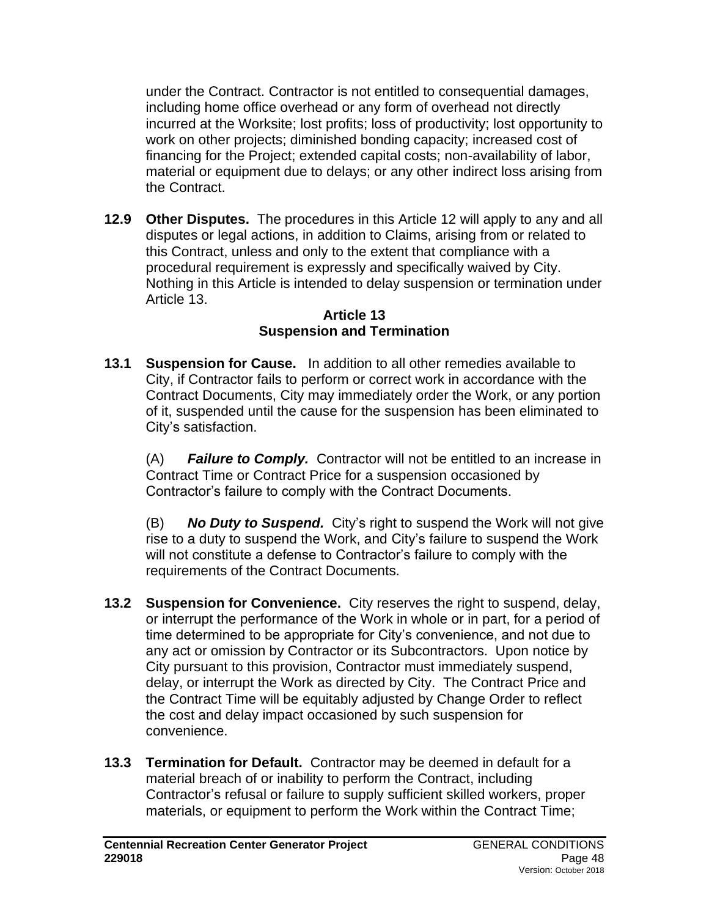under the Contract. Contractor is not entitled to consequential damages, including home office overhead or any form of overhead not directly incurred at the Worksite; lost profits; loss of productivity; lost opportunity to work on other projects; diminished bonding capacity; increased cost of financing for the Project; extended capital costs; non-availability of labor, material or equipment due to delays; or any other indirect loss arising from the Contract.

**12.9 Other Disputes.** The procedures in this Article 12 will apply to any and all disputes or legal actions, in addition to Claims, arising from or related to this Contract, unless and only to the extent that compliance with a procedural requirement is expressly and specifically waived by City. Nothing in this Article is intended to delay suspension or termination under Article 13.

## Article 13
## Suspension and Termination

**13.1 Suspension for Cause.** In addition to all other remedies available to City, if Contractor fails to perform or correct work in accordance with the Contract Documents, City may immediately order the Work, or any portion of it, suspended until the cause for the suspension has been eliminated to City's satisfaction.

(A) ***Failure to Comply.*** Contractor will not be entitled to an increase in Contract Time or Contract Price for a suspension occasioned by Contractor's failure to comply with the Contract Documents.

(B) ***No Duty to Suspend.*** City's right to suspend the Work will not give rise to a duty to suspend the Work, and City's failure to suspend the Work will not constitute a defense to Contractor's failure to comply with the requirements of the Contract Documents.

**13.2 Suspension for Convenience.** City reserves the right to suspend, delay, or interrupt the performance of the Work in whole or in part, for a period of time determined to be appropriate for City's convenience, and not due to any act or omission by Contractor or its Subcontractors. Upon notice by City pursuant to this provision, Contractor must immediately suspend, delay, or interrupt the Work as directed by City. The Contract Price and the Contract Time will be equitably adjusted by Change Order to reflect the cost and delay impact occasioned by such suspension for convenience.

**13.3 Termination for Default.** Contractor may be deemed in default for a material breach of or inability to perform the Contract, including Contractor's refusal or failure to supply sufficient skilled workers, proper materials, or equipment to perform the Work within the Contract Time;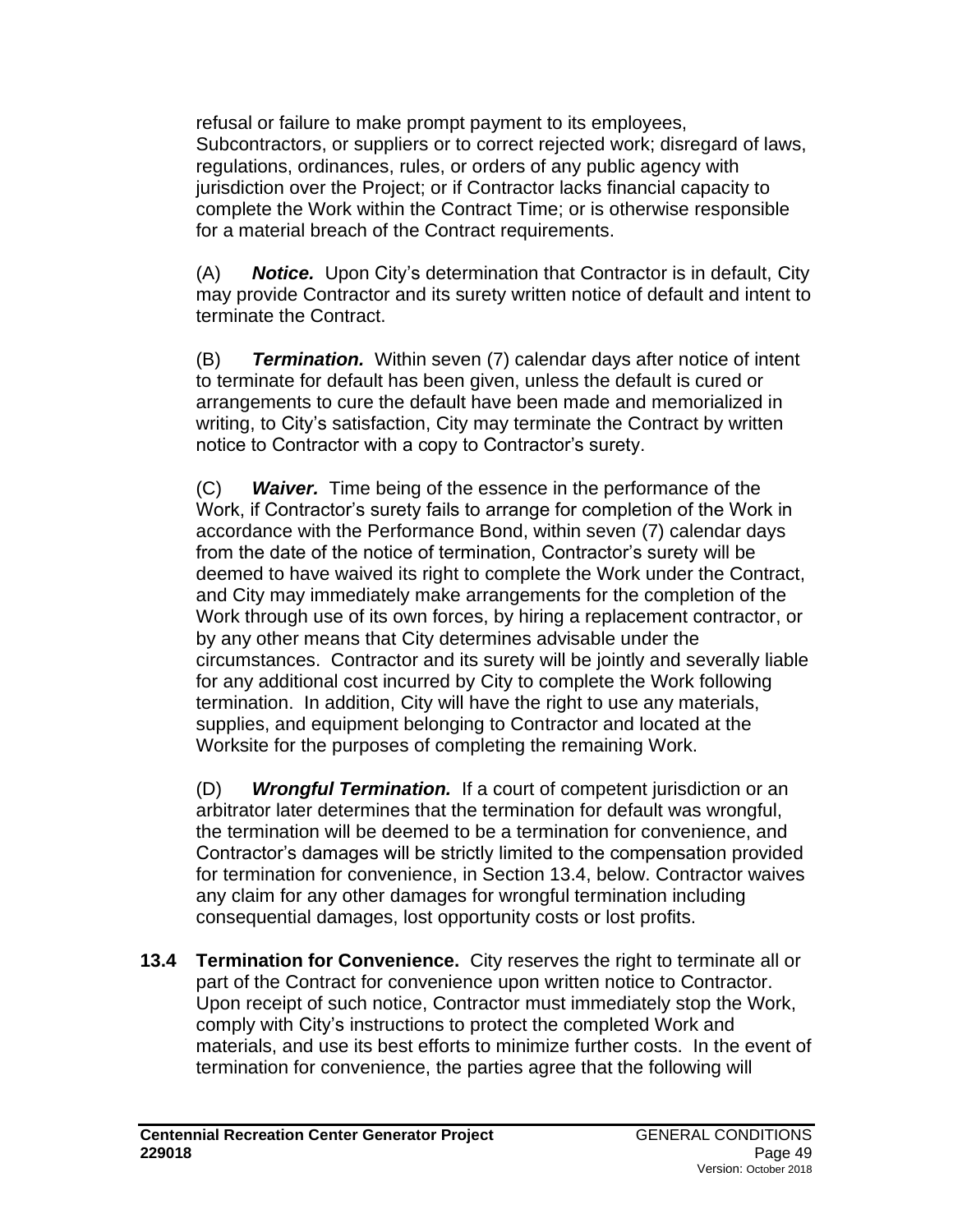refusal or failure to make prompt payment to its employees, Subcontractors, or suppliers or to correct rejected work; disregard of laws, regulations, ordinances, rules, or orders of any public agency with jurisdiction over the Project; or if Contractor lacks financial capacity to complete the Work within the Contract Time; or is otherwise responsible for a material breach of the Contract requirements.

(A) ***Notice.*** Upon City's determination that Contractor is in default, City may provide Contractor and its surety written notice of default and intent to terminate the Contract.

(B) ***Termination.*** Within seven (7) calendar days after notice of intent to terminate for default has been given, unless the default is cured or arrangements to cure the default have been made and memorialized in writing, to City's satisfaction, City may terminate the Contract by written notice to Contractor with a copy to Contractor's surety.

(C) ***Waiver.*** Time being of the essence in the performance of the Work, if Contractor's surety fails to arrange for completion of the Work in accordance with the Performance Bond, within seven (7) calendar days from the date of the notice of termination, Contractor's surety will be deemed to have waived its right to complete the Work under the Contract, and City may immediately make arrangements for the completion of the Work through use of its own forces, by hiring a replacement contractor, or by any other means that City determines advisable under the circumstances. Contractor and its surety will be jointly and severally liable for any additional cost incurred by City to complete the Work following termination. In addition, City will have the right to use any materials, supplies, and equipment belonging to Contractor and located at the Worksite for the purposes of completing the remaining Work.

(D) ***Wrongful Termination.*** If a court of competent jurisdiction or an arbitrator later determines that the termination for default was wrongful, the termination will be deemed to be a termination for convenience, and Contractor's damages will be strictly limited to the compensation provided for termination for convenience, in Section 13.4, below. Contractor waives any claim for any other damages for wrongful termination including consequential damages, lost opportunity costs or lost profits.

**13.4 Termination for Convenience.** City reserves the right to terminate all or part of the Contract for convenience upon written notice to Contractor. Upon receipt of such notice, Contractor must immediately stop the Work, comply with City's instructions to protect the completed Work and materials, and use its best efforts to minimize further costs. In the event of termination for convenience, the parties agree that the following will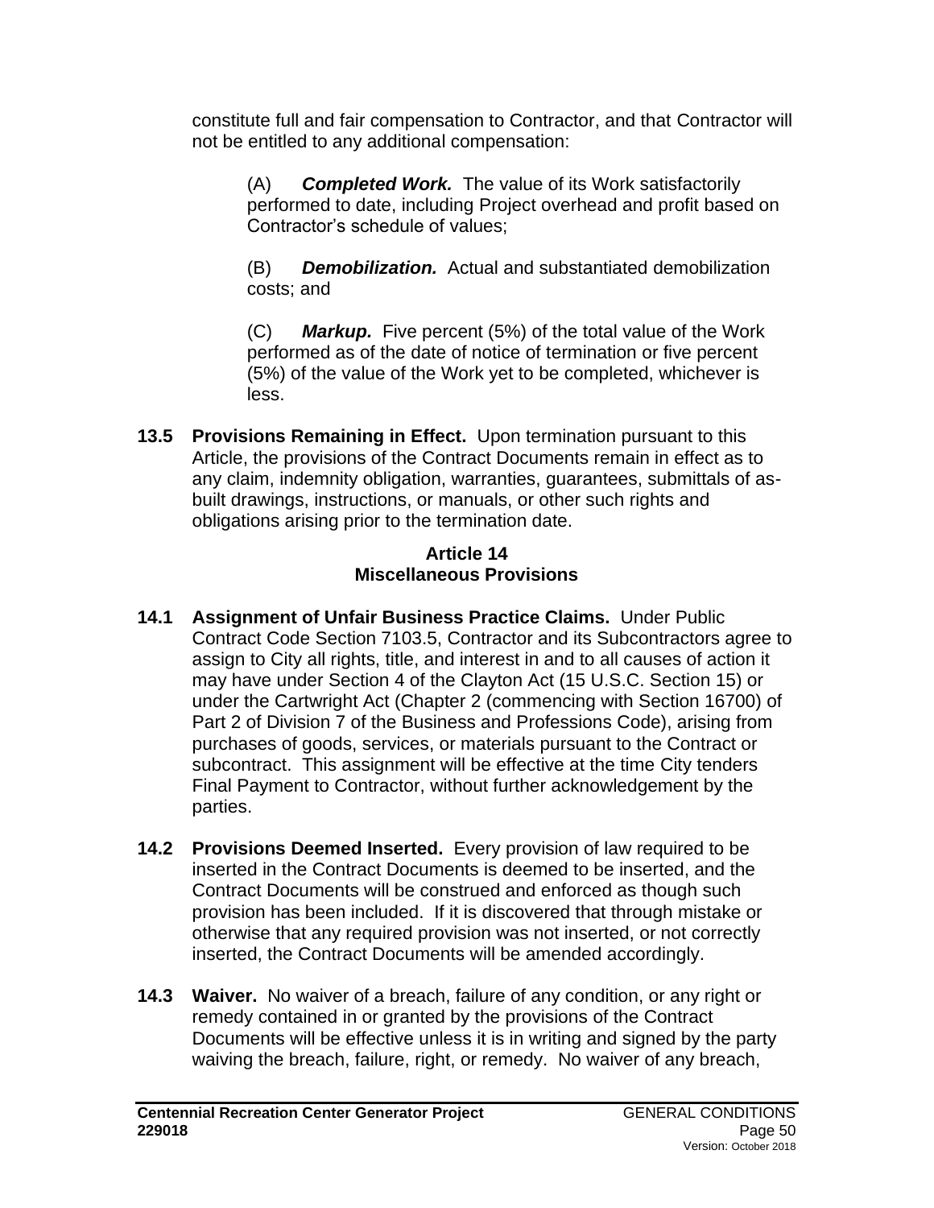constitute full and fair compensation to Contractor, and that Contractor will not be entitled to any additional compensation:

(A) ***Completed Work.*** The value of its Work satisfactorily performed to date, including Project overhead and profit based on Contractor's schedule of values;

(B) ***Demobilization.*** Actual and substantiated demobilization costs; and

(C) ***Markup.*** Five percent (5%) of the total value of the Work performed as of the date of notice of termination or five percent (5%) of the value of the Work yet to be completed, whichever is less.

**13.5 Provisions Remaining in Effect.** Upon termination pursuant to this Article, the provisions of the Contract Documents remain in effect as to any claim, indemnity obligation, warranties, guarantees, submittals of as-built drawings, instructions, or manuals, or other such rights and obligations arising prior to the termination date.

## Article 14
## Miscellaneous Provisions

**14.1 Assignment of Unfair Business Practice Claims.** Under Public Contract Code Section 7103.5, Contractor and its Subcontractors agree to assign to City all rights, title, and interest in and to all causes of action it may have under Section 4 of the Clayton Act (15 U.S.C. Section 15) or under the Cartwright Act (Chapter 2 (commencing with Section 16700) of Part 2 of Division 7 of the Business and Professions Code), arising from purchases of goods, services, or materials pursuant to the Contract or subcontract. This assignment will be effective at the time City tenders Final Payment to Contractor, without further acknowledgement by the parties.

**14.2 Provisions Deemed Inserted.** Every provision of law required to be inserted in the Contract Documents is deemed to be inserted, and the Contract Documents will be construed and enforced as though such provision has been included. If it is discovered that through mistake or otherwise that any required provision was not inserted, or not correctly inserted, the Contract Documents will be amended accordingly.

**14.3 Waiver.** No waiver of a breach, failure of any condition, or any right or remedy contained in or granted by the provisions of the Contract Documents will be effective unless it is in writing and signed by the party waiving the breach, failure, right, or remedy. No waiver of any breach,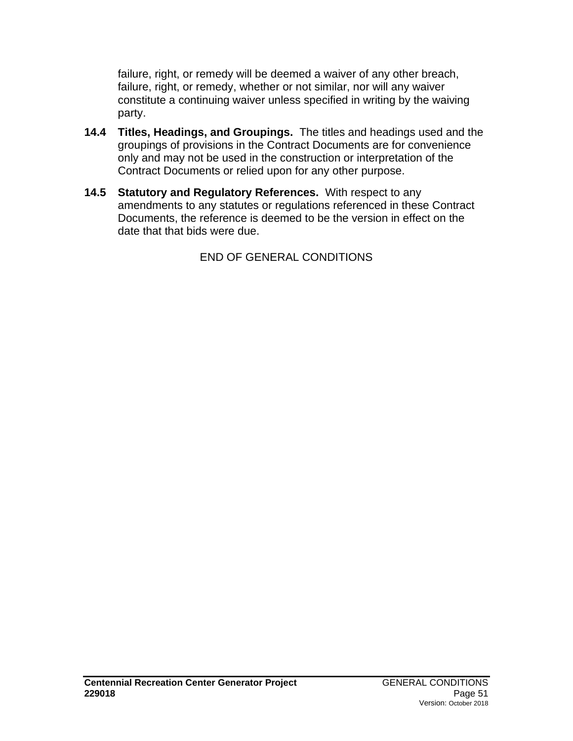failure, right, or remedy will be deemed a waiver of any other breach, failure, right, or remedy, whether or not similar, nor will any waiver constitute a continuing waiver unless specified in writing by the waiving party.

**14.4 Titles, Headings, and Groupings.** The titles and headings used and the groupings of provisions in the Contract Documents are for convenience only and may not be used in the construction or interpretation of the Contract Documents or relied upon for any other purpose.

**14.5 Statutory and Regulatory References.** With respect to any amendments to any statutes or regulations referenced in these Contract Documents, the reference is deemed to be the version in effect on the date that that bids were due.

END OF GENERAL CONDITIONS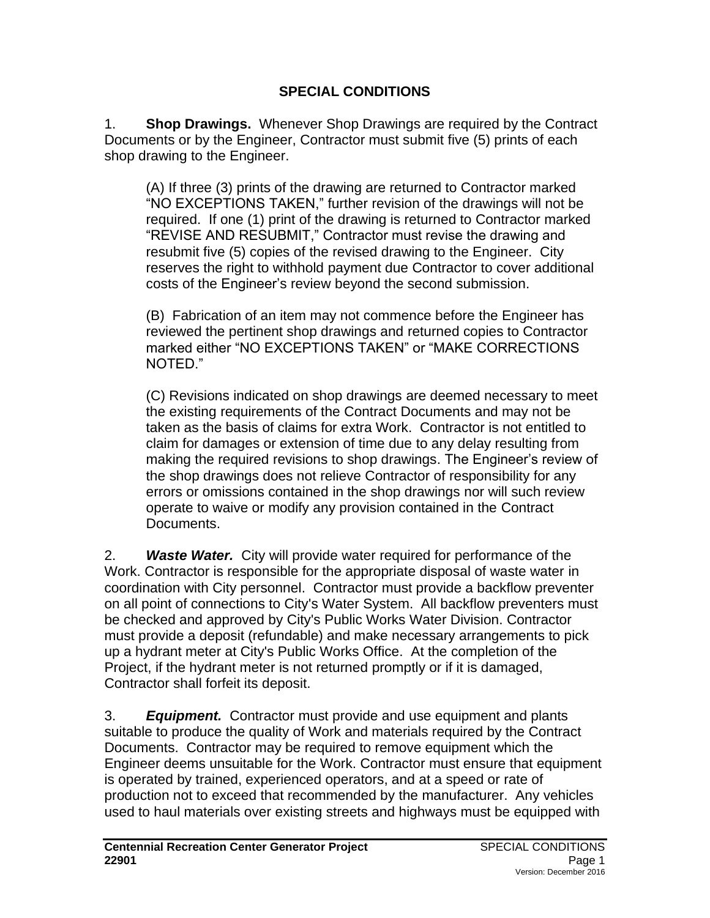## SPECIAL CONDITIONS

1. **Shop Drawings.** Whenever Shop Drawings are required by the Contract Documents or by the Engineer, Contractor must submit five (5) prints of each shop drawing to the Engineer.

    (A) If three (3) prints of the drawing are returned to Contractor marked "NO EXCEPTIONS TAKEN," further revision of the drawings will not be required. If one (1) print of the drawing is returned to Contractor marked "REVISE AND RESUBMIT," Contractor must revise the drawing and resubmit five (5) copies of the revised drawing to the Engineer. City reserves the right to withhold payment due Contractor to cover additional costs of the Engineer's review beyond the second submission.

    (B) Fabrication of an item may not commence before the Engineer has reviewed the pertinent shop drawings and returned copies to Contractor marked either "NO EXCEPTIONS TAKEN" or "MAKE CORRECTIONS NOTED."

    (C) Revisions indicated on shop drawings are deemed necessary to meet the existing requirements of the Contract Documents and may not be taken as the basis of claims for extra Work. Contractor is not entitled to claim for damages or extension of time due to any delay resulting from making the required revisions to shop drawings. The Engineer's review of the shop drawings does not relieve Contractor of responsibility for any errors or omissions contained in the shop drawings nor will such review operate to waive or modify any provision contained in the Contract Documents.

2. ***Waste Water.*** City will provide water required for performance of the Work. Contractor is responsible for the appropriate disposal of waste water in coordination with City personnel. Contractor must provide a backflow preventer on all point of connections to City's Water System. All backflow preventers must be checked and approved by City's Public Works Water Division. Contractor must provide a deposit (refundable) and make necessary arrangements to pick up a hydrant meter at City's Public Works Office. At the completion of the Project, if the hydrant meter is not returned promptly or if it is damaged, Contractor shall forfeit its deposit.

3. ***Equipment.*** Contractor must provide and use equipment and plants suitable to produce the quality of Work and materials required by the Contract Documents. Contractor may be required to remove equipment which the Engineer deems unsuitable for the Work. Contractor must ensure that equipment is operated by trained, experienced operators, and at a speed or rate of production not to exceed that recommended by the manufacturer. Any vehicles used to haul materials over existing streets and highways must be equipped with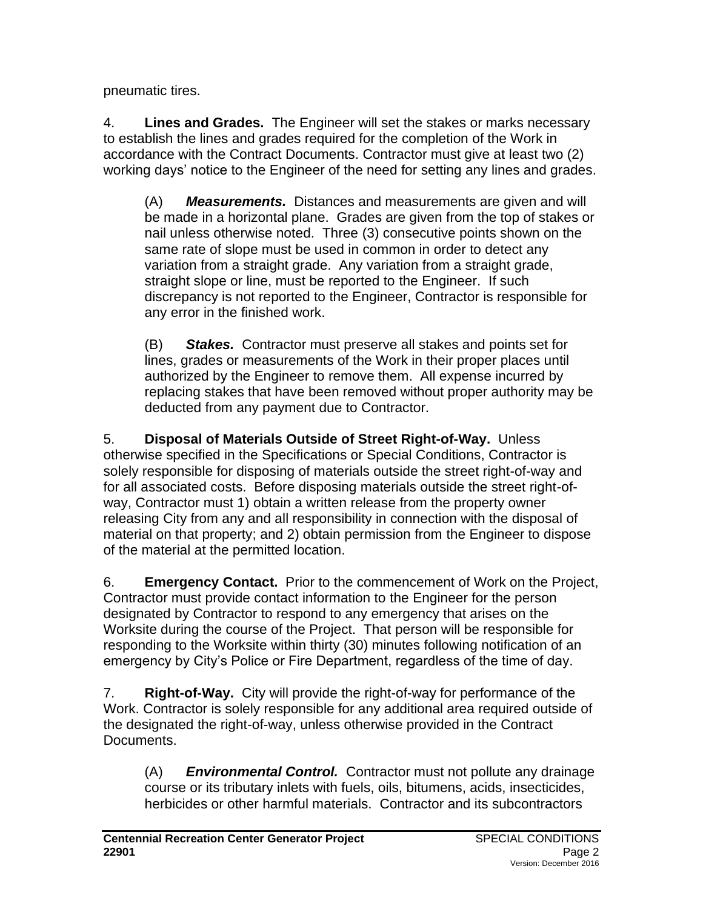pneumatic tires.

4. **Lines and Grades.** The Engineer will set the stakes or marks necessary to establish the lines and grades required for the completion of the Work in accordance with the Contract Documents. Contractor must give at least two (2) working days' notice to the Engineer of the need for setting any lines and grades.

(A) ***Measurements.*** Distances and measurements are given and will be made in a horizontal plane. Grades are given from the top of stakes or nail unless otherwise noted. Three (3) consecutive points shown on the same rate of slope must be used in common in order to detect any variation from a straight grade. Any variation from a straight grade, straight slope or line, must be reported to the Engineer. If such discrepancy is not reported to the Engineer, Contractor is responsible for any error in the finished work.

(B) ***Stakes.*** Contractor must preserve all stakes and points set for lines, grades or measurements of the Work in their proper places until authorized by the Engineer to remove them. All expense incurred by replacing stakes that have been removed without proper authority may be deducted from any payment due to Contractor.

5. **Disposal of Materials Outside of Street Right-of-Way.** Unless otherwise specified in the Specifications or Special Conditions, Contractor is solely responsible for disposing of materials outside the street right-of-way and for all associated costs. Before disposing materials outside the street right-of-way, Contractor must 1) obtain a written release from the property owner releasing City from any and all responsibility in connection with the disposal of material on that property; and 2) obtain permission from the Engineer to dispose of the material at the permitted location.

6. **Emergency Contact.** Prior to the commencement of Work on the Project, Contractor must provide contact information to the Engineer for the person designated by Contractor to respond to any emergency that arises on the Worksite during the course of the Project. That person will be responsible for responding to the Worksite within thirty (30) minutes following notification of an emergency by City's Police or Fire Department, regardless of the time of day.

7. **Right-of-Way.** City will provide the right-of-way for performance of the Work. Contractor is solely responsible for any additional area required outside of the designated the right-of-way, unless otherwise provided in the Contract Documents.

(A) ***Environmental Control.*** Contractor must not pollute any drainage course or its tributary inlets with fuels, oils, bitumens, acids, insecticides, herbicides or other harmful materials. Contractor and its subcontractors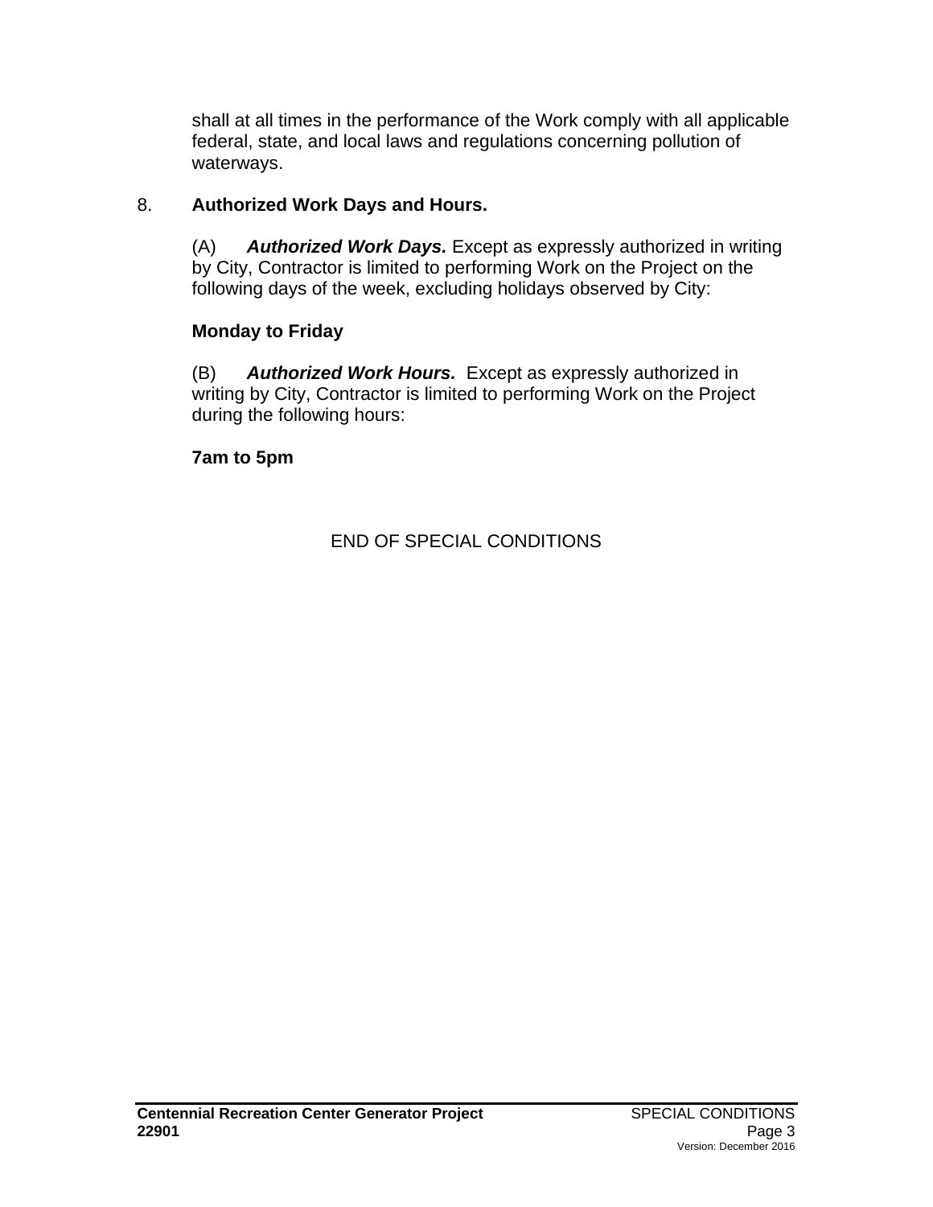shall at all times in the performance of the Work comply with all applicable federal, state, and local laws and regulations concerning pollution of waterways.

8. **Authorized Work Days and Hours.**

(A) ***Authorized Work Days.*** Except as expressly authorized in writing by City, Contractor is limited to performing Work on the Project on the following days of the week, excluding holidays observed by City:

**Monday to Friday**

(B) ***Authorized Work Hours.*** Except as expressly authorized in writing by City, Contractor is limited to performing Work on the Project during the following hours:

**7am to 5pm**

END OF SPECIAL CONDITIONS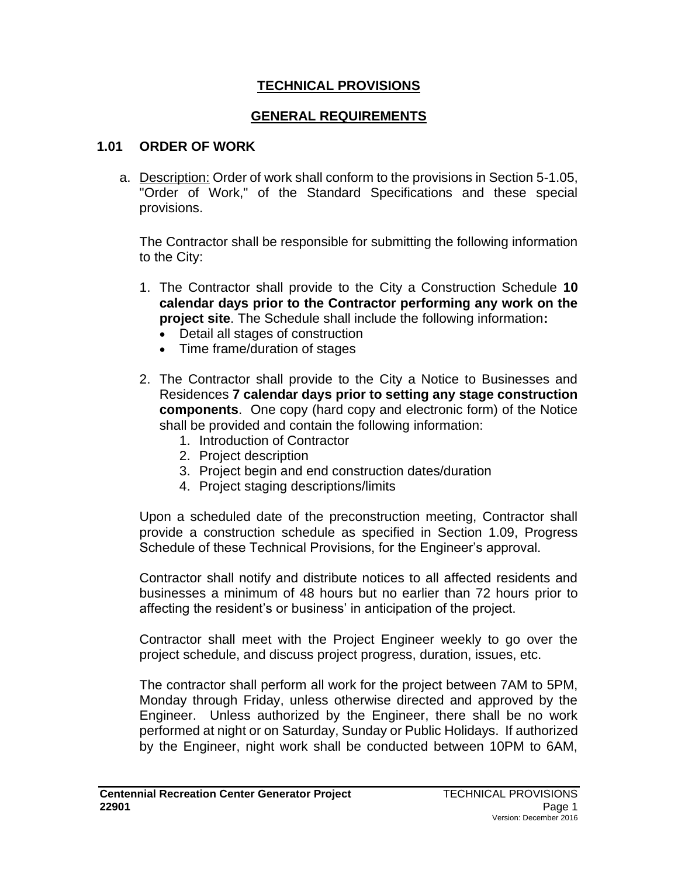# TECHNICAL PROVISIONS

## GENERAL REQUIREMENTS

### 1.01 ORDER OF WORK

a. Description: Order of work shall conform to the provisions in Section 5-1.05, "Order of Work," of the Standard Specifications and these special provisions.

The Contractor shall be responsible for submitting the following information to the City:

1. The Contractor shall provide to the City a Construction Schedule **10 calendar days prior to the Contractor performing any work on the project site**. The Schedule shall include the following information**:**
   - Detail all stages of construction
   - Time frame/duration of stages

2. The Contractor shall provide to the City a Notice to Businesses and Residences **7 calendar days prior to setting any stage construction components**. One copy (hard copy and electronic form) of the Notice shall be provided and contain the following information:
   1. Introduction of Contractor
   2. Project description
   3. Project begin and end construction dates/duration
   4. Project staging descriptions/limits

Upon a scheduled date of the preconstruction meeting, Contractor shall provide a construction schedule as specified in Section 1.09, Progress Schedule of these Technical Provisions, for the Engineer's approval.

Contractor shall notify and distribute notices to all affected residents and businesses a minimum of 48 hours but no earlier than 72 hours prior to affecting the resident's or business' in anticipation of the project.

Contractor shall meet with the Project Engineer weekly to go over the project schedule, and discuss project progress, duration, issues, etc.

The contractor shall perform all work for the project between 7AM to 5PM, Monday through Friday, unless otherwise directed and approved by the Engineer. Unless authorized by the Engineer, there shall be no work performed at night or on Saturday, Sunday or Public Holidays. If authorized by the Engineer, night work shall be conducted between 10PM to 6AM,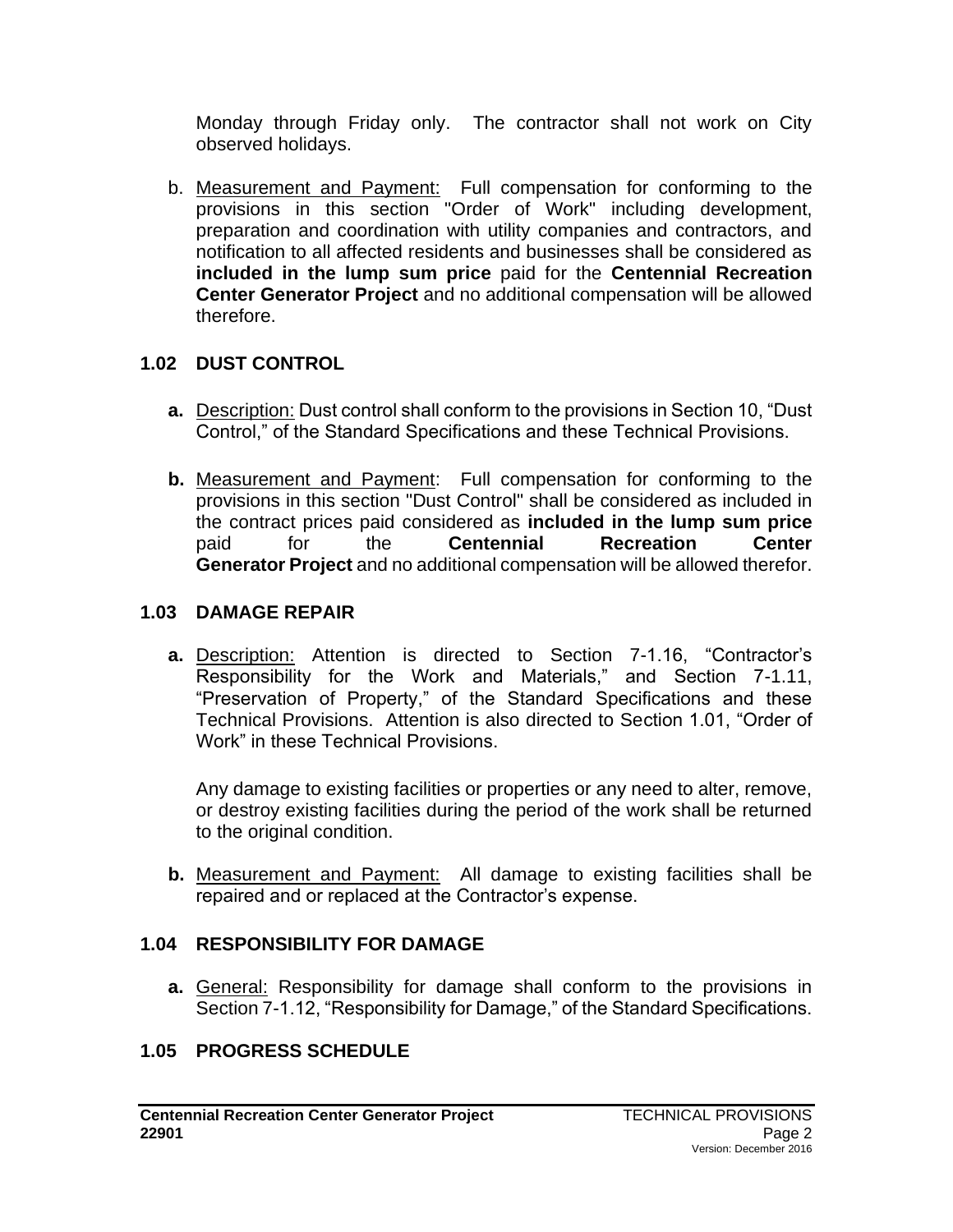Monday through Friday only. The contractor shall not work on City observed holidays.

b. Measurement and Payment: Full compensation for conforming to the provisions in this section "Order of Work" including development, preparation and coordination with utility companies and contractors, and notification to all affected residents and businesses shall be considered as **included in the lump sum price** paid for the **Centennial Recreation Center Generator Project** and no additional compensation will be allowed therefore.

## 1.02 DUST CONTROL

**a.** Description: Dust control shall conform to the provisions in Section 10, "Dust Control," of the Standard Specifications and these Technical Provisions.

**b.** Measurement and Payment: Full compensation for conforming to the provisions in this section "Dust Control" shall be considered as included in the contract prices paid considered as **included in the lump sum price** paid for the **Centennial Recreation Center Generator Project** and no additional compensation will be allowed therefor.

## 1.03 DAMAGE REPAIR

**a.** Description: Attention is directed to Section 7-1.16, "Contractor's Responsibility for the Work and Materials," and Section 7-1.11, "Preservation of Property," of the Standard Specifications and these Technical Provisions. Attention is also directed to Section 1.01, "Order of Work" in these Technical Provisions.

Any damage to existing facilities or properties or any need to alter, remove, or destroy existing facilities during the period of the work shall be returned to the original condition.

**b.** Measurement and Payment: All damage to existing facilities shall be repaired and or replaced at the Contractor's expense.

## 1.04 RESPONSIBILITY FOR DAMAGE

**a.** General: Responsibility for damage shall conform to the provisions in Section 7-1.12, "Responsibility for Damage," of the Standard Specifications.

## 1.05 PROGRESS SCHEDULE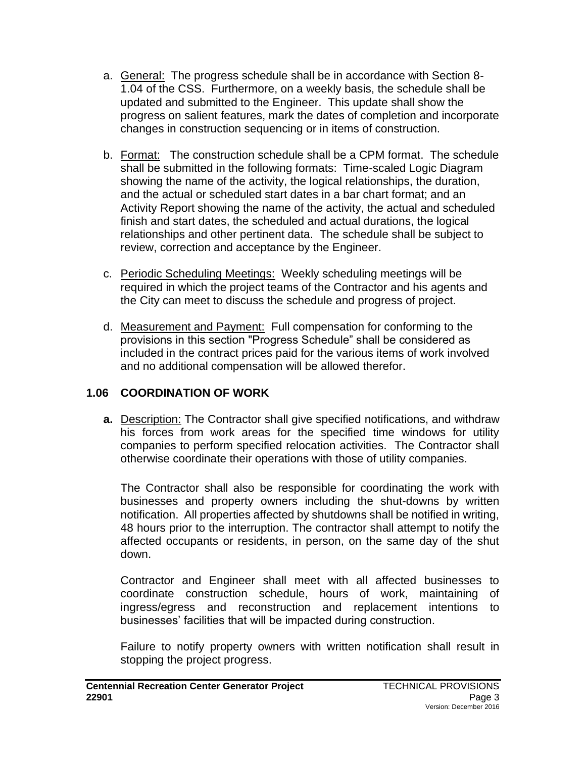a. General: The progress schedule shall be in accordance with Section 8-1.04 of the CSS. Furthermore, on a weekly basis, the schedule shall be updated and submitted to the Engineer. This update shall show the progress on salient features, mark the dates of completion and incorporate changes in construction sequencing or in items of construction.

b. Format: The construction schedule shall be a CPM format. The schedule shall be submitted in the following formats: Time-scaled Logic Diagram showing the name of the activity, the logical relationships, the duration, and the actual or scheduled start dates in a bar chart format; and an Activity Report showing the name of the activity, the actual and scheduled finish and start dates, the scheduled and actual durations, the logical relationships and other pertinent data. The schedule shall be subject to review, correction and acceptance by the Engineer.

c. Periodic Scheduling Meetings: Weekly scheduling meetings will be required in which the project teams of the Contractor and his agents and the City can meet to discuss the schedule and progress of project.

d. Measurement and Payment: Full compensation for conforming to the provisions in this section "Progress Schedule" shall be considered as included in the contract prices paid for the various items of work involved and no additional compensation will be allowed therefor.

## 1.06 COORDINATION OF WORK

**a.** Description: The Contractor shall give specified notifications, and withdraw his forces from work areas for the specified time windows for utility companies to perform specified relocation activities. The Contractor shall otherwise coordinate their operations with those of utility companies.

The Contractor shall also be responsible for coordinating the work with businesses and property owners including the shut-downs by written notification. All properties affected by shutdowns shall be notified in writing, 48 hours prior to the interruption. The contractor shall attempt to notify the affected occupants or residents, in person, on the same day of the shut down.

Contractor and Engineer shall meet with all affected businesses to coordinate construction schedule, hours of work, maintaining of ingress/egress and reconstruction and replacement intentions to businesses' facilities that will be impacted during construction.

Failure to notify property owners with written notification shall result in stopping the project progress.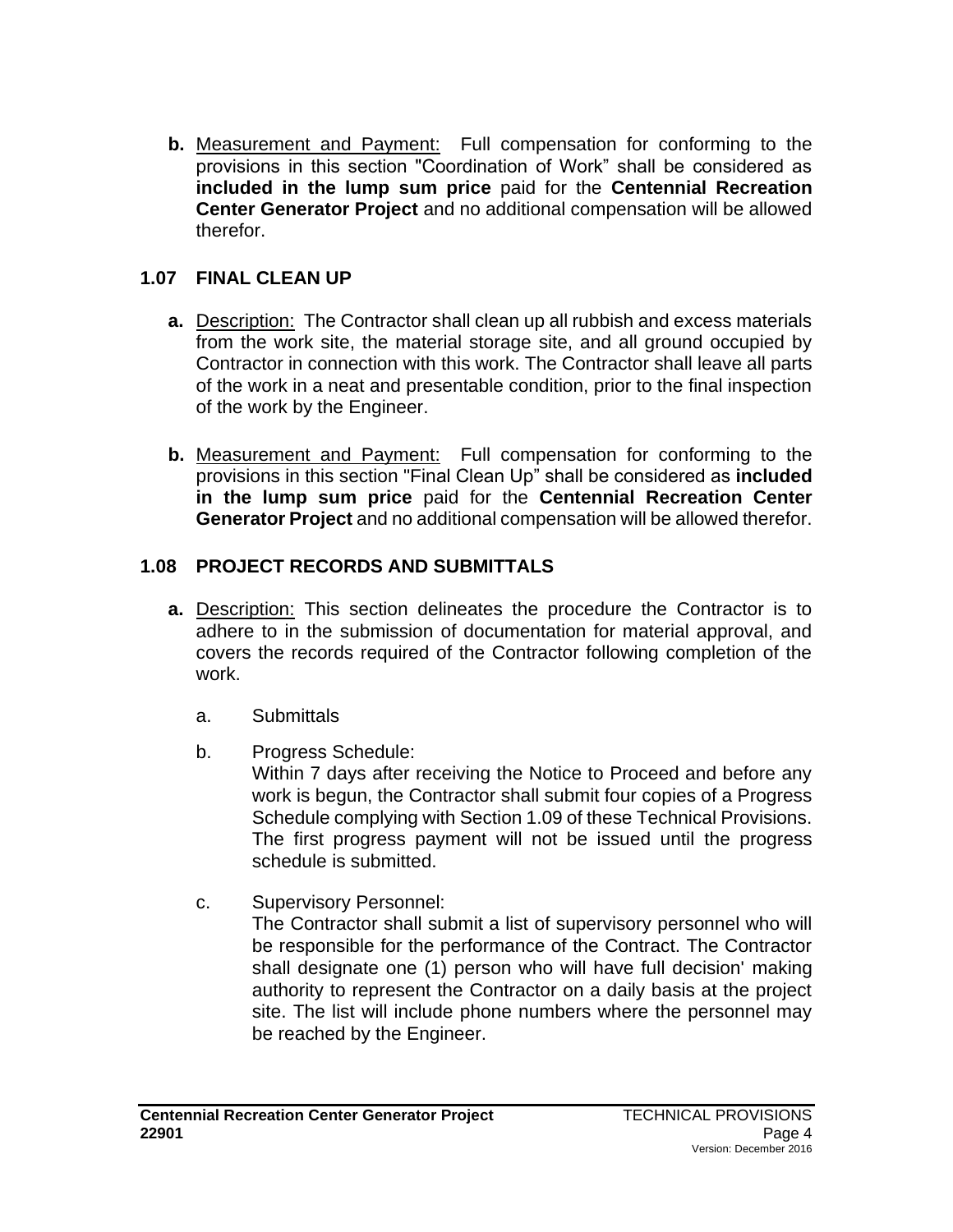**b.** Measurement and Payment: Full compensation for conforming to the provisions in this section "Coordination of Work" shall be considered as **included in the lump sum price** paid for the **Centennial Recreation Center Generator Project** and no additional compensation will be allowed therefor.

## 1.07 FINAL CLEAN UP

**a.** Description: The Contractor shall clean up all rubbish and excess materials from the work site, the material storage site, and all ground occupied by Contractor in connection with this work. The Contractor shall leave all parts of the work in a neat and presentable condition, prior to the final inspection of the work by the Engineer.

**b.** Measurement and Payment: Full compensation for conforming to the provisions in this section "Final Clean Up" shall be considered as **included in the lump sum price** paid for the **Centennial Recreation Center Generator Project** and no additional compensation will be allowed therefor.

## 1.08 PROJECT RECORDS AND SUBMITTALS

**a.** Description: This section delineates the procedure the Contractor is to adhere to in the submission of documentation for material approval, and covers the records required of the Contractor following completion of the work.

a. Submittals

b. Progress Schedule:
Within 7 days after receiving the Notice to Proceed and before any work is begun, the Contractor shall submit four copies of a Progress Schedule complying with Section 1.09 of these Technical Provisions. The first progress payment will not be issued until the progress schedule is submitted.

c. Supervisory Personnel:
The Contractor shall submit a list of supervisory personnel who will be responsible for the performance of the Contract. The Contractor shall designate one (1) person who will have full decision' making authority to represent the Contractor on a daily basis at the project site. The list will include phone numbers where the personnel may be reached by the Engineer.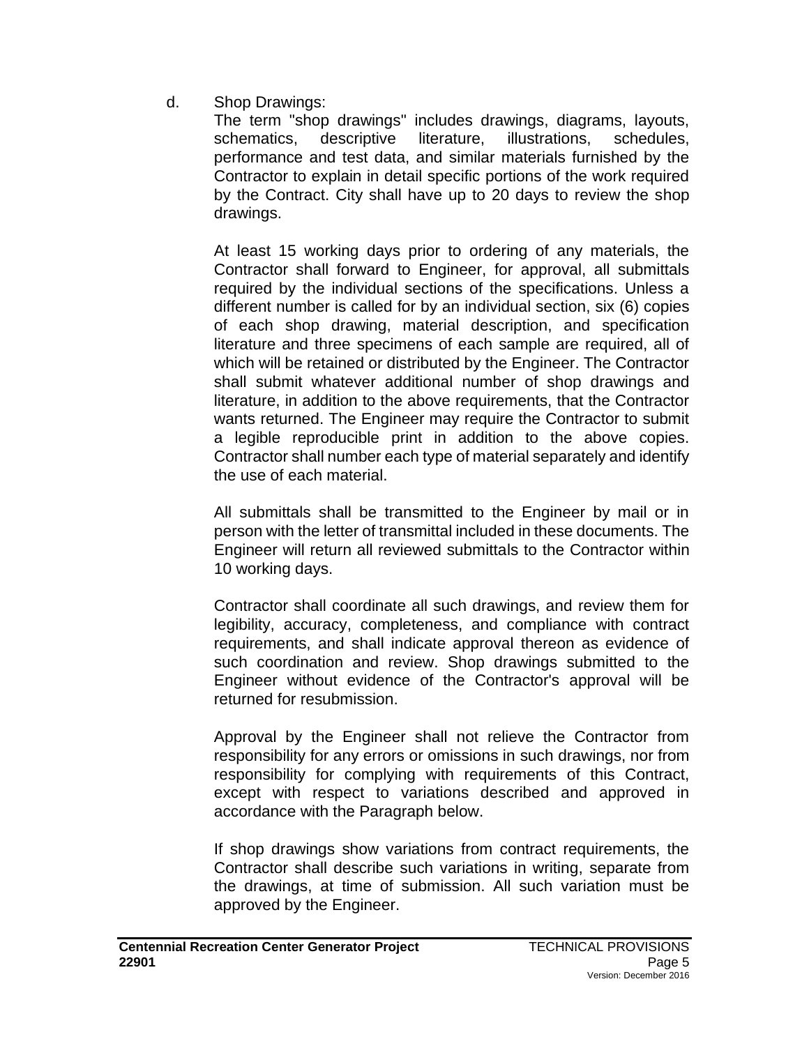d. Shop Drawings:

The term "shop drawings" includes drawings, diagrams, layouts, schematics, descriptive literature, illustrations, schedules, performance and test data, and similar materials furnished by the Contractor to explain in detail specific portions of the work required by the Contract. City shall have up to 20 days to review the shop drawings.

At least 15 working days prior to ordering of any materials, the Contractor shall forward to Engineer, for approval, all submittals required by the individual sections of the specifications. Unless a different number is called for by an individual section, six (6) copies of each shop drawing, material description, and specification literature and three specimens of each sample are required, all of which will be retained or distributed by the Engineer. The Contractor shall submit whatever additional number of shop drawings and literature, in addition to the above requirements, that the Contractor wants returned. The Engineer may require the Contractor to submit a legible reproducible print in addition to the above copies. Contractor shall number each type of material separately and identify the use of each material.

All submittals shall be transmitted to the Engineer by mail or in person with the letter of transmittal included in these documents. The Engineer will return all reviewed submittals to the Contractor within 10 working days.

Contractor shall coordinate all such drawings, and review them for legibility, accuracy, completeness, and compliance with contract requirements, and shall indicate approval thereon as evidence of such coordination and review. Shop drawings submitted to the Engineer without evidence of the Contractor's approval will be returned for resubmission.

Approval by the Engineer shall not relieve the Contractor from responsibility for any errors or omissions in such drawings, nor from responsibility for complying with requirements of this Contract, except with respect to variations described and approved in accordance with the Paragraph below.

If shop drawings show variations from contract requirements, the Contractor shall describe such variations in writing, separate from the drawings, at time of submission. All such variation must be approved by the Engineer.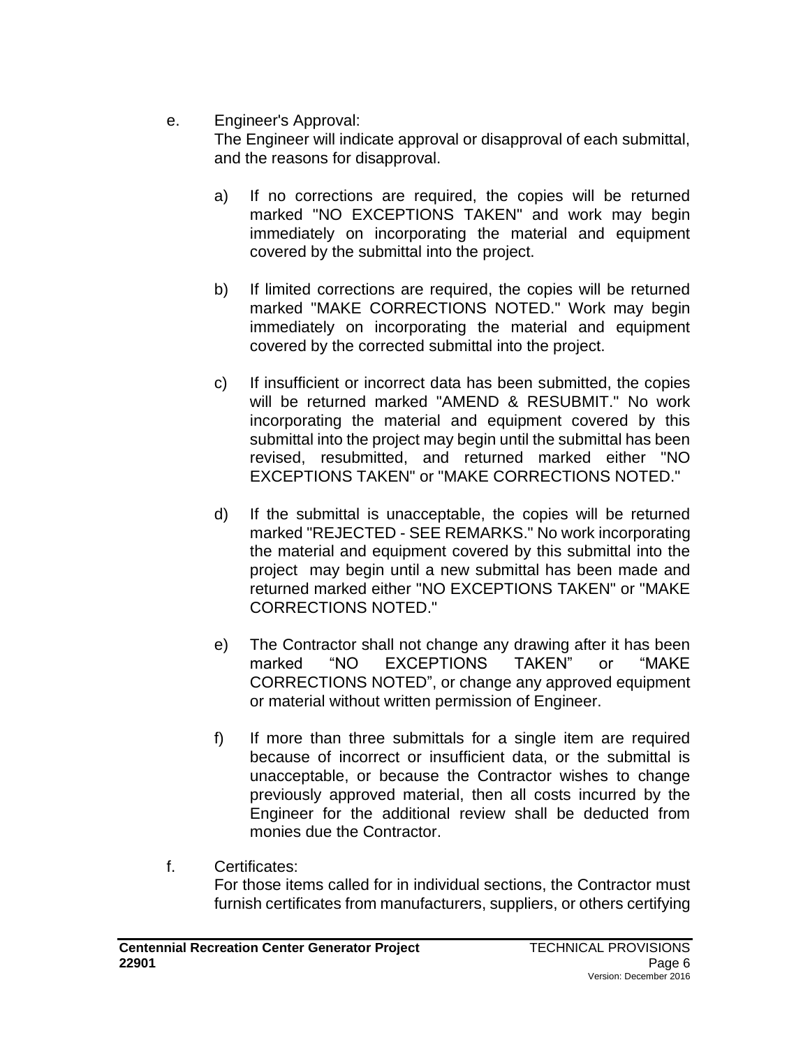e. Engineer's Approval:
   The Engineer will indicate approval or disapproval of each submittal, and the reasons for disapproval.

   a) If no corrections are required, the copies will be returned marked "NO EXCEPTIONS TAKEN" and work may begin immediately on incorporating the material and equipment covered by the submittal into the project.

   b) If limited corrections are required, the copies will be returned marked "MAKE CORRECTIONS NOTED." Work may begin immediately on incorporating the material and equipment covered by the corrected submittal into the project.

   c) If insufficient or incorrect data has been submitted, the copies will be returned marked "AMEND & RESUBMIT." No work incorporating the material and equipment covered by this submittal into the project may begin until the submittal has been revised, resubmitted, and returned marked either "NO EXCEPTIONS TAKEN" or "MAKE CORRECTIONS NOTED."

   d) If the submittal is unacceptable, the copies will be returned marked "REJECTED - SEE REMARKS." No work incorporating the material and equipment covered by this submittal into the project may begin until a new submittal has been made and returned marked either "NO EXCEPTIONS TAKEN" or "MAKE CORRECTIONS NOTED."

   e) The Contractor shall not change any drawing after it has been marked "NO EXCEPTIONS TAKEN" or "MAKE CORRECTIONS NOTED", or change any approved equipment or material without written permission of Engineer.

   f) If more than three submittals for a single item are required because of incorrect or insufficient data, or the submittal is unacceptable, or because the Contractor wishes to change previously approved material, then all costs incurred by the Engineer for the additional review shall be deducted from monies due the Contractor.

f. Certificates:
   For those items called for in individual sections, the Contractor must furnish certificates from manufacturers, suppliers, or others certifying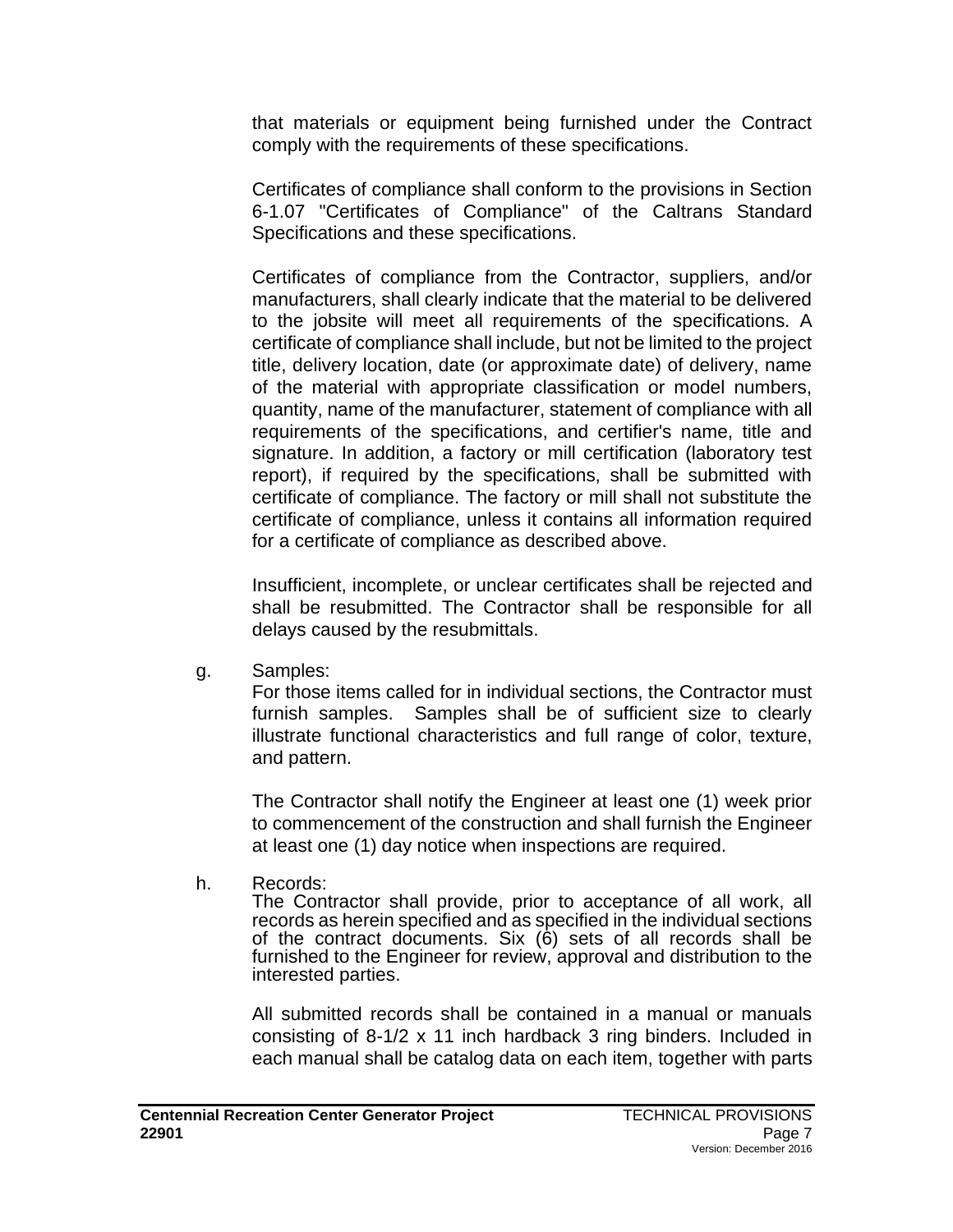that materials or equipment being furnished under the Contract comply with the requirements of these specifications.

Certificates of compliance shall conform to the provisions in Section 6-1.07 "Certificates of Compliance" of the Caltrans Standard Specifications and these specifications.

Certificates of compliance from the Contractor, suppliers, and/or manufacturers, shall clearly indicate that the material to be delivered to the jobsite will meet all requirements of the specifications. A certificate of compliance shall include, but not be limited to the project title, delivery location, date (or approximate date) of delivery, name of the material with appropriate classification or model numbers, quantity, name of the manufacturer, statement of compliance with all requirements of the specifications, and certifier's name, title and signature. In addition, a factory or mill certification (laboratory test report), if required by the specifications, shall be submitted with certificate of compliance. The factory or mill shall not substitute the certificate of compliance, unless it contains all information required for a certificate of compliance as described above.

Insufficient, incomplete, or unclear certificates shall be rejected and shall be resubmitted. The Contractor shall be responsible for all delays caused by the resubmittals.

g. Samples:
For those items called for in individual sections, the Contractor must furnish samples. Samples shall be of sufficient size to clearly illustrate functional characteristics and full range of color, texture, and pattern.

The Contractor shall notify the Engineer at least one (1) week prior to commencement of the construction and shall furnish the Engineer at least one (1) day notice when inspections are required.

h. Records:
The Contractor shall provide, prior to acceptance of all work, all records as herein specified and as specified in the individual sections of the contract documents. Six (6) sets of all records shall be furnished to the Engineer for review, approval and distribution to the interested parties.

All submitted records shall be contained in a manual or manuals consisting of 8-1/2 x 11 inch hardback 3 ring binders. Included in each manual shall be catalog data on each item, together with parts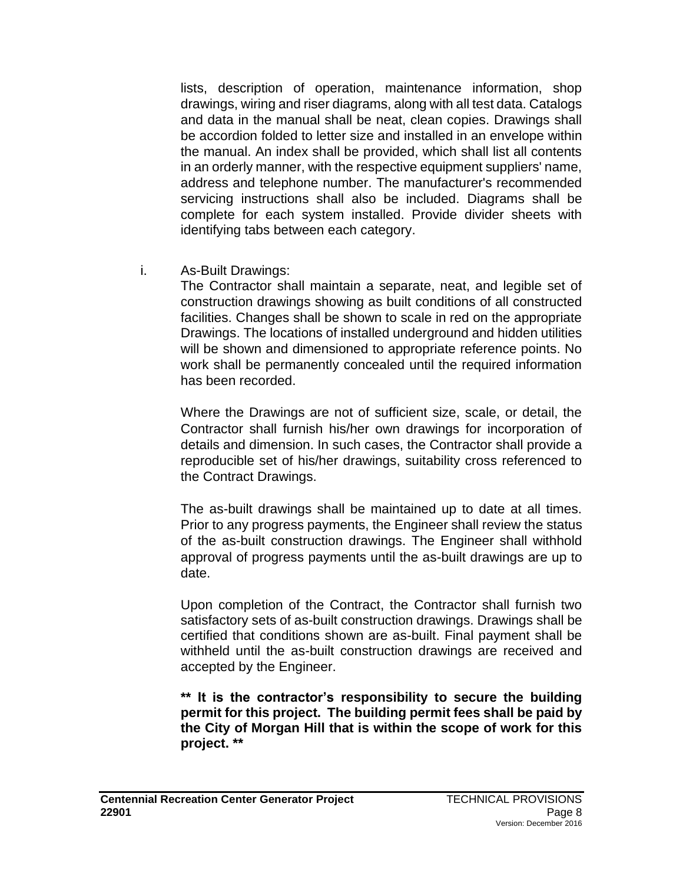lists, description of operation, maintenance information, shop drawings, wiring and riser diagrams, along with all test data. Catalogs and data in the manual shall be neat, clean copies. Drawings shall be accordion folded to letter size and installed in an envelope within the manual. An index shall be provided, which shall list all contents in an orderly manner, with the respective equipment suppliers' name, address and telephone number. The manufacturer's recommended servicing instructions shall also be included. Diagrams shall be complete for each system installed. Provide divider sheets with identifying tabs between each category.

i. As-Built Drawings:

The Contractor shall maintain a separate, neat, and legible set of construction drawings showing as built conditions of all constructed facilities. Changes shall be shown to scale in red on the appropriate Drawings. The locations of installed underground and hidden utilities will be shown and dimensioned to appropriate reference points. No work shall be permanently concealed until the required information has been recorded.

Where the Drawings are not of sufficient size, scale, or detail, the Contractor shall furnish his/her own drawings for incorporation of details and dimension. In such cases, the Contractor shall provide a reproducible set of his/her drawings, suitability cross referenced to the Contract Drawings.

The as-built drawings shall be maintained up to date at all times. Prior to any progress payments, the Engineer shall review the status of the as-built construction drawings. The Engineer shall withhold approval of progress payments until the as-built drawings are up to date.

Upon completion of the Contract, the Contractor shall furnish two satisfactory sets of as-built construction drawings. Drawings shall be certified that conditions shown are as-built. Final payment shall be withheld until the as-built construction drawings are received and accepted by the Engineer.

**** It is the contractor's responsibility to secure the building permit for this project. The building permit fees shall be paid by the City of Morgan Hill that is within the scope of work for this project. ****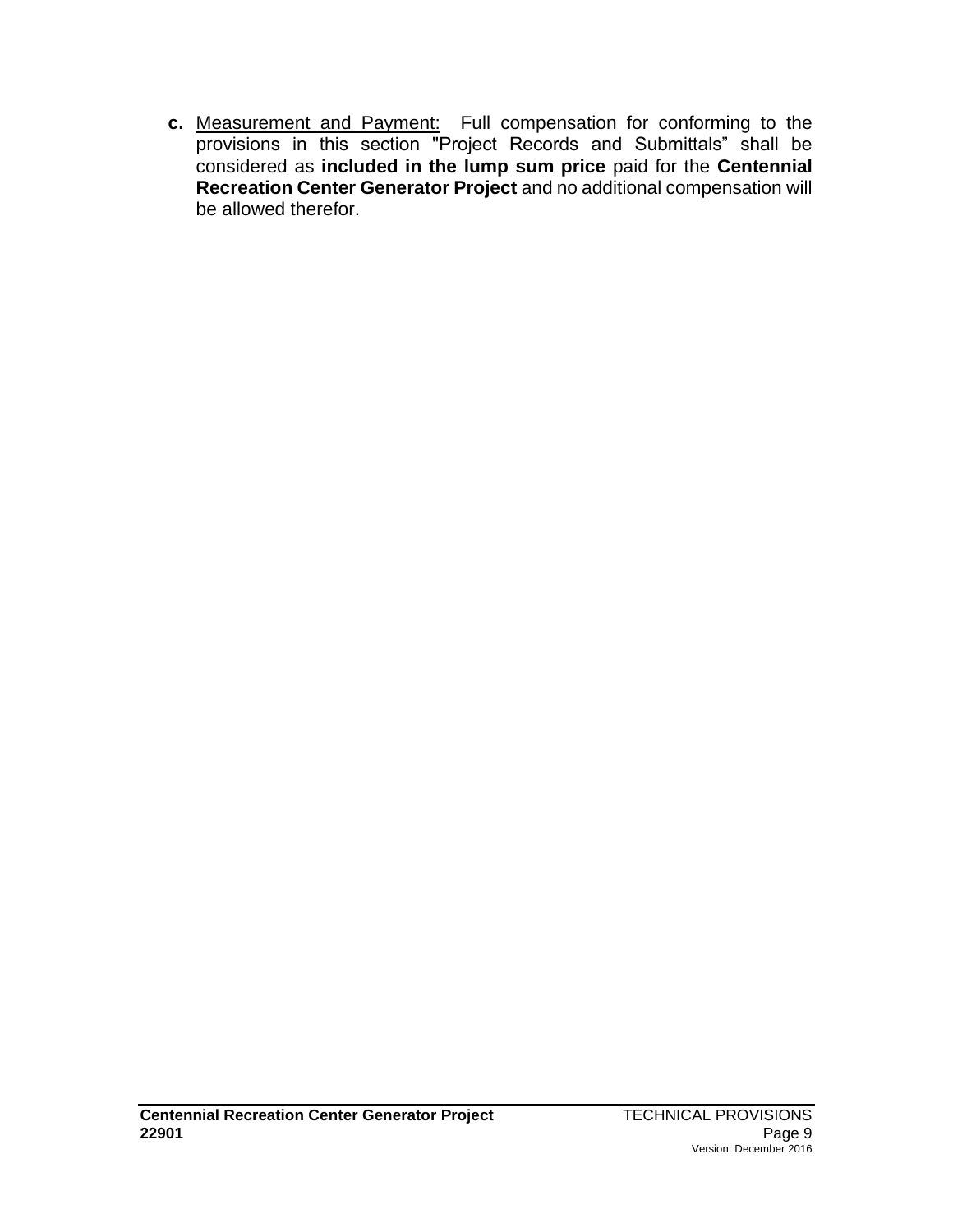**c.** Measurement and Payment: Full compensation for conforming to the provisions in this section "Project Records and Submittals" shall be considered as **included in the lump sum price** paid for the **Centennial Recreation Center Generator Project** and no additional compensation will be allowed therefor.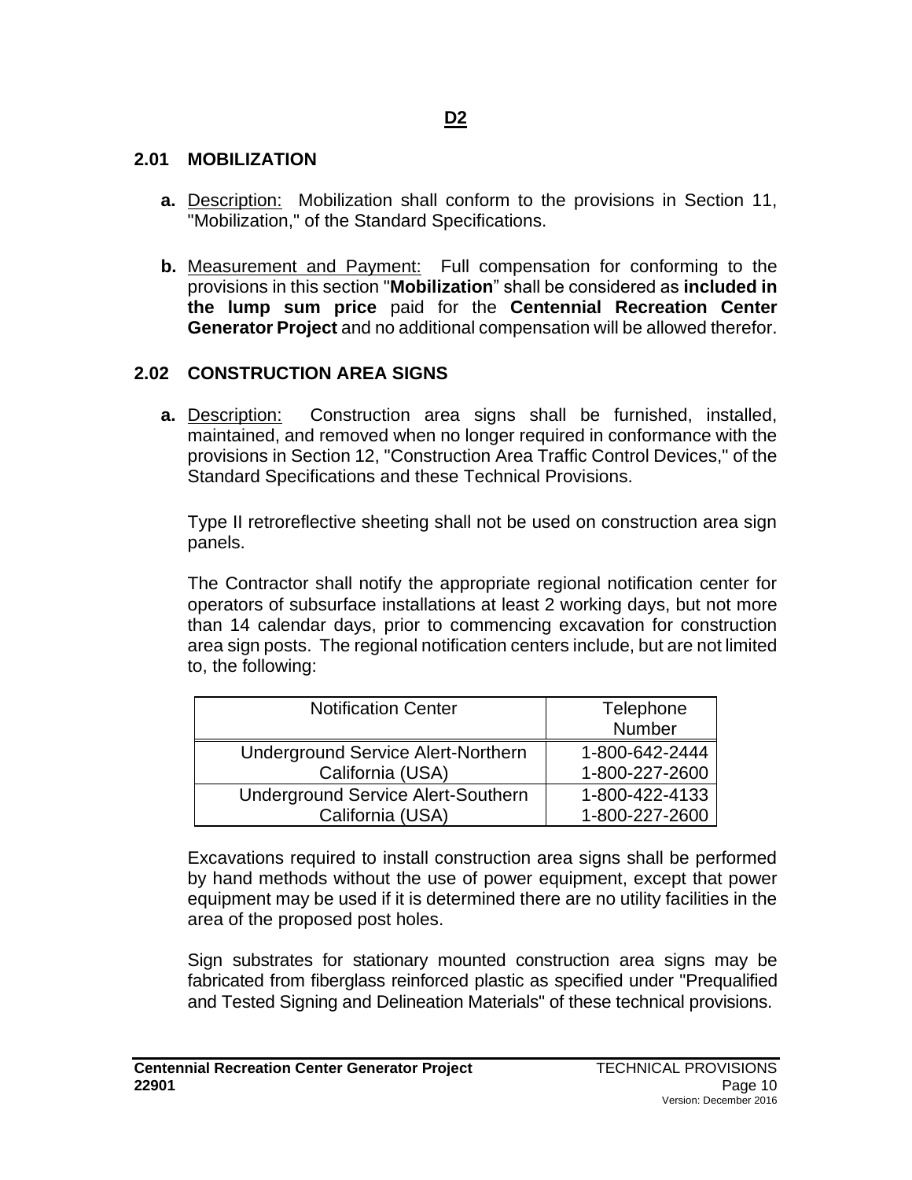**D2**

## 2.01 MOBILIZATION

**a.** Description: Mobilization shall conform to the provisions in Section 11, "Mobilization," of the Standard Specifications.

**b.** Measurement and Payment: Full compensation for conforming to the provisions in this section "**Mobilization**" shall be considered as **included in the lump sum price** paid for the **Centennial Recreation Center Generator Project** and no additional compensation will be allowed therefor.

## 2.02 CONSTRUCTION AREA SIGNS

**a.** Description: Construction area signs shall be furnished, installed, maintained, and removed when no longer required in conformance with the provisions in Section 12, "Construction Area Traffic Control Devices," of the Standard Specifications and these Technical Provisions.

Type II retroreflective sheeting shall not be used on construction area sign panels.

The Contractor shall notify the appropriate regional notification center for operators of subsurface installations at least 2 working days, but not more than 14 calendar days, prior to commencing excavation for construction area sign posts. The regional notification centers include, but are not limited to, the following:

| Notification Center | Telephone Number |
|---|---|
| Underground Service Alert-Northern California (USA) | 1-800-642-2444<br>1-800-227-2600 |
| Underground Service Alert-Southern California (USA) | 1-800-422-4133<br>1-800-227-2600 |

Excavations required to install construction area signs shall be performed by hand methods without the use of power equipment, except that power equipment may be used if it is determined there are no utility facilities in the area of the proposed post holes.

Sign substrates for stationary mounted construction area signs may be fabricated from fiberglass reinforced plastic as specified under "Prequalified and Tested Signing and Delineation Materials" of these technical provisions.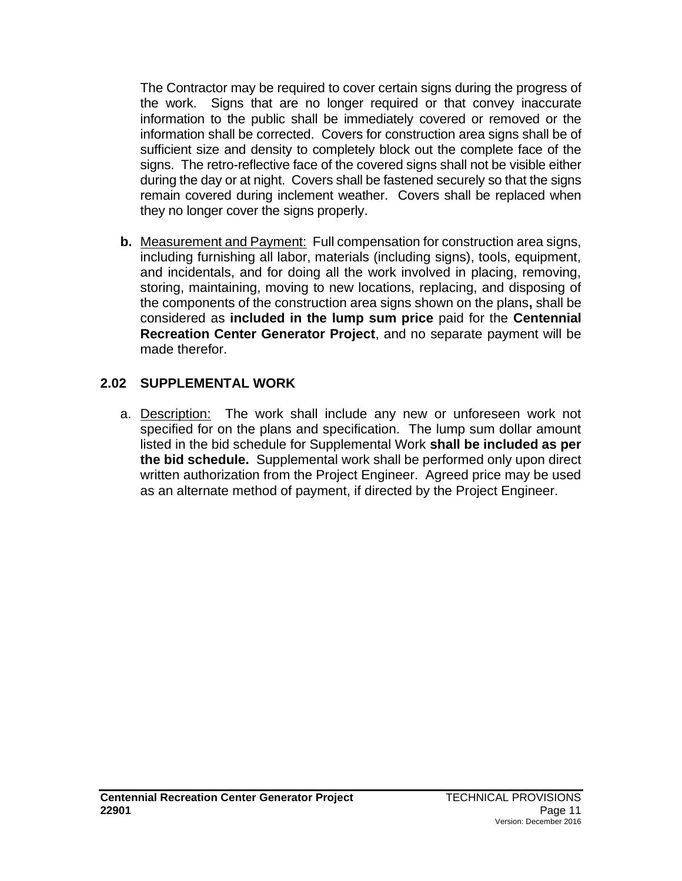The Contractor may be required to cover certain signs during the progress of the work. Signs that are no longer required or that convey inaccurate information to the public shall be immediately covered or removed or the information shall be corrected. Covers for construction area signs shall be of sufficient size and density to completely block out the complete face of the signs. The retro-reflective face of the covered signs shall not be visible either during the day or at night. Covers shall be fastened securely so that the signs remain covered during inclement weather. Covers shall be replaced when they no longer cover the signs properly.

**b.** Measurement and Payment: Full compensation for construction area signs, including furnishing all labor, materials (including signs), tools, equipment, and incidentals, and for doing all the work involved in placing, removing, storing, maintaining, moving to new locations, replacing, and disposing of the components of the construction area signs shown on the plans**,** shall be considered as **included in the lump sum price** paid for the **Centennial Recreation Center Generator Project**, and no separate payment will be made therefor.

## 2.02 SUPPLEMENTAL WORK

a. Description: The work shall include any new or unforeseen work not specified for on the plans and specification. The lump sum dollar amount listed in the bid schedule for Supplemental Work **shall be included as per the bid schedule.** Supplemental work shall be performed only upon direct written authorization from the Project Engineer. Agreed price may be used as an alternate method of payment, if directed by the Project Engineer.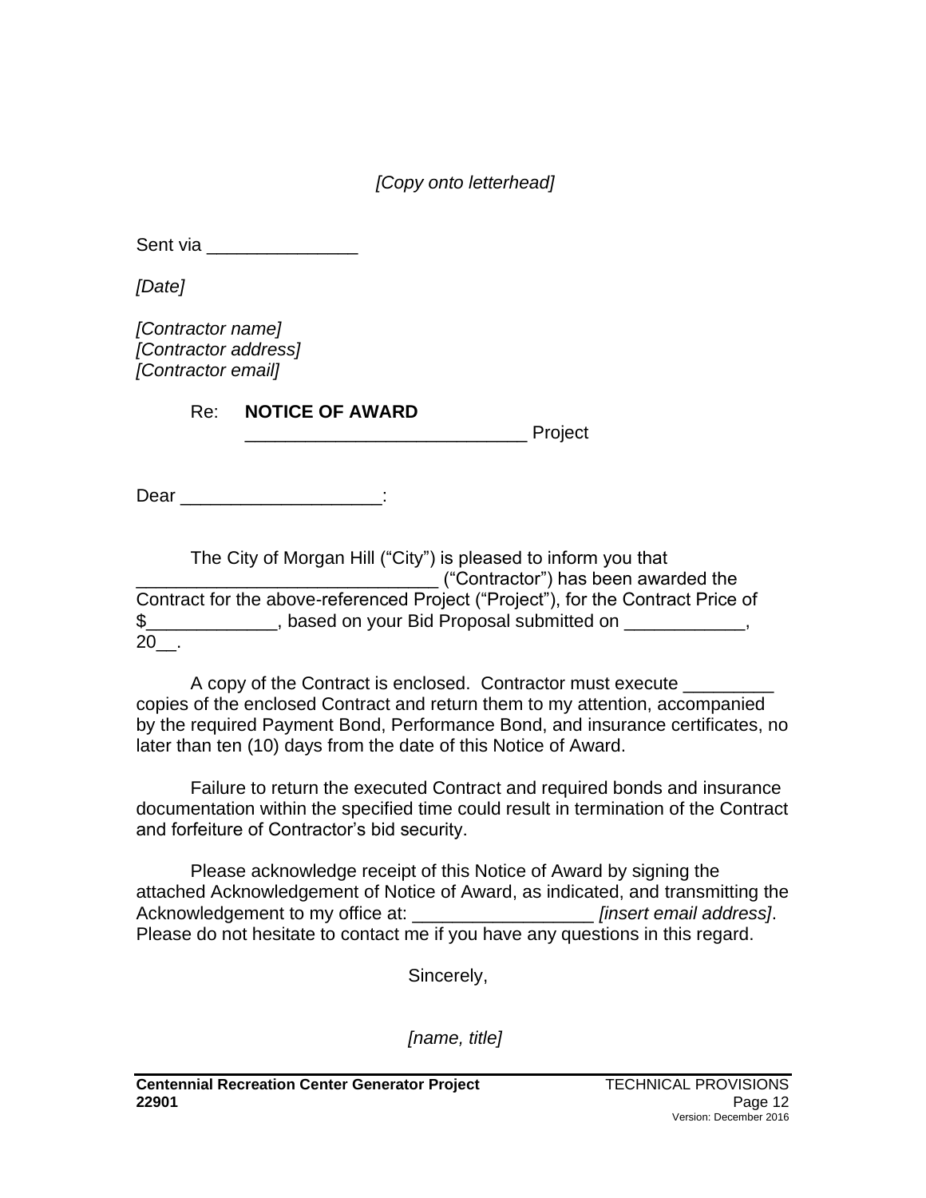*[Copy onto letterhead]*

Sent via _______________

*[Date]*

*[Contractor name]*
*[Contractor address]*
*[Contractor email]*

Re: **NOTICE OF AWARD**
____________________________ Project

Dear ____________________:

The City of Morgan Hill ("City") is pleased to inform you that ______________________________ ("Contractor") has been awarded the Contract for the above-referenced Project ("Project"), for the Contract Price of $_____________, based on your Bid Proposal submitted on ____________, 20__.

A copy of the Contract is enclosed. Contractor must execute _________ copies of the enclosed Contract and return them to my attention, accompanied by the required Payment Bond, Performance Bond, and insurance certificates, no later than ten (10) days from the date of this Notice of Award.

Failure to return the executed Contract and required bonds and insurance documentation within the specified time could result in termination of the Contract and forfeiture of Contractor's bid security.

Please acknowledge receipt of this Notice of Award by signing the attached Acknowledgement of Notice of Award, as indicated, and transmitting the Acknowledgement to my office at: __________________ *[insert email address]*. Please do not hesitate to contact me if you have any questions in this regard.

Sincerely,

*[name, title]*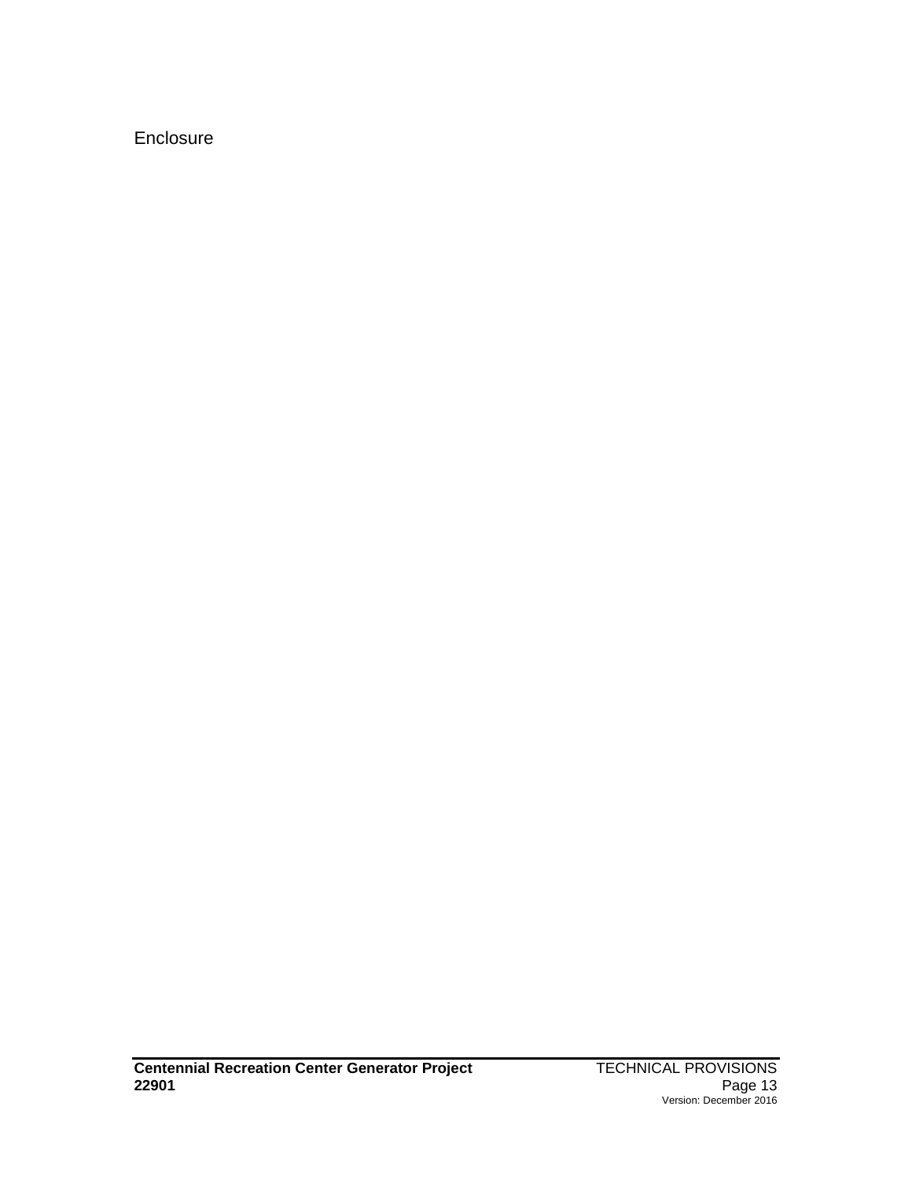Enclosure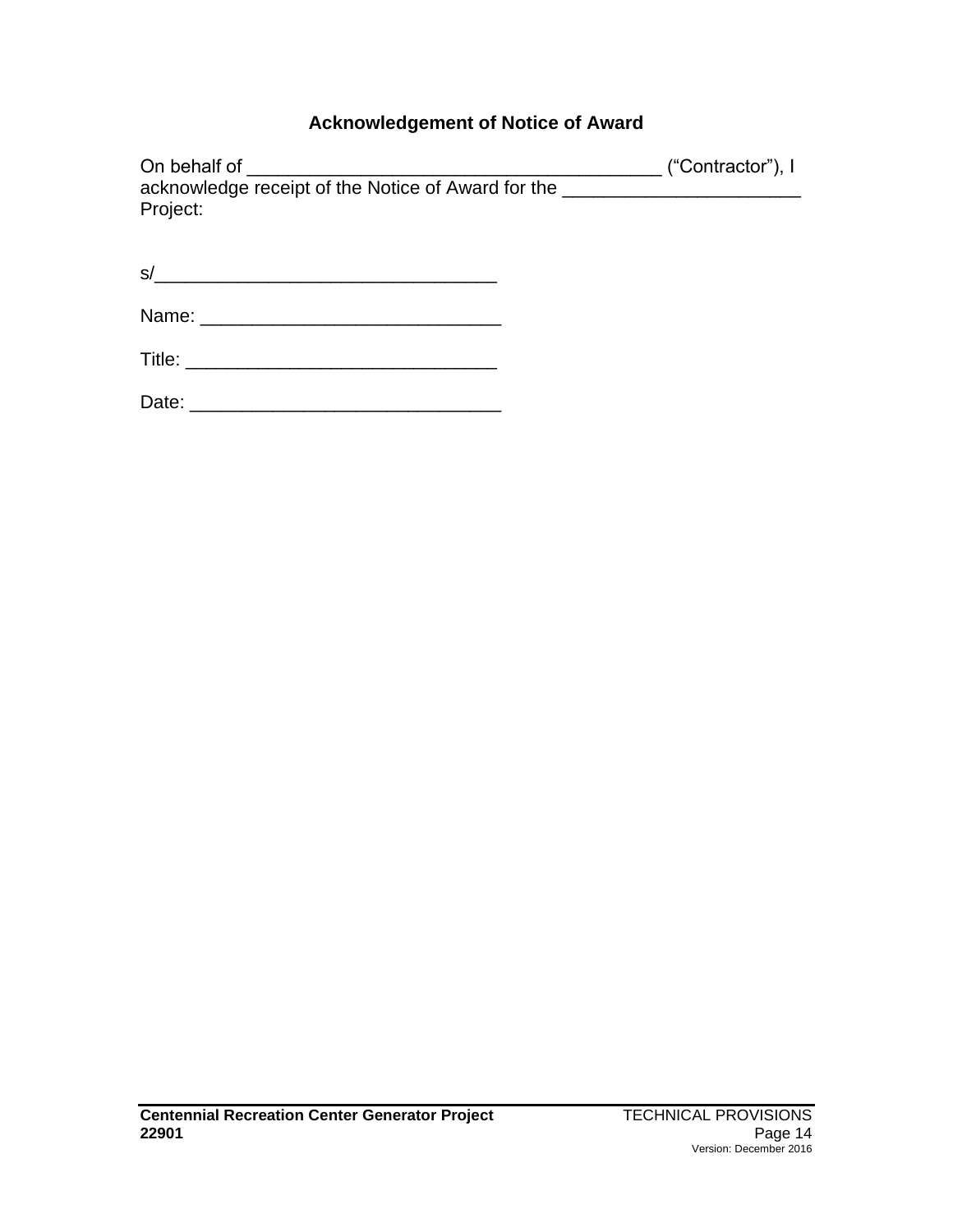## Acknowledgement of Notice of Award

On behalf of ________________________________________ (“Contractor”), I acknowledge receipt of the Notice of Award for the _______________________ Project:

s/________________________________

Name: ____________________________

Title: ______________________________

Date: ______________________________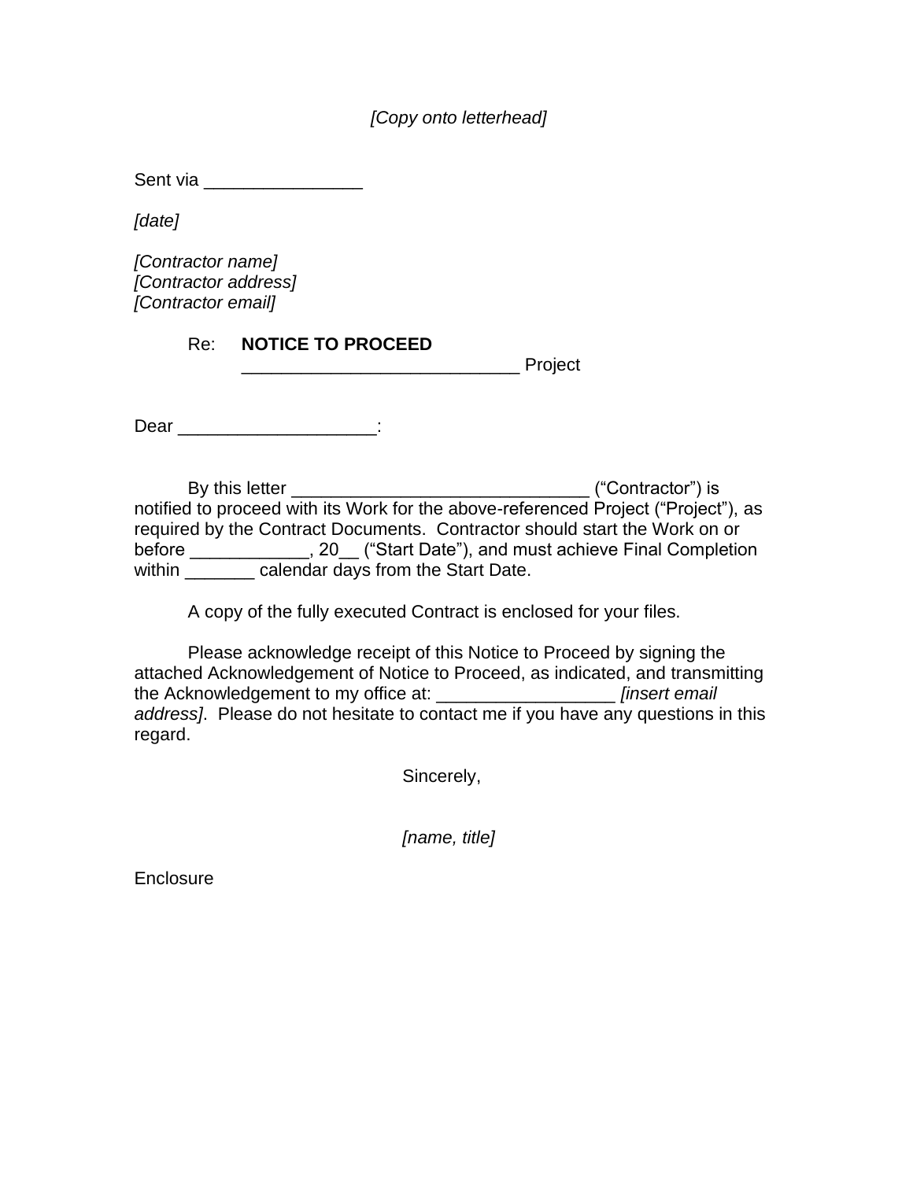*[Copy onto letterhead]*

Sent via ________________

*[date]*

*[Contractor name]*
*[Contractor address]*
*[Contractor email]*

Re: **NOTICE TO PROCEED**
____________________________ Project

Dear ____________________:

By this letter ______________________________ ("Contractor") is notified to proceed with its Work for the above-referenced Project ("Project"), as required by the Contract Documents. Contractor should start the Work on or before ____________, 20__ ("Start Date"), and must achieve Final Completion within _______ calendar days from the Start Date.

A copy of the fully executed Contract is enclosed for your files.

Please acknowledge receipt of this Notice to Proceed by signing the attached Acknowledgement of Notice to Proceed, as indicated, and transmitting the Acknowledgement to my office at: __________________ *[insert email address]*. Please do not hesitate to contact me if you have any questions in this regard.

Sincerely,

*[name, title]*

Enclosure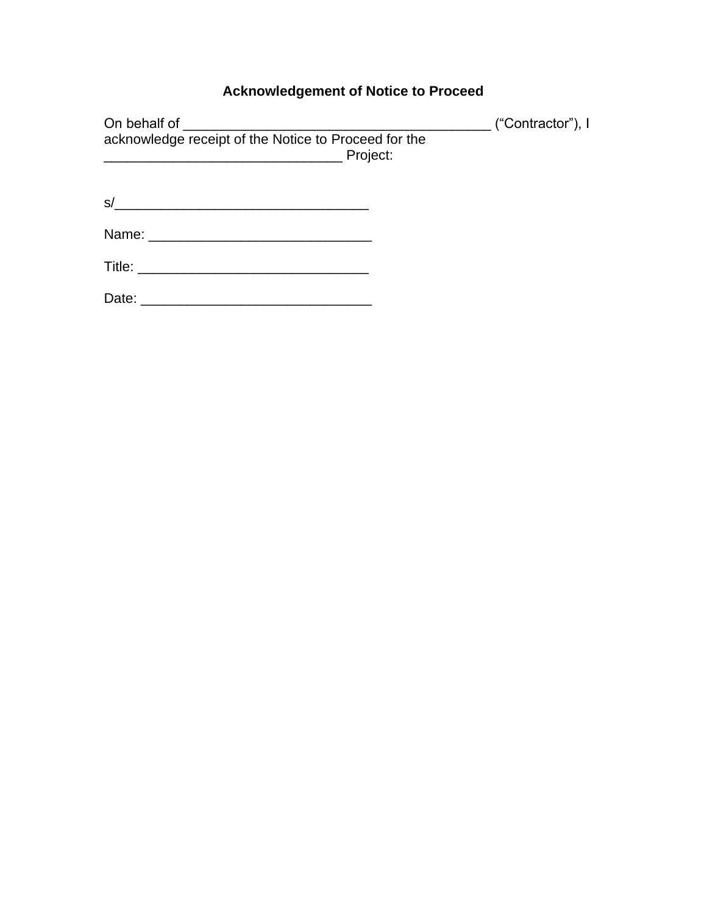# Acknowledgement of Notice to Proceed

On behalf of _________________________________________ ("Contractor"), I acknowledge receipt of the Notice to Proceed for the _______________________________ Project:

s/_________________________________

Name: _____________________________

Title: ______________________________

Date: ______________________________